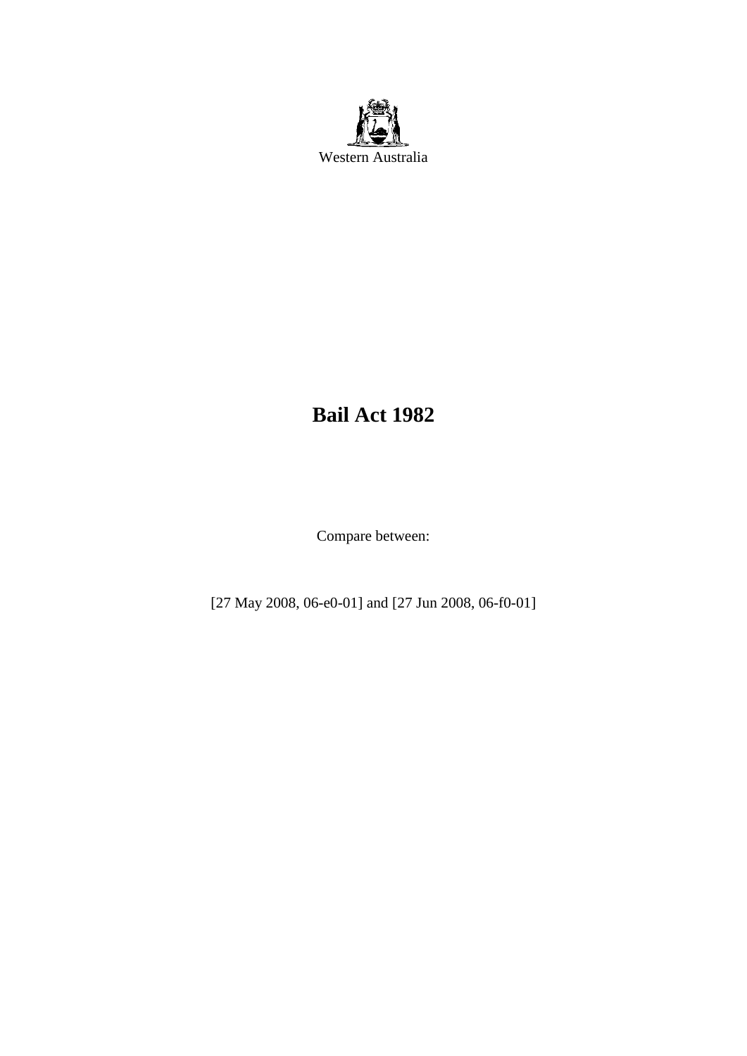Western Australia

# Bail Act 1982

Compare between:

[27 May 2008, 06-e0-01] and [27 Jun 2008, 06-f0-01]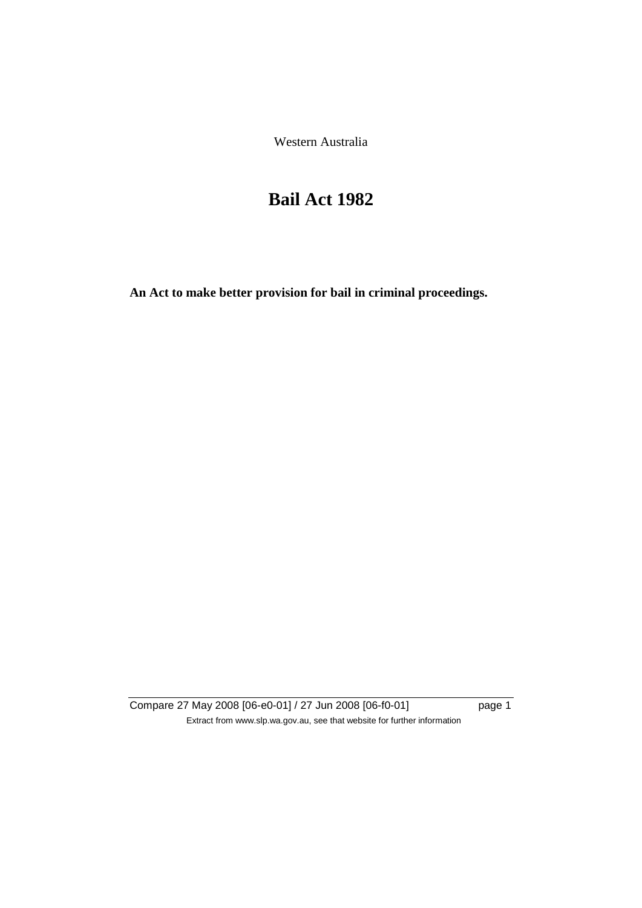Western Australia

# Bail Act 1982

**An Act to make better provision for bail in criminal proceedings.**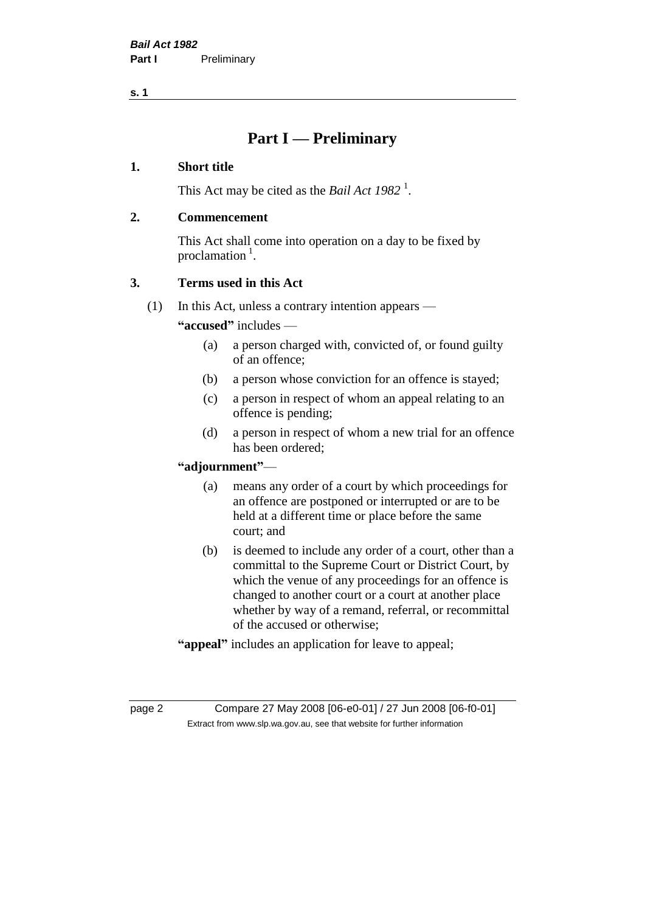# Part I — Preliminary

## 1. Short title

This Act may be cited as the *Bail Act 1982* [1].

## 2. Commencement

This Act shall come into operation on a day to be fixed by proclamation [1].

## 3. Terms used in this Act

(1) In this Act, unless a contrary intention appears —

**"accused"** includes —

- (a) a person charged with, convicted of, or found guilty of an offence;
- (b) a person whose conviction for an offence is stayed;
- (c) a person in respect of whom an appeal relating to an offence is pending;
- (d) a person in respect of whom a new trial for an offence has been ordered;

**"adjournment"**—

- (a) means any order of a court by which proceedings for an offence are postponed or interrupted or are to be held at a different time or place before the same court; and
- (b) is deemed to include any order of a court, other than a committal to the Supreme Court or District Court, by which the venue of any proceedings for an offence is changed to another court or a court at another place whether by way of a remand, referral, or recommittal of the accused or otherwise;

**"appeal"** includes an application for leave to appeal;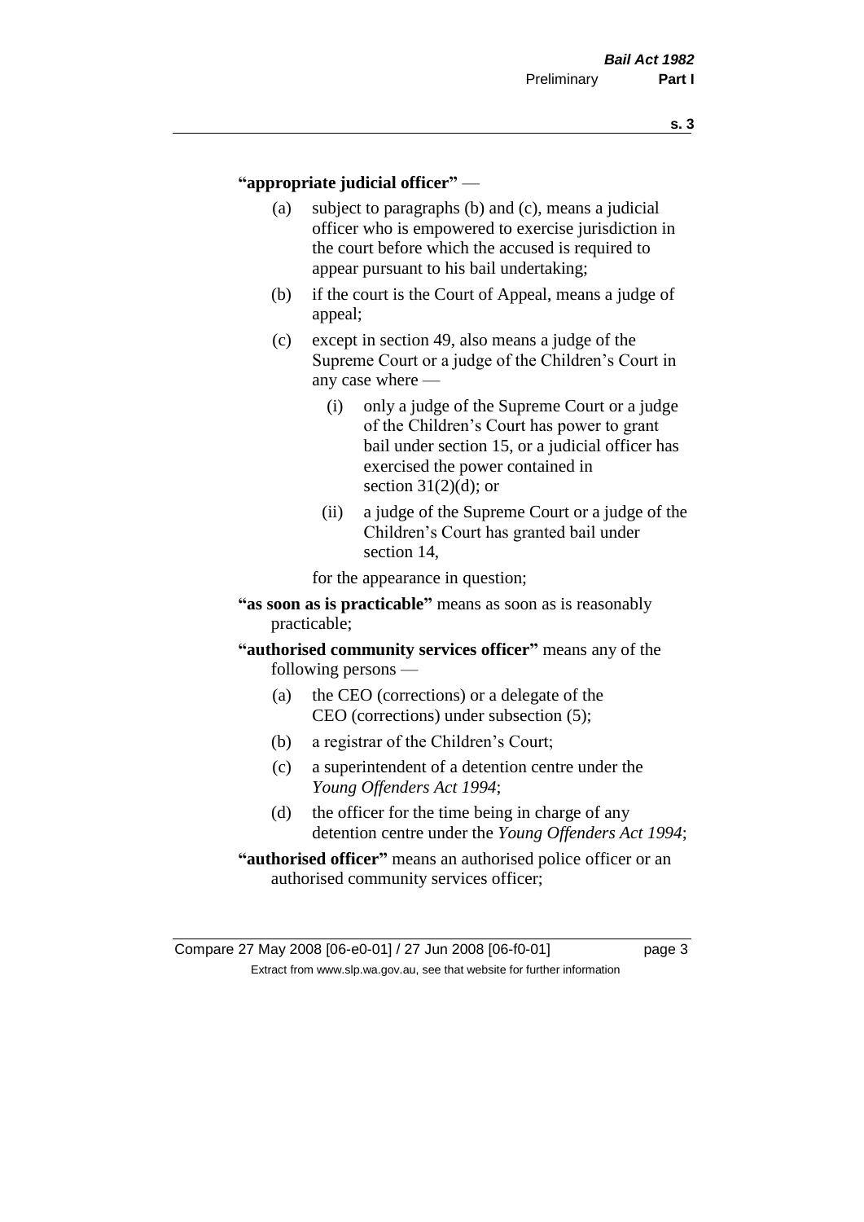**"appropriate judicial officer"** —

(a) subject to paragraphs (b) and (c), means a judicial officer who is empowered to exercise jurisdiction in the court before which the accused is required to appear pursuant to his bail undertaking;

(b) if the court is the Court of Appeal, means a judge of appeal;

(c) except in section 49, also means a judge of the Supreme Court or a judge of the Children's Court in any case where —

  (i) only a judge of the Supreme Court or a judge of the Children's Court has power to grant bail under section 15, or a judicial officer has exercised the power contained in section 31(2)(d); or

  (ii) a judge of the Supreme Court or a judge of the Children's Court has granted bail under section 14,

for the appearance in question;

**"as soon as is practicable"** means as soon as is reasonably practicable;

**"authorised community services officer"** means any of the following persons —

(a) the CEO (corrections) or a delegate of the CEO (corrections) under subsection (5);

(b) a registrar of the Children's Court;

(c) a superintendent of a detention centre under the *Young Offenders Act 1994*;

(d) the officer for the time being in charge of any detention centre under the *Young Offenders Act 1994*;

**"authorised officer"** means an authorised police officer or an authorised community services officer;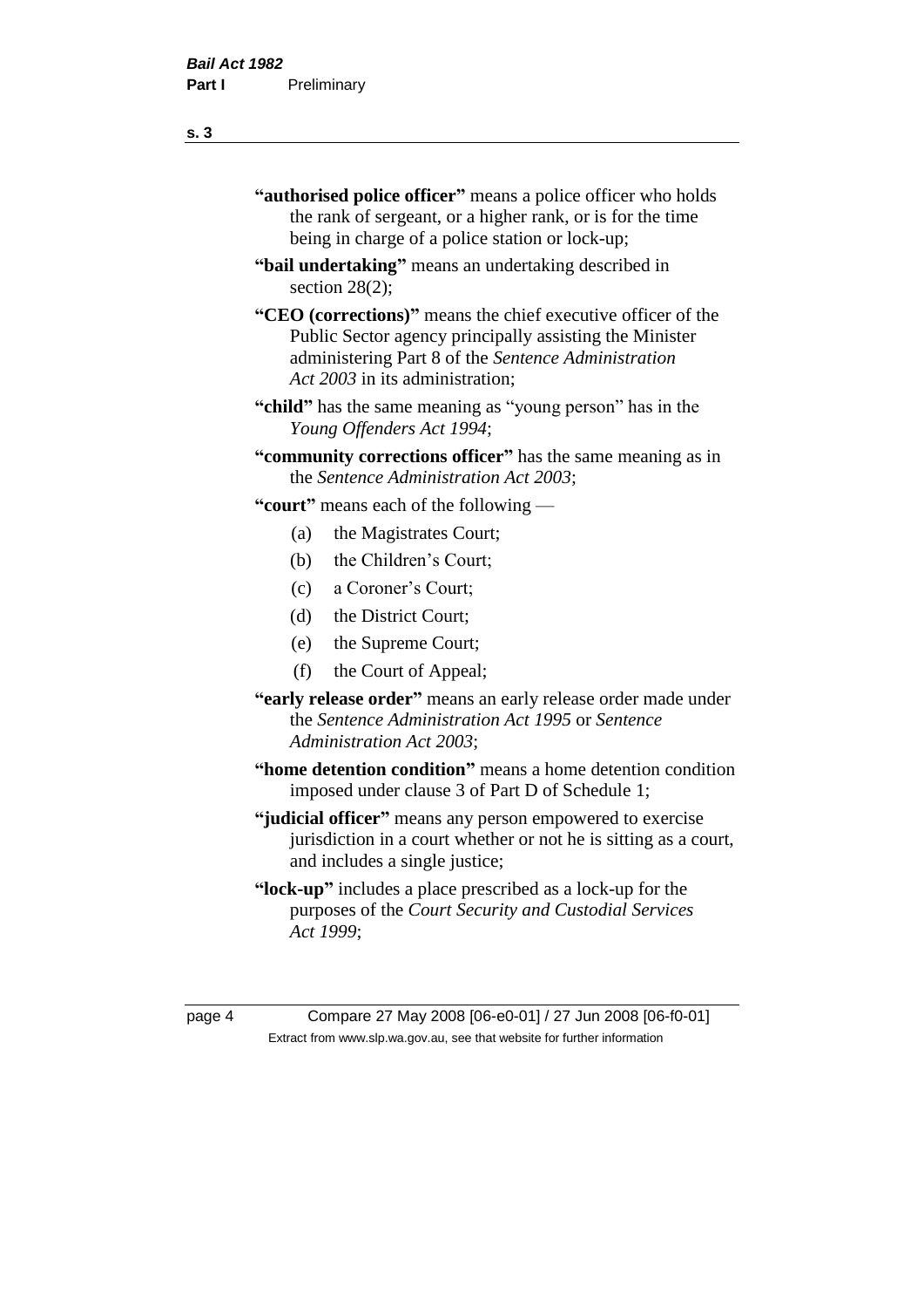"**authorised police officer**" means a police officer who holds the rank of sergeant, or a higher rank, or is for the time being in charge of a police station or lock-up;

"**bail undertaking**" means an undertaking described in section 28(2);

"**CEO (corrections)**" means the chief executive officer of the Public Sector agency principally assisting the Minister administering Part 8 of the *Sentence Administration Act 2003* in its administration;

"**child**" has the same meaning as "young person" has in the *Young Offenders Act 1994*;

"**community corrections officer**" has the same meaning as in the *Sentence Administration Act 2003*;

"**court**" means each of the following —

- (a) the Magistrates Court;
- (b) the Children's Court;
- (c) a Coroner's Court;
- (d) the District Court;
- (e) the Supreme Court;
- (f) the Court of Appeal;

"**early release order**" means an early release order made under the *Sentence Administration Act 1995* or *Sentence Administration Act 2003*;

"**home detention condition**" means a home detention condition imposed under clause 3 of Part D of Schedule 1;

"**judicial officer**" means any person empowered to exercise jurisdiction in a court whether or not he is sitting as a court, and includes a single justice;

"**lock-up**" includes a place prescribed as a lock-up for the purposes of the *Court Security and Custodial Services Act 1999*;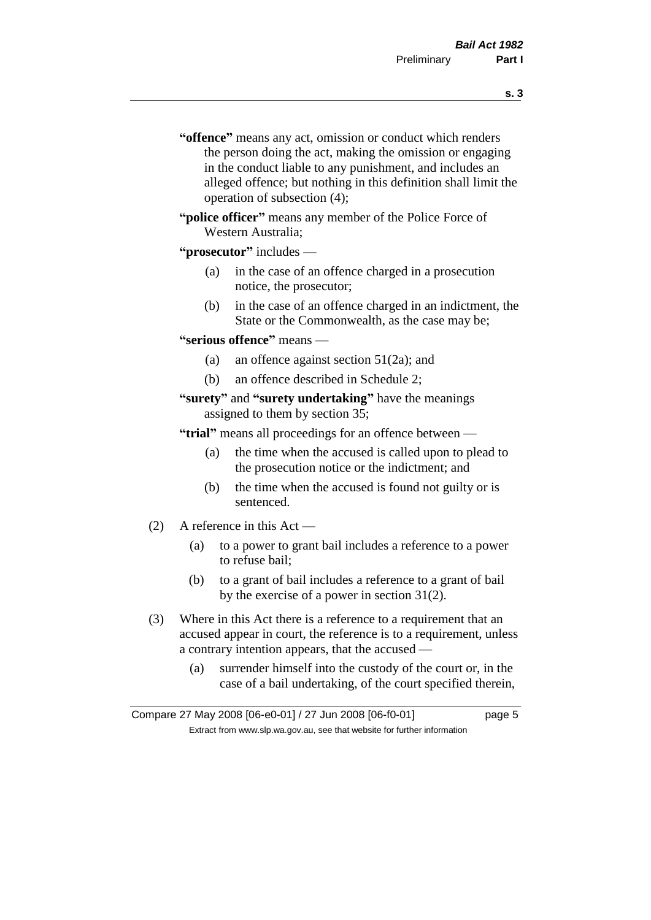**"offence"** means any act, omission or conduct which renders the person doing the act, making the omission or engaging in the conduct liable to any punishment, and includes an alleged offence; but nothing in this definition shall limit the operation of subsection (4);

**"police officer"** means any member of the Police Force of Western Australia;

**"prosecutor"** includes —

- (a) in the case of an offence charged in a prosecution notice, the prosecutor;
- (b) in the case of an offence charged in an indictment, the State or the Commonwealth, as the case may be;

**"serious offence"** means —

- (a) an offence against section 51(2a); and
- (b) an offence described in Schedule 2;

**"surety"** and **"surety undertaking"** have the meanings assigned to them by section 35;

**"trial"** means all proceedings for an offence between —

- (a) the time when the accused is called upon to plead to the prosecution notice or the indictment; and
- (b) the time when the accused is found not guilty or is sentenced.

(2) A reference in this Act —

- (a) to a power to grant bail includes a reference to a power to refuse bail;
- (b) to a grant of bail includes a reference to a grant of bail by the exercise of a power in section 31(2).

(3) Where in this Act there is a reference to a requirement that an accused appear in court, the reference is to a requirement, unless a contrary intention appears, that the accused —

- (a) surrender himself into the custody of the court or, in the case of a bail undertaking, of the court specified therein,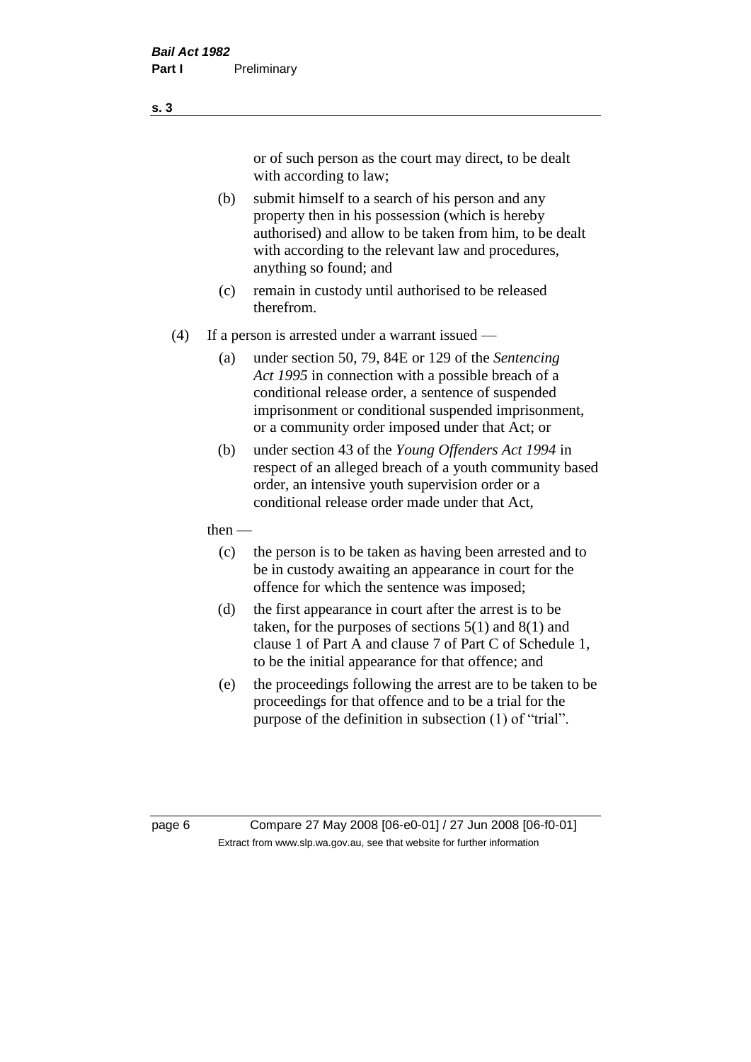or of such person as the court may direct, to be dealt with according to law;

(b) submit himself to a search of his person and any property then in his possession (which is hereby authorised) and allow to be taken from him, to be dealt with according to the relevant law and procedures, anything so found; and

(c) remain in custody until authorised to be released therefrom.

(4) If a person is arrested under a warrant issued —

(a) under section 50, 79, 84E or 129 of the *Sentencing Act 1995* in connection with a possible breach of a conditional release order, a sentence of suspended imprisonment or conditional suspended imprisonment, or a community order imposed under that Act; or

(b) under section 43 of the *Young Offenders Act 1994* in respect of an alleged breach of a youth community based order, an intensive youth supervision order or a conditional release order made under that Act,

then —

(c) the person is to be taken as having been arrested and to be in custody awaiting an appearance in court for the offence for which the sentence was imposed;

(d) the first appearance in court after the arrest is to be taken, for the purposes of sections 5(1) and 8(1) and clause 1 of Part A and clause 7 of Part C of Schedule 1, to be the initial appearance for that offence; and

(e) the proceedings following the arrest are to be taken to be proceedings for that offence and to be a trial for the purpose of the definition in subsection (1) of "trial".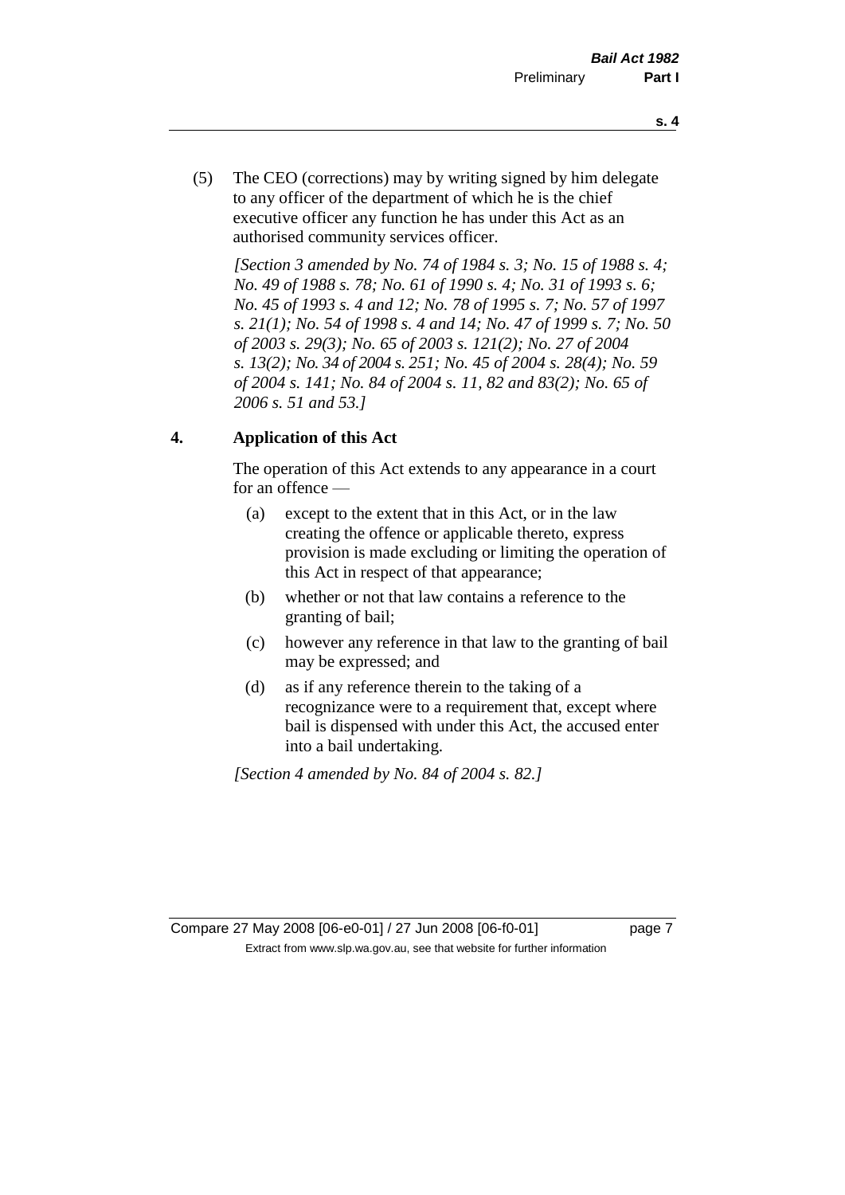(5) The CEO (corrections) may by writing signed by him delegate to any officer of the department of which he is the chief executive officer any function he has under this Act as an authorised community services officer.

*[Section 3 amended by No. 74 of 1984 s. 3; No. 15 of 1988 s. 4; No. 49 of 1988 s. 78; No. 61 of 1990 s. 4; No. 31 of 1993 s. 6; No. 45 of 1993 s. 4 and 12; No. 78 of 1995 s. 7; No. 57 of 1997 s. 21(1); No. 54 of 1998 s. 4 and 14; No. 47 of 1999 s. 7; No. 50 of 2003 s. 29(3); No. 65 of 2003 s. 121(2); No. 27 of 2004 s. 13(2); No. 34 of 2004 s. 251; No. 45 of 2004 s. 28(4); No. 59 of 2004 s. 141; No. 84 of 2004 s. 11, 82 and 83(2); No. 65 of 2006 s. 51 and 53.]*

## 4. Application of this Act

The operation of this Act extends to any appearance in a court for an offence —

(a) except to the extent that in this Act, or in the law creating the offence or applicable thereto, express provision is made excluding or limiting the operation of this Act in respect of that appearance;

(b) whether or not that law contains a reference to the granting of bail;

(c) however any reference in that law to the granting of bail may be expressed; and

(d) as if any reference therein to the taking of a recognizance were to a requirement that, except where bail is dispensed with under this Act, the accused enter into a bail undertaking.

*[Section 4 amended by No. 84 of 2004 s. 82.]*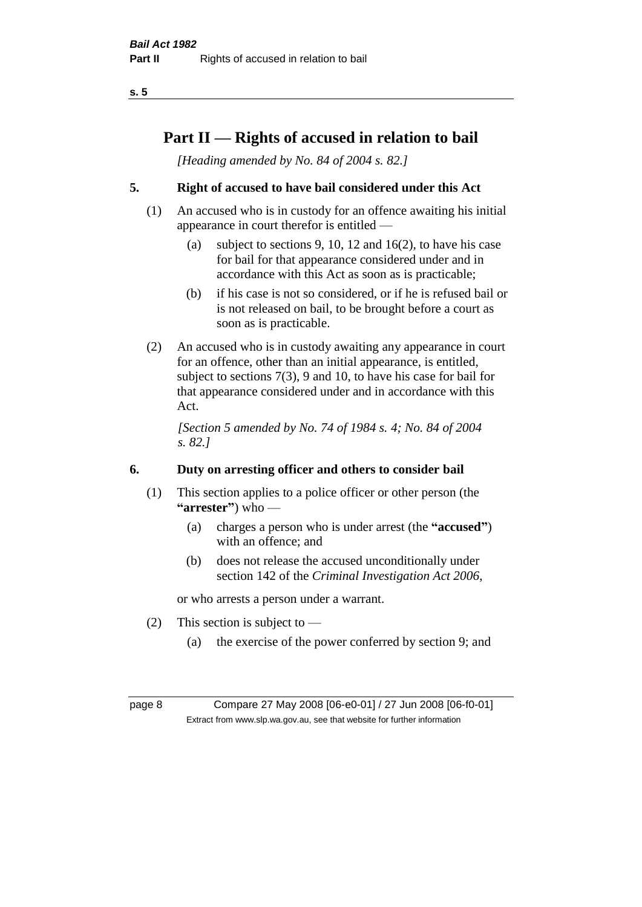# Part II — Rights of accused in relation to bail

*[Heading amended by No. 84 of 2004 s. 82.]*

### 5. Right of accused to have bail considered under this Act

(1) An accused who is in custody for an offence awaiting his initial appearance in court therefor is entitled —

(a) subject to sections 9, 10, 12 and 16(2), to have his case for bail for that appearance considered under and in accordance with this Act as soon as is practicable;

(b) if his case is not so considered, or if he is refused bail or is not released on bail, to be brought before a court as soon as is practicable.

(2) An accused who is in custody awaiting any appearance in court for an offence, other than an initial appearance, is entitled, subject to sections 7(3), 9 and 10, to have his case for bail for that appearance considered under and in accordance with this Act.

*[Section 5 amended by No. 74 of 1984 s. 4; No. 84 of 2004 s. 82.]*

### 6. Duty on arresting officer and others to consider bail

(1) This section applies to a police officer or other person (the **"arrester"**) who —

(a) charges a person who is under arrest (the **"accused"**) with an offence; and

(b) does not release the accused unconditionally under section 142 of the *Criminal Investigation Act 2006*,

or who arrests a person under a warrant.

(2) This section is subject to —

(a) the exercise of the power conferred by section 9; and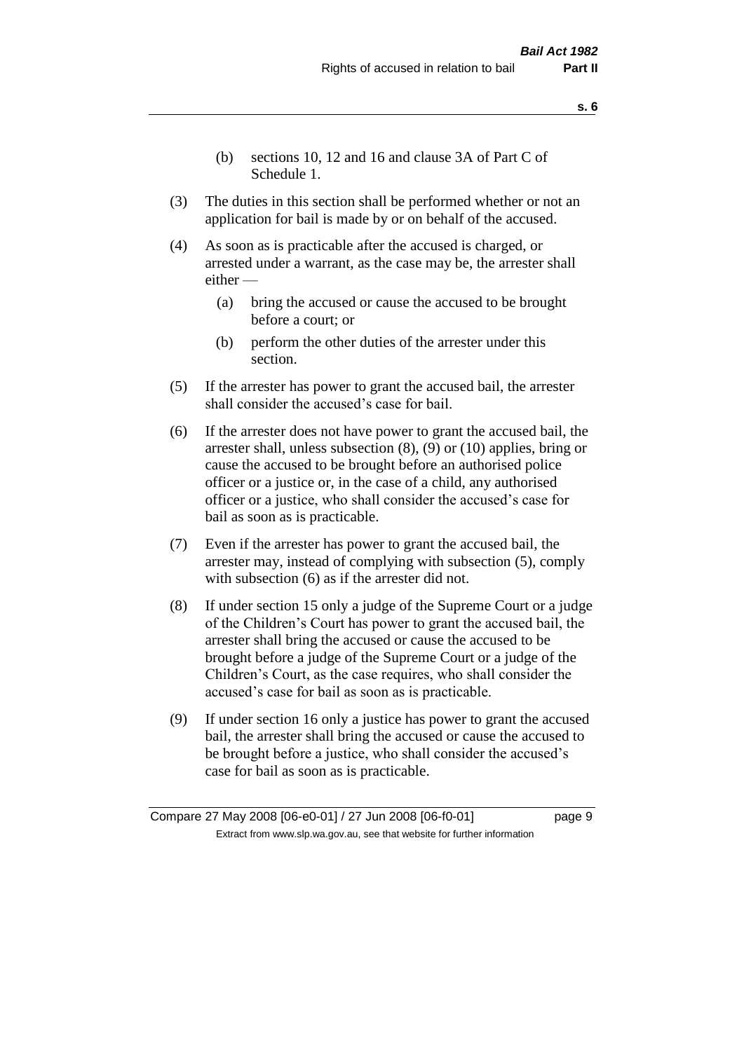(b) sections 10, 12 and 16 and clause 3A of Part C of Schedule 1.

(3) The duties in this section shall be performed whether or not an application for bail is made by or on behalf of the accused.

(4) As soon as is practicable after the accused is charged, or arrested under a warrant, as the case may be, the arrester shall either —

(a) bring the accused or cause the accused to be brought before a court; or

(b) perform the other duties of the arrester under this section.

(5) If the arrester has power to grant the accused bail, the arrester shall consider the accused's case for bail.

(6) If the arrester does not have power to grant the accused bail, the arrester shall, unless subsection (8), (9) or (10) applies, bring or cause the accused to be brought before an authorised police officer or a justice or, in the case of a child, any authorised officer or a justice, who shall consider the accused's case for bail as soon as is practicable.

(7) Even if the arrester has power to grant the accused bail, the arrester may, instead of complying with subsection (5), comply with subsection (6) as if the arrester did not.

(8) If under section 15 only a judge of the Supreme Court or a judge of the Children's Court has power to grant the accused bail, the arrester shall bring the accused or cause the accused to be brought before a judge of the Supreme Court or a judge of the Children's Court, as the case requires, who shall consider the accused's case for bail as soon as is practicable.

(9) If under section 16 only a justice has power to grant the accused bail, the arrester shall bring the accused or cause the accused to be brought before a justice, who shall consider the accused's case for bail as soon as is practicable.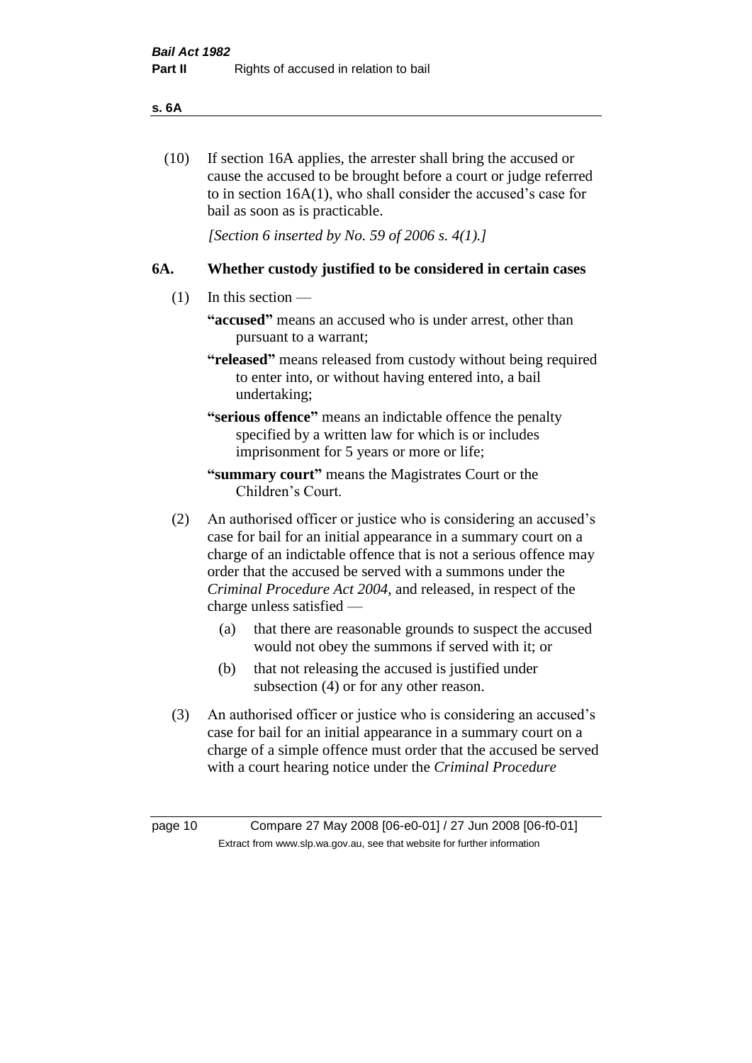(10) If section 16A applies, the arrester shall bring the accused or cause the accused to be brought before a court or judge referred to in section 16A(1), who shall consider the accused's case for bail as soon as is practicable.

*[Section 6 inserted by No. 59 of 2006 s. 4(1).]*

## 6A. Whether custody justified to be considered in certain cases

(1) In this section —

**"accused"** means an accused who is under arrest, other than pursuant to a warrant;

**"released"** means released from custody without being required to enter into, or without having entered into, a bail undertaking;

**"serious offence"** means an indictable offence the penalty specified by a written law for which is or includes imprisonment for 5 years or more or life;

**"summary court"** means the Magistrates Court or the Children's Court.

(2) An authorised officer or justice who is considering an accused's case for bail for an initial appearance in a summary court on a charge of an indictable offence that is not a serious offence may order that the accused be served with a summons under the *Criminal Procedure Act 2004*, and released, in respect of the charge unless satisfied —

- (a) that there are reasonable grounds to suspect the accused would not obey the summons if served with it; or
- (b) that not releasing the accused is justified under subsection (4) or for any other reason.

(3) An authorised officer or justice who is considering an accused's case for bail for an initial appearance in a summary court on a charge of a simple offence must order that the accused be served with a court hearing notice under the *Criminal Procedure*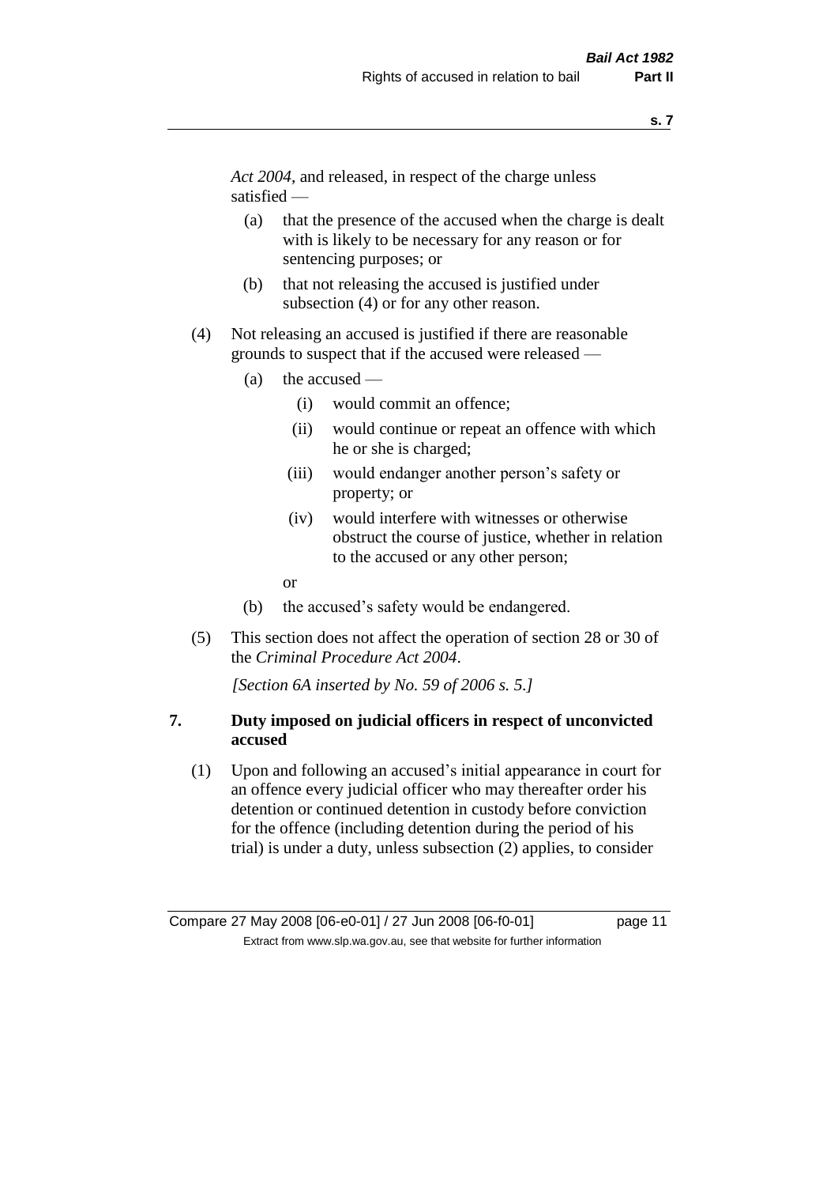*Act 2004*, and released, in respect of the charge unless satisfied —

(a) that the presence of the accused when the charge is dealt with is likely to be necessary for any reason or for sentencing purposes; or

(b) that not releasing the accused is justified under subsection (4) or for any other reason.

(4) Not releasing an accused is justified if there are reasonable grounds to suspect that if the accused were released —

(a) the accused —

(i) would commit an offence;

(ii) would continue or repeat an offence with which he or she is charged;

(iii) would endanger another person's safety or property; or

(iv) would interfere with witnesses or otherwise obstruct the course of justice, whether in relation to the accused or any other person;

or

(b) the accused's safety would be endangered.

(5) This section does not affect the operation of section 28 or 30 of the *Criminal Procedure Act 2004*.

*[Section 6A inserted by No. 59 of 2006 s. 5.]*

## 7. Duty imposed on judicial officers in respect of unconvicted accused

(1) Upon and following an accused's initial appearance in court for an offence every judicial officer who may thereafter order his detention or continued detention in custody before conviction for the offence (including detention during the period of his trial) is under a duty, unless subsection (2) applies, to consider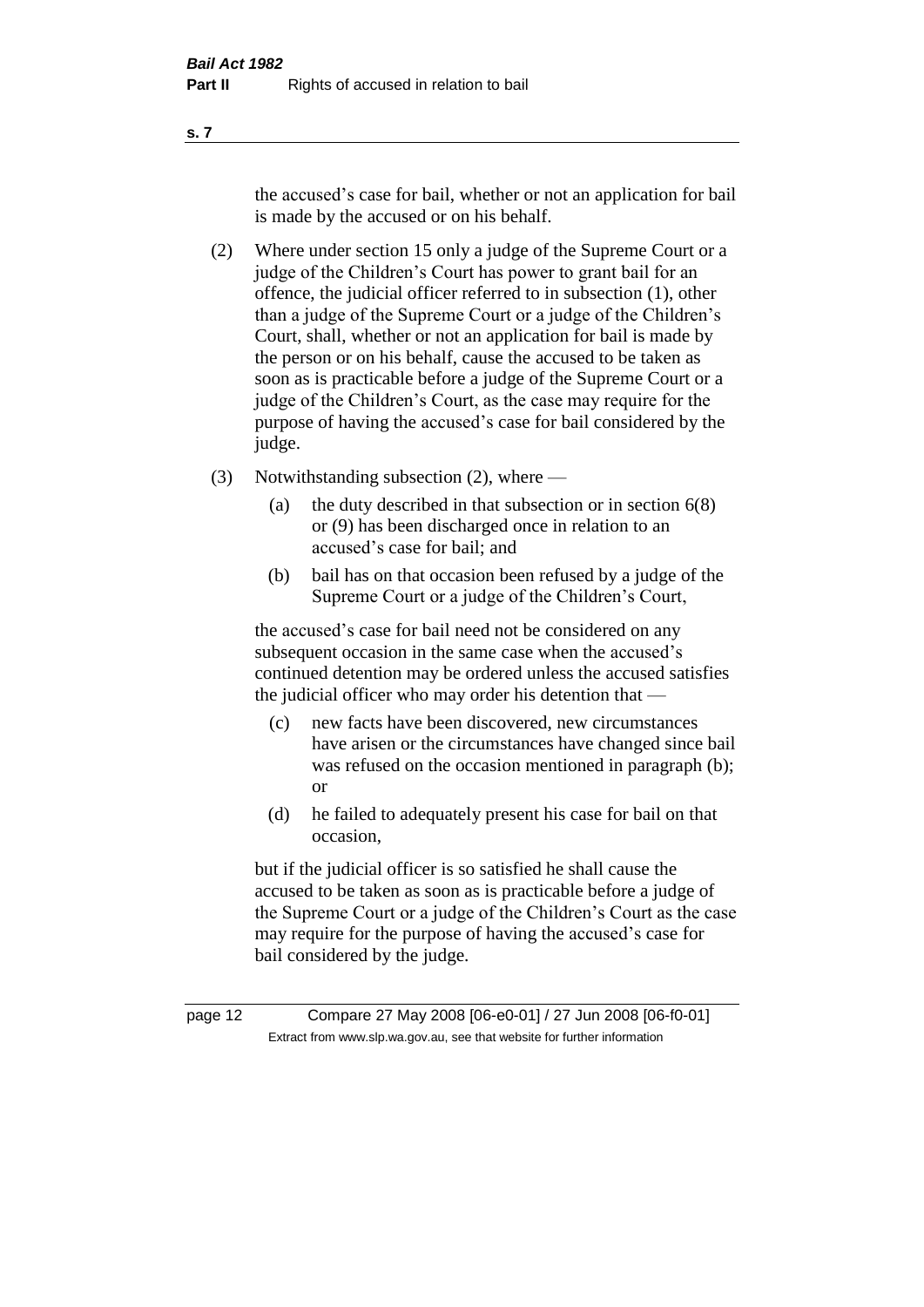the accused's case for bail, whether or not an application for bail is made by the accused or on his behalf.

(2) Where under section 15 only a judge of the Supreme Court or a judge of the Children's Court has power to grant bail for an offence, the judicial officer referred to in subsection (1), other than a judge of the Supreme Court or a judge of the Children's Court, shall, whether or not an application for bail is made by the person or on his behalf, cause the accused to be taken as soon as is practicable before a judge of the Supreme Court or a judge of the Children's Court, as the case may require for the purpose of having the accused's case for bail considered by the judge.

(3) Notwithstanding subsection (2), where —

   (a) the duty described in that subsection or in section 6(8) or (9) has been discharged once in relation to an accused's case for bail; and

   (b) bail has on that occasion been refused by a judge of the Supreme Court or a judge of the Children's Court,

   the accused's case for bail need not be considered on any subsequent occasion in the same case when the accused's continued detention may be ordered unless the accused satisfies the judicial officer who may order his detention that —

   (c) new facts have been discovered, new circumstances have arisen or the circumstances have changed since bail was refused on the occasion mentioned in paragraph (b); or

   (d) he failed to adequately present his case for bail on that occasion,

   but if the judicial officer is so satisfied he shall cause the accused to be taken as soon as is practicable before a judge of the Supreme Court or a judge of the Children's Court as the case may require for the purpose of having the accused's case for bail considered by the judge.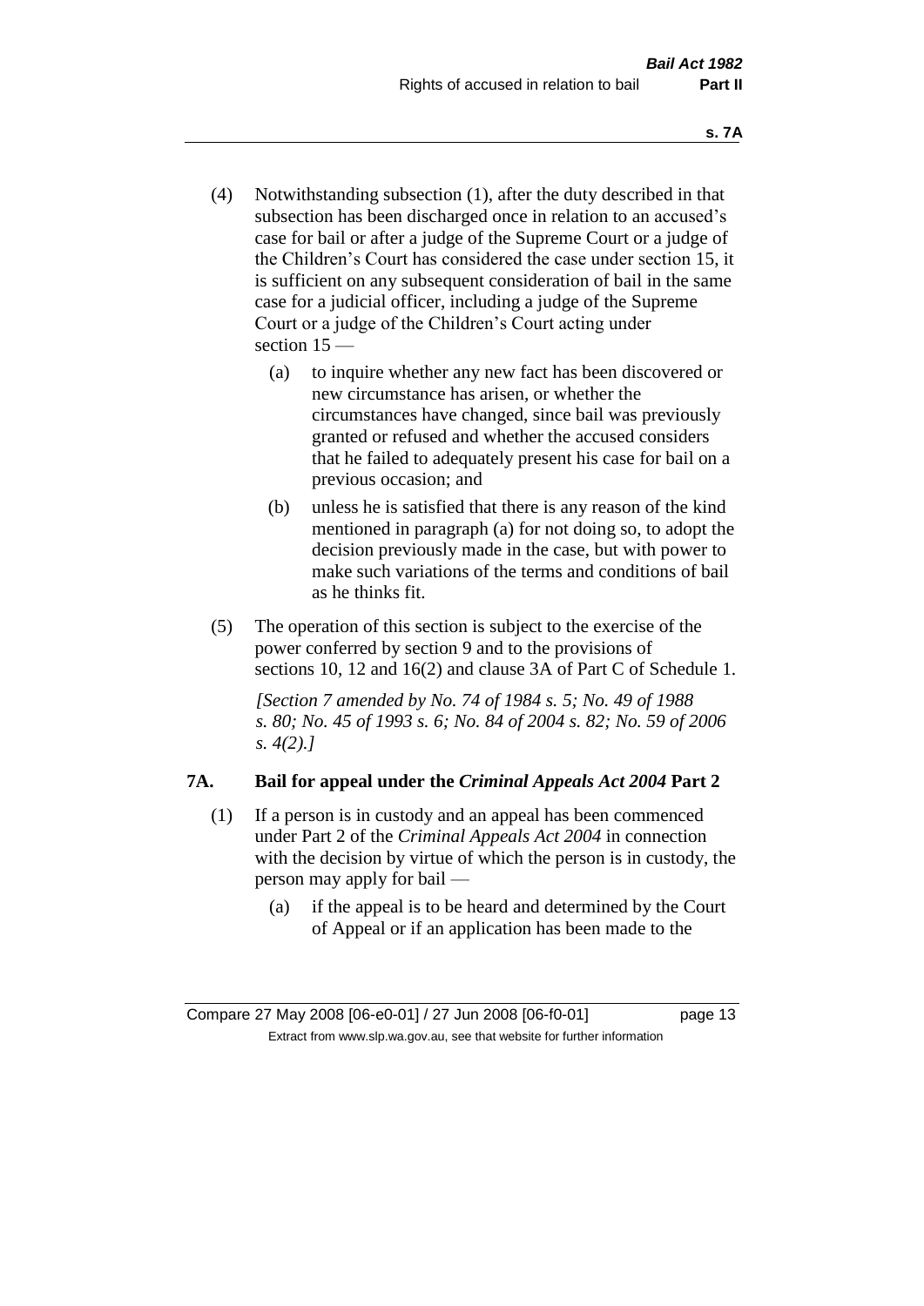(4) Notwithstanding subsection (1), after the duty described in that subsection has been discharged once in relation to an accused's case for bail or after a judge of the Supreme Court or a judge of the Children's Court has considered the case under section 15, it is sufficient on any subsequent consideration of bail in the same case for a judicial officer, including a judge of the Supreme Court or a judge of the Children's Court acting under section 15 —

(a) to inquire whether any new fact has been discovered or new circumstance has arisen, or whether the circumstances have changed, since bail was previously granted or refused and whether the accused considers that he failed to adequately present his case for bail on a previous occasion; and

(b) unless he is satisfied that there is any reason of the kind mentioned in paragraph (a) for not doing so, to adopt the decision previously made in the case, but with power to make such variations of the terms and conditions of bail as he thinks fit.

(5) The operation of this section is subject to the exercise of the power conferred by section 9 and to the provisions of sections 10, 12 and 16(2) and clause 3A of Part C of Schedule 1.

*[Section 7 amended by No. 74 of 1984 s. 5; No. 49 of 1988 s. 80; No. 45 of 1993 s. 6; No. 84 of 2004 s. 82; No. 59 of 2006 s. 4(2).]*

### 7A. Bail for appeal under the *Criminal Appeals Act 2004* Part 2

(1) If a person is in custody and an appeal has been commenced under Part 2 of the *Criminal Appeals Act 2004* in connection with the decision by virtue of which the person is in custody, the person may apply for bail —

(a) if the appeal is to be heard and determined by the Court of Appeal or if an application has been made to the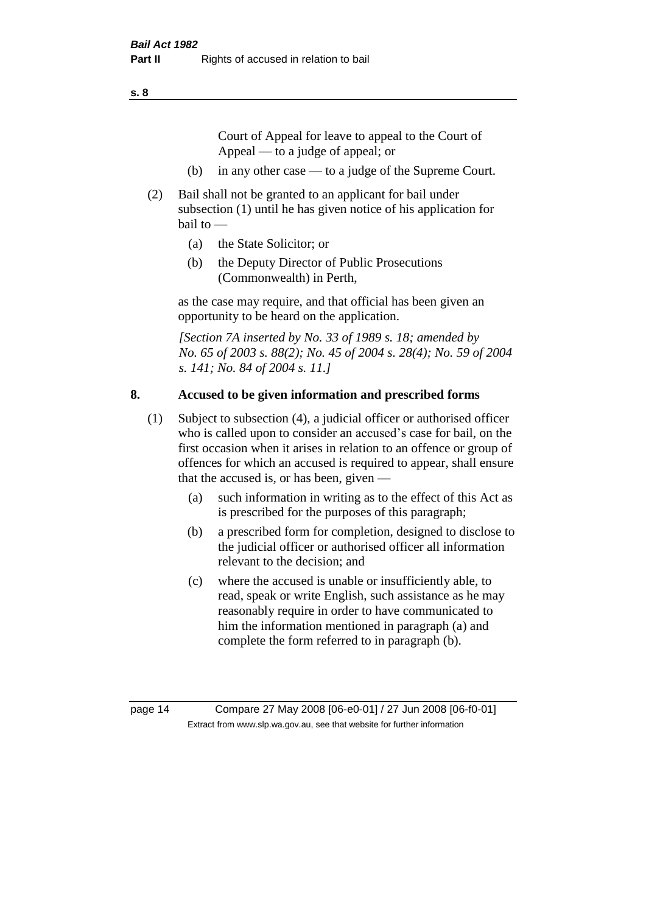Court of Appeal for leave to appeal to the Court of Appeal — to a judge of appeal; or

(b) in any other case — to a judge of the Supreme Court.

(2) Bail shall not be granted to an applicant for bail under subsection (1) until he has given notice of his application for bail to —

(a) the State Solicitor; or

(b) the Deputy Director of Public Prosecutions (Commonwealth) in Perth,

as the case may require, and that official has been given an opportunity to be heard on the application.

*[Section 7A inserted by No. 33 of 1989 s. 18; amended by No. 65 of 2003 s. 88(2); No. 45 of 2004 s. 28(4); No. 59 of 2004 s. 141; No. 84 of 2004 s. 11.]*

**8. Accused to be given information and prescribed forms**

(1) Subject to subsection (4), a judicial officer or authorised officer who is called upon to consider an accused's case for bail, on the first occasion when it arises in relation to an offence or group of offences for which an accused is required to appear, shall ensure that the accused is, or has been, given —

(a) such information in writing as to the effect of this Act as is prescribed for the purposes of this paragraph;

(b) a prescribed form for completion, designed to disclose to the judicial officer or authorised officer all information relevant to the decision; and

(c) where the accused is unable or insufficiently able, to read, speak or write English, such assistance as he may reasonably require in order to have communicated to him the information mentioned in paragraph (a) and complete the form referred to in paragraph (b).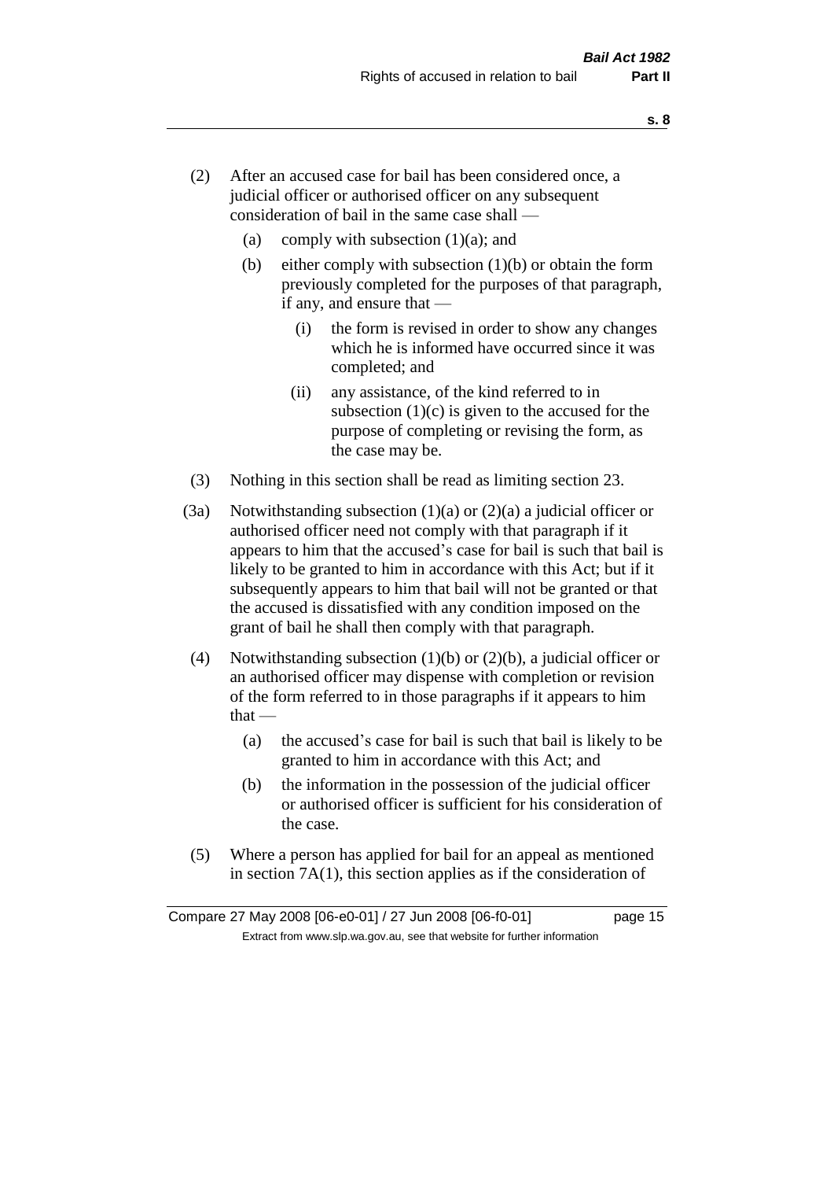(2) After an accused case for bail has been considered once, a judicial officer or authorised officer on any subsequent consideration of bail in the same case shall —

  (a) comply with subsection (1)(a); and

  (b) either comply with subsection (1)(b) or obtain the form previously completed for the purposes of that paragraph, if any, and ensure that —

    (i) the form is revised in order to show any changes which he is informed have occurred since it was completed; and

    (ii) any assistance, of the kind referred to in subsection (1)(c) is given to the accused for the purpose of completing or revising the form, as the case may be.

(3) Nothing in this section shall be read as limiting section 23.

(3a) Notwithstanding subsection (1)(a) or (2)(a) a judicial officer or authorised officer need not comply with that paragraph if it appears to him that the accused's case for bail is such that bail is likely to be granted to him in accordance with this Act; but if it subsequently appears to him that bail will not be granted or that the accused is dissatisfied with any condition imposed on the grant of bail he shall then comply with that paragraph.

(4) Notwithstanding subsection (1)(b) or (2)(b), a judicial officer or an authorised officer may dispense with completion or revision of the form referred to in those paragraphs if it appears to him that —

  (a) the accused's case for bail is such that bail is likely to be granted to him in accordance with this Act; and

  (b) the information in the possession of the judicial officer or authorised officer is sufficient for his consideration of the case.

(5) Where a person has applied for bail for an appeal as mentioned in section 7A(1), this section applies as if the consideration of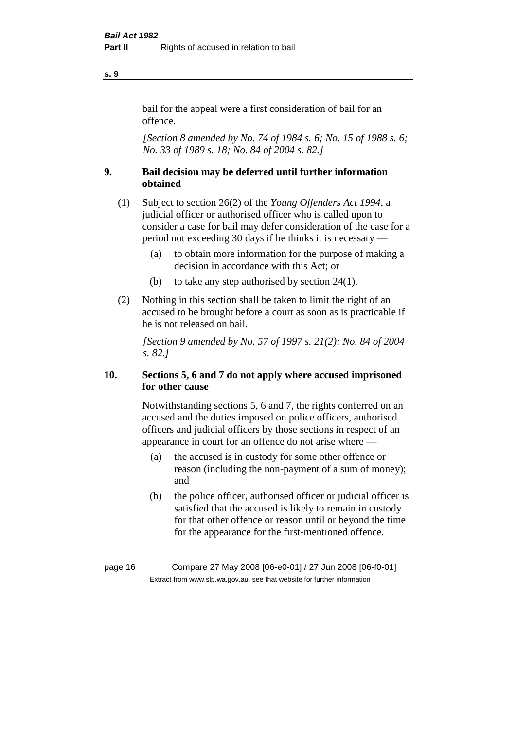bail for the appeal were a first consideration of bail for an offence.

*[Section 8 amended by No. 74 of 1984 s. 6; No. 15 of 1988 s. 6; No. 33 of 1989 s. 18; No. 84 of 2004 s. 82.]*

### 9. Bail decision may be deferred until further information obtained

(1) Subject to section 26(2) of the *Young Offenders Act 1994*, a judicial officer or authorised officer who is called upon to consider a case for bail may defer consideration of the case for a period not exceeding 30 days if he thinks it is necessary —

- (a) to obtain more information for the purpose of making a decision in accordance with this Act; or
- (b) to take any step authorised by section 24(1).

(2) Nothing in this section shall be taken to limit the right of an accused to be brought before a court as soon as is practicable if he is not released on bail.

*[Section 9 amended by No. 57 of 1997 s. 21(2); No. 84 of 2004 s. 82.]*

### 10. Sections 5, 6 and 7 do not apply where accused imprisoned for other cause

Notwithstanding sections 5, 6 and 7, the rights conferred on an accused and the duties imposed on police officers, authorised officers and judicial officers by those sections in respect of an appearance in court for an offence do not arise where —

- (a) the accused is in custody for some other offence or reason (including the non-payment of a sum of money); and
- (b) the police officer, authorised officer or judicial officer is satisfied that the accused is likely to remain in custody for that other offence or reason until or beyond the time for the appearance for the first-mentioned offence.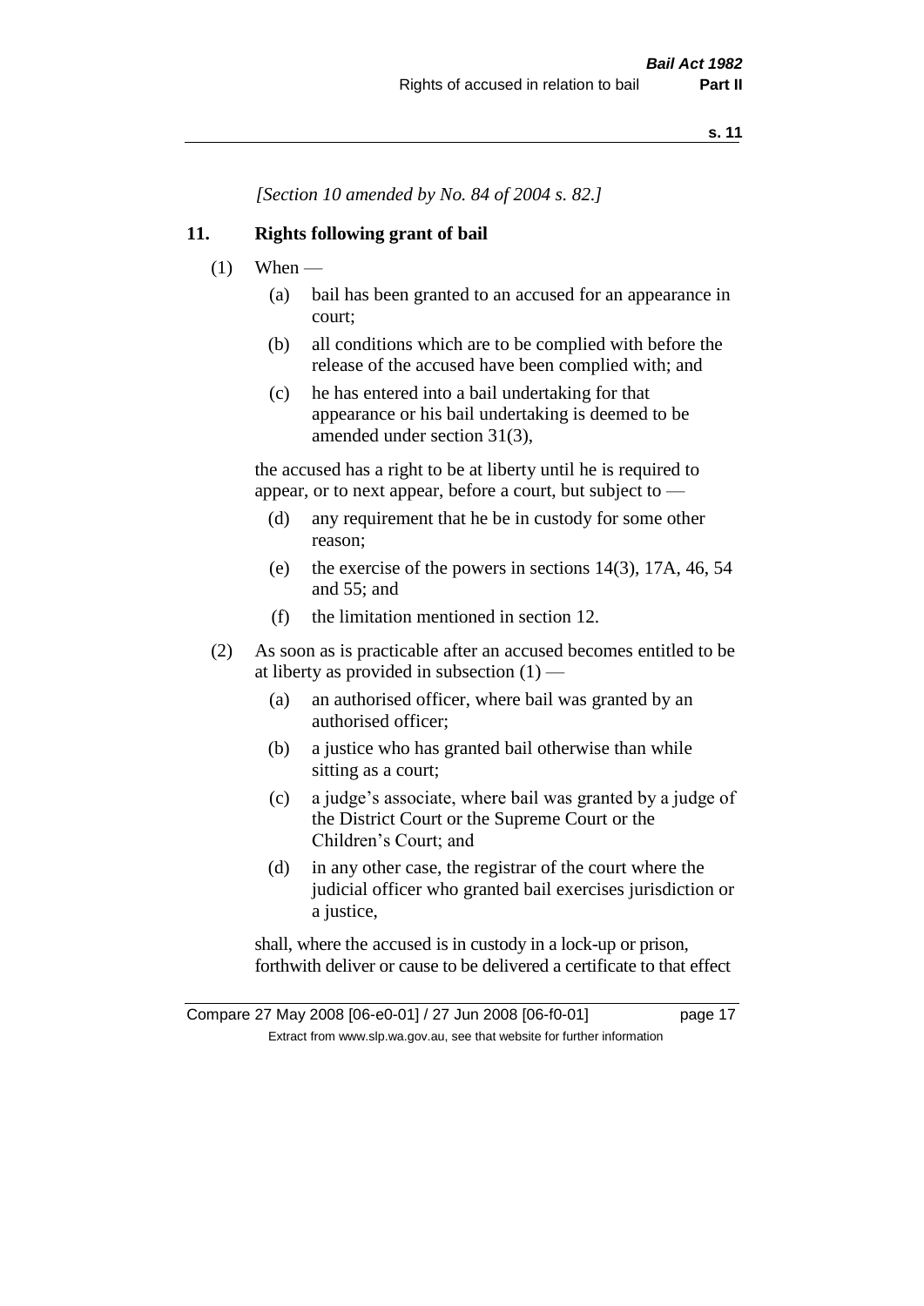*[Section 10 amended by No. 84 of 2004 s. 82.]*

## 11. Rights following grant of bail

(1) When —

- (a) bail has been granted to an accused for an appearance in court;
- (b) all conditions which are to be complied with before the release of the accused have been complied with; and
- (c) he has entered into a bail undertaking for that appearance or his bail undertaking is deemed to be amended under section 31(3),

the accused has a right to be at liberty until he is required to appear, or to next appear, before a court, but subject to —

- (d) any requirement that he be in custody for some other reason;
- (e) the exercise of the powers in sections 14(3), 17A, 46, 54 and 55; and
- (f) the limitation mentioned in section 12.

(2) As soon as is practicable after an accused becomes entitled to be at liberty as provided in subsection (1) —

- (a) an authorised officer, where bail was granted by an authorised officer;
- (b) a justice who has granted bail otherwise than while sitting as a court;
- (c) a judge's associate, where bail was granted by a judge of the District Court or the Supreme Court or the Children's Court; and
- (d) in any other case, the registrar of the court where the judicial officer who granted bail exercises jurisdiction or a justice,

shall, where the accused is in custody in a lock-up or prison, forthwith deliver or cause to be delivered a certificate to that effect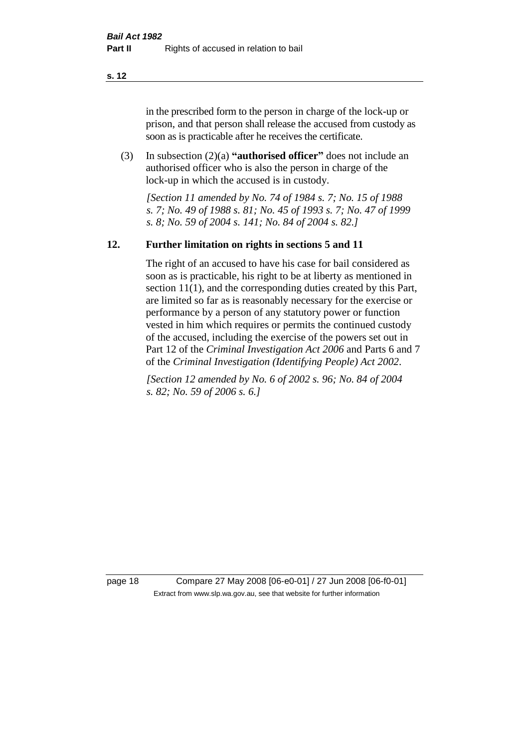in the prescribed form to the person in charge of the lock-up or prison, and that person shall release the accused from custody as soon as is practicable after he receives the certificate.

(3) In subsection (2)(a) **"authorised officer"** does not include an authorised officer who is also the person in charge of the lock-up in which the accused is in custody.

*[Section 11 amended by No. 74 of 1984 s. 7; No. 15 of 1988 s. 7; No. 49 of 1988 s. 81; No. 45 of 1993 s. 7; No. 47 of 1999 s. 8; No. 59 of 2004 s. 141; No. 84 of 2004 s. 82.]*

## 12. Further limitation on rights in sections 5 and 11

The right of an accused to have his case for bail considered as soon as is practicable, his right to be at liberty as mentioned in section 11(1), and the corresponding duties created by this Part, are limited so far as is reasonably necessary for the exercise or performance by a person of any statutory power or function vested in him which requires or permits the continued custody of the accused, including the exercise of the powers set out in Part 12 of the *Criminal Investigation Act 2006* and Parts 6 and 7 of the *Criminal Investigation (Identifying People) Act 2002*.

*[Section 12 amended by No. 6 of 2002 s. 96; No. 84 of 2004 s. 82; No. 59 of 2006 s. 6.]*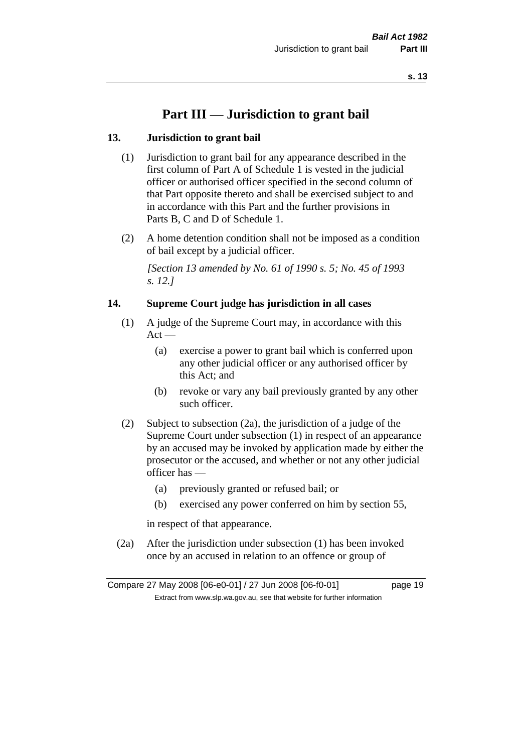# Part III — Jurisdiction to grant bail

### 13. Jurisdiction to grant bail

(1) Jurisdiction to grant bail for any appearance described in the first column of Part A of Schedule 1 is vested in the judicial officer or authorised officer specified in the second column of that Part opposite thereto and shall be exercised subject to and in accordance with this Part and the further provisions in Parts B, C and D of Schedule 1.

(2) A home detention condition shall not be imposed as a condition of bail except by a judicial officer.

*[Section 13 amended by No. 61 of 1990 s. 5; No. 45 of 1993 s. 12.]*

### 14. Supreme Court judge has jurisdiction in all cases

(1) A judge of the Supreme Court may, in accordance with this Act —

- (a) exercise a power to grant bail which is conferred upon any other judicial officer or any authorised officer by this Act; and
- (b) revoke or vary any bail previously granted by any other such officer.

(2) Subject to subsection (2a), the jurisdiction of a judge of the Supreme Court under subsection (1) in respect of an appearance by an accused may be invoked by application made by either the prosecutor or the accused, and whether or not any other judicial officer has —

- (a) previously granted or refused bail; or
- (b) exercised any power conferred on him by section 55,

in respect of that appearance.

(2a) After the jurisdiction under subsection (1) has been invoked once by an accused in relation to an offence or group of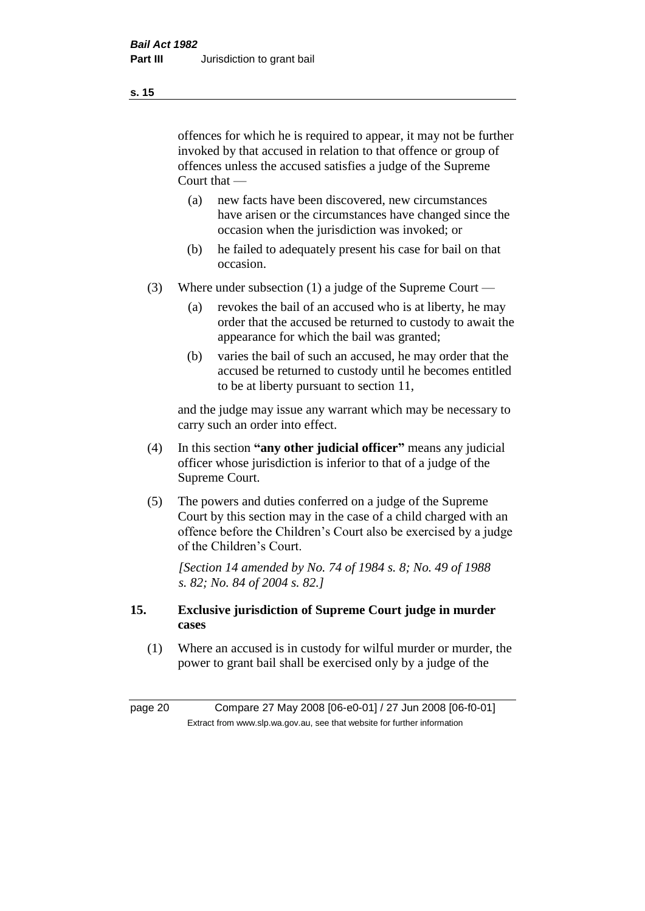offences for which he is required to appear, it may not be further invoked by that accused in relation to that offence or group of offences unless the accused satisfies a judge of the Supreme Court that —

(a) new facts have been discovered, new circumstances have arisen or the circumstances have changed since the occasion when the jurisdiction was invoked; or

(b) he failed to adequately present his case for bail on that occasion.

(3) Where under subsection (1) a judge of the Supreme Court —

(a) revokes the bail of an accused who is at liberty, he may order that the accused be returned to custody to await the appearance for which the bail was granted;

(b) varies the bail of such an accused, he may order that the accused be returned to custody until he becomes entitled to be at liberty pursuant to section 11,

and the judge may issue any warrant which may be necessary to carry such an order into effect.

(4) In this section **"any other judicial officer"** means any judicial officer whose jurisdiction is inferior to that of a judge of the Supreme Court.

(5) The powers and duties conferred on a judge of the Supreme Court by this section may in the case of a child charged with an offence before the Children's Court also be exercised by a judge of the Children's Court.

*[Section 14 amended by No. 74 of 1984 s. 8; No. 49 of 1988 s. 82; No. 84 of 2004 s. 82.]*

**15. Exclusive jurisdiction of Supreme Court judge in murder cases**

(1) Where an accused is in custody for wilful murder or murder, the power to grant bail shall be exercised only by a judge of the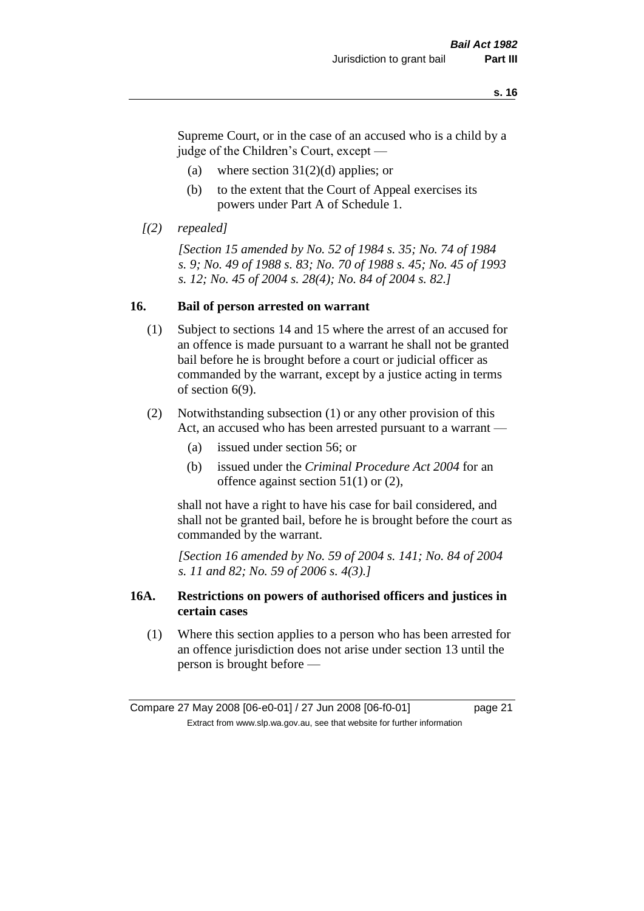Supreme Court, or in the case of an accused who is a child by a judge of the Children's Court, except —

(a) where section 31(2)(d) applies; or

(b) to the extent that the Court of Appeal exercises its powers under Part A of Schedule 1.

*[(2) repealed]*

*[Section 15 amended by No. 52 of 1984 s. 35; No. 74 of 1984 s. 9; No. 49 of 1988 s. 83; No. 70 of 1988 s. 45; No. 45 of 1993 s. 12; No. 45 of 2004 s. 28(4); No. 84 of 2004 s. 82.]*

## 16. Bail of person arrested on warrant

(1) Subject to sections 14 and 15 where the arrest of an accused for an offence is made pursuant to a warrant he shall not be granted bail before he is brought before a court or judicial officer as commanded by the warrant, except by a justice acting in terms of section 6(9).

(2) Notwithstanding subsection (1) or any other provision of this Act, an accused who has been arrested pursuant to a warrant —

(a) issued under section 56; or

(b) issued under the *Criminal Procedure Act 2004* for an offence against section 51(1) or (2),

shall not have a right to have his case for bail considered, and shall not be granted bail, before he is brought before the court as commanded by the warrant.

*[Section 16 amended by No. 59 of 2004 s. 141; No. 84 of 2004 s. 11 and 82; No. 59 of 2006 s. 4(3).]*

## 16A. Restrictions on powers of authorised officers and justices in certain cases

(1) Where this section applies to a person who has been arrested for an offence jurisdiction does not arise under section 13 until the person is brought before —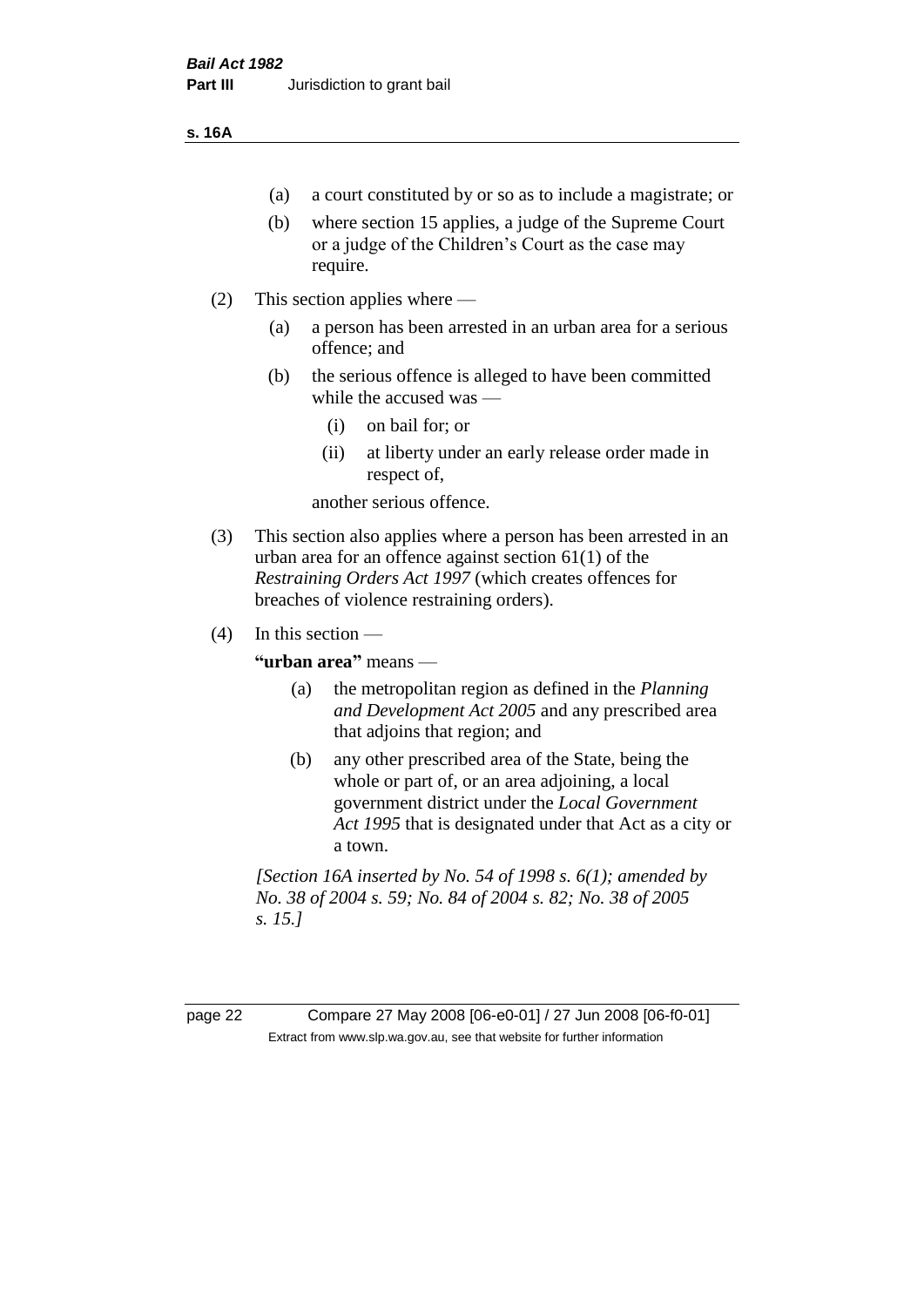(a) a court constituted by or so as to include a magistrate; or

(b) where section 15 applies, a judge of the Supreme Court or a judge of the Children's Court as the case may require.

(2) This section applies where —

(a) a person has been arrested in an urban area for a serious offence; and

(b) the serious offence is alleged to have been committed while the accused was —

(i) on bail for; or

(ii) at liberty under an early release order made in respect of,

another serious offence.

(3) This section also applies where a person has been arrested in an urban area for an offence against section 61(1) of the *Restraining Orders Act 1997* (which creates offences for breaches of violence restraining orders).

(4) In this section —

**"urban area"** means —

(a) the metropolitan region as defined in the *Planning and Development Act 2005* and any prescribed area that adjoins that region; and

(b) any other prescribed area of the State, being the whole or part of, or an area adjoining, a local government district under the *Local Government Act 1995* that is designated under that Act as a city or a town.

*[Section 16A inserted by No. 54 of 1998 s. 6(1); amended by No. 38 of 2004 s. 59; No. 84 of 2004 s. 82; No. 38 of 2005 s. 15.]*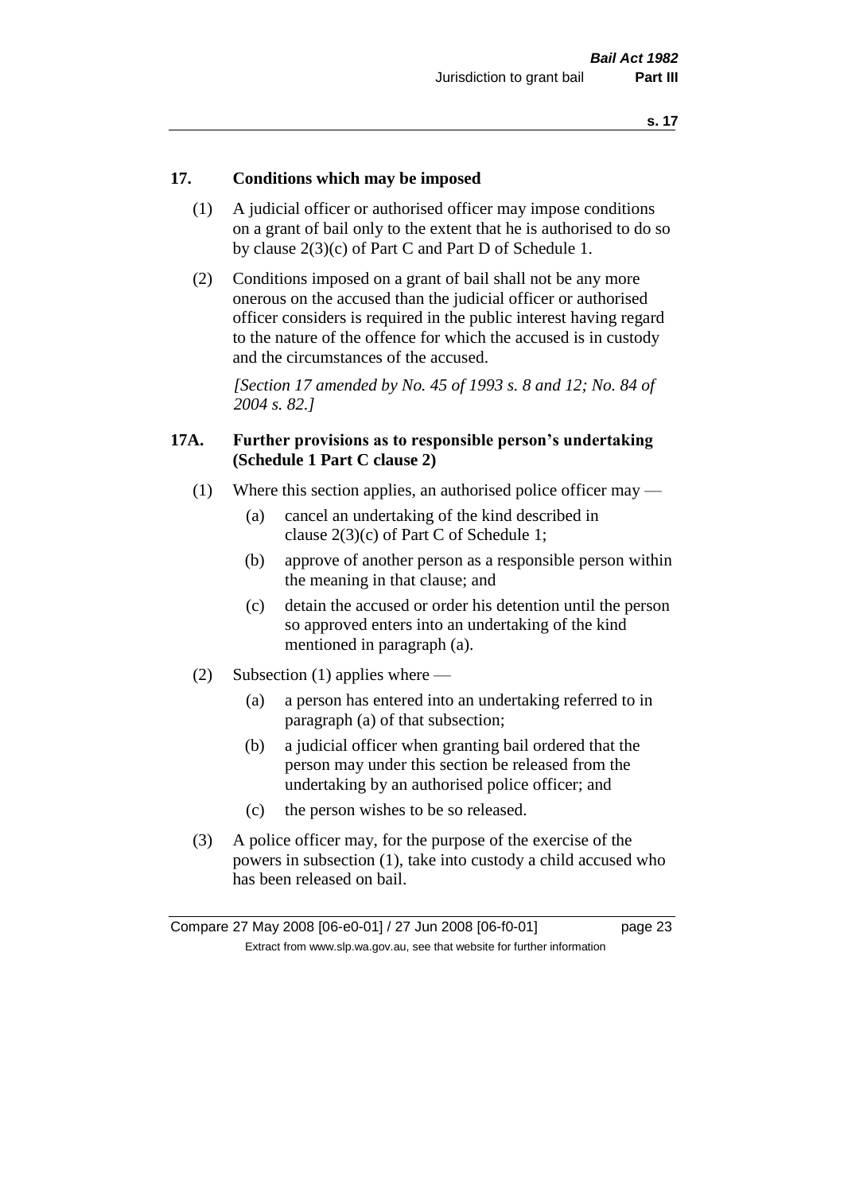## 17. Conditions which may be imposed

(1) A judicial officer or authorised officer may impose conditions on a grant of bail only to the extent that he is authorised to do so by clause 2(3)(c) of Part C and Part D of Schedule 1.

(2) Conditions imposed on a grant of bail shall not be any more onerous on the accused than the judicial officer or authorised officer considers is required in the public interest having regard to the nature of the offence for which the accused is in custody and the circumstances of the accused.

*[Section 17 amended by No. 45 of 1993 s. 8 and 12; No. 84 of 2004 s. 82.]*

## 17A. Further provisions as to responsible person's undertaking (Schedule 1 Part C clause 2)

(1) Where this section applies, an authorised police officer may —

- (a) cancel an undertaking of the kind described in clause 2(3)(c) of Part C of Schedule 1;
- (b) approve of another person as a responsible person within the meaning in that clause; and
- (c) detain the accused or order his detention until the person so approved enters into an undertaking of the kind mentioned in paragraph (a).

(2) Subsection (1) applies where —

- (a) a person has entered into an undertaking referred to in paragraph (a) of that subsection;
- (b) a judicial officer when granting bail ordered that the person may under this section be released from the undertaking by an authorised police officer; and
- (c) the person wishes to be so released.

(3) A police officer may, for the purpose of the exercise of the powers in subsection (1), take into custody a child accused who has been released on bail.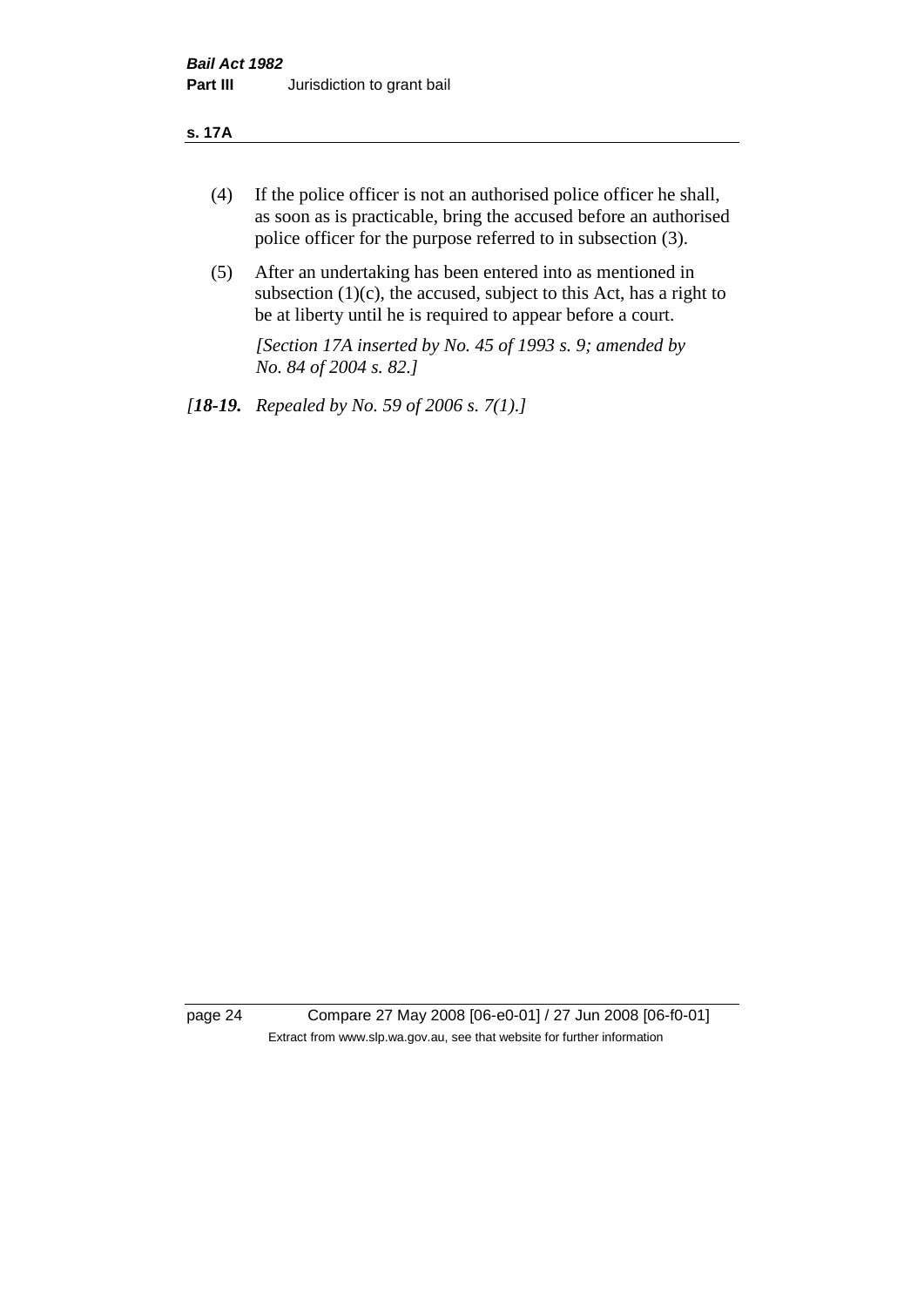(4) If the police officer is not an authorised police officer he shall, as soon as is practicable, bring the accused before an authorised police officer for the purpose referred to in subsection (3).

(5) After an undertaking has been entered into as mentioned in subsection (1)(c), the accused, subject to this Act, has a right to be at liberty until he is required to appear before a court.

*[Section 17A inserted by No. 45 of 1993 s. 9; amended by No. 84 of 2004 s. 82.]*

*[**18-19.** Repealed by No. 59 of 2006 s. 7(1).]*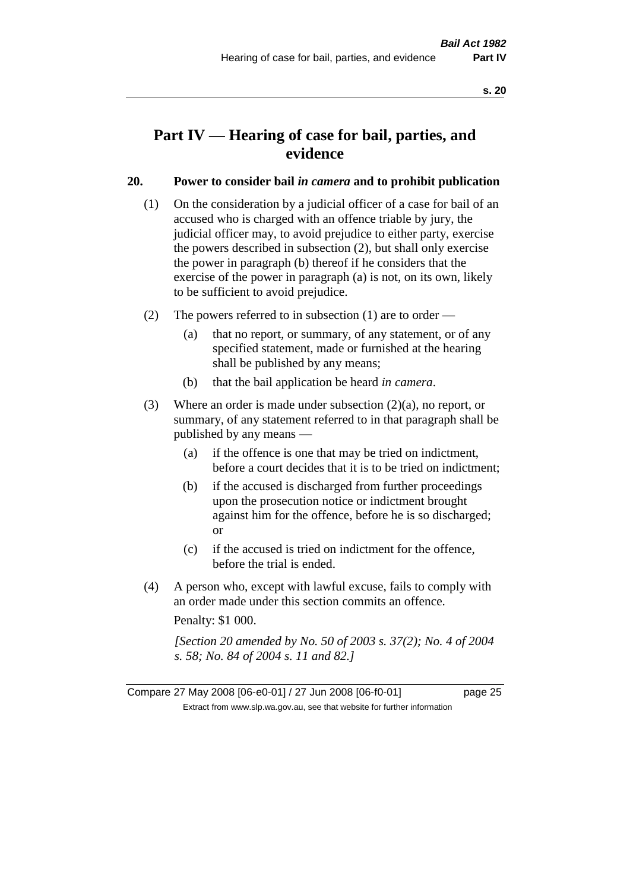# Part IV — Hearing of case for bail, parties, and evidence

### 20. Power to consider bail *in camera* and to prohibit publication

(1) On the consideration by a judicial officer of a case for bail of an accused who is charged with an offence triable by jury, the judicial officer may, to avoid prejudice to either party, exercise the powers described in subsection (2), but shall only exercise the power in paragraph (b) thereof if he considers that the exercise of the power in paragraph (a) is not, on its own, likely to be sufficient to avoid prejudice.

(2) The powers referred to in subsection (1) are to order —

- (a) that no report, or summary, of any statement, or of any specified statement, made or furnished at the hearing shall be published by any means;
- (b) that the bail application be heard *in camera*.

(3) Where an order is made under subsection (2)(a), no report, or summary, of any statement referred to in that paragraph shall be published by any means —

- (a) if the offence is one that may be tried on indictment, before a court decides that it is to be tried on indictment;
- (b) if the accused is discharged from further proceedings upon the prosecution notice or indictment brought against him for the offence, before he is so discharged; or
- (c) if the accused is tried on indictment for the offence, before the trial is ended.

(4) A person who, except with lawful excuse, fails to comply with an order made under this section commits an offence.

Penalty: $1 000.

*[Section 20 amended by No. 50 of 2003 s. 37(2); No. 4 of 2004 s. 58; No. 84 of 2004 s. 11 and 82.]*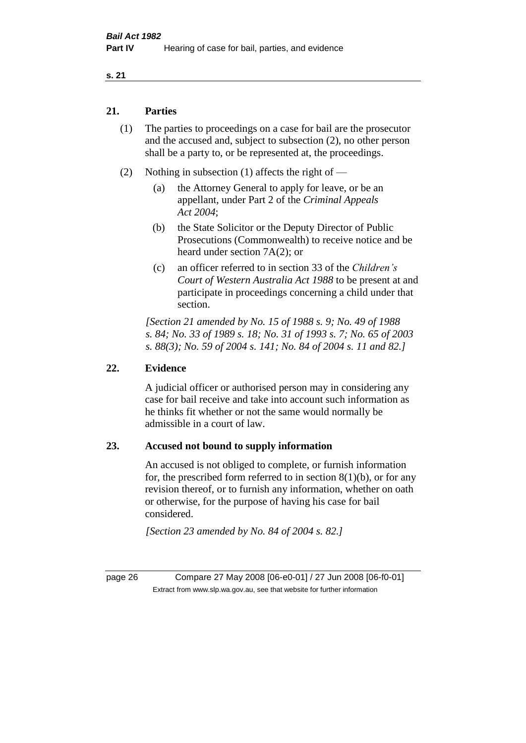## 21. Parties

(1) The parties to proceedings on a case for bail are the prosecutor and the accused and, subject to subsection (2), no other person shall be a party to, or be represented at, the proceedings.

(2) Nothing in subsection (1) affects the right of —

(a) the Attorney General to apply for leave, or be an appellant, under Part 2 of the *Criminal Appeals Act 2004*;

(b) the State Solicitor or the Deputy Director of Public Prosecutions (Commonwealth) to receive notice and be heard under section 7A(2); or

(c) an officer referred to in section 33 of the *Children's Court of Western Australia Act 1988* to be present at and participate in proceedings concerning a child under that section.

*[Section 21 amended by No. 15 of 1988 s. 9; No. 49 of 1988 s. 84; No. 33 of 1989 s. 18; No. 31 of 1993 s. 7; No. 65 of 2003 s. 88(3); No. 59 of 2004 s. 141; No. 84 of 2004 s. 11 and 82.]*

## 22. Evidence

A judicial officer or authorised person may in considering any case for bail receive and take into account such information as he thinks fit whether or not the same would normally be admissible in a court of law.

## 23. Accused not bound to supply information

An accused is not obliged to complete, or furnish information for, the prescribed form referred to in section 8(1)(b), or for any revision thereof, or to furnish any information, whether on oath or otherwise, for the purpose of having his case for bail considered.

*[Section 23 amended by No. 84 of 2004 s. 82.]*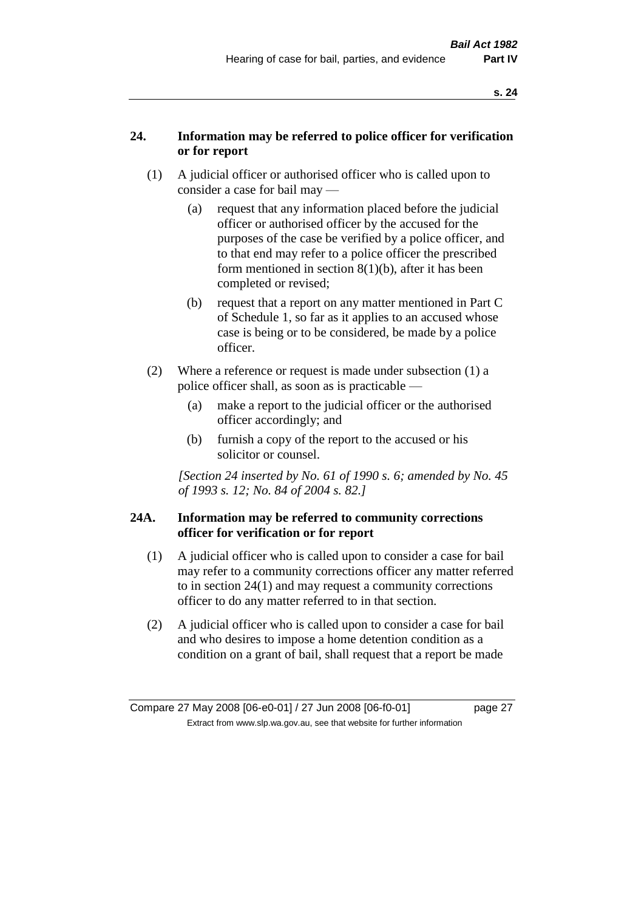## 24. Information may be referred to police officer for verification or for report

(1) A judicial officer or authorised officer who is called upon to consider a case for bail may —

(a) request that any information placed before the judicial officer or authorised officer by the accused for the purposes of the case be verified by a police officer, and to that end may refer to a police officer the prescribed form mentioned in section 8(1)(b), after it has been completed or revised;

(b) request that a report on any matter mentioned in Part C of Schedule 1, so far as it applies to an accused whose case is being or to be considered, be made by a police officer.

(2) Where a reference or request is made under subsection (1) a police officer shall, as soon as is practicable —

(a) make a report to the judicial officer or the authorised officer accordingly; and

(b) furnish a copy of the report to the accused or his solicitor or counsel.

*[Section 24 inserted by No. 61 of 1990 s. 6; amended by No. 45 of 1993 s. 12; No. 84 of 2004 s. 82.]*

## 24A. Information may be referred to community corrections officer for verification or for report

(1) A judicial officer who is called upon to consider a case for bail may refer to a community corrections officer any matter referred to in section 24(1) and may request a community corrections officer to do any matter referred to in that section.

(2) A judicial officer who is called upon to consider a case for bail and who desires to impose a home detention condition as a condition on a grant of bail, shall request that a report be made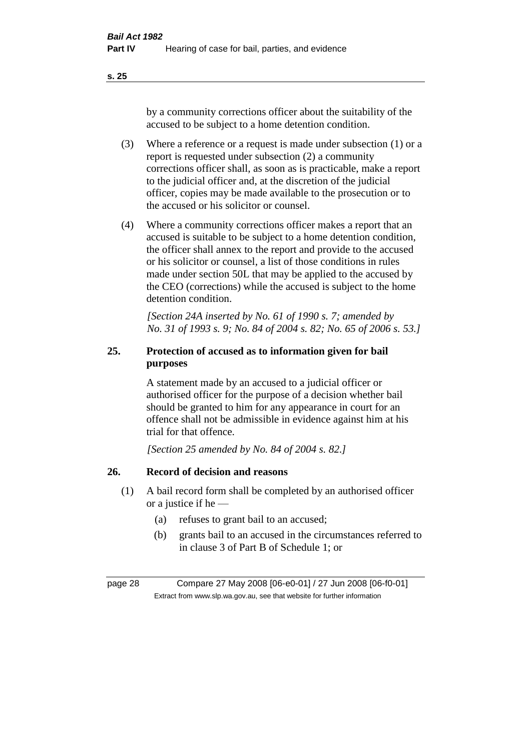by a community corrections officer about the suitability of the accused to be subject to a home detention condition.

(3) Where a reference or a request is made under subsection (1) or a report is requested under subsection (2) a community corrections officer shall, as soon as is practicable, make a report to the judicial officer and, at the discretion of the judicial officer, copies may be made available to the prosecution or to the accused or his solicitor or counsel.

(4) Where a community corrections officer makes a report that an accused is suitable to be subject to a home detention condition, the officer shall annex to the report and provide to the accused or his solicitor or counsel, a list of those conditions in rules made under section 50L that may be applied to the accused by the CEO (corrections) while the accused is subject to the home detention condition.

*[Section 24A inserted by No. 61 of 1990 s. 7; amended by No. 31 of 1993 s. 9; No. 84 of 2004 s. 82; No. 65 of 2006 s. 53.]*

## 25. Protection of accused as to information given for bail purposes

A statement made by an accused to a judicial officer or authorised officer for the purpose of a decision whether bail should be granted to him for any appearance in court for an offence shall not be admissible in evidence against him at his trial for that offence.

*[Section 25 amended by No. 84 of 2004 s. 82.]*

## 26. Record of decision and reasons

(1) A bail record form shall be completed by an authorised officer or a justice if he —

(a) refuses to grant bail to an accused;

(b) grants bail to an accused in the circumstances referred to in clause 3 of Part B of Schedule 1; or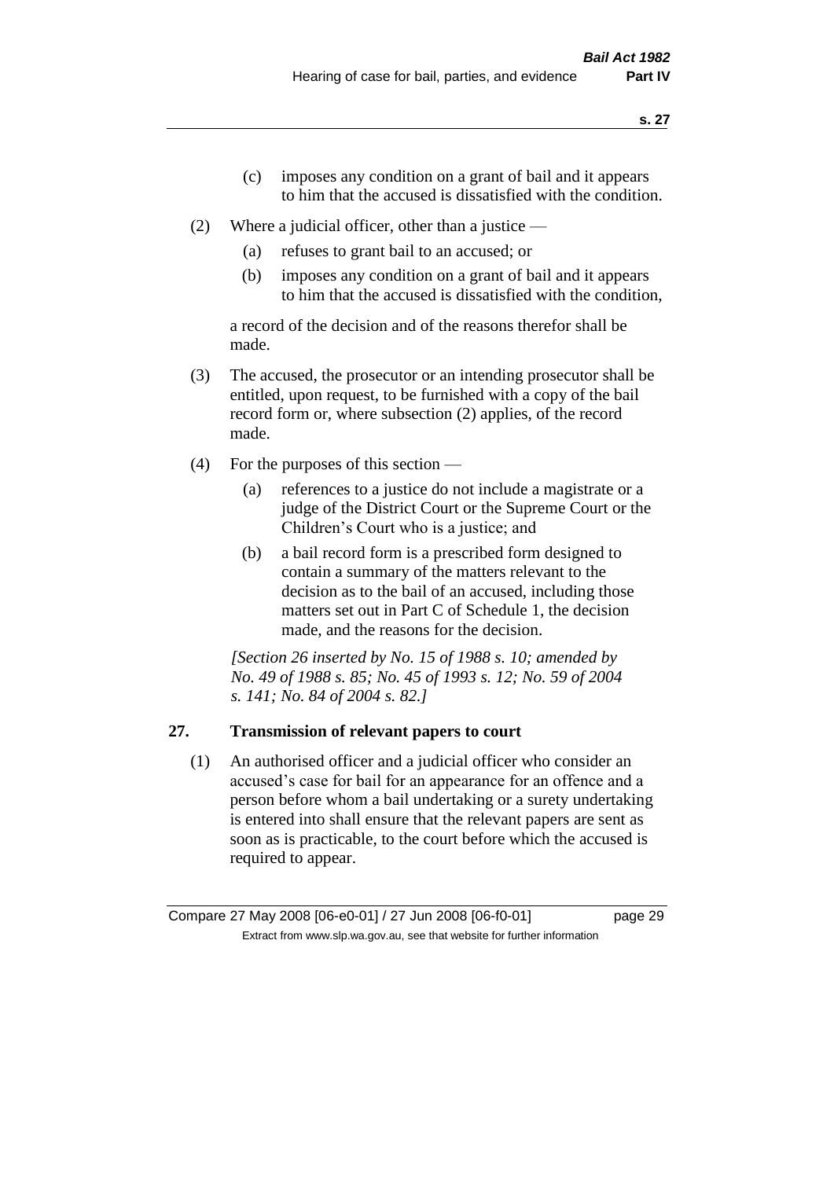(c) imposes any condition on a grant of bail and it appears to him that the accused is dissatisfied with the condition.

(2) Where a judicial officer, other than a justice —

(a) refuses to grant bail to an accused; or

(b) imposes any condition on a grant of bail and it appears to him that the accused is dissatisfied with the condition,

a record of the decision and of the reasons therefor shall be made.

(3) The accused, the prosecutor or an intending prosecutor shall be entitled, upon request, to be furnished with a copy of the bail record form or, where subsection (2) applies, of the record made.

(4) For the purposes of this section —

(a) references to a justice do not include a magistrate or a judge of the District Court or the Supreme Court or the Children's Court who is a justice; and

(b) a bail record form is a prescribed form designed to contain a summary of the matters relevant to the decision as to the bail of an accused, including those matters set out in Part C of Schedule 1, the decision made, and the reasons for the decision.

*[Section 26 inserted by No. 15 of 1988 s. 10; amended by No. 49 of 1988 s. 85; No. 45 of 1993 s. 12; No. 59 of 2004 s. 141; No. 84 of 2004 s. 82.]*

## 27. Transmission of relevant papers to court

(1) An authorised officer and a judicial officer who consider an accused's case for bail for an appearance for an offence and a person before whom a bail undertaking or a surety undertaking is entered into shall ensure that the relevant papers are sent as soon as is practicable, to the court before which the accused is required to appear.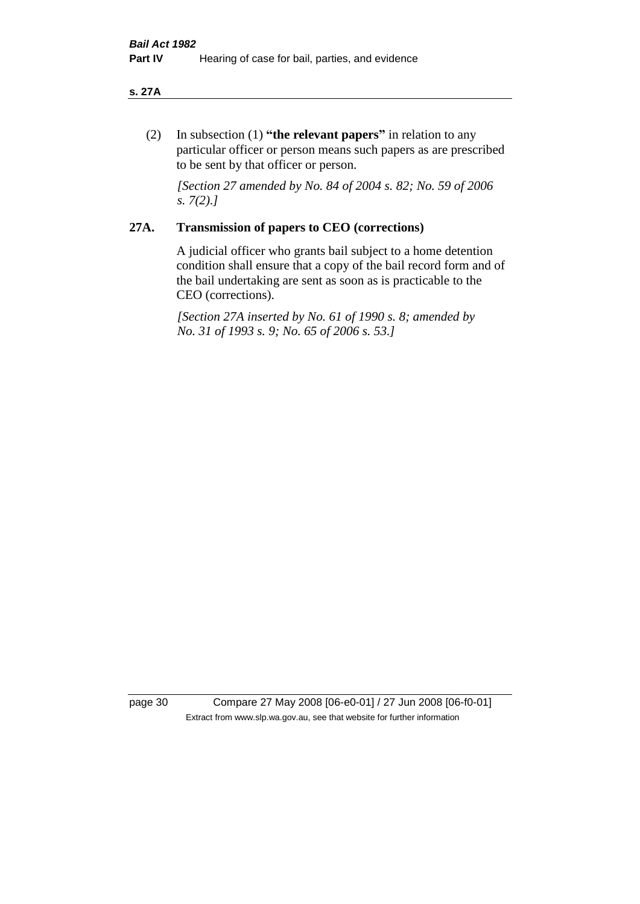(2) In subsection (1) **"the relevant papers"** in relation to any particular officer or person means such papers as are prescribed to be sent by that officer or person.

*[Section 27 amended by No. 84 of 2004 s. 82; No. 59 of 2006 s. 7(2).]*

## 27A. Transmission of papers to CEO (corrections)

A judicial officer who grants bail subject to a home detention condition shall ensure that a copy of the bail record form and of the bail undertaking are sent as soon as is practicable to the CEO (corrections).

*[Section 27A inserted by No. 61 of 1990 s. 8; amended by No. 31 of 1993 s. 9; No. 65 of 2006 s. 53.]*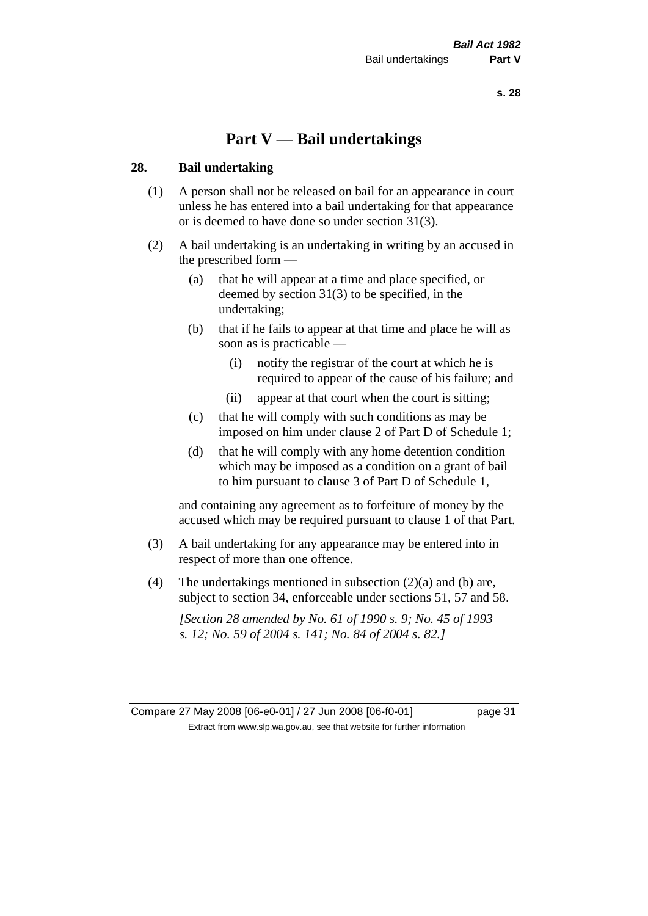# Part V — Bail undertakings

## 28. Bail undertaking

(1) A person shall not be released on bail for an appearance in court unless he has entered into a bail undertaking for that appearance or is deemed to have done so under section 31(3).

(2) A bail undertaking is an undertaking in writing by an accused in the prescribed form —

- (a) that he will appear at a time and place specified, or deemed by section 31(3) to be specified, in the undertaking;
- (b) that if he fails to appear at that time and place he will as soon as is practicable —
  - (i) notify the registrar of the court at which he is required to appear of the cause of his failure; and
  - (ii) appear at that court when the court is sitting;
- (c) that he will comply with such conditions as may be imposed on him under clause 2 of Part D of Schedule 1;
- (d) that he will comply with any home detention condition which may be imposed as a condition on a grant of bail to him pursuant to clause 3 of Part D of Schedule 1,

and containing any agreement as to forfeiture of money by the accused which may be required pursuant to clause 1 of that Part.

(3) A bail undertaking for any appearance may be entered into in respect of more than one offence.

(4) The undertakings mentioned in subsection (2)(a) and (b) are, subject to section 34, enforceable under sections 51, 57 and 58.

*[Section 28 amended by No. 61 of 1990 s. 9; No. 45 of 1993 s. 12; No. 59 of 2004 s. 141; No. 84 of 2004 s. 82.]*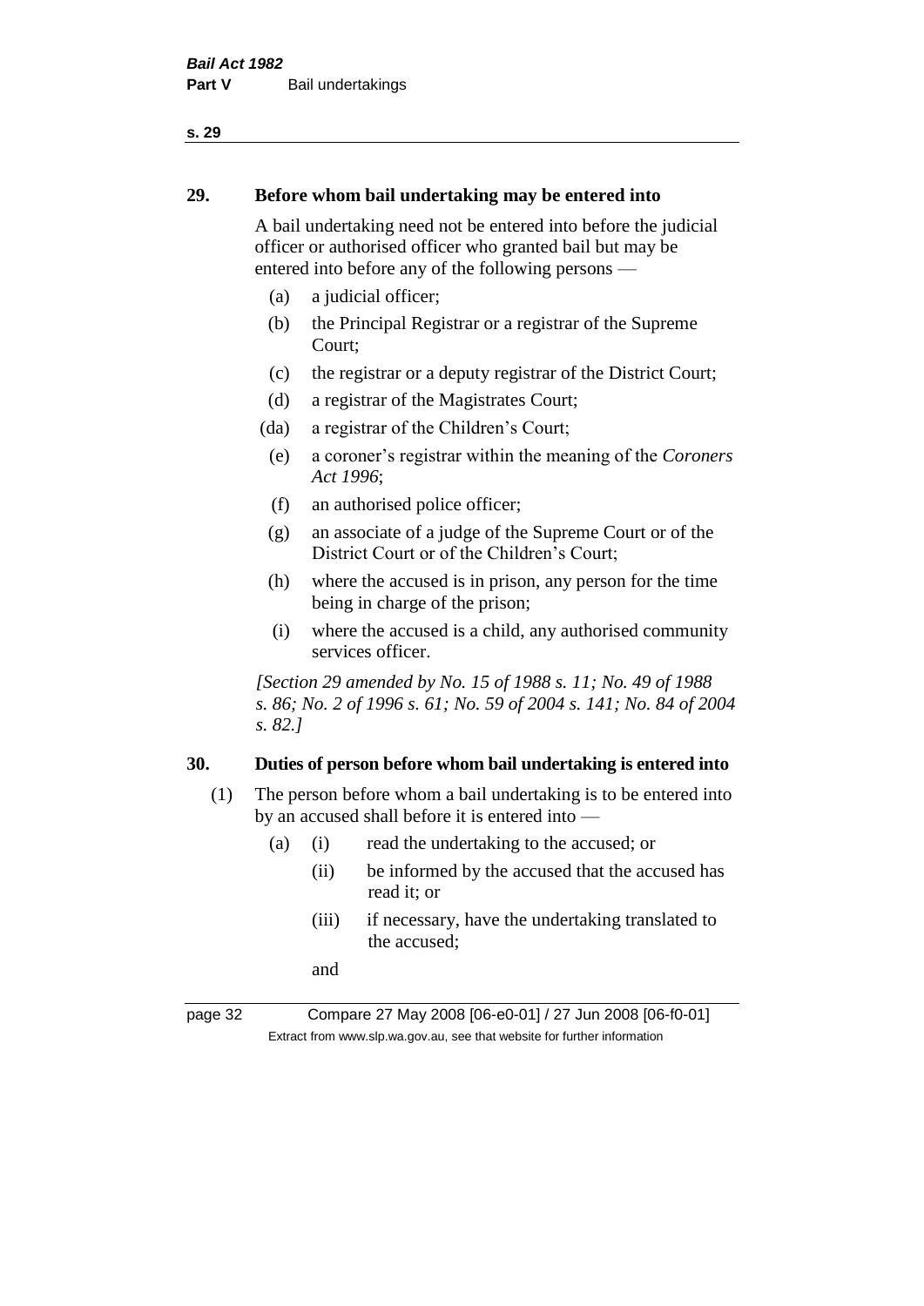## 29. Before whom bail undertaking may be entered into

A bail undertaking need not be entered into before the judicial officer or authorised officer who granted bail but may be entered into before any of the following persons —

- (a) a judicial officer;
- (b) the Principal Registrar or a registrar of the Supreme Court;
- (c) the registrar or a deputy registrar of the District Court;
- (d) a registrar of the Magistrates Court;
- (da) a registrar of the Children's Court;
- (e) a coroner's registrar within the meaning of the *Coroners Act 1996*;
- (f) an authorised police officer;
- (g) an associate of a judge of the Supreme Court or of the District Court or of the Children's Court;
- (h) where the accused is in prison, any person for the time being in charge of the prison;
- (i) where the accused is a child, any authorised community services officer.

*[Section 29 amended by No. 15 of 1988 s. 11; No. 49 of 1988 s. 86; No. 2 of 1996 s. 61; No. 59 of 2004 s. 141; No. 84 of 2004 s. 82.]*

## 30. Duties of person before whom bail undertaking is entered into

(1) The person before whom a bail undertaking is to be entered into by an accused shall before it is entered into —

- (a) (i) read the undertaking to the accused; or
  - (ii) be informed by the accused that the accused has read it; or
  - (iii) if necessary, have the undertaking translated to the accused;

  and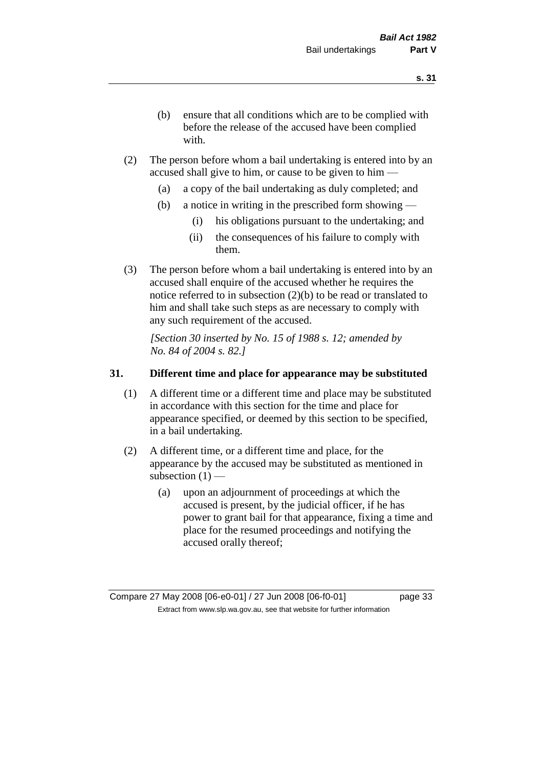(b) ensure that all conditions which are to be complied with before the release of the accused have been complied with.

(2) The person before whom a bail undertaking is entered into by an accused shall give to him, or cause to be given to him —

(a) a copy of the bail undertaking as duly completed; and

(b) a notice in writing in the prescribed form showing —

(i) his obligations pursuant to the undertaking; and

(ii) the consequences of his failure to comply with them.

(3) The person before whom a bail undertaking is entered into by an accused shall enquire of the accused whether he requires the notice referred to in subsection (2)(b) to be read or translated to him and shall take such steps as are necessary to comply with any such requirement of the accused.

*[Section 30 inserted by No. 15 of 1988 s. 12; amended by No. 84 of 2004 s. 82.]*

## 31. Different time and place for appearance may be substituted

(1) A different time or a different time and place may be substituted in accordance with this section for the time and place for appearance specified, or deemed by this section to be specified, in a bail undertaking.

(2) A different time, or a different time and place, for the appearance by the accused may be substituted as mentioned in subsection (1) —

(a) upon an adjournment of proceedings at which the accused is present, by the judicial officer, if he has power to grant bail for that appearance, fixing a time and place for the resumed proceedings and notifying the accused orally thereof;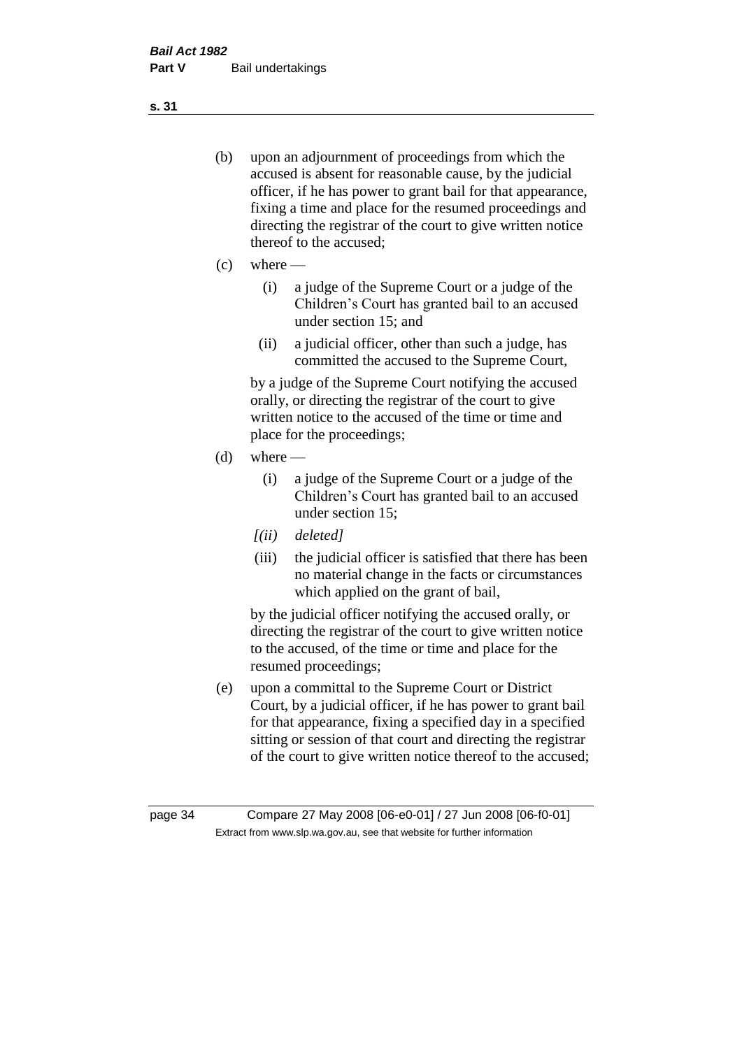(b) upon an adjournment of proceedings from which the accused is absent for reasonable cause, by the judicial officer, if he has power to grant bail for that appearance, fixing a time and place for the resumed proceedings and directing the registrar of the court to give written notice thereof to the accused;

(c) where —

 (i) a judge of the Supreme Court or a judge of the Children's Court has granted bail to an accused under section 15; and

 (ii) a judicial officer, other than such a judge, has committed the accused to the Supreme Court,

 by a judge of the Supreme Court notifying the accused orally, or directing the registrar of the court to give written notice to the accused of the time or time and place for the proceedings;

(d) where —

 (i) a judge of the Supreme Court or a judge of the Children's Court has granted bail to an accused under section 15;

 *[(ii) deleted]*

 (iii) the judicial officer is satisfied that there has been no material change in the facts or circumstances which applied on the grant of bail,

 by the judicial officer notifying the accused orally, or directing the registrar of the court to give written notice to the accused, of the time or time and place for the resumed proceedings;

(e) upon a committal to the Supreme Court or District Court, by a judicial officer, if he has power to grant bail for that appearance, fixing a specified day in a specified sitting or session of that court and directing the registrar of the court to give written notice thereof to the accused;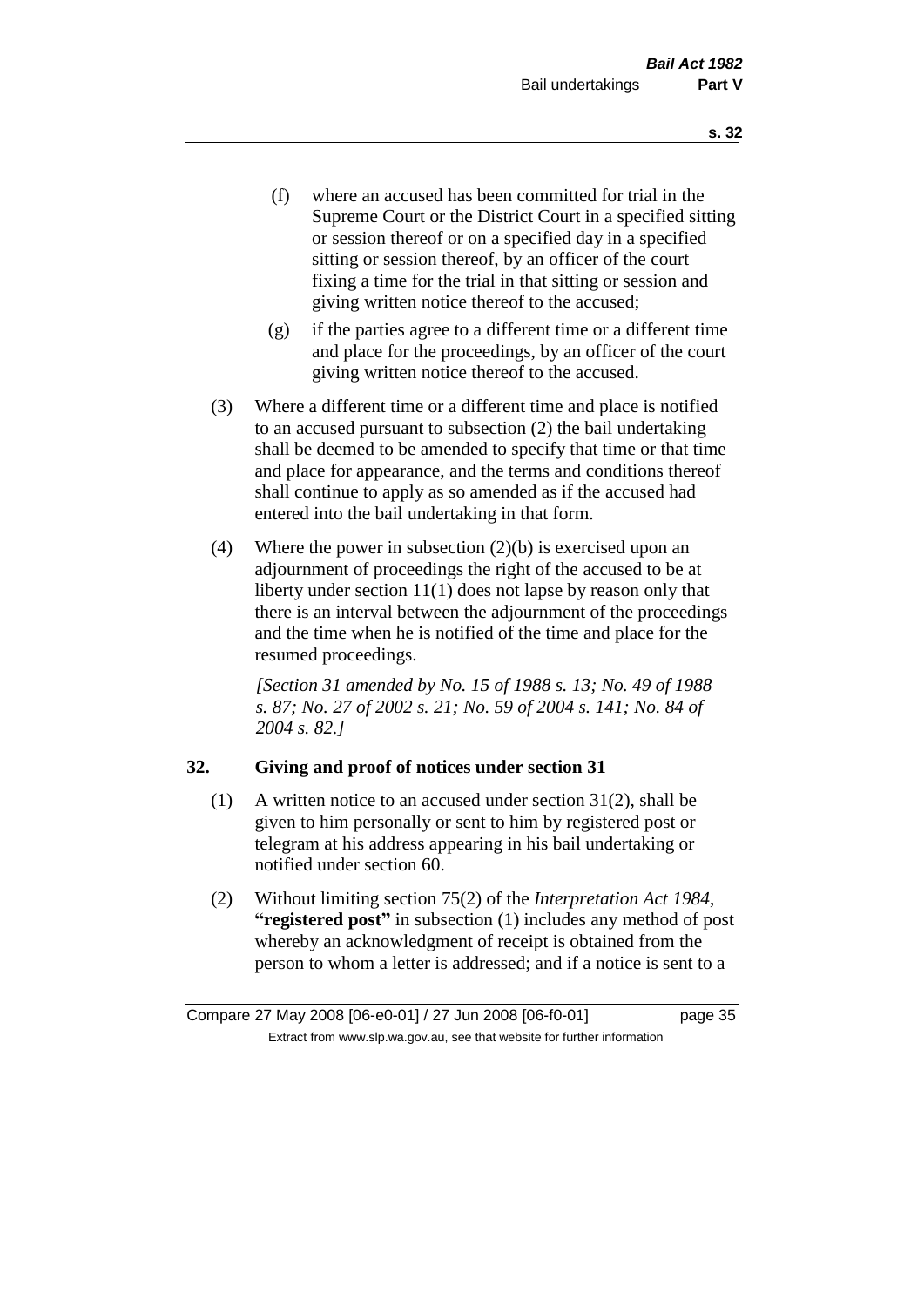(f) where an accused has been committed for trial in the Supreme Court or the District Court in a specified sitting or session thereof or on a specified day in a specified sitting or session thereof, by an officer of the court fixing a time for the trial in that sitting or session and giving written notice thereof to the accused;

(g) if the parties agree to a different time or a different time and place for the proceedings, by an officer of the court giving written notice thereof to the accused.

(3) Where a different time or a different time and place is notified to an accused pursuant to subsection (2) the bail undertaking shall be deemed to be amended to specify that time or that time and place for appearance, and the terms and conditions thereof shall continue to apply as so amended as if the accused had entered into the bail undertaking in that form.

(4) Where the power in subsection (2)(b) is exercised upon an adjournment of proceedings the right of the accused to be at liberty under section 11(1) does not lapse by reason only that there is an interval between the adjournment of the proceedings and the time when he is notified of the time and place for the resumed proceedings.

*[Section 31 amended by No. 15 of 1988 s. 13; No. 49 of 1988 s. 87; No. 27 of 2002 s. 21; No. 59 of 2004 s. 141; No. 84 of 2004 s. 82.]*

## 32. Giving and proof of notices under section 31

(1) A written notice to an accused under section 31(2), shall be given to him personally or sent to him by registered post or telegram at his address appearing in his bail undertaking or notified under section 60.

(2) Without limiting section 75(2) of the *Interpretation Act 1984*, **"registered post"** in subsection (1) includes any method of post whereby an acknowledgment of receipt is obtained from the person to whom a letter is addressed; and if a notice is sent to a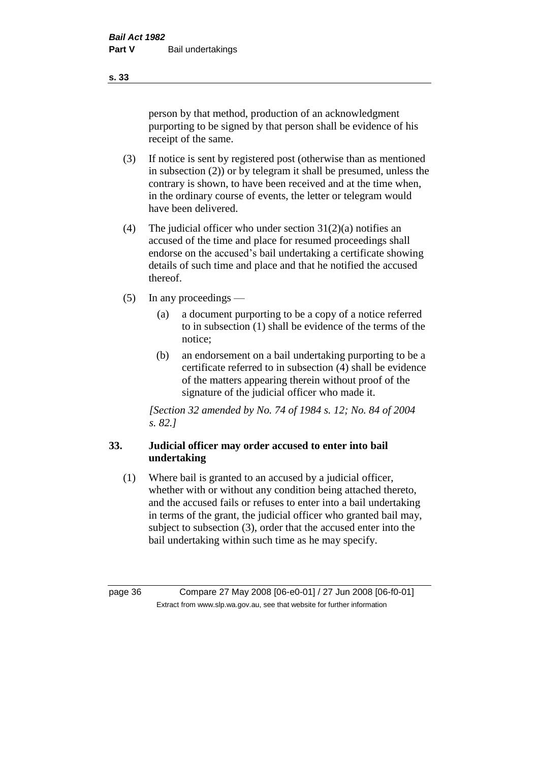person by that method, production of an acknowledgment purporting to be signed by that person shall be evidence of his receipt of the same.

(3) If notice is sent by registered post (otherwise than as mentioned in subsection (2)) or by telegram it shall be presumed, unless the contrary is shown, to have been received and at the time when, in the ordinary course of events, the letter or telegram would have been delivered.

(4) The judicial officer who under section 31(2)(a) notifies an accused of the time and place for resumed proceedings shall endorse on the accused's bail undertaking a certificate showing details of such time and place and that he notified the accused thereof.

(5) In any proceedings —

(a) a document purporting to be a copy of a notice referred to in subsection (1) shall be evidence of the terms of the notice;

(b) an endorsement on a bail undertaking purporting to be a certificate referred to in subsection (4) shall be evidence of the matters appearing therein without proof of the signature of the judicial officer who made it.

*[Section 32 amended by No. 74 of 1984 s. 12; No. 84 of 2004 s. 82.]*

## 33. Judicial officer may order accused to enter into bail undertaking

(1) Where bail is granted to an accused by a judicial officer, whether with or without any condition being attached thereto, and the accused fails or refuses to enter into a bail undertaking in terms of the grant, the judicial officer who granted bail may, subject to subsection (3), order that the accused enter into the bail undertaking within such time as he may specify.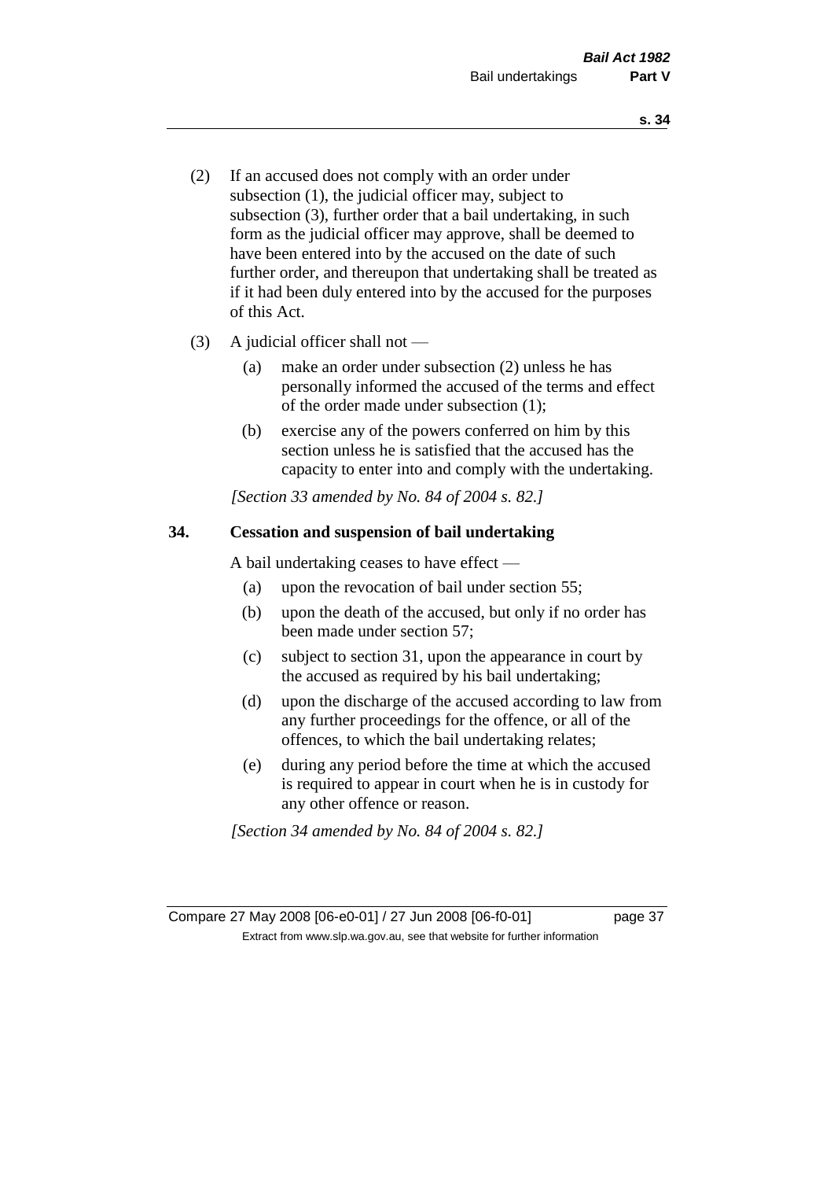(2) If an accused does not comply with an order under subsection (1), the judicial officer may, subject to subsection (3), further order that a bail undertaking, in such form as the judicial officer may approve, shall be deemed to have been entered into by the accused on the date of such further order, and thereupon that undertaking shall be treated as if it had been duly entered into by the accused for the purposes of this Act.

(3) A judicial officer shall not —

(a) make an order under subsection (2) unless he has personally informed the accused of the terms and effect of the order made under subsection (1);

(b) exercise any of the powers conferred on him by this section unless he is satisfied that the accused has the capacity to enter into and comply with the undertaking.

*[Section 33 amended by No. 84 of 2004 s. 82.]*

## 34. Cessation and suspension of bail undertaking

A bail undertaking ceases to have effect —

(a) upon the revocation of bail under section 55;

(b) upon the death of the accused, but only if no order has been made under section 57;

(c) subject to section 31, upon the appearance in court by the accused as required by his bail undertaking;

(d) upon the discharge of the accused according to law from any further proceedings for the offence, or all of the offences, to which the bail undertaking relates;

(e) during any period before the time at which the accused is required to appear in court when he is in custody for any other offence or reason.

*[Section 34 amended by No. 84 of 2004 s. 82.]*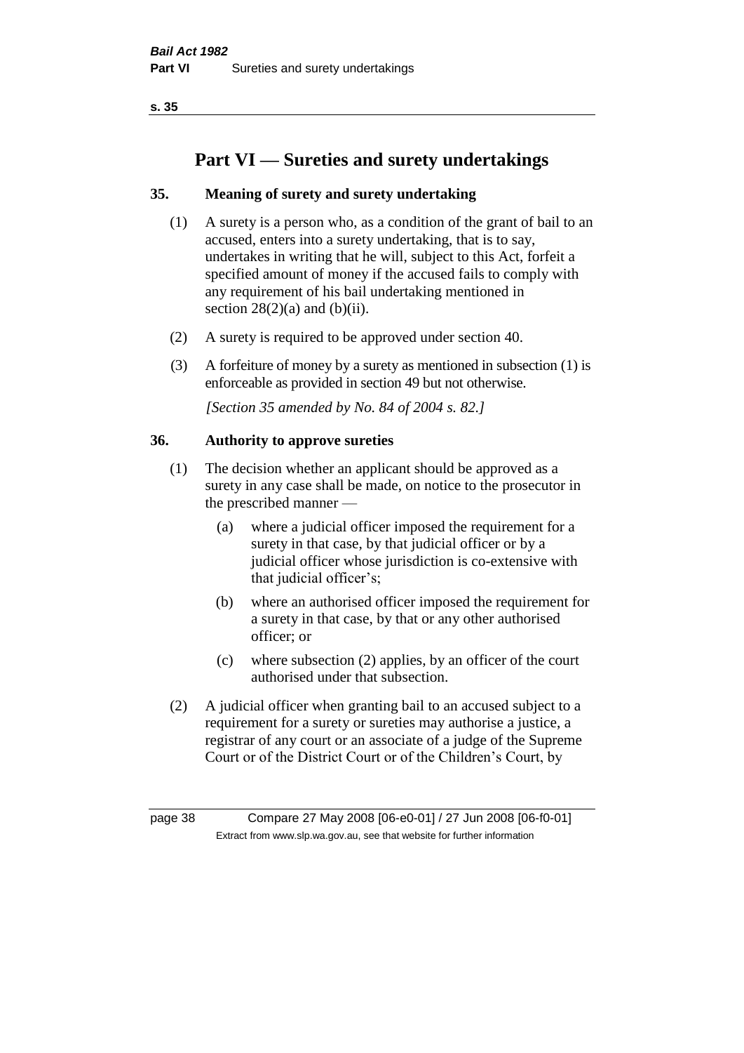# Part VI — Sureties and surety undertakings

## 35. Meaning of surety and surety undertaking

(1) A surety is a person who, as a condition of the grant of bail to an accused, enters into a surety undertaking, that is to say, undertakes in writing that he will, subject to this Act, forfeit a specified amount of money if the accused fails to comply with any requirement of his bail undertaking mentioned in section 28(2)(a) and (b)(ii).

(2) A surety is required to be approved under section 40.

(3) A forfeiture of money by a surety as mentioned in subsection (1) is enforceable as provided in section 49 but not otherwise.

*[Section 35 amended by No. 84 of 2004 s. 82.]*

## 36. Authority to approve sureties

(1) The decision whether an applicant should be approved as a surety in any case shall be made, on notice to the prosecutor in the prescribed manner —

- (a) where a judicial officer imposed the requirement for a surety in that case, by that judicial officer or by a judicial officer whose jurisdiction is co-extensive with that judicial officer's;
- (b) where an authorised officer imposed the requirement for a surety in that case, by that or any other authorised officer; or
- (c) where subsection (2) applies, by an officer of the court authorised under that subsection.

(2) A judicial officer when granting bail to an accused subject to a requirement for a surety or sureties may authorise a justice, a registrar of any court or an associate of a judge of the Supreme Court or of the District Court or of the Children's Court, by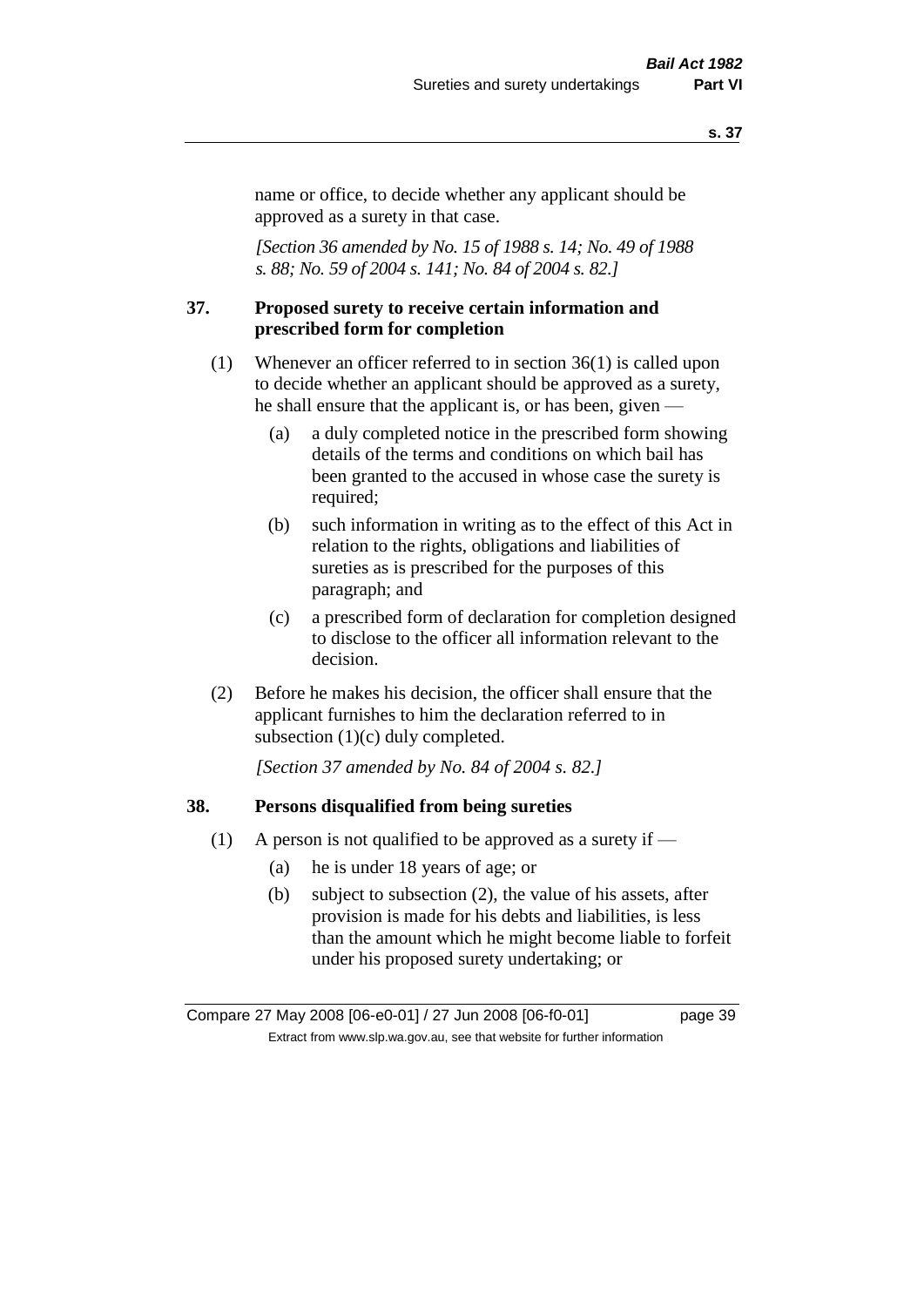name or office, to decide whether any applicant should be approved as a surety in that case.

*[Section 36 amended by No. 15 of 1988 s. 14; No. 49 of 1988 s. 88; No. 59 of 2004 s. 141; No. 84 of 2004 s. 82.]*

## 37. Proposed surety to receive certain information and prescribed form for completion

(1) Whenever an officer referred to in section 36(1) is called upon to decide whether an applicant should be approved as a surety, he shall ensure that the applicant is, or has been, given —

- (a) a duly completed notice in the prescribed form showing details of the terms and conditions on which bail has been granted to the accused in whose case the surety is required;
- (b) such information in writing as to the effect of this Act in relation to the rights, obligations and liabilities of sureties as is prescribed for the purposes of this paragraph; and
- (c) a prescribed form of declaration for completion designed to disclose to the officer all information relevant to the decision.

(2) Before he makes his decision, the officer shall ensure that the applicant furnishes to him the declaration referred to in subsection (1)(c) duly completed.

*[Section 37 amended by No. 84 of 2004 s. 82.]*

## 38. Persons disqualified from being sureties

(1) A person is not qualified to be approved as a surety if —

- (a) he is under 18 years of age; or
- (b) subject to subsection (2), the value of his assets, after provision is made for his debts and liabilities, is less than the amount which he might become liable to forfeit under his proposed surety undertaking; or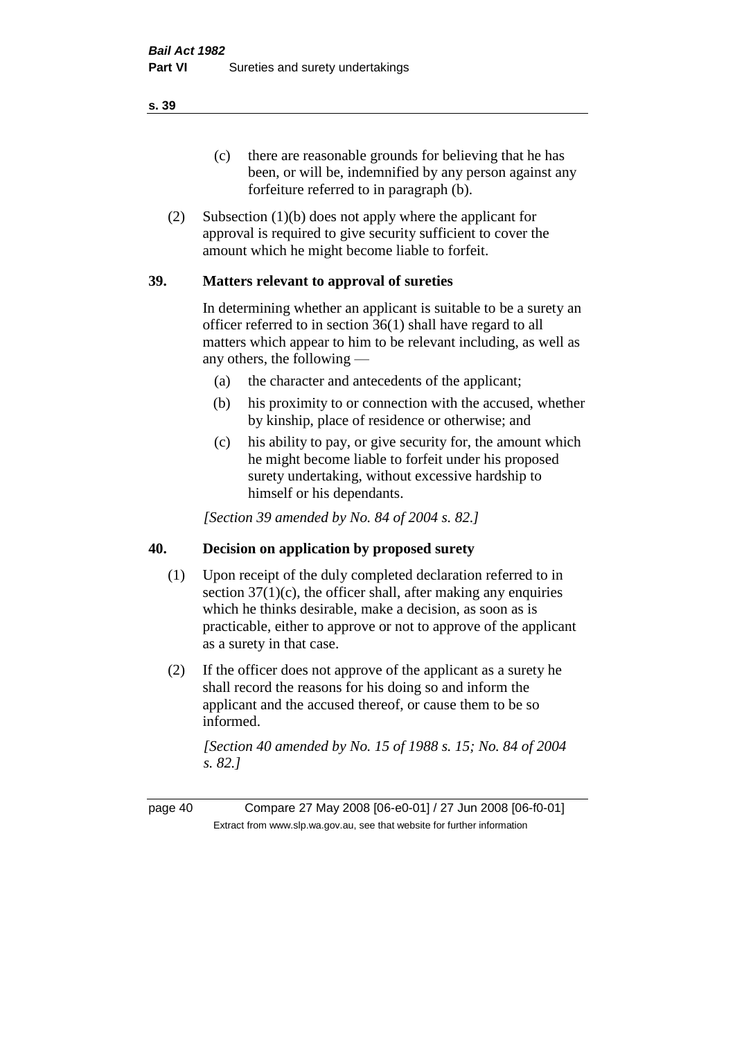(c) there are reasonable grounds for believing that he has been, or will be, indemnified by any person against any forfeiture referred to in paragraph (b).

(2) Subsection (1)(b) does not apply where the applicant for approval is required to give security sufficient to cover the amount which he might become liable to forfeit.

## 39. Matters relevant to approval of sureties

In determining whether an applicant is suitable to be a surety an officer referred to in section 36(1) shall have regard to all matters which appear to him to be relevant including, as well as any others, the following —

(a) the character and antecedents of the applicant;

(b) his proximity to or connection with the accused, whether by kinship, place of residence or otherwise; and

(c) his ability to pay, or give security for, the amount which he might become liable to forfeit under his proposed surety undertaking, without excessive hardship to himself or his dependants.

*[Section 39 amended by No. 84 of 2004 s. 82.]*

## 40. Decision on application by proposed surety

(1) Upon receipt of the duly completed declaration referred to in section 37(1)(c), the officer shall, after making any enquiries which he thinks desirable, make a decision, as soon as is practicable, either to approve or not to approve of the applicant as a surety in that case.

(2) If the officer does not approve of the applicant as a surety he shall record the reasons for his doing so and inform the applicant and the accused thereof, or cause them to be so informed.

*[Section 40 amended by No. 15 of 1988 s. 15; No. 84 of 2004 s. 82.]*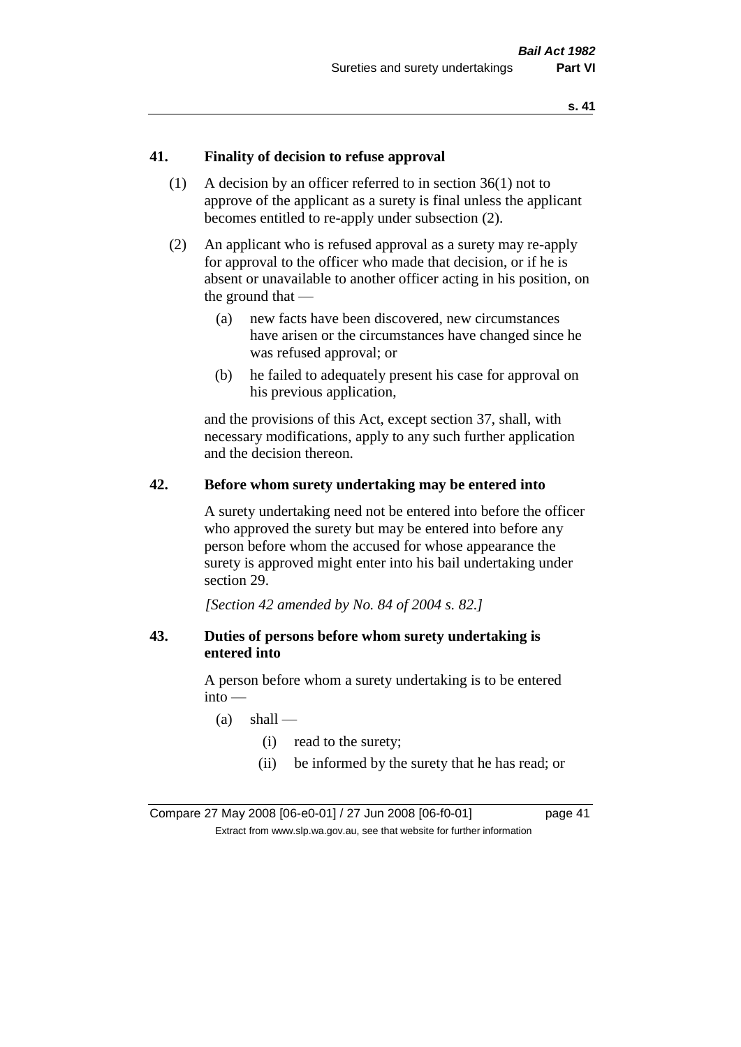**41. Finality of decision to refuse approval**

(1) A decision by an officer referred to in section 36(1) not to approve of the applicant as a surety is final unless the applicant becomes entitled to re-apply under subsection (2).

(2) An applicant who is refused approval as a surety may re-apply for approval to the officer who made that decision, or if he is absent or unavailable to another officer acting in his position, on the ground that —

(a) new facts have been discovered, new circumstances have arisen or the circumstances have changed since he was refused approval; or

(b) he failed to adequately present his case for approval on his previous application,

and the provisions of this Act, except section 37, shall, with necessary modifications, apply to any such further application and the decision thereon.

**42. Before whom surety undertaking may be entered into**

A surety undertaking need not be entered into before the officer who approved the surety but may be entered into before any person before whom the accused for whose appearance the surety is approved might enter into his bail undertaking under section 29.

*[Section 42 amended by No. 84 of 2004 s. 82.]*

**43. Duties of persons before whom surety undertaking is entered into**

A person before whom a surety undertaking is to be entered into —

(a) shall —

(i) read to the surety;

(ii) be informed by the surety that he has read; or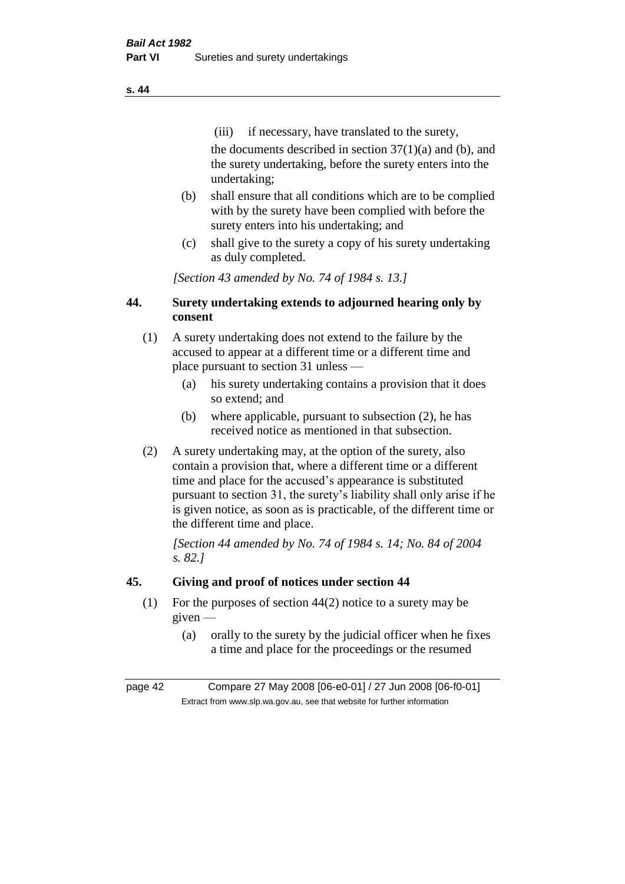(iii) if necessary, have translated to the surety,

the documents described in section 37(1)(a) and (b), and the surety undertaking, before the surety enters into the undertaking;

(b) shall ensure that all conditions which are to be complied with by the surety have been complied with before the surety enters into his undertaking; and

(c) shall give to the surety a copy of his surety undertaking as duly completed.

*[Section 43 amended by No. 74 of 1984 s. 13.]*

## 44. Surety undertaking extends to adjourned hearing only by consent

(1) A surety undertaking does not extend to the failure by the accused to appear at a different time or a different time and place pursuant to section 31 unless —

(a) his surety undertaking contains a provision that it does so extend; and

(b) where applicable, pursuant to subsection (2), he has received notice as mentioned in that subsection.

(2) A surety undertaking may, at the option of the surety, also contain a provision that, where a different time or a different time and place for the accused's appearance is substituted pursuant to section 31, the surety's liability shall only arise if he is given notice, as soon as is practicable, of the different time or the different time and place.

*[Section 44 amended by No. 74 of 1984 s. 14; No. 84 of 2004 s. 82.]*

## 45. Giving and proof of notices under section 44

(1) For the purposes of section 44(2) notice to a surety may be given —

(a) orally to the surety by the judicial officer when he fixes a time and place for the proceedings or the resumed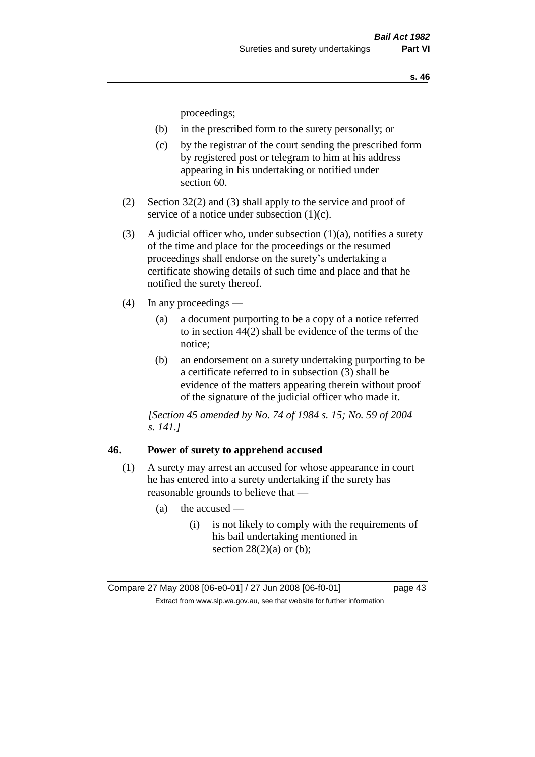proceedings;

- (b) in the prescribed form to the surety personally; or
- (c) by the registrar of the court sending the prescribed form by registered post or telegram to him at his address appearing in his undertaking or notified under section 60.

(2) Section 32(2) and (3) shall apply to the service and proof of service of a notice under subsection (1)(c).

(3) A judicial officer who, under subsection (1)(a), notifies a surety of the time and place for the proceedings or the resumed proceedings shall endorse on the surety's undertaking a certificate showing details of such time and place and that he notified the surety thereof.

(4) In any proceedings —

- (a) a document purporting to be a copy of a notice referred to in section 44(2) shall be evidence of the terms of the notice;
- (b) an endorsement on a surety undertaking purporting to be a certificate referred to in subsection (3) shall be evidence of the matters appearing therein without proof of the signature of the judicial officer who made it.

*[Section 45 amended by No. 74 of 1984 s. 15; No. 59 of 2004 s. 141.]*

## 46. Power of surety to apprehend accused

(1) A surety may arrest an accused for whose appearance in court he has entered into a surety undertaking if the surety has reasonable grounds to believe that —

- (a) the accused —
  - (i) is not likely to comply with the requirements of his bail undertaking mentioned in section 28(2)(a) or (b);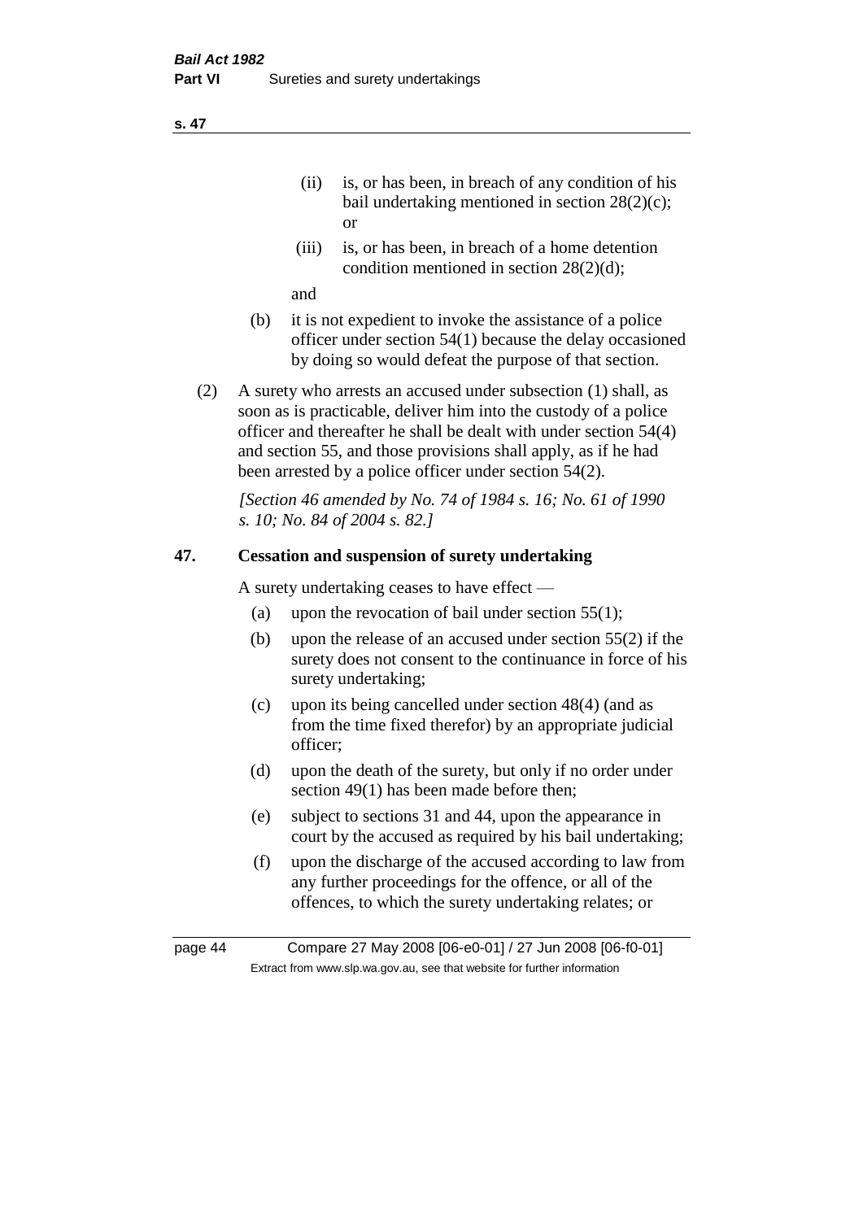(ii) is, or has been, in breach of any condition of his bail undertaking mentioned in section 28(2)(c); or

(iii) is, or has been, in breach of a home detention condition mentioned in section 28(2)(d);

and

(b) it is not expedient to invoke the assistance of a police officer under section 54(1) because the delay occasioned by doing so would defeat the purpose of that section.

(2) A surety who arrests an accused under subsection (1) shall, as soon as is practicable, deliver him into the custody of a police officer and thereafter he shall be dealt with under section 54(4) and section 55, and those provisions shall apply, as if he had been arrested by a police officer under section 54(2).

*[Section 46 amended by No. 74 of 1984 s. 16; No. 61 of 1990 s. 10; No. 84 of 2004 s. 82.]*

## 47. Cessation and suspension of surety undertaking

A surety undertaking ceases to have effect —

(a) upon the revocation of bail under section 55(1);

(b) upon the release of an accused under section 55(2) if the surety does not consent to the continuance in force of his surety undertaking;

(c) upon its being cancelled under section 48(4) (and as from the time fixed therefor) by an appropriate judicial officer;

(d) upon the death of the surety, but only if no order under section 49(1) has been made before then;

(e) subject to sections 31 and 44, upon the appearance in court by the accused as required by his bail undertaking;

(f) upon the discharge of the accused according to law from any further proceedings for the offence, or all of the offences, to which the surety undertaking relates; or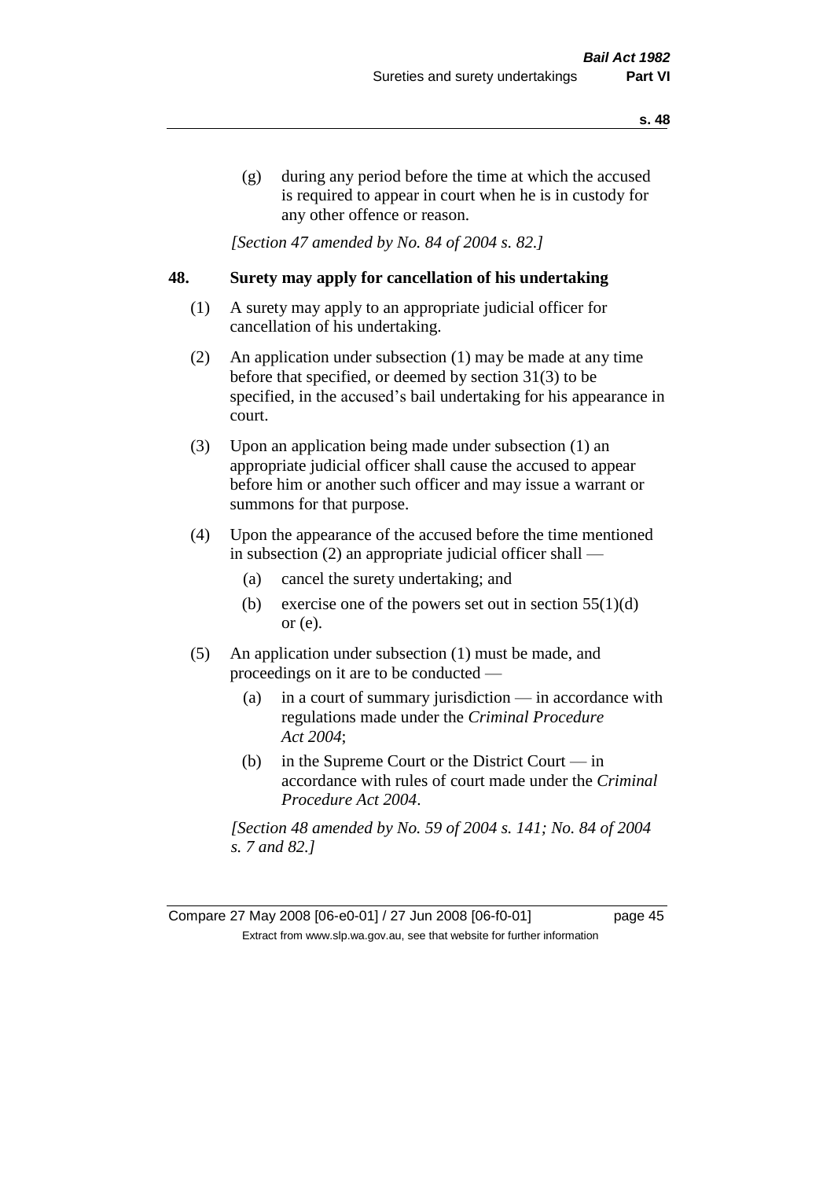(g) during any period before the time at which the accused is required to appear in court when he is in custody for any other offence or reason.

*[Section 47 amended by No. 84 of 2004 s. 82.]*

## 48. Surety may apply for cancellation of his undertaking

(1) A surety may apply to an appropriate judicial officer for cancellation of his undertaking.

(2) An application under subsection (1) may be made at any time before that specified, or deemed by section 31(3) to be specified, in the accused's bail undertaking for his appearance in court.

(3) Upon an application being made under subsection (1) an appropriate judicial officer shall cause the accused to appear before him or another such officer and may issue a warrant or summons for that purpose.

(4) Upon the appearance of the accused before the time mentioned in subsection (2) an appropriate judicial officer shall —

(a) cancel the surety undertaking; and

(b) exercise one of the powers set out in section 55(1)(d) or (e).

(5) An application under subsection (1) must be made, and proceedings on it are to be conducted —

(a) in a court of summary jurisdiction — in accordance with regulations made under the *Criminal Procedure Act 2004*;

(b) in the Supreme Court or the District Court — in accordance with rules of court made under the *Criminal Procedure Act 2004*.

*[Section 48 amended by No. 59 of 2004 s. 141; No. 84 of 2004 s. 7 and 82.]*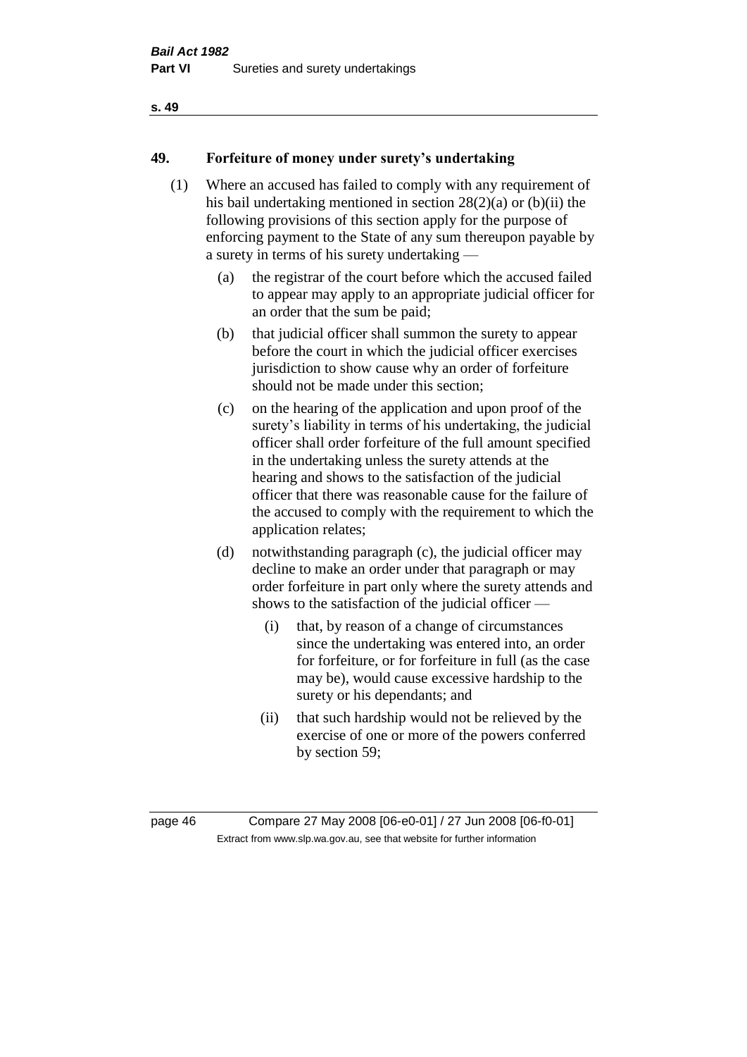## 49. Forfeiture of money under surety's undertaking

(1) Where an accused has failed to comply with any requirement of his bail undertaking mentioned in section 28(2)(a) or (b)(ii) the following provisions of this section apply for the purpose of enforcing payment to the State of any sum thereupon payable by a surety in terms of his surety undertaking —

  (a) the registrar of the court before which the accused failed to appear may apply to an appropriate judicial officer for an order that the sum be paid;

  (b) that judicial officer shall summon the surety to appear before the court in which the judicial officer exercises jurisdiction to show cause why an order of forfeiture should not be made under this section;

  (c) on the hearing of the application and upon proof of the surety's liability in terms of his undertaking, the judicial officer shall order forfeiture of the full amount specified in the undertaking unless the surety attends at the hearing and shows to the satisfaction of the judicial officer that there was reasonable cause for the failure of the accused to comply with the requirement to which the application relates;

  (d) notwithstanding paragraph (c), the judicial officer may decline to make an order under that paragraph or may order forfeiture in part only where the surety attends and shows to the satisfaction of the judicial officer —

    (i) that, by reason of a change of circumstances since the undertaking was entered into, an order for forfeiture, or for forfeiture in full (as the case may be), would cause excessive hardship to the surety or his dependants; and

    (ii) that such hardship would not be relieved by the exercise of one or more of the powers conferred by section 59;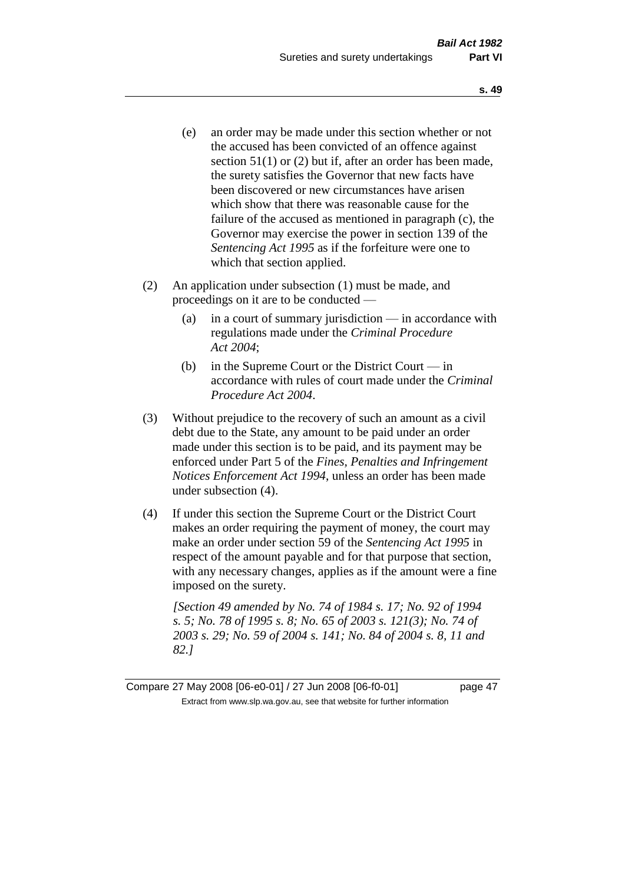(e) an order may be made under this section whether or not the accused has been convicted of an offence against section 51(1) or (2) but if, after an order has been made, the surety satisfies the Governor that new facts have been discovered or new circumstances have arisen which show that there was reasonable cause for the failure of the accused as mentioned in paragraph (c), the Governor may exercise the power in section 139 of the *Sentencing Act 1995* as if the forfeiture were one to which that section applied.

(2) An application under subsection (1) must be made, and proceedings on it are to be conducted —

(a) in a court of summary jurisdiction — in accordance with regulations made under the *Criminal Procedure Act 2004*;

(b) in the Supreme Court or the District Court — in accordance with rules of court made under the *Criminal Procedure Act 2004*.

(3) Without prejudice to the recovery of such an amount as a civil debt due to the State, any amount to be paid under an order made under this section is to be paid, and its payment may be enforced under Part 5 of the *Fines, Penalties and Infringement Notices Enforcement Act 1994*, unless an order has been made under subsection (4).

(4) If under this section the Supreme Court or the District Court makes an order requiring the payment of money, the court may make an order under section 59 of the *Sentencing Act 1995* in respect of the amount payable and for that purpose that section, with any necessary changes, applies as if the amount were a fine imposed on the surety.

*[Section 49 amended by No. 74 of 1984 s. 17; No. 92 of 1994 s. 5; No. 78 of 1995 s. 8; No. 65 of 2003 s. 121(3); No. 74 of 2003 s. 29; No. 59 of 2004 s. 141; No. 84 of 2004 s. 8, 11 and 82.]*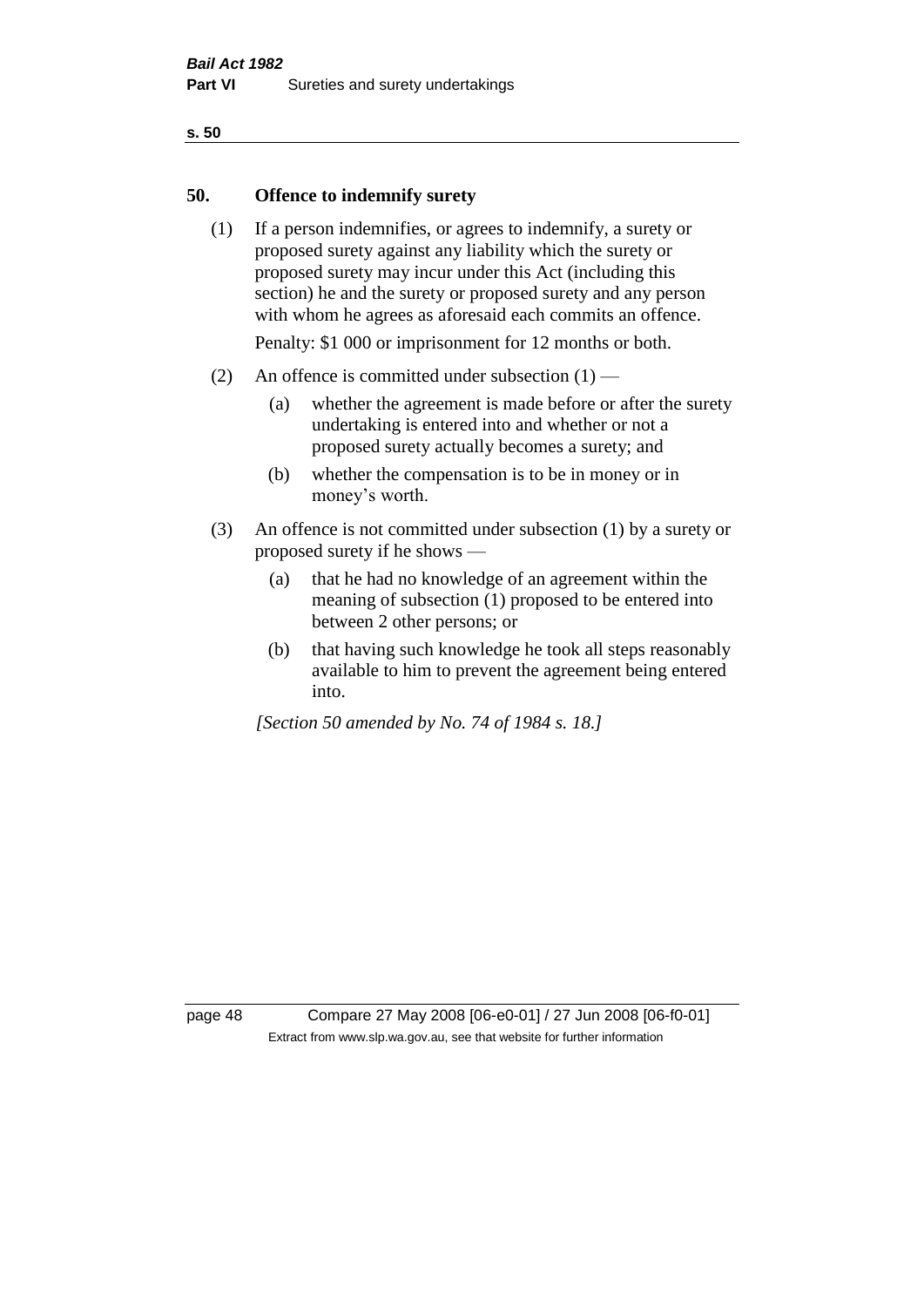## 50. Offence to indemnify surety

(1) If a person indemnifies, or agrees to indemnify, a surety or proposed surety against any liability which the surety or proposed surety may incur under this Act (including this section) he and the surety or proposed surety and any person with whom he agrees as aforesaid each commits an offence.

Penalty: $1 000 or imprisonment for 12 months or both.

(2) An offence is committed under subsection (1) —

(a) whether the agreement is made before or after the surety undertaking is entered into and whether or not a proposed surety actually becomes a surety; and

(b) whether the compensation is to be in money or in money's worth.

(3) An offence is not committed under subsection (1) by a surety or proposed surety if he shows —

(a) that he had no knowledge of an agreement within the meaning of subsection (1) proposed to be entered into between 2 other persons; or

(b) that having such knowledge he took all steps reasonably available to him to prevent the agreement being entered into.

*[Section 50 amended by No. 74 of 1984 s. 18.]*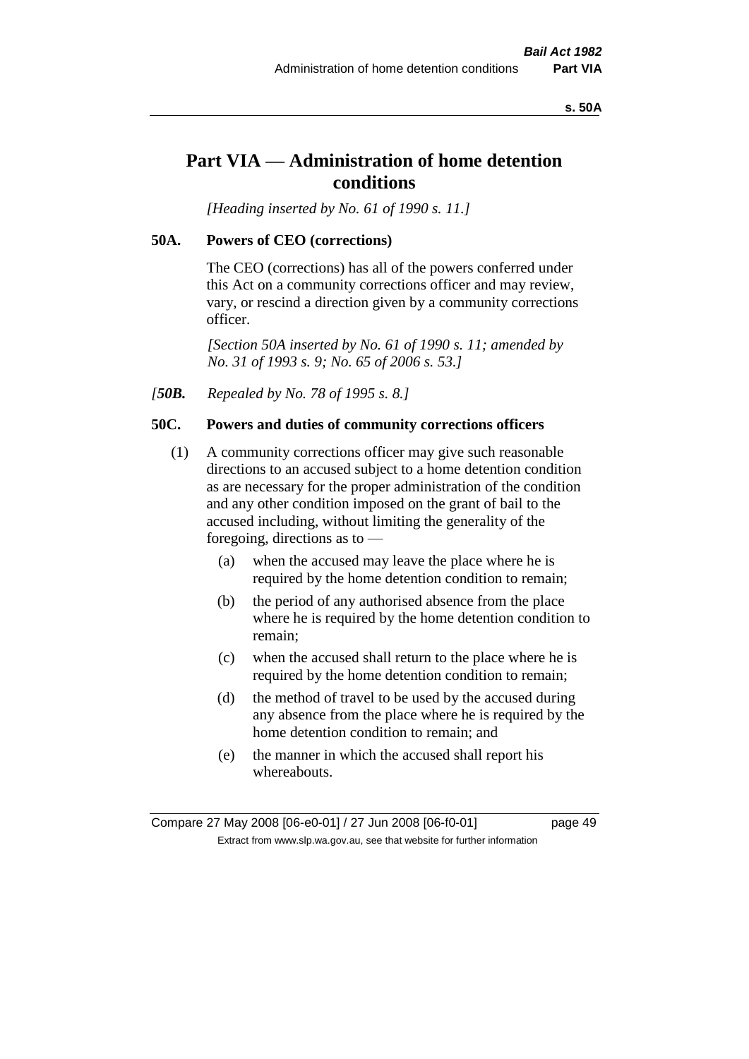# Part VIA — Administration of home detention conditions

*[Heading inserted by No. 61 of 1990 s. 11.]*

### 50A. Powers of CEO (corrections)

The CEO (corrections) has all of the powers conferred under this Act on a community corrections officer and may review, vary, or rescind a direction given by a community corrections officer.

*[Section 50A inserted by No. 61 of 1990 s. 11; amended by No. 31 of 1993 s. 9; No. 65 of 2006 s. 53.]*

*[**50B.** Repealed by No. 78 of 1995 s. 8.]*

### 50C. Powers and duties of community corrections officers

(1) A community corrections officer may give such reasonable directions to an accused subject to a home detention condition as are necessary for the proper administration of the condition and any other condition imposed on the grant of bail to the accused including, without limiting the generality of the foregoing, directions as to —

- (a) when the accused may leave the place where he is required by the home detention condition to remain;
- (b) the period of any authorised absence from the place where he is required by the home detention condition to remain;
- (c) when the accused shall return to the place where he is required by the home detention condition to remain;
- (d) the method of travel to be used by the accused during any absence from the place where he is required by the home detention condition to remain; and
- (e) the manner in which the accused shall report his whereabouts.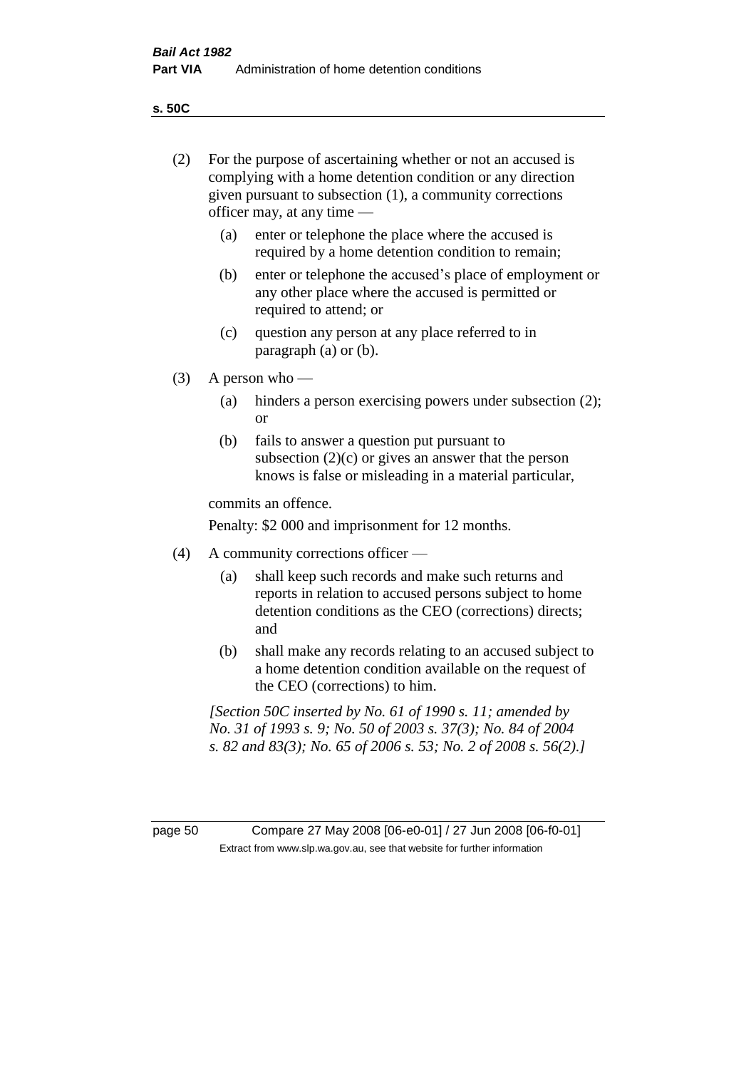(2) For the purpose of ascertaining whether or not an accused is complying with a home detention condition or any direction given pursuant to subsection (1), a community corrections officer may, at any time —

  (a) enter or telephone the place where the accused is required by a home detention condition to remain;

  (b) enter or telephone the accused's place of employment or any other place where the accused is permitted or required to attend; or

  (c) question any person at any place referred to in paragraph (a) or (b).

(3) A person who —

  (a) hinders a person exercising powers under subsection (2); or

  (b) fails to answer a question put pursuant to subsection (2)(c) or gives an answer that the person knows is false or misleading in a material particular,

commits an offence.

Penalty: $2 000 and imprisonment for 12 months.

(4) A community corrections officer —

  (a) shall keep such records and make such returns and reports in relation to accused persons subject to home detention conditions as the CEO (corrections) directs; and

  (b) shall make any records relating to an accused subject to a home detention condition available on the request of the CEO (corrections) to him.

*[Section 50C inserted by No. 61 of 1990 s. 11; amended by No. 31 of 1993 s. 9; No. 50 of 2003 s. 37(3); No. 84 of 2004 s. 82 and 83(3); No. 65 of 2006 s. 53; No. 2 of 2008 s. 56(2).]*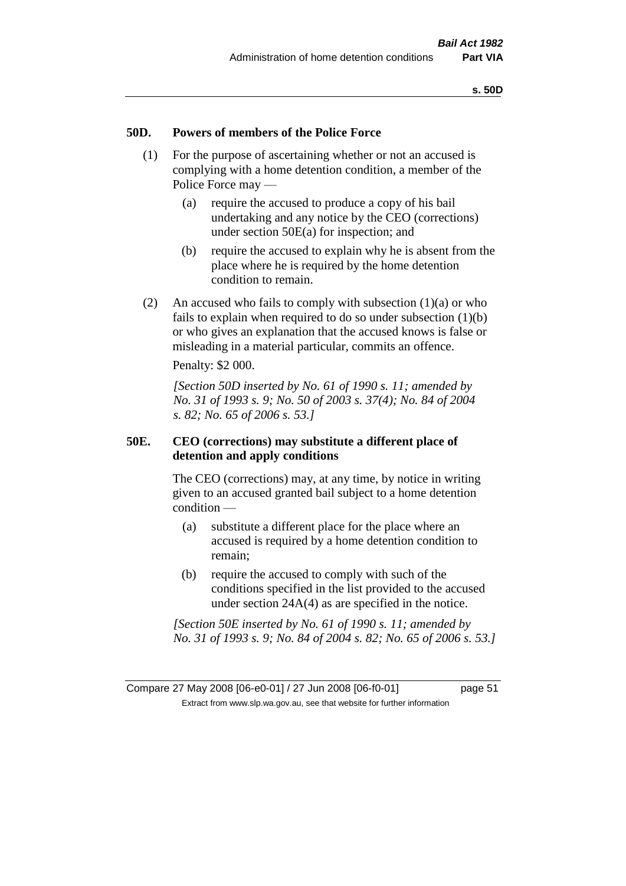## 50D. Powers of members of the Police Force

(1) For the purpose of ascertaining whether or not an accused is complying with a home detention condition, a member of the Police Force may —

- (a) require the accused to produce a copy of his bail undertaking and any notice by the CEO (corrections) under section 50E(a) for inspection; and
- (b) require the accused to explain why he is absent from the place where he is required by the home detention condition to remain.

(2) An accused who fails to comply with subsection (1)(a) or who fails to explain when required to do so under subsection (1)(b) or who gives an explanation that the accused knows is false or misleading in a material particular, commits an offence.

Penalty: $2 000.

*[Section 50D inserted by No. 61 of 1990 s. 11; amended by No. 31 of 1993 s. 9; No. 50 of 2003 s. 37(4); No. 84 of 2004 s. 82; No. 65 of 2006 s. 53.]*

## 50E. CEO (corrections) may substitute a different place of detention and apply conditions

The CEO (corrections) may, at any time, by notice in writing given to an accused granted bail subject to a home detention condition —

- (a) substitute a different place for the place where an accused is required by a home detention condition to remain;
- (b) require the accused to comply with such of the conditions specified in the list provided to the accused under section 24A(4) as are specified in the notice.

*[Section 50E inserted by No. 61 of 1990 s. 11; amended by No. 31 of 1993 s. 9; No. 84 of 2004 s. 82; No. 65 of 2006 s. 53.]*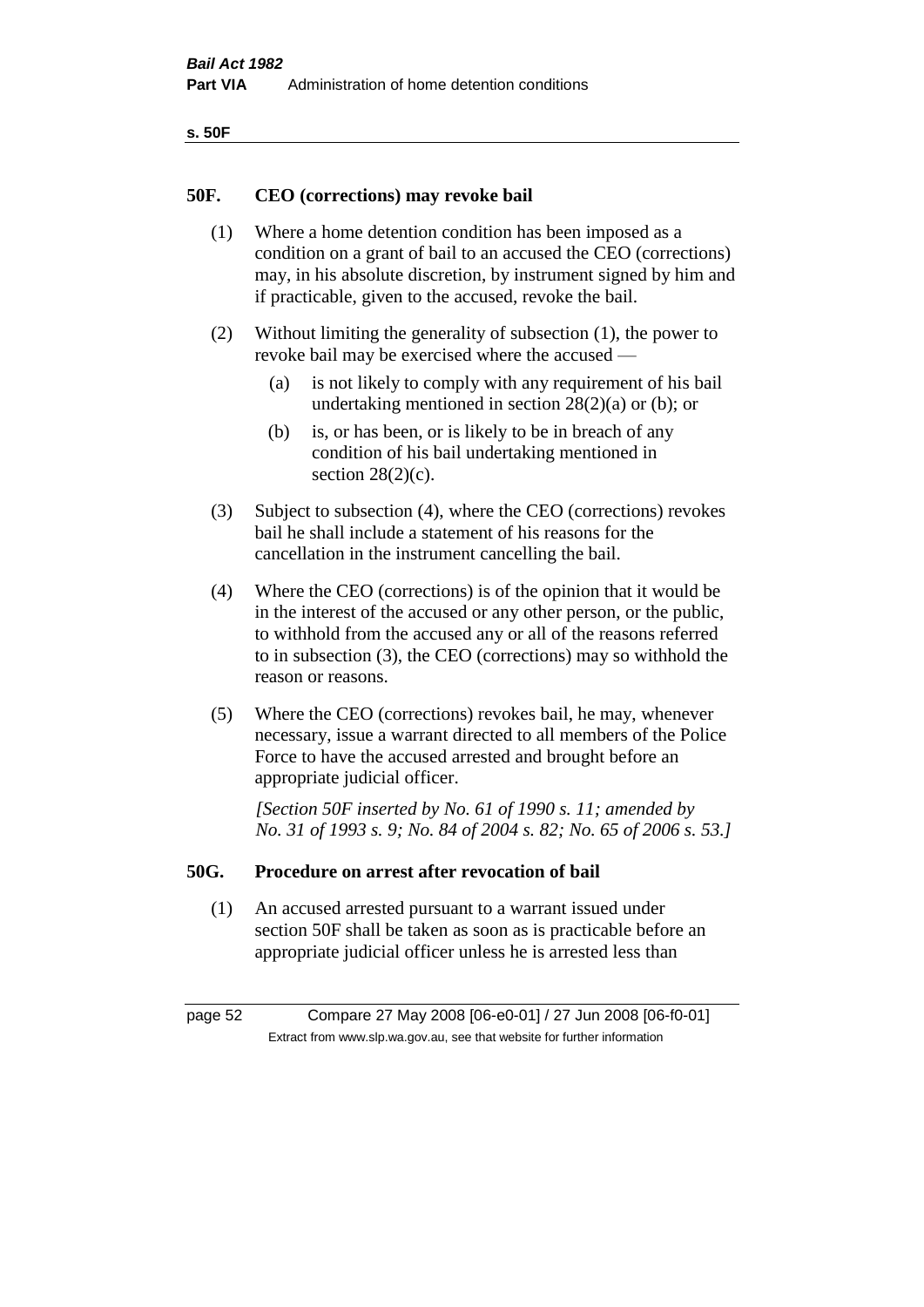## 50F. CEO (corrections) may revoke bail

(1) Where a home detention condition has been imposed as a condition on a grant of bail to an accused the CEO (corrections) may, in his absolute discretion, by instrument signed by him and if practicable, given to the accused, revoke the bail.

(2) Without limiting the generality of subsection (1), the power to revoke bail may be exercised where the accused —

- (a) is not likely to comply with any requirement of his bail undertaking mentioned in section 28(2)(a) or (b); or
- (b) is, or has been, or is likely to be in breach of any condition of his bail undertaking mentioned in section 28(2)(c).

(3) Subject to subsection (4), where the CEO (corrections) revokes bail he shall include a statement of his reasons for the cancellation in the instrument cancelling the bail.

(4) Where the CEO (corrections) is of the opinion that it would be in the interest of the accused or any other person, or the public, to withhold from the accused any or all of the reasons referred to in subsection (3), the CEO (corrections) may so withhold the reason or reasons.

(5) Where the CEO (corrections) revokes bail, he may, whenever necessary, issue a warrant directed to all members of the Police Force to have the accused arrested and brought before an appropriate judicial officer.

*[Section 50F inserted by No. 61 of 1990 s. 11; amended by No. 31 of 1993 s. 9; No. 84 of 2004 s. 82; No. 65 of 2006 s. 53.]*

## 50G. Procedure on arrest after revocation of bail

(1) An accused arrested pursuant to a warrant issued under section 50F shall be taken as soon as is practicable before an appropriate judicial officer unless he is arrested less than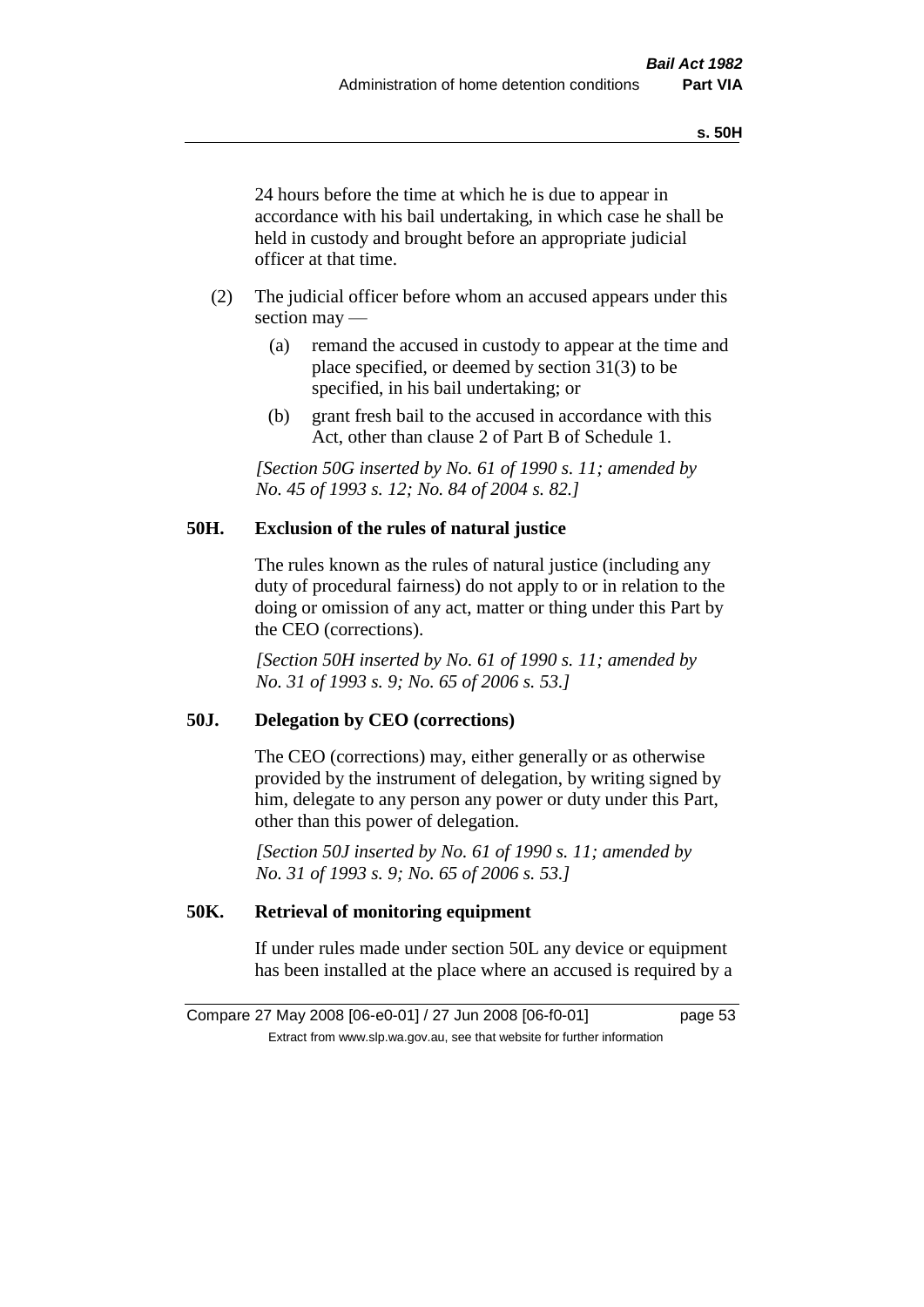24 hours before the time at which he is due to appear in accordance with his bail undertaking, in which case he shall be held in custody and brought before an appropriate judicial officer at that time.

(2) The judicial officer before whom an accused appears under this section may —

(a) remand the accused in custody to appear at the time and place specified, or deemed by section 31(3) to be specified, in his bail undertaking; or

(b) grant fresh bail to the accused in accordance with this Act, other than clause 2 of Part B of Schedule 1.

*[Section 50G inserted by No. 61 of 1990 s. 11; amended by No. 45 of 1993 s. 12; No. 84 of 2004 s. 82.]*

### 50H. Exclusion of the rules of natural justice

The rules known as the rules of natural justice (including any duty of procedural fairness) do not apply to or in relation to the doing or omission of any act, matter or thing under this Part by the CEO (corrections).

*[Section 50H inserted by No. 61 of 1990 s. 11; amended by No. 31 of 1993 s. 9; No. 65 of 2006 s. 53.]*

### 50J. Delegation by CEO (corrections)

The CEO (corrections) may, either generally or as otherwise provided by the instrument of delegation, by writing signed by him, delegate to any person any power or duty under this Part, other than this power of delegation.

*[Section 50J inserted by No. 61 of 1990 s. 11; amended by No. 31 of 1993 s. 9; No. 65 of 2006 s. 53.]*

### 50K. Retrieval of monitoring equipment

If under rules made under section 50L any device or equipment has been installed at the place where an accused is required by a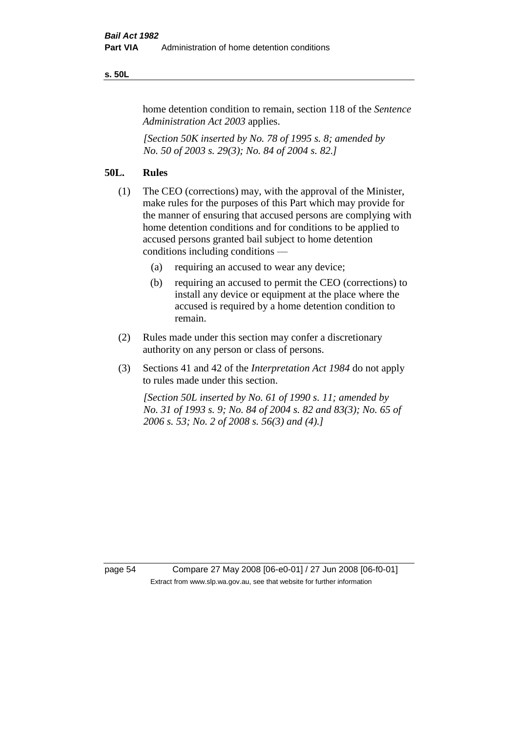home detention condition to remain, section 118 of the *Sentence Administration Act 2003* applies.

*[Section 50K inserted by No. 78 of 1995 s. 8; amended by No. 50 of 2003 s. 29(3); No. 84 of 2004 s. 82.]*

## 50L. Rules

(1) The CEO (corrections) may, with the approval of the Minister, make rules for the purposes of this Part which may provide for the manner of ensuring that accused persons are complying with home detention conditions and for conditions to be applied to accused persons granted bail subject to home detention conditions including conditions —

- (a) requiring an accused to wear any device;
- (b) requiring an accused to permit the CEO (corrections) to install any device or equipment at the place where the accused is required by a home detention condition to remain.

(2) Rules made under this section may confer a discretionary authority on any person or class of persons.

(3) Sections 41 and 42 of the *Interpretation Act 1984* do not apply to rules made under this section.

*[Section 50L inserted by No. 61 of 1990 s. 11; amended by No. 31 of 1993 s. 9; No. 84 of 2004 s. 82 and 83(3); No. 65 of 2006 s. 53; No. 2 of 2008 s. 56(3) and (4).]*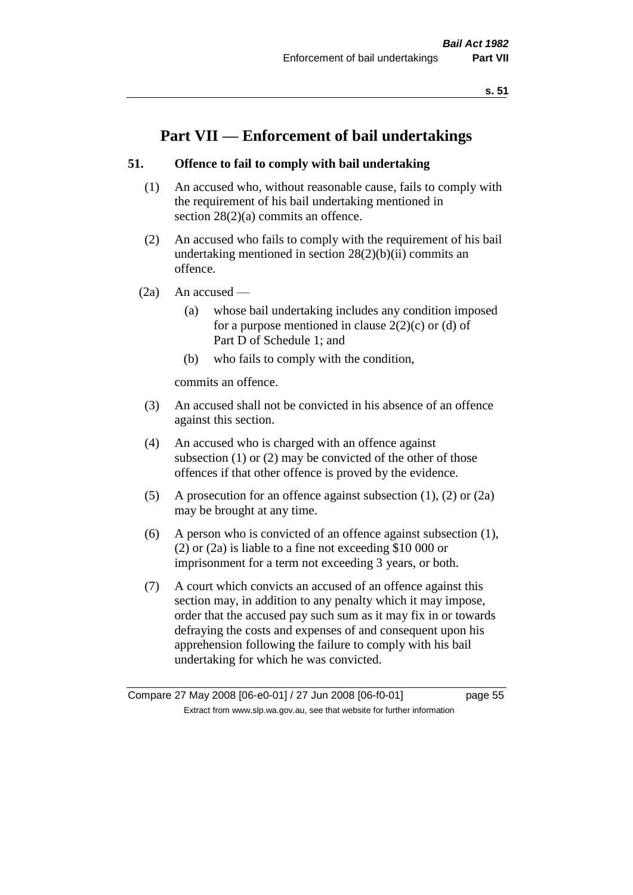# Part VII — Enforcement of bail undertakings

## 51. Offence to fail to comply with bail undertaking

(1) An accused who, without reasonable cause, fails to comply with the requirement of his bail undertaking mentioned in section 28(2)(a) commits an offence.

(2) An accused who fails to comply with the requirement of his bail undertaking mentioned in section 28(2)(b)(ii) commits an offence.

(2a) An accused —

(a) whose bail undertaking includes any condition imposed for a purpose mentioned in clause 2(2)(c) or (d) of Part D of Schedule 1; and

(b) who fails to comply with the condition,

commits an offence.

(3) An accused shall not be convicted in his absence of an offence against this section.

(4) An accused who is charged with an offence against subsection (1) or (2) may be convicted of the other of those offences if that other offence is proved by the evidence.

(5) A prosecution for an offence against subsection (1), (2) or (2a) may be brought at any time.

(6) A person who is convicted of an offence against subsection (1), (2) or (2a) is liable to a fine not exceeding $10 000 or imprisonment for a term not exceeding 3 years, or both.

(7) A court which convicts an accused of an offence against this section may, in addition to any penalty which it may impose, order that the accused pay such sum as it may fix in or towards defraying the costs and expenses of and consequent upon his apprehension following the failure to comply with his bail undertaking for which he was convicted.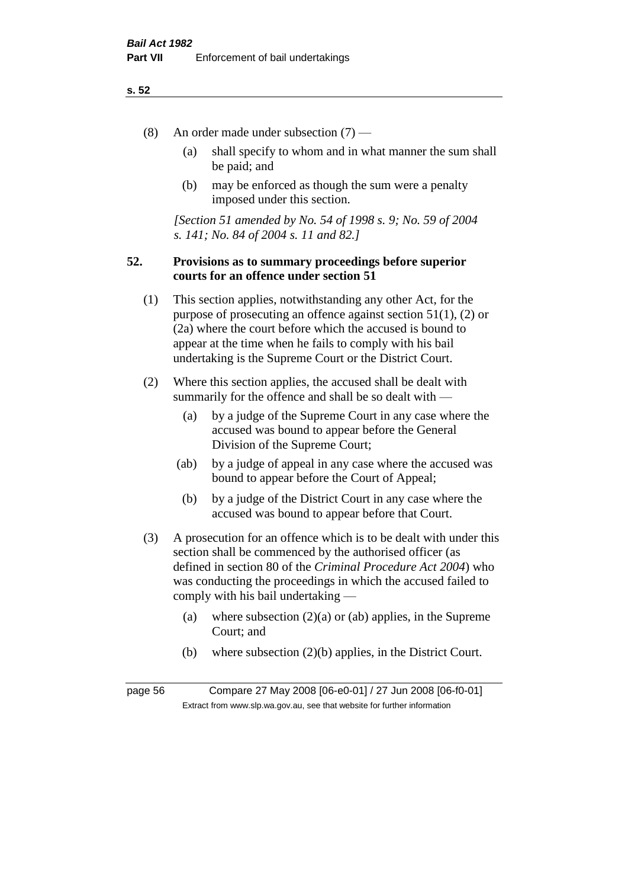(8) An order made under subsection (7) —

(a) shall specify to whom and in what manner the sum shall be paid; and

(b) may be enforced as though the sum were a penalty imposed under this section.

*[Section 51 amended by No. 54 of 1998 s. 9; No. 59 of 2004 s. 141; No. 84 of 2004 s. 11 and 82.]*

## 52. Provisions as to summary proceedings before superior courts for an offence under section 51

(1) This section applies, notwithstanding any other Act, for the purpose of prosecuting an offence against section 51(1), (2) or (2a) where the court before which the accused is bound to appear at the time when he fails to comply with his bail undertaking is the Supreme Court or the District Court.

(2) Where this section applies, the accused shall be dealt with summarily for the offence and shall be so dealt with —

(a) by a judge of the Supreme Court in any case where the accused was bound to appear before the General Division of the Supreme Court;

(ab) by a judge of appeal in any case where the accused was bound to appear before the Court of Appeal;

(b) by a judge of the District Court in any case where the accused was bound to appear before that Court.

(3) A prosecution for an offence which is to be dealt with under this section shall be commenced by the authorised officer (as defined in section 80 of the *Criminal Procedure Act 2004*) who was conducting the proceedings in which the accused failed to comply with his bail undertaking —

(a) where subsection (2)(a) or (ab) applies, in the Supreme Court; and

(b) where subsection (2)(b) applies, in the District Court.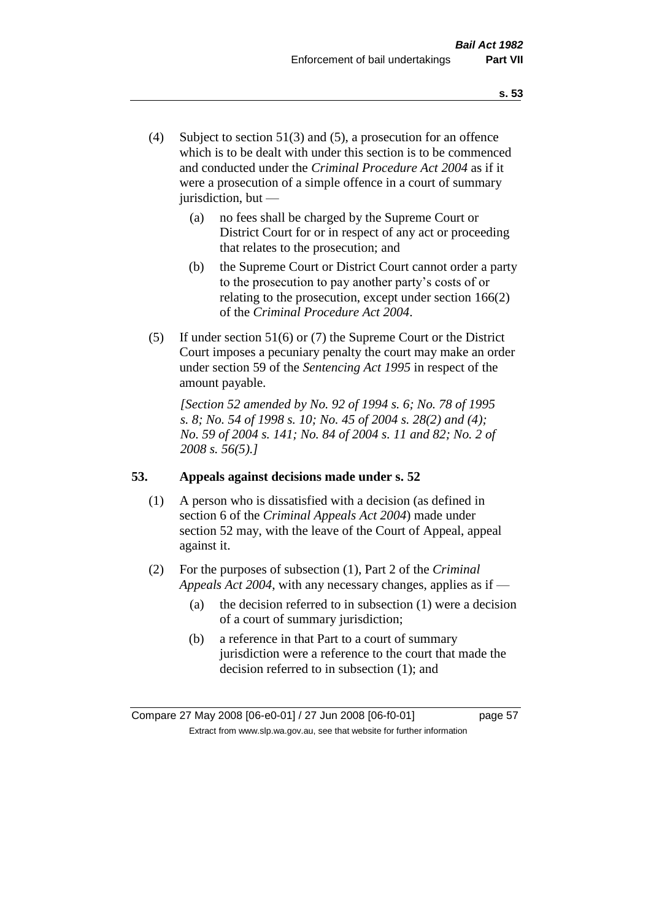(4) Subject to section 51(3) and (5), a prosecution for an offence which is to be dealt with under this section is to be commenced and conducted under the *Criminal Procedure Act 2004* as if it were a prosecution of a simple offence in a court of summary jurisdiction, but —

  (a) no fees shall be charged by the Supreme Court or District Court for or in respect of any act or proceeding that relates to the prosecution; and

  (b) the Supreme Court or District Court cannot order a party to the prosecution to pay another party's costs of or relating to the prosecution, except under section 166(2) of the *Criminal Procedure Act 2004*.

(5) If under section 51(6) or (7) the Supreme Court or the District Court imposes a pecuniary penalty the court may make an order under section 59 of the *Sentencing Act 1995* in respect of the amount payable.

*[Section 52 amended by No. 92 of 1994 s. 6; No. 78 of 1995 s. 8; No. 54 of 1998 s. 10; No. 45 of 2004 s. 28(2) and (4); No. 59 of 2004 s. 141; No. 84 of 2004 s. 11 and 82; No. 2 of 2008 s. 56(5).]*

### 53. Appeals against decisions made under s. 52

(1) A person who is dissatisfied with a decision (as defined in section 6 of the *Criminal Appeals Act 2004*) made under section 52 may, with the leave of the Court of Appeal, appeal against it.

(2) For the purposes of subsection (1), Part 2 of the *Criminal Appeals Act 2004*, with any necessary changes, applies as if —

  (a) the decision referred to in subsection (1) were a decision of a court of summary jurisdiction;

  (b) a reference in that Part to a court of summary jurisdiction were a reference to the court that made the decision referred to in subsection (1); and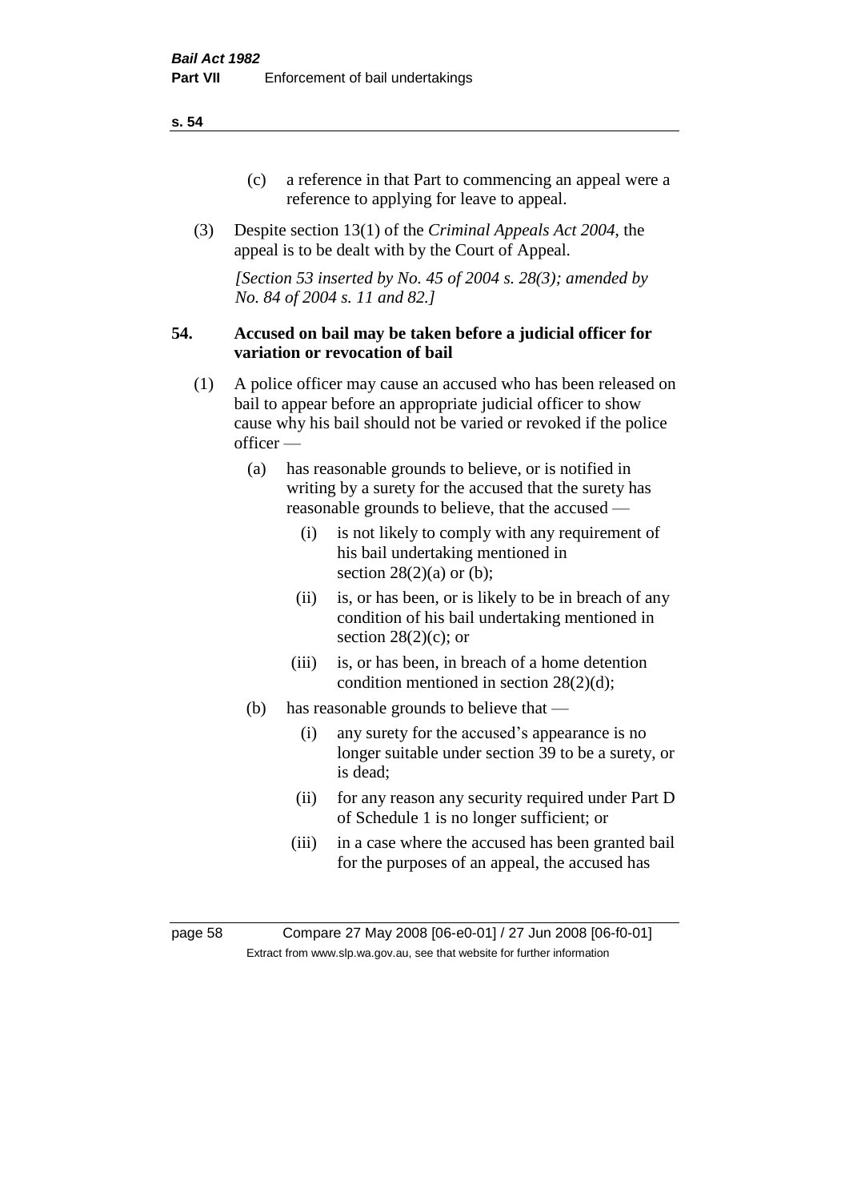(c) a reference in that Part to commencing an appeal were a reference to applying for leave to appeal.

(3) Despite section 13(1) of the *Criminal Appeals Act 2004*, the appeal is to be dealt with by the Court of Appeal.

*[Section 53 inserted by No. 45 of 2004 s. 28(3); amended by No. 84 of 2004 s. 11 and 82.]*

**54. Accused on bail may be taken before a judicial officer for variation or revocation of bail**

(1) A police officer may cause an accused who has been released on bail to appear before an appropriate judicial officer to show cause why his bail should not be varied or revoked if the police officer —

(a) has reasonable grounds to believe, or is notified in writing by a surety for the accused that the surety has reasonable grounds to believe, that the accused —

(i) is not likely to comply with any requirement of his bail undertaking mentioned in section 28(2)(a) or (b);

(ii) is, or has been, or is likely to be in breach of any condition of his bail undertaking mentioned in section 28(2)(c); or

(iii) is, or has been, in breach of a home detention condition mentioned in section 28(2)(d);

(b) has reasonable grounds to believe that —

(i) any surety for the accused's appearance is no longer suitable under section 39 to be a surety, or is dead;

(ii) for any reason any security required under Part D of Schedule 1 is no longer sufficient; or

(iii) in a case where the accused has been granted bail for the purposes of an appeal, the accused has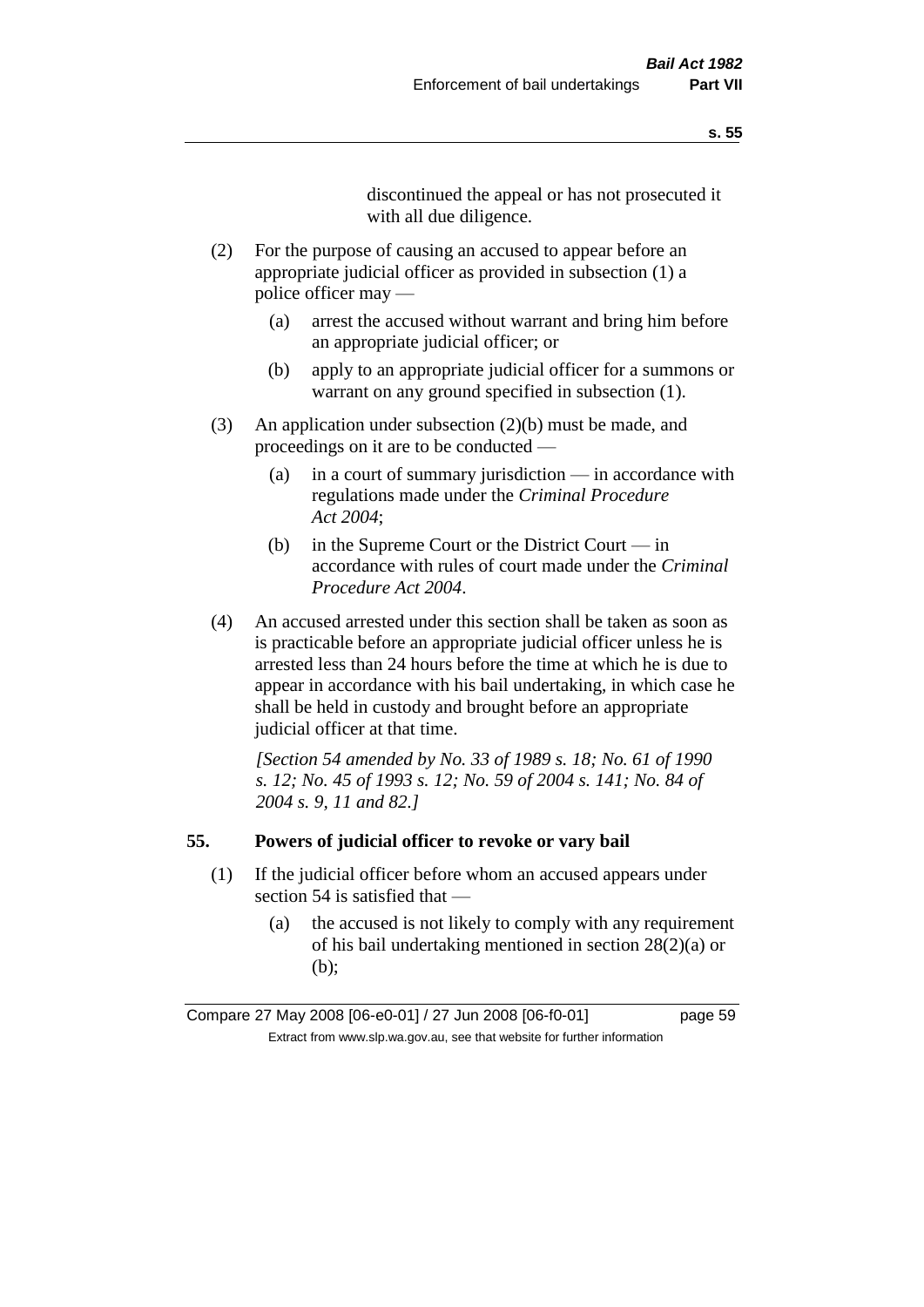discontinued the appeal or has not prosecuted it with all due diligence.

(2) For the purpose of causing an accused to appear before an appropriate judicial officer as provided in subsection (1) a police officer may —

(a) arrest the accused without warrant and bring him before an appropriate judicial officer; or

(b) apply to an appropriate judicial officer for a summons or warrant on any ground specified in subsection (1).

(3) An application under subsection (2)(b) must be made, and proceedings on it are to be conducted —

(a) in a court of summary jurisdiction — in accordance with regulations made under the *Criminal Procedure Act 2004*;

(b) in the Supreme Court or the District Court — in accordance with rules of court made under the *Criminal Procedure Act 2004*.

(4) An accused arrested under this section shall be taken as soon as is practicable before an appropriate judicial officer unless he is arrested less than 24 hours before the time at which he is due to appear in accordance with his bail undertaking, in which case he shall be held in custody and brought before an appropriate judicial officer at that time.

*[Section 54 amended by No. 33 of 1989 s. 18; No. 61 of 1990 s. 12; No. 45 of 1993 s. 12; No. 59 of 2004 s. 141; No. 84 of 2004 s. 9, 11 and 82.]*

## 55. Powers of judicial officer to revoke or vary bail

(1) If the judicial officer before whom an accused appears under section 54 is satisfied that —

(a) the accused is not likely to comply with any requirement of his bail undertaking mentioned in section 28(2)(a) or (b);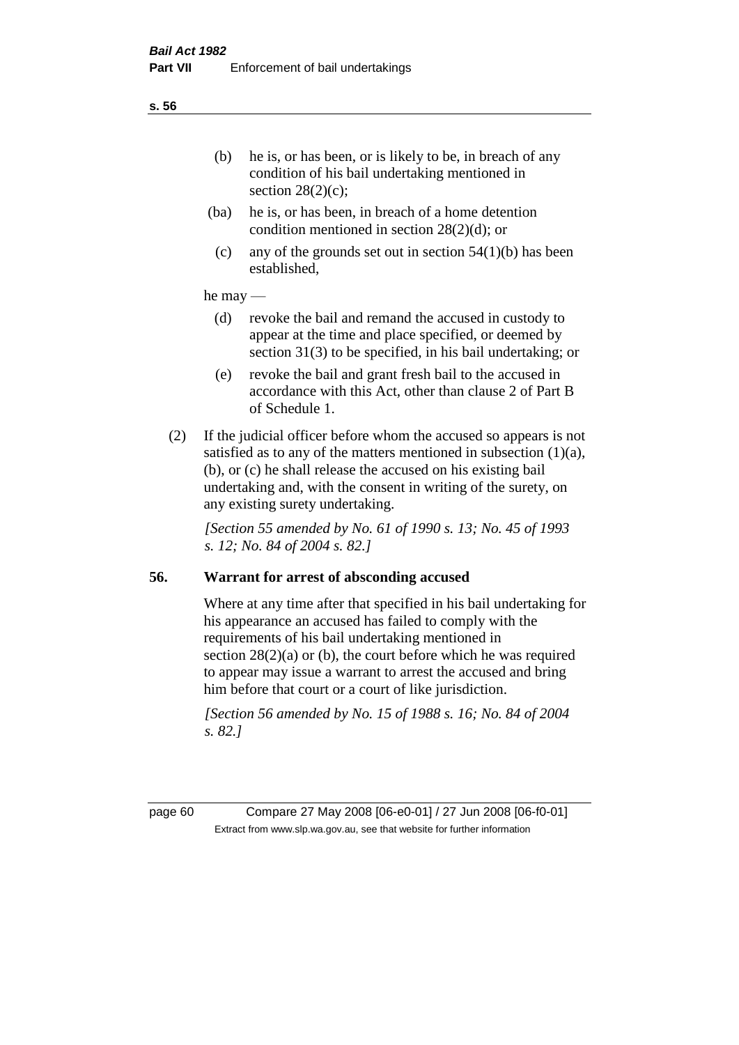(b) he is, or has been, or is likely to be, in breach of any condition of his bail undertaking mentioned in section 28(2)(c);

(ba) he is, or has been, in breach of a home detention condition mentioned in section 28(2)(d); or

(c) any of the grounds set out in section 54(1)(b) has been established,

he may —

(d) revoke the bail and remand the accused in custody to appear at the time and place specified, or deemed by section 31(3) to be specified, in his bail undertaking; or

(e) revoke the bail and grant fresh bail to the accused in accordance with this Act, other than clause 2 of Part B of Schedule 1.

(2) If the judicial officer before whom the accused so appears is not satisfied as to any of the matters mentioned in subsection (1)(a), (b), or (c) he shall release the accused on his existing bail undertaking and, with the consent in writing of the surety, on any existing surety undertaking.

*[Section 55 amended by No. 61 of 1990 s. 13; No. 45 of 1993 s. 12; No. 84 of 2004 s. 82.]*

## 56. Warrant for arrest of absconding accused

Where at any time after that specified in his bail undertaking for his appearance an accused has failed to comply with the requirements of his bail undertaking mentioned in section 28(2)(a) or (b), the court before which he was required to appear may issue a warrant to arrest the accused and bring him before that court or a court of like jurisdiction.

*[Section 56 amended by No. 15 of 1988 s. 16; No. 84 of 2004 s. 82.]*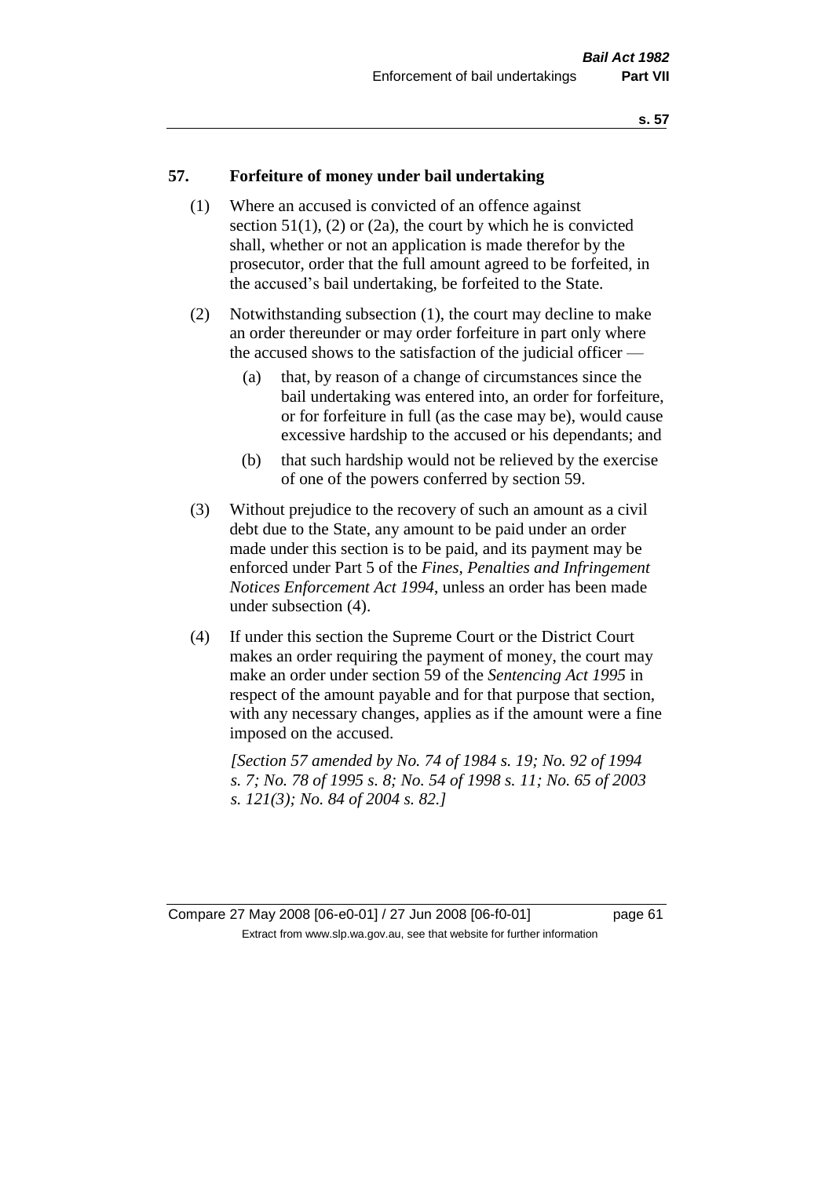## 57. Forfeiture of money under bail undertaking

(1) Where an accused is convicted of an offence against section 51(1), (2) or (2a), the court by which he is convicted shall, whether or not an application is made therefor by the prosecutor, order that the full amount agreed to be forfeited, in the accused's bail undertaking, be forfeited to the State.

(2) Notwithstanding subsection (1), the court may decline to make an order thereunder or may order forfeiture in part only where the accused shows to the satisfaction of the judicial officer —

- (a) that, by reason of a change of circumstances since the bail undertaking was entered into, an order for forfeiture, or for forfeiture in full (as the case may be), would cause excessive hardship to the accused or his dependants; and
- (b) that such hardship would not be relieved by the exercise of one of the powers conferred by section 59.

(3) Without prejudice to the recovery of such an amount as a civil debt due to the State, any amount to be paid under an order made under this section is to be paid, and its payment may be enforced under Part 5 of the *Fines, Penalties and Infringement Notices Enforcement Act 1994*, unless an order has been made under subsection (4).

(4) If under this section the Supreme Court or the District Court makes an order requiring the payment of money, the court may make an order under section 59 of the *Sentencing Act 1995* in respect of the amount payable and for that purpose that section, with any necessary changes, applies as if the amount were a fine imposed on the accused.

*[Section 57 amended by No. 74 of 1984 s. 19; No. 92 of 1994 s. 7; No. 78 of 1995 s. 8; No. 54 of 1998 s. 11; No. 65 of 2003 s. 121(3); No. 84 of 2004 s. 82.]*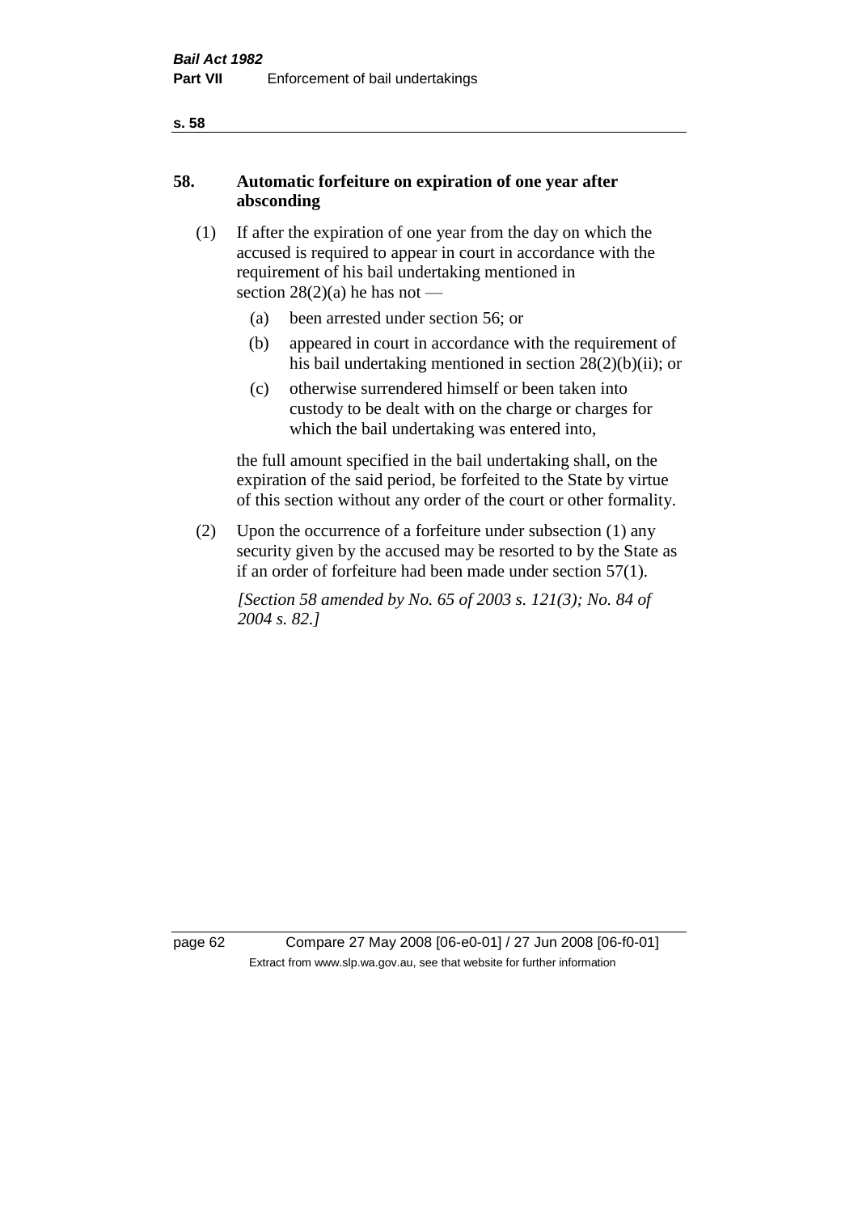## 58. Automatic forfeiture on expiration of one year after absconding

(1) If after the expiration of one year from the day on which the accused is required to appear in court in accordance with the requirement of his bail undertaking mentioned in section 28(2)(a) he has not —

- (a) been arrested under section 56; or
- (b) appeared in court in accordance with the requirement of his bail undertaking mentioned in section 28(2)(b)(ii); or
- (c) otherwise surrendered himself or been taken into custody to be dealt with on the charge or charges for which the bail undertaking was entered into,

the full amount specified in the bail undertaking shall, on the expiration of the said period, be forfeited to the State by virtue of this section without any order of the court or other formality.

(2) Upon the occurrence of a forfeiture under subsection (1) any security given by the accused may be resorted to by the State as if an order of forfeiture had been made under section 57(1).

*[Section 58 amended by No. 65 of 2003 s. 121(3); No. 84 of 2004 s. 82.]*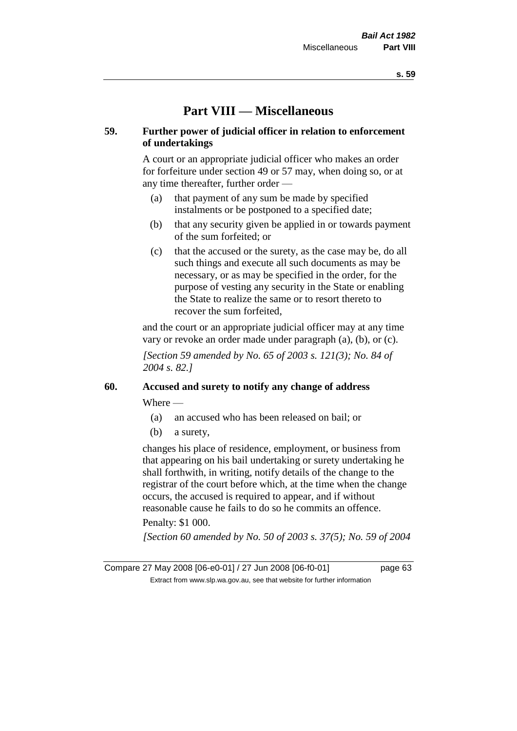# Part VIII — Miscellaneous

## 59. Further power of judicial officer in relation to enforcement of undertakings

A court or an appropriate judicial officer who makes an order for forfeiture under section 49 or 57 may, when doing so, or at any time thereafter, further order —

- (a) that payment of any sum be made by specified instalments or be postponed to a specified date;
- (b) that any security given be applied in or towards payment of the sum forfeited; or
- (c) that the accused or the surety, as the case may be, do all such things and execute all such documents as may be necessary, or as may be specified in the order, for the purpose of vesting any security in the State or enabling the State to realize the same or to resort thereto to recover the sum forfeited,

and the court or an appropriate judicial officer may at any time vary or revoke an order made under paragraph (a), (b), or (c).

*[Section 59 amended by No. 65 of 2003 s. 121(3); No. 84 of 2004 s. 82.]*

## 60. Accused and surety to notify any change of address

Where —

- (a) an accused who has been released on bail; or
- (b) a surety,

changes his place of residence, employment, or business from that appearing on his bail undertaking or surety undertaking he shall forthwith, in writing, notify details of the change to the registrar of the court before which, at the time when the change occurs, the accused is required to appear, and if without reasonable cause he fails to do so he commits an offence.

Penalty: $1 000.

*[Section 60 amended by No. 50 of 2003 s. 37(5); No. 59 of 2004*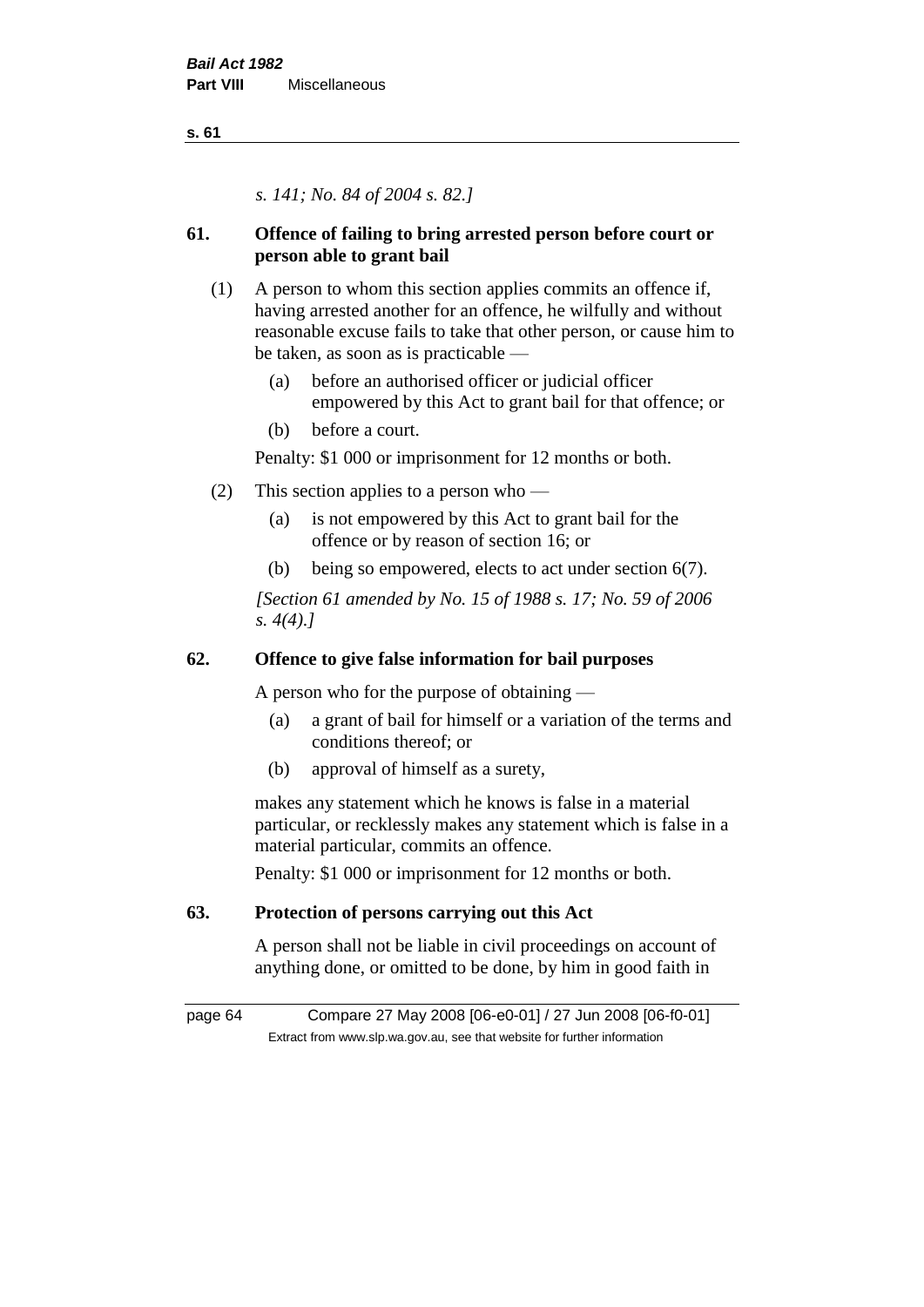*s. 141; No. 84 of 2004 s. 82.]*

## 61. Offence of failing to bring arrested person before court or person able to grant bail

(1) A person to whom this section applies commits an offence if, having arrested another for an offence, he wilfully and without reasonable excuse fails to take that other person, or cause him to be taken, as soon as is practicable —

- (a) before an authorised officer or judicial officer empowered by this Act to grant bail for that offence; or
- (b) before a court.

Penalty: $1 000 or imprisonment for 12 months or both.

(2) This section applies to a person who —

- (a) is not empowered by this Act to grant bail for the offence or by reason of section 16; or
- (b) being so empowered, elects to act under section 6(7).

*[Section 61 amended by No. 15 of 1988 s. 17; No. 59 of 2006 s. 4(4).]*

## 62. Offence to give false information for bail purposes

A person who for the purpose of obtaining —

- (a) a grant of bail for himself or a variation of the terms and conditions thereof; or
- (b) approval of himself as a surety,

makes any statement which he knows is false in a material particular, or recklessly makes any statement which is false in a material particular, commits an offence.

Penalty: $1 000 or imprisonment for 12 months or both.

## 63. Protection of persons carrying out this Act

A person shall not be liable in civil proceedings on account of anything done, or omitted to be done, by him in good faith in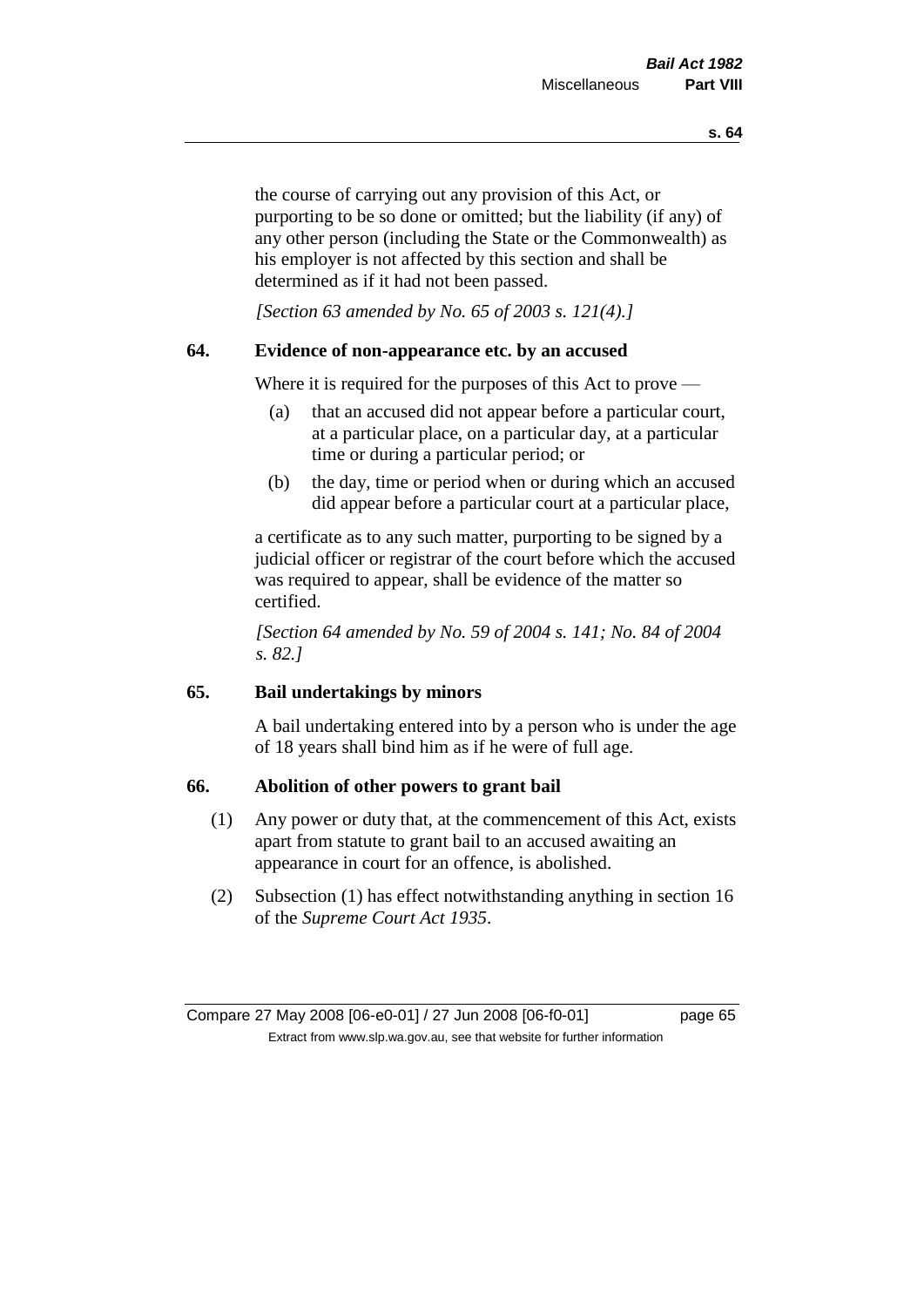the course of carrying out any provision of this Act, or purporting to be so done or omitted; but the liability (if any) of any other person (including the State or the Commonwealth) as his employer is not affected by this section and shall be determined as if it had not been passed.

*[Section 63 amended by No. 65 of 2003 s. 121(4).]*

### 64. Evidence of non-appearance etc. by an accused

Where it is required for the purposes of this Act to prove —

(a) that an accused did not appear before a particular court, at a particular place, on a particular day, at a particular time or during a particular period; or

(b) the day, time or period when or during which an accused did appear before a particular court at a particular place,

a certificate as to any such matter, purporting to be signed by a judicial officer or registrar of the court before which the accused was required to appear, shall be evidence of the matter so certified.

*[Section 64 amended by No. 59 of 2004 s. 141; No. 84 of 2004 s. 82.]*

### 65. Bail undertakings by minors

A bail undertaking entered into by a person who is under the age of 18 years shall bind him as if he were of full age.

### 66. Abolition of other powers to grant bail

(1) Any power or duty that, at the commencement of this Act, exists apart from statute to grant bail to an accused awaiting an appearance in court for an offence, is abolished.

(2) Subsection (1) has effect notwithstanding anything in section 16 of the *Supreme Court Act 1935*.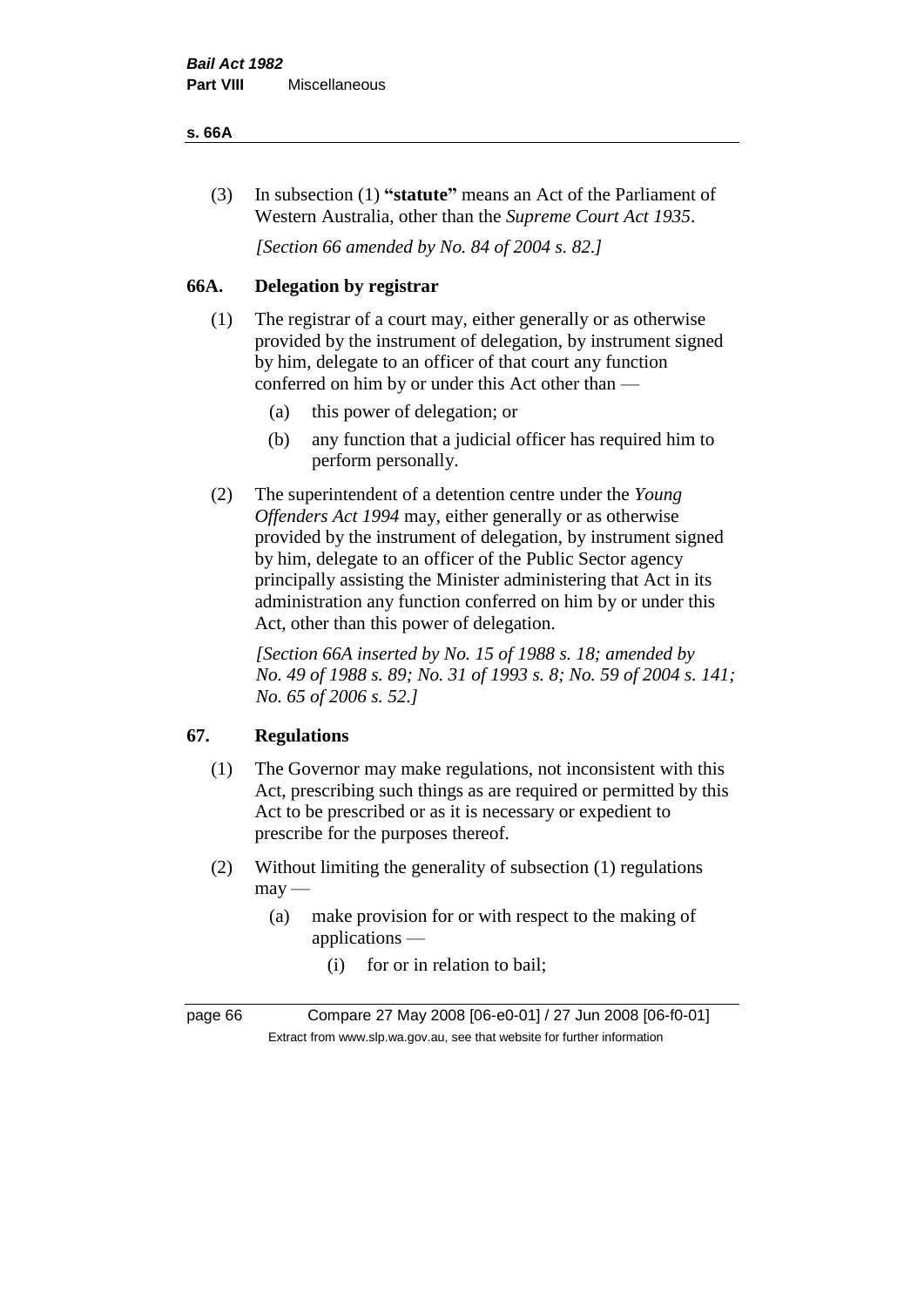(3) In subsection (1) **"statute"** means an Act of the Parliament of Western Australia, other than the *Supreme Court Act 1935*.

*[Section 66 amended by No. 84 of 2004 s. 82.]*

## 66A. Delegation by registrar

(1) The registrar of a court may, either generally or as otherwise provided by the instrument of delegation, by instrument signed by him, delegate to an officer of that court any function conferred on him by or under this Act other than —

  (a) this power of delegation; or

  (b) any function that a judicial officer has required him to perform personally.

(2) The superintendent of a detention centre under the *Young Offenders Act 1994* may, either generally or as otherwise provided by the instrument of delegation, by instrument signed by him, delegate to an officer of the Public Sector agency principally assisting the Minister administering that Act in its administration any function conferred on him by or under this Act, other than this power of delegation.

*[Section 66A inserted by No. 15 of 1988 s. 18; amended by No. 49 of 1988 s. 89; No. 31 of 1993 s. 8; No. 59 of 2004 s. 141; No. 65 of 2006 s. 52.]*

## 67. Regulations

(1) The Governor may make regulations, not inconsistent with this Act, prescribing such things as are required or permitted by this Act to be prescribed or as it is necessary or expedient to prescribe for the purposes thereof.

(2) Without limiting the generality of subsection (1) regulations may —

  (a) make provision for or with respect to the making of applications —

    (i) for or in relation to bail;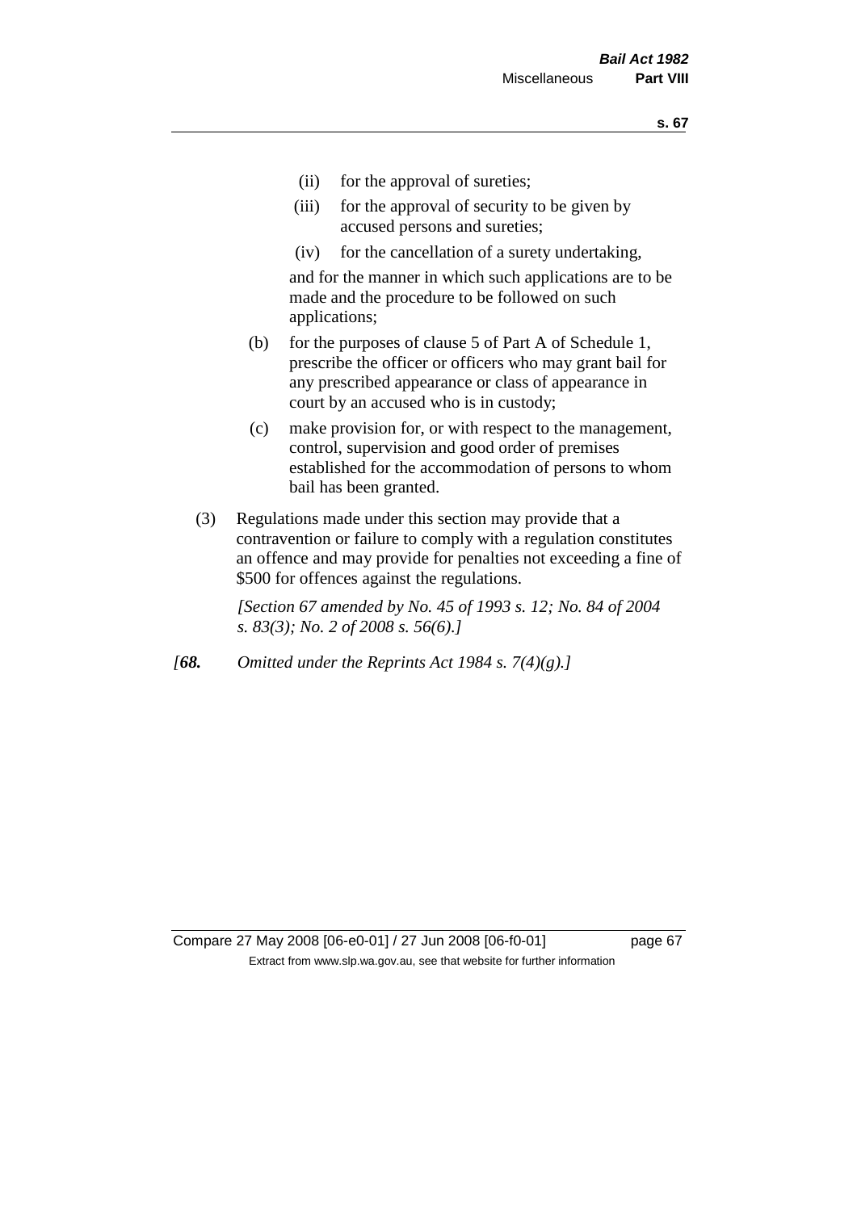(ii) for the approval of sureties;

(iii) for the approval of security to be given by accused persons and sureties;

(iv) for the cancellation of a surety undertaking,

and for the manner in which such applications are to be made and the procedure to be followed on such applications;

(b) for the purposes of clause 5 of Part A of Schedule 1, prescribe the officer or officers who may grant bail for any prescribed appearance or class of appearance in court by an accused who is in custody;

(c) make provision for, or with respect to the management, control, supervision and good order of premises established for the accommodation of persons to whom bail has been granted.

(3) Regulations made under this section may provide that a contravention or failure to comply with a regulation constitutes an offence and may provide for penalties not exceeding a fine of $500 for offences against the regulations.

*[Section 67 amended by No. 45 of 1993 s. 12; No. 84 of 2004 s. 83(3); No. 2 of 2008 s. 56(6).]*

*[**68.** Omitted under the Reprints Act 1984 s. 7(4)(g).]*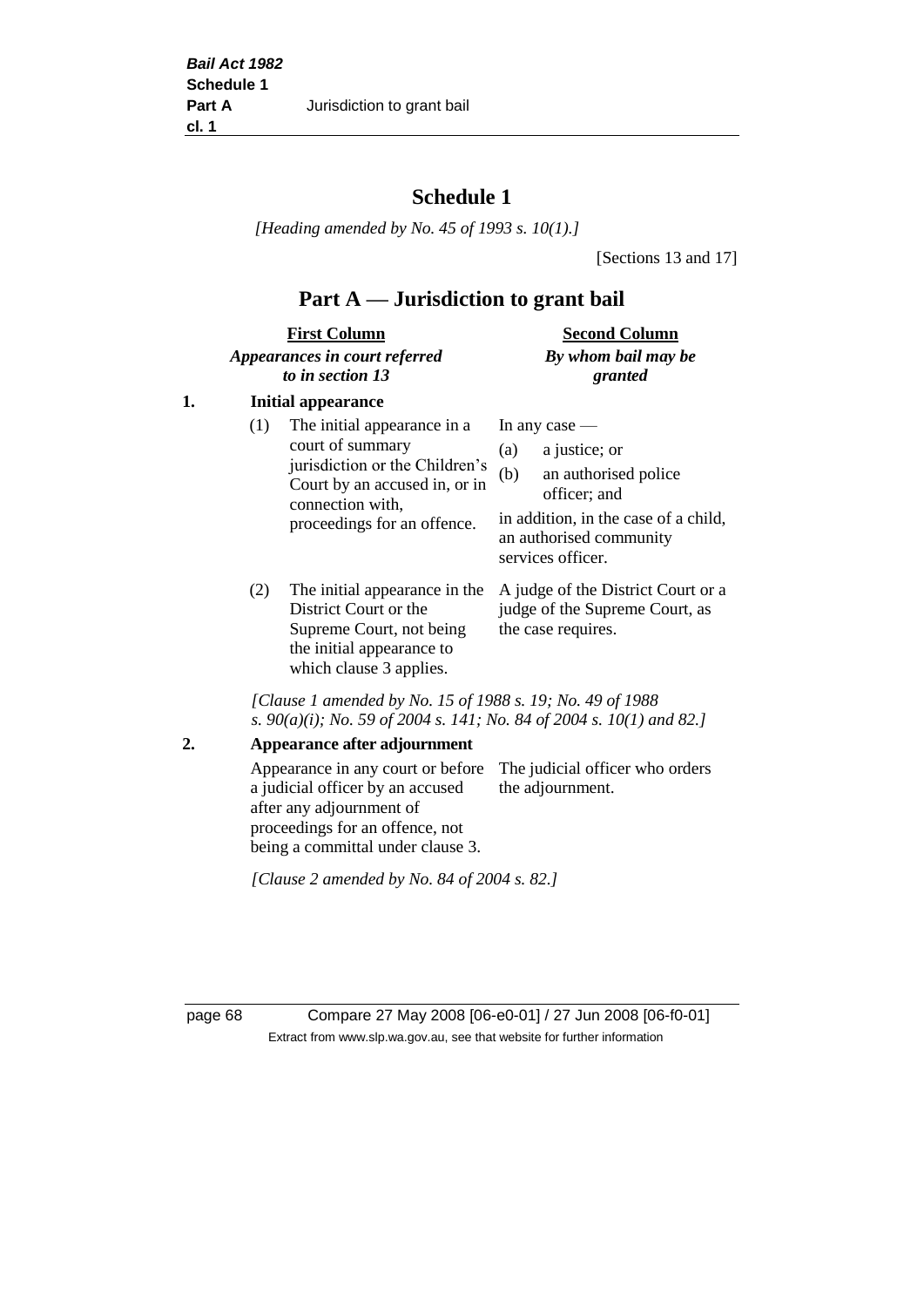# Schedule 1

*[Heading amended by No. 45 of 1993 s. 10(1).]*

[Sections 13 and 17]

## Part A — Jurisdiction to grant bail

| | First Column<br>*Appearances in court referred to in section 13* | Second Column<br>*By whom bail may be granted* |
|---|---|---|
| **1.** | **Initial appearance** | |
| | (1) The initial appearance in a court of summary jurisdiction or the Children's Court by an accused in, or in connection with, proceedings for an offence. | In any case —<br>(a) a justice; or<br>(b) an authorised police officer; and<br>in addition, in the case of a child, an authorised community services officer. |
| | (2) The initial appearance in the District Court or the Supreme Court, not being the initial appearance to which clause 3 applies. | A judge of the District Court or a judge of the Supreme Court, as the case requires. |

*[Clause 1 amended by No. 15 of 1988 s. 19; No. 49 of 1988 s. 90(a)(i); No. 59 of 2004 s. 141; No. 84 of 2004 s. 10(1) and 82.]*

| | | |
|---|---|---|
| **2.** | **Appearance after adjournment** | |
| | Appearance in any court or before a judicial officer by an accused after any adjournment of proceedings for an offence, not being a committal under clause 3. | The judicial officer who orders the adjournment. |

*[Clause 2 amended by No. 84 of 2004 s. 82.]*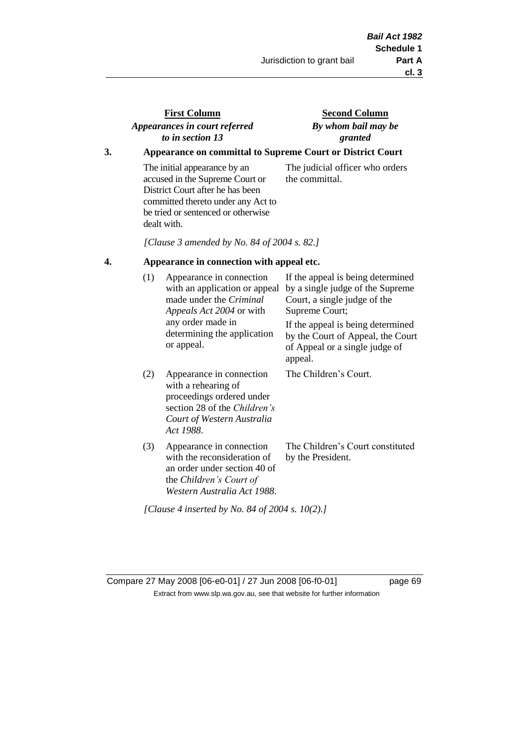| First Column<br>*Appearances in court referred to in section 13* | Second Column<br>*By whom bail may be granted* |
|---|---|

**3. Appearance on committal to Supreme Court or District Court**

| | |
|---|---|
| The initial appearance by an accused in the Supreme Court or District Court after he has been committed thereto under any Act to be tried or sentenced or otherwise dealt with. | The judicial officer who orders the committal. |

*[Clause 3 amended by No. 84 of 2004 s. 82.]*

**4. Appearance in connection with appeal etc.**

| | |
|---|---|
| (1) Appearance in connection with an application or appeal made under the *Criminal Appeals Act 2004* or with any order made in determining the application or appeal. | If the appeal is being determined by a single judge of the Supreme Court, a single judge of the Supreme Court;<br>If the appeal is being determined by the Court of Appeal, the Court of Appeal or a single judge of appeal. |
| (2) Appearance in connection with a rehearing of proceedings ordered under section 28 of the *Children's Court of Western Australia Act 1988*. | The Children's Court. |
| (3) Appearance in connection with the reconsideration of an order under section 40 of the *Children's Court of Western Australia Act 1988*. | The Children's Court constituted by the President. |

*[Clause 4 inserted by No. 84 of 2004 s. 10(2).]*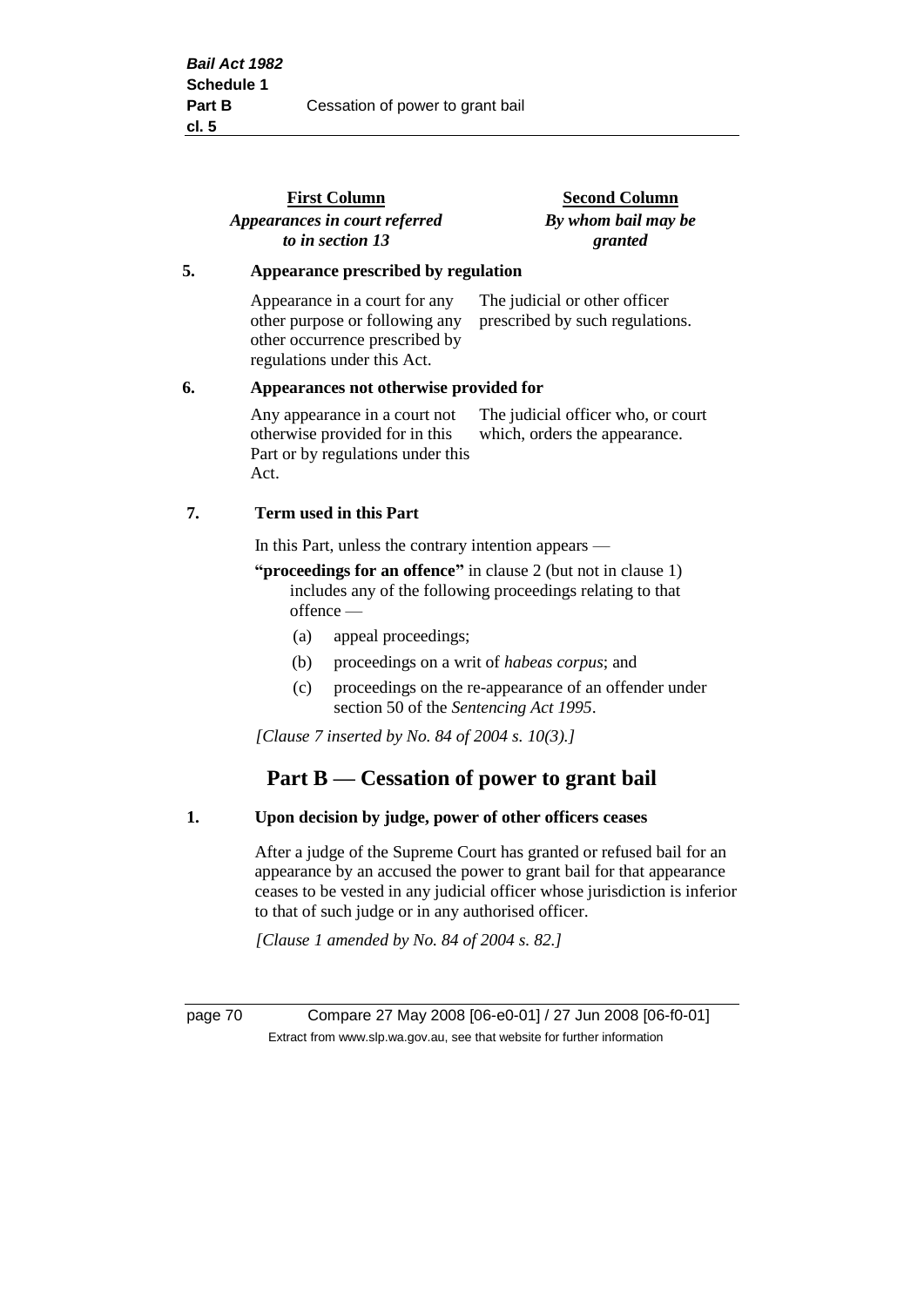| First Column | Second Column |
|---|---|
| *Appearances in court referred to in section 13* | *By whom bail may be granted* |

**5. Appearance prescribed by regulation**

| | |
|---|---|
| Appearance in a court for any other purpose or following any other occurrence prescribed by regulations under this Act. | The judicial or other officer prescribed by such regulations. |

**6. Appearances not otherwise provided for**

| | |
|---|---|
| Any appearance in a court not otherwise provided for in this Part or by regulations under this Act. | The judicial officer who, or court which, orders the appearance. |

**7. Term used in this Part**

In this Part, unless the contrary intention appears —

**"proceedings for an offence"** in clause 2 (but not in clause 1) includes any of the following proceedings relating to that offence —

- (a) appeal proceedings;
- (b) proceedings on a writ of *habeas corpus*; and
- (c) proceedings on the re-appearance of an offender under section 50 of the *Sentencing Act 1995*.

*[Clause 7 inserted by No. 84 of 2004 s. 10(3).]*

## Part B — Cessation of power to grant bail

**1. Upon decision by judge, power of other officers ceases**

After a judge of the Supreme Court has granted or refused bail for an appearance by an accused the power to grant bail for that appearance ceases to be vested in any judicial officer whose jurisdiction is inferior to that of such judge or in any authorised officer.

*[Clause 1 amended by No. 84 of 2004 s. 82.]*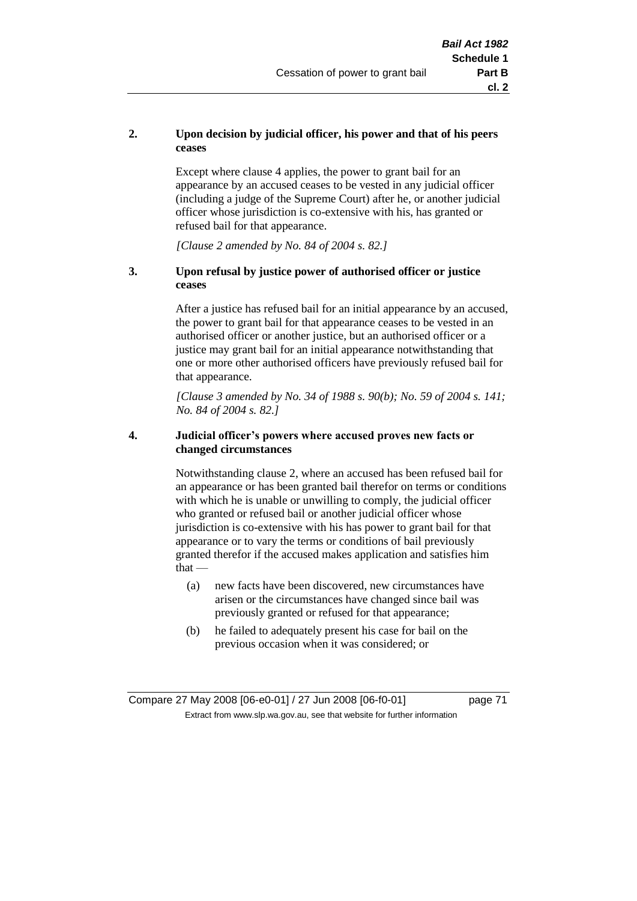**2. Upon decision by judicial officer, his power and that of his peers ceases**

Except where clause 4 applies, the power to grant bail for an appearance by an accused ceases to be vested in any judicial officer (including a judge of the Supreme Court) after he, or another judicial officer whose jurisdiction is co-extensive with his, has granted or refused bail for that appearance.

*[Clause 2 amended by No. 84 of 2004 s. 82.]*

**3. Upon refusal by justice power of authorised officer or justice ceases**

After a justice has refused bail for an initial appearance by an accused, the power to grant bail for that appearance ceases to be vested in an authorised officer or another justice, but an authorised officer or a justice may grant bail for an initial appearance notwithstanding that one or more other authorised officers have previously refused bail for that appearance.

*[Clause 3 amended by No. 34 of 1988 s. 90(b); No. 59 of 2004 s. 141; No. 84 of 2004 s. 82.]*

**4. Judicial officer's powers where accused proves new facts or changed circumstances**

Notwithstanding clause 2, where an accused has been refused bail for an appearance or has been granted bail therefor on terms or conditions with which he is unable or unwilling to comply, the judicial officer who granted or refused bail or another judicial officer whose jurisdiction is co-extensive with his has power to grant bail for that appearance or to vary the terms or conditions of bail previously granted therefor if the accused makes application and satisfies him that —

(a) new facts have been discovered, new circumstances have arisen or the circumstances have changed since bail was previously granted or refused for that appearance;

(b) he failed to adequately present his case for bail on the previous occasion when it was considered; or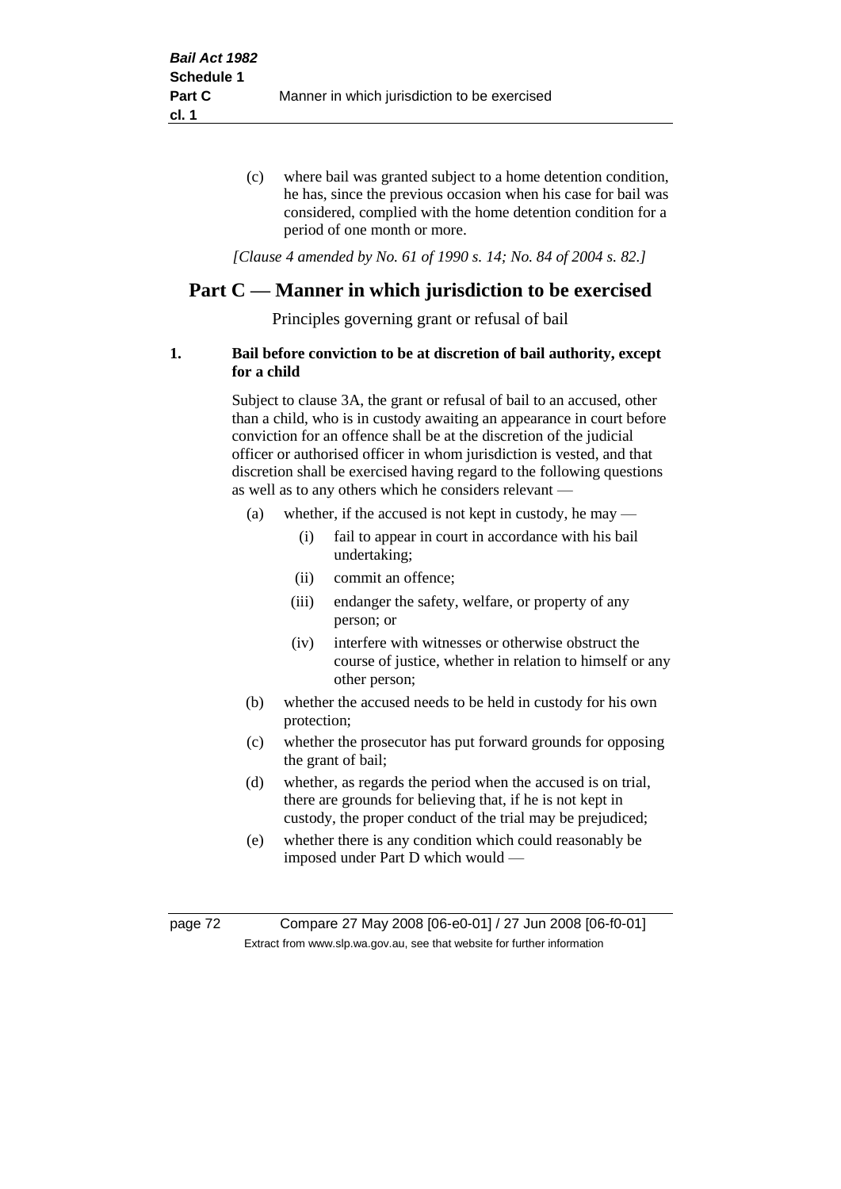(c) where bail was granted subject to a home detention condition, he has, since the previous occasion when his case for bail was considered, complied with the home detention condition for a period of one month or more.

*[Clause 4 amended by No. 61 of 1990 s. 14; No. 84 of 2004 s. 82.]*

## Part C — Manner in which jurisdiction to be exercised

Principles governing grant or refusal of bail

**1. Bail before conviction to be at discretion of bail authority, except for a child**

Subject to clause 3A, the grant or refusal of bail to an accused, other than a child, who is in custody awaiting an appearance in court before conviction for an offence shall be at the discretion of the judicial officer or authorised officer in whom jurisdiction is vested, and that discretion shall be exercised having regard to the following questions as well as to any others which he considers relevant —

(a) whether, if the accused is not kept in custody, he may —

 (i) fail to appear in court in accordance with his bail undertaking;

 (ii) commit an offence;

 (iii) endanger the safety, welfare, or property of any person; or

 (iv) interfere with witnesses or otherwise obstruct the course of justice, whether in relation to himself or any other person;

(b) whether the accused needs to be held in custody for his own protection;

(c) whether the prosecutor has put forward grounds for opposing the grant of bail;

(d) whether, as regards the period when the accused is on trial, there are grounds for believing that, if he is not kept in custody, the proper conduct of the trial may be prejudiced;

(e) whether there is any condition which could reasonably be imposed under Part D which would —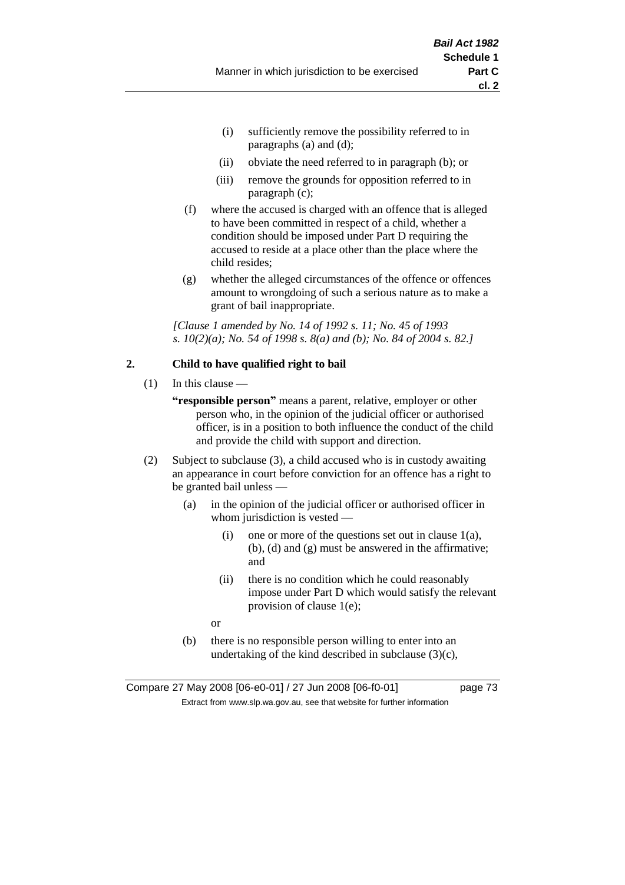(i) sufficiently remove the possibility referred to in paragraphs (a) and (d);

(ii) obviate the need referred to in paragraph (b); or

(iii) remove the grounds for opposition referred to in paragraph (c);

(f) where the accused is charged with an offence that is alleged to have been committed in respect of a child, whether a condition should be imposed under Part D requiring the accused to reside at a place other than the place where the child resides;

(g) whether the alleged circumstances of the offence or offences amount to wrongdoing of such a serious nature as to make a grant of bail inappropriate.

*[Clause 1 amended by No. 14 of 1992 s. 11; No. 45 of 1993 s. 10(2)(a); No. 54 of 1998 s. 8(a) and (b); No. 84 of 2004 s. 82.]*

## 2. Child to have qualified right to bail

(1) In this clause —

**"responsible person"** means a parent, relative, employer or other person who, in the opinion of the judicial officer or authorised officer, is in a position to both influence the conduct of the child and provide the child with support and direction.

(2) Subject to subclause (3), a child accused who is in custody awaiting an appearance in court before conviction for an offence has a right to be granted bail unless —

(a) in the opinion of the judicial officer or authorised officer in whom jurisdiction is vested —

(i) one or more of the questions set out in clause 1(a), (b), (d) and (g) must be answered in the affirmative; and

(ii) there is no condition which he could reasonably impose under Part D which would satisfy the relevant provision of clause 1(e);

or

(b) there is no responsible person willing to enter into an undertaking of the kind described in subclause (3)(c),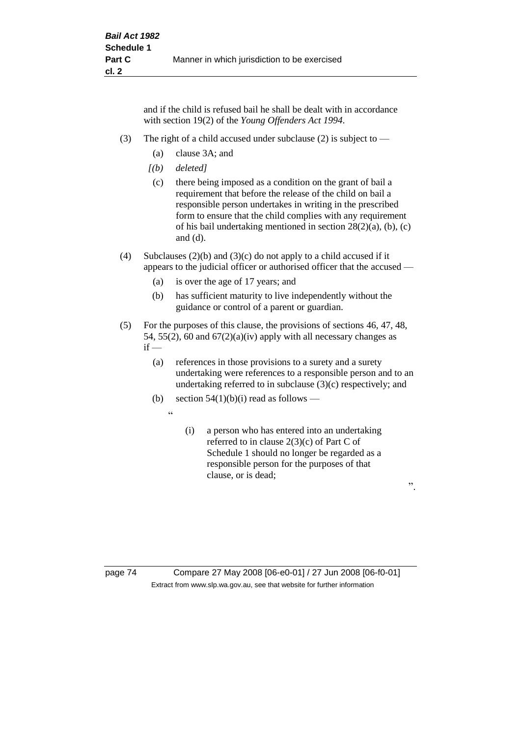and if the child is refused bail he shall be dealt with in accordance with section 19(2) of the *Young Offenders Act 1994*.

(3) The right of a child accused under subclause (2) is subject to —

(a) clause 3A; and

*[(b) deleted]*

(c) there being imposed as a condition on the grant of bail a requirement that before the release of the child on bail a responsible person undertakes in writing in the prescribed form to ensure that the child complies with any requirement of his bail undertaking mentioned in section 28(2)(a), (b), (c) and (d).

(4) Subclauses (2)(b) and (3)(c) do not apply to a child accused if it appears to the judicial officer or authorised officer that the accused —

(a) is over the age of 17 years; and

(b) has sufficient maturity to live independently without the guidance or control of a parent or guardian.

(5) For the purposes of this clause, the provisions of sections 46, 47, 48, 54, 55(2), 60 and 67(2)(a)(iv) apply with all necessary changes as if —

(a) references in those provisions to a surety and a surety undertaking were references to a responsible person and to an undertaking referred to in subclause (3)(c) respectively; and

(b) section 54(1)(b)(i) read as follows —

"

(i) a person who has entered into an undertaking referred to in clause 2(3)(c) of Part C of Schedule 1 should no longer be regarded as a responsible person for the purposes of that clause, or is dead;

".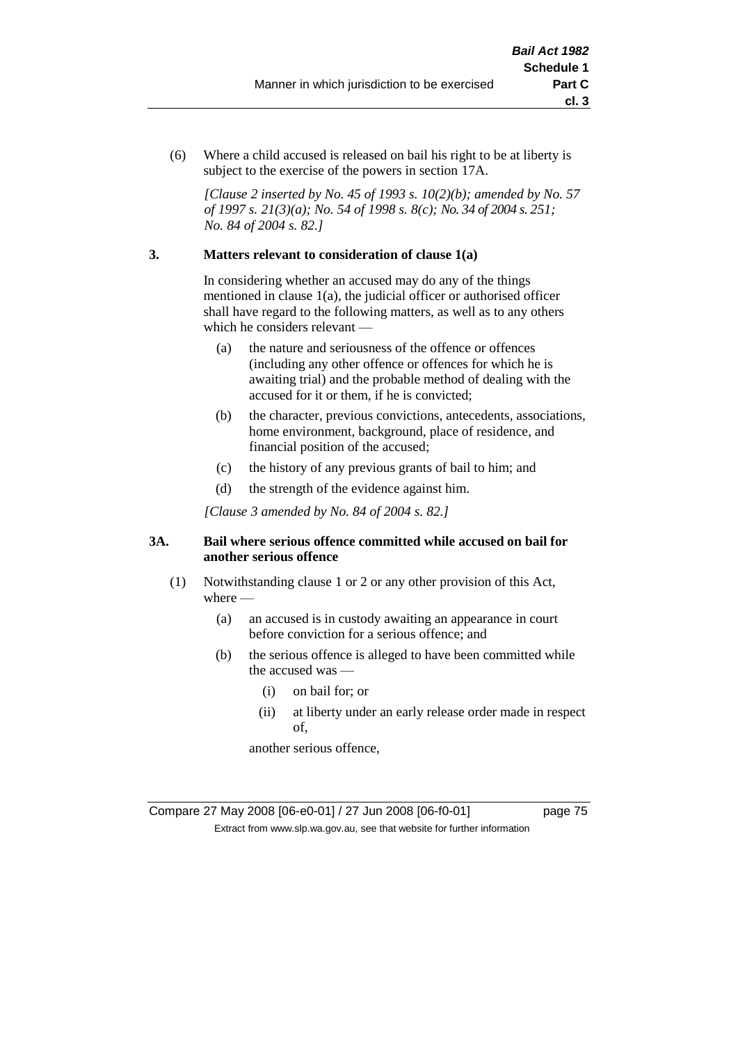(6) Where a child accused is released on bail his right to be at liberty is subject to the exercise of the powers in section 17A.

*[Clause 2 inserted by No. 45 of 1993 s. 10(2)(b); amended by No. 57 of 1997 s. 21(3)(a); No. 54 of 1998 s. 8(c); No. 34 of 2004 s. 251; No. 84 of 2004 s. 82.]*

### 3. Matters relevant to consideration of clause 1(a)

In considering whether an accused may do any of the things mentioned in clause 1(a), the judicial officer or authorised officer shall have regard to the following matters, as well as to any others which he considers relevant —

- (a) the nature and seriousness of the offence or offences (including any other offence or offences for which he is awaiting trial) and the probable method of dealing with the accused for it or them, if he is convicted;
- (b) the character, previous convictions, antecedents, associations, home environment, background, place of residence, and financial position of the accused;
- (c) the history of any previous grants of bail to him; and
- (d) the strength of the evidence against him.

*[Clause 3 amended by No. 84 of 2004 s. 82.]*

### 3A. Bail where serious offence committed while accused on bail for another serious offence

(1) Notwithstanding clause 1 or 2 or any other provision of this Act, where —

- (a) an accused is in custody awaiting an appearance in court before conviction for a serious offence; and
- (b) the serious offence is alleged to have been committed while the accused was —
  - (i) on bail for; or
  - (ii) at liberty under an early release order made in respect of,

  another serious offence,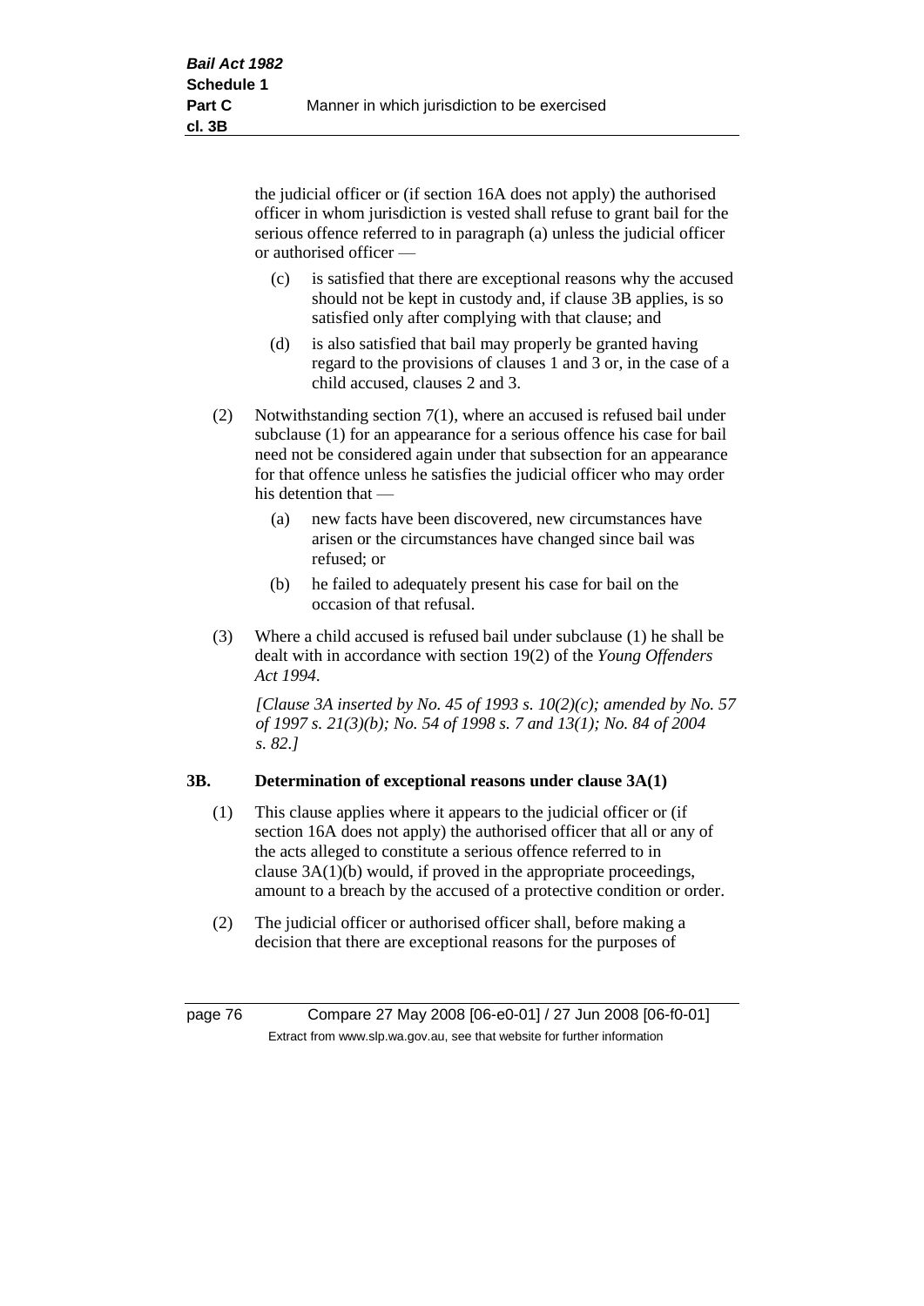the judicial officer or (if section 16A does not apply) the authorised officer in whom jurisdiction is vested shall refuse to grant bail for the serious offence referred to in paragraph (a) unless the judicial officer or authorised officer —

(c) is satisfied that there are exceptional reasons why the accused should not be kept in custody and, if clause 3B applies, is so satisfied only after complying with that clause; and

(d) is also satisfied that bail may properly be granted having regard to the provisions of clauses 1 and 3 or, in the case of a child accused, clauses 2 and 3.

(2) Notwithstanding section 7(1), where an accused is refused bail under subclause (1) for an appearance for a serious offence his case for bail need not be considered again under that subsection for an appearance for that offence unless he satisfies the judicial officer who may order his detention that —

(a) new facts have been discovered, new circumstances have arisen or the circumstances have changed since bail was refused; or

(b) he failed to adequately present his case for bail on the occasion of that refusal.

(3) Where a child accused is refused bail under subclause (1) he shall be dealt with in accordance with section 19(2) of the *Young Offenders Act 1994*.

*[Clause 3A inserted by No. 45 of 1993 s. 10(2)(c); amended by No. 57 of 1997 s. 21(3)(b); No. 54 of 1998 s. 7 and 13(1); No. 84 of 2004 s. 82.]*

**3B. Determination of exceptional reasons under clause 3A(1)**

(1) This clause applies where it appears to the judicial officer or (if section 16A does not apply) the authorised officer that all or any of the acts alleged to constitute a serious offence referred to in clause 3A(1)(b) would, if proved in the appropriate proceedings, amount to a breach by the accused of a protective condition or order.

(2) The judicial officer or authorised officer shall, before making a decision that there are exceptional reasons for the purposes of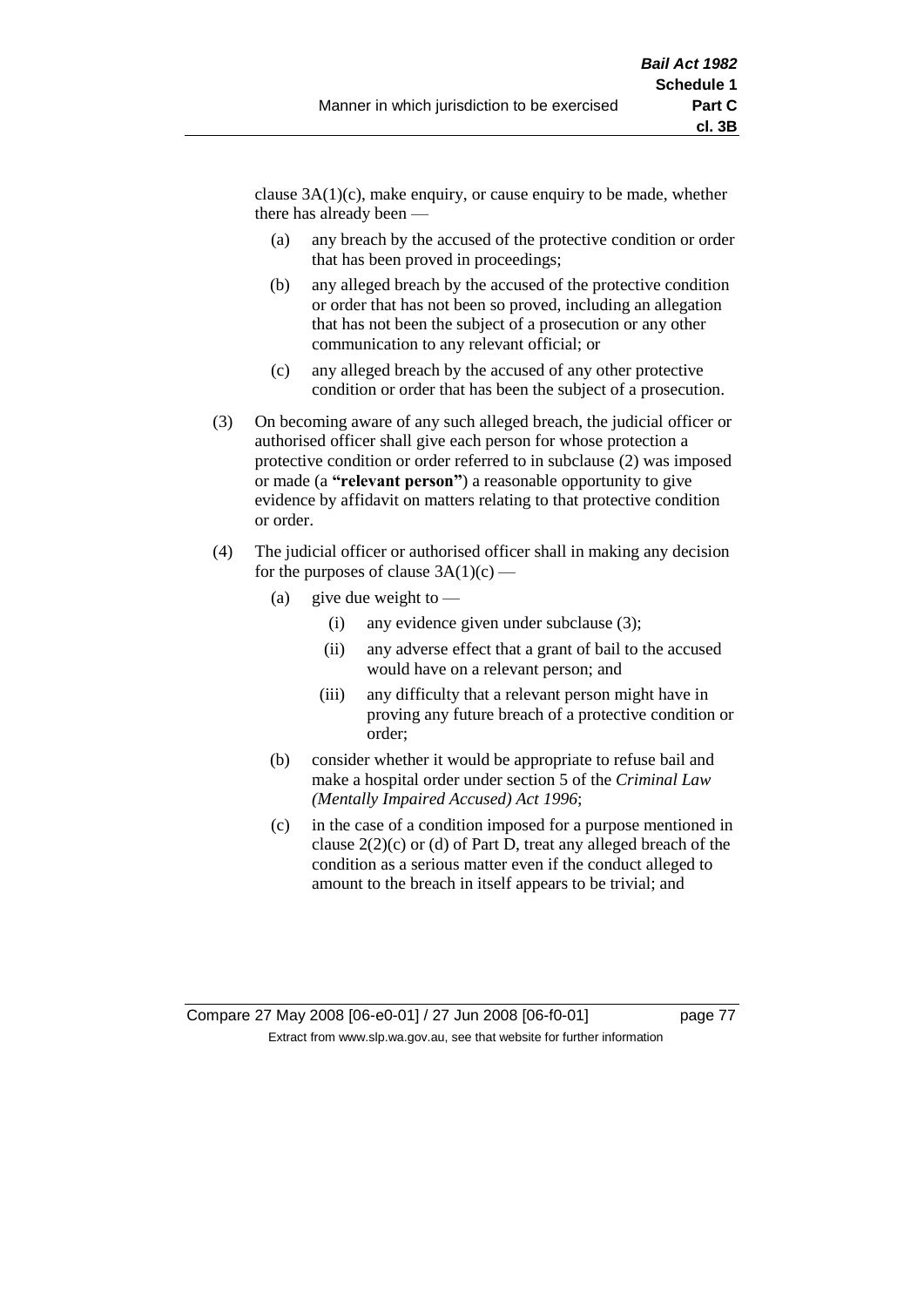clause 3A(1)(c), make enquiry, or cause enquiry to be made, whether there has already been —

- (a) any breach by the accused of the protective condition or order that has been proved in proceedings;
- (b) any alleged breach by the accused of the protective condition or order that has not been so proved, including an allegation that has not been the subject of a prosecution or any other communication to any relevant official; or
- (c) any alleged breach by the accused of any other protective condition or order that has been the subject of a prosecution.

(3) On becoming aware of any such alleged breach, the judicial officer or authorised officer shall give each person for whose protection a protective condition or order referred to in subclause (2) was imposed or made (a **"relevant person"**) a reasonable opportunity to give evidence by affidavit on matters relating to that protective condition or order.

(4) The judicial officer or authorised officer shall in making any decision for the purposes of clause 3A(1)(c) —

- (a) give due weight to —
  - (i) any evidence given under subclause (3);
  - (ii) any adverse effect that a grant of bail to the accused would have on a relevant person; and
  - (iii) any difficulty that a relevant person might have in proving any future breach of a protective condition or order;
- (b) consider whether it would be appropriate to refuse bail and make a hospital order under section 5 of the *Criminal Law (Mentally Impaired Accused) Act 1996*;
- (c) in the case of a condition imposed for a purpose mentioned in clause 2(2)(c) or (d) of Part D, treat any alleged breach of the condition as a serious matter even if the conduct alleged to amount to the breach in itself appears to be trivial; and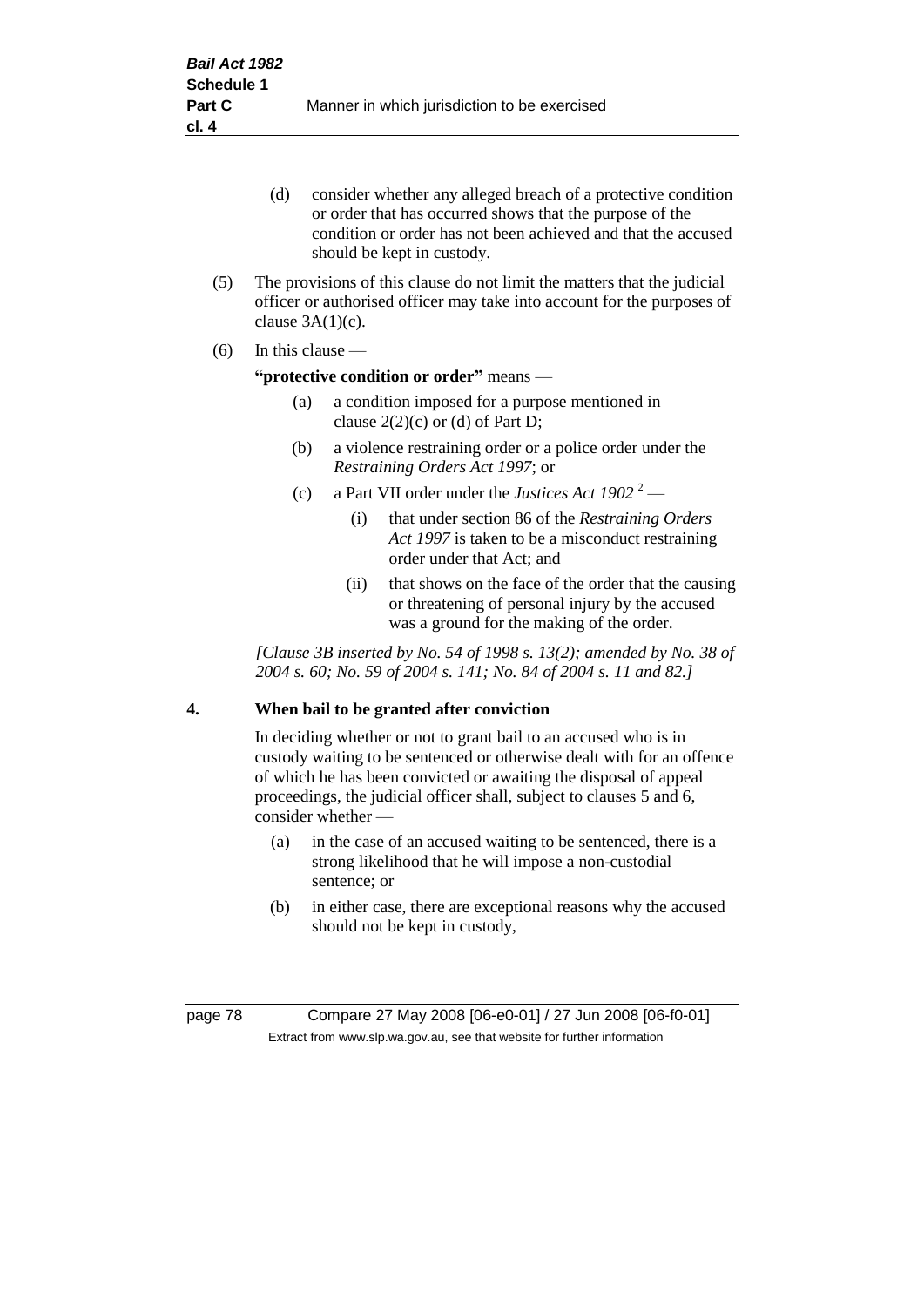(d) consider whether any alleged breach of a protective condition or order that has occurred shows that the purpose of the condition or order has not been achieved and that the accused should be kept in custody.

(5) The provisions of this clause do not limit the matters that the judicial officer or authorised officer may take into account for the purposes of clause 3A(1)(c).

(6) In this clause —

**"protective condition or order"** means —

(a) a condition imposed for a purpose mentioned in clause 2(2)(c) or (d) of Part D;

(b) a violence restraining order or a police order under the *Restraining Orders Act 1997*; or

(c) a Part VII order under the *Justices Act 1902* [2] —

(i) that under section 86 of the *Restraining Orders Act 1997* is taken to be a misconduct restraining order under that Act; and

(ii) that shows on the face of the order that the causing or threatening of personal injury by the accused was a ground for the making of the order.

*[Clause 3B inserted by No. 54 of 1998 s. 13(2); amended by No. 38 of 2004 s. 60; No. 59 of 2004 s. 141; No. 84 of 2004 s. 11 and 82.]*

## 4. When bail to be granted after conviction

In deciding whether or not to grant bail to an accused who is in custody waiting to be sentenced or otherwise dealt with for an offence of which he has been convicted or awaiting the disposal of appeal proceedings, the judicial officer shall, subject to clauses 5 and 6, consider whether —

(a) in the case of an accused waiting to be sentenced, there is a strong likelihood that he will impose a non-custodial sentence; or

(b) in either case, there are exceptional reasons why the accused should not be kept in custody,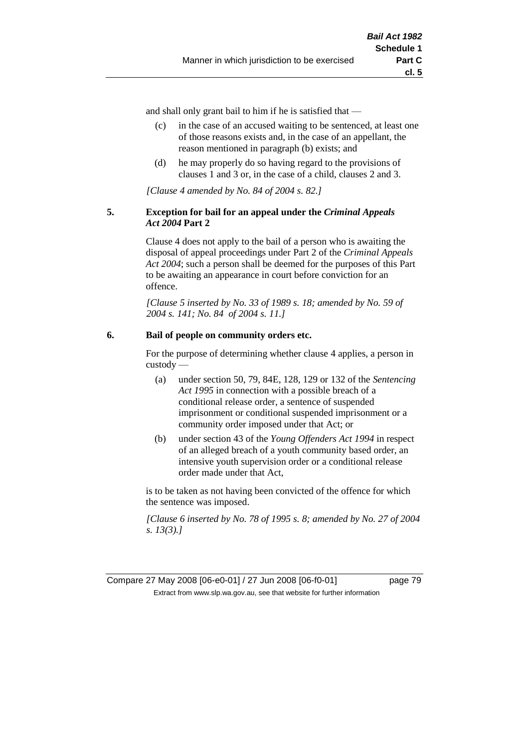and shall only grant bail to him if he is satisfied that —

(c) in the case of an accused waiting to be sentenced, at least one of those reasons exists and, in the case of an appellant, the reason mentioned in paragraph (b) exists; and

(d) he may properly do so having regard to the provisions of clauses 1 and 3 or, in the case of a child, clauses 2 and 3.

*[Clause 4 amended by No. 84 of 2004 s. 82.]*

### 5. Exception for bail for an appeal under the *Criminal Appeals Act 2004* Part 2

Clause 4 does not apply to the bail of a person who is awaiting the disposal of appeal proceedings under Part 2 of the *Criminal Appeals Act 2004*; such a person shall be deemed for the purposes of this Part to be awaiting an appearance in court before conviction for an offence.

*[Clause 5 inserted by No. 33 of 1989 s. 18; amended by No. 59 of 2004 s. 141; No. 84 of 2004 s. 11.]*

### 6. Bail of people on community orders etc.

For the purpose of determining whether clause 4 applies, a person in custody —

(a) under section 50, 79, 84E, 128, 129 or 132 of the *Sentencing Act 1995* in connection with a possible breach of a conditional release order, a sentence of suspended imprisonment or conditional suspended imprisonment or a community order imposed under that Act; or

(b) under section 43 of the *Young Offenders Act 1994* in respect of an alleged breach of a youth community based order, an intensive youth supervision order or a conditional release order made under that Act,

is to be taken as not having been convicted of the offence for which the sentence was imposed.

*[Clause 6 inserted by No. 78 of 1995 s. 8; amended by No. 27 of 2004 s. 13(3).]*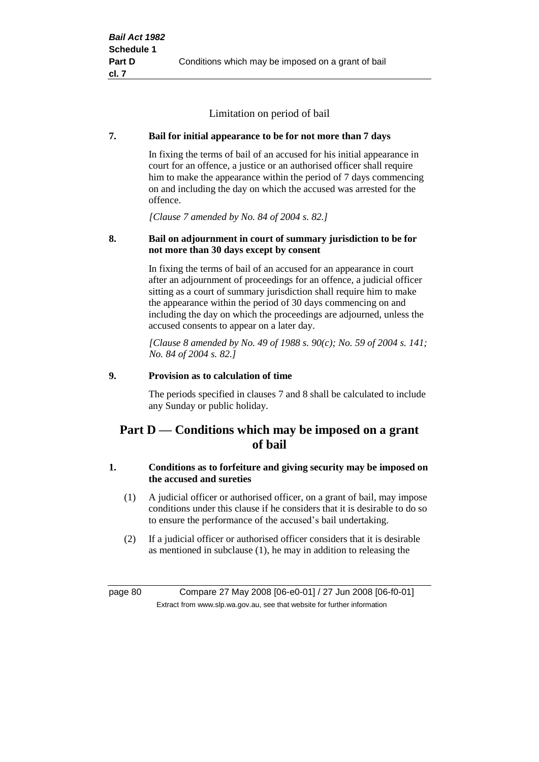Limitation on period of bail

**7. Bail for initial appearance to be for not more than 7 days**

In fixing the terms of bail of an accused for his initial appearance in court for an offence, a justice or an authorised officer shall require him to make the appearance within the period of 7 days commencing on and including the day on which the accused was arrested for the offence.

*[Clause 7 amended by No. 84 of 2004 s. 82.]*

**8. Bail on adjournment in court of summary jurisdiction to be for not more than 30 days except by consent**

In fixing the terms of bail of an accused for an appearance in court after an adjournment of proceedings for an offence, a judicial officer sitting as a court of summary jurisdiction shall require him to make the appearance within the period of 30 days commencing on and including the day on which the proceedings are adjourned, unless the accused consents to appear on a later day.

*[Clause 8 amended by No. 49 of 1988 s. 90(c); No. 59 of 2004 s. 141; No. 84 of 2004 s. 82.]*

**9. Provision as to calculation of time**

The periods specified in clauses 7 and 8 shall be calculated to include any Sunday or public holiday.

## Part D — Conditions which may be imposed on a grant of bail

**1. Conditions as to forfeiture and giving security may be imposed on the accused and sureties**

(1) A judicial officer or authorised officer, on a grant of bail, may impose conditions under this clause if he considers that it is desirable to do so to ensure the performance of the accused's bail undertaking.

(2) If a judicial officer or authorised officer considers that it is desirable as mentioned in subclause (1), he may in addition to releasing the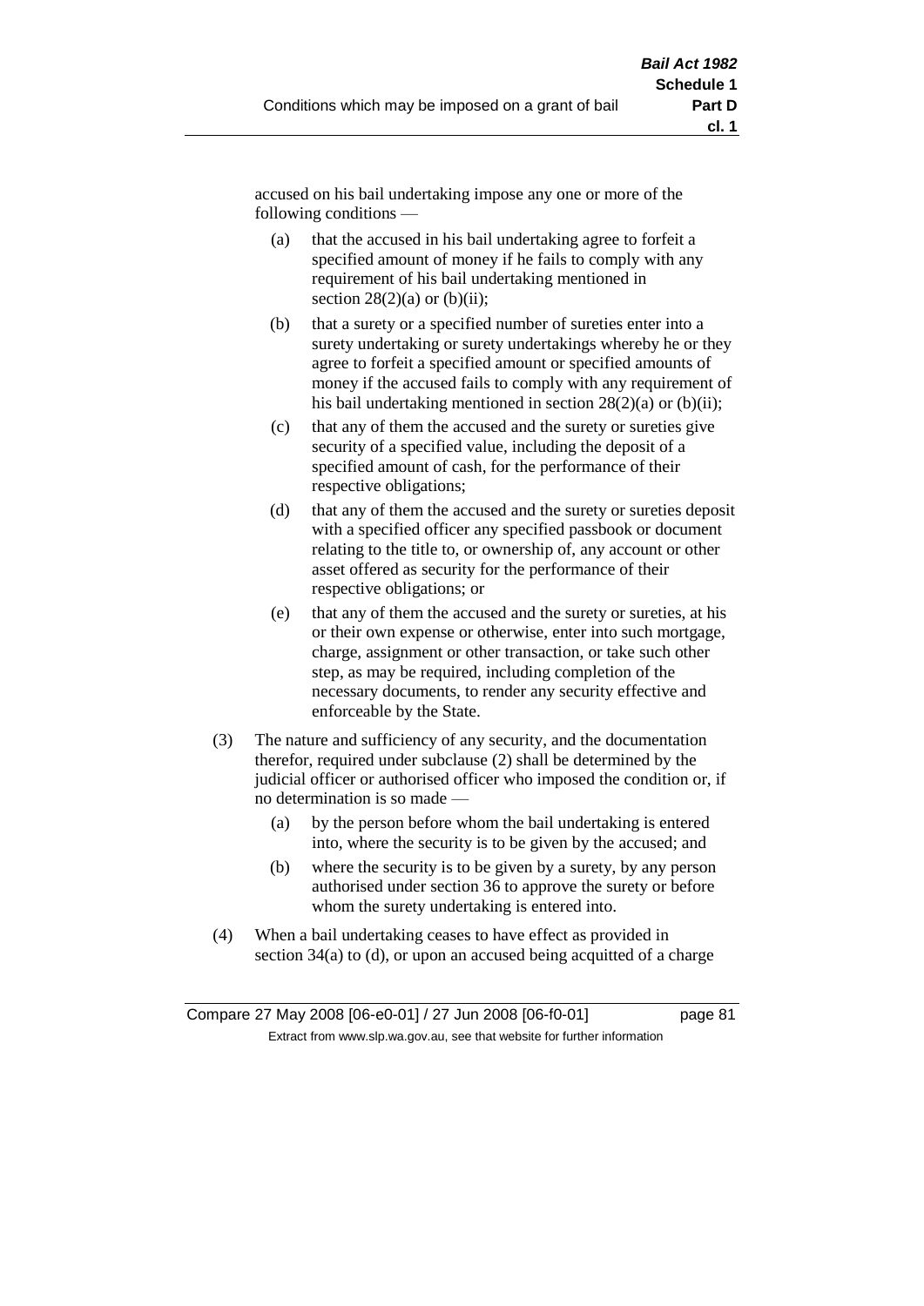accused on his bail undertaking impose any one or more of the following conditions —

(a) that the accused in his bail undertaking agree to forfeit a specified amount of money if he fails to comply with any requirement of his bail undertaking mentioned in section 28(2)(a) or (b)(ii);

(b) that a surety or a specified number of sureties enter into a surety undertaking or surety undertakings whereby he or they agree to forfeit a specified amount or specified amounts of money if the accused fails to comply with any requirement of his bail undertaking mentioned in section 28(2)(a) or (b)(ii);

(c) that any of them the accused and the surety or sureties give security of a specified value, including the deposit of a specified amount of cash, for the performance of their respective obligations;

(d) that any of them the accused and the surety or sureties deposit with a specified officer any specified passbook or document relating to the title to, or ownership of, any account or other asset offered as security for the performance of their respective obligations; or

(e) that any of them the accused and the surety or sureties, at his or their own expense or otherwise, enter into such mortgage, charge, assignment or other transaction, or take such other step, as may be required, including completion of the necessary documents, to render any security effective and enforceable by the State.

(3) The nature and sufficiency of any security, and the documentation therefor, required under subclause (2) shall be determined by the judicial officer or authorised officer who imposed the condition or, if no determination is so made —

(a) by the person before whom the bail undertaking is entered into, where the security is to be given by the accused; and

(b) where the security is to be given by a surety, by any person authorised under section 36 to approve the surety or before whom the surety undertaking is entered into.

(4) When a bail undertaking ceases to have effect as provided in section 34(a) to (d), or upon an accused being acquitted of a charge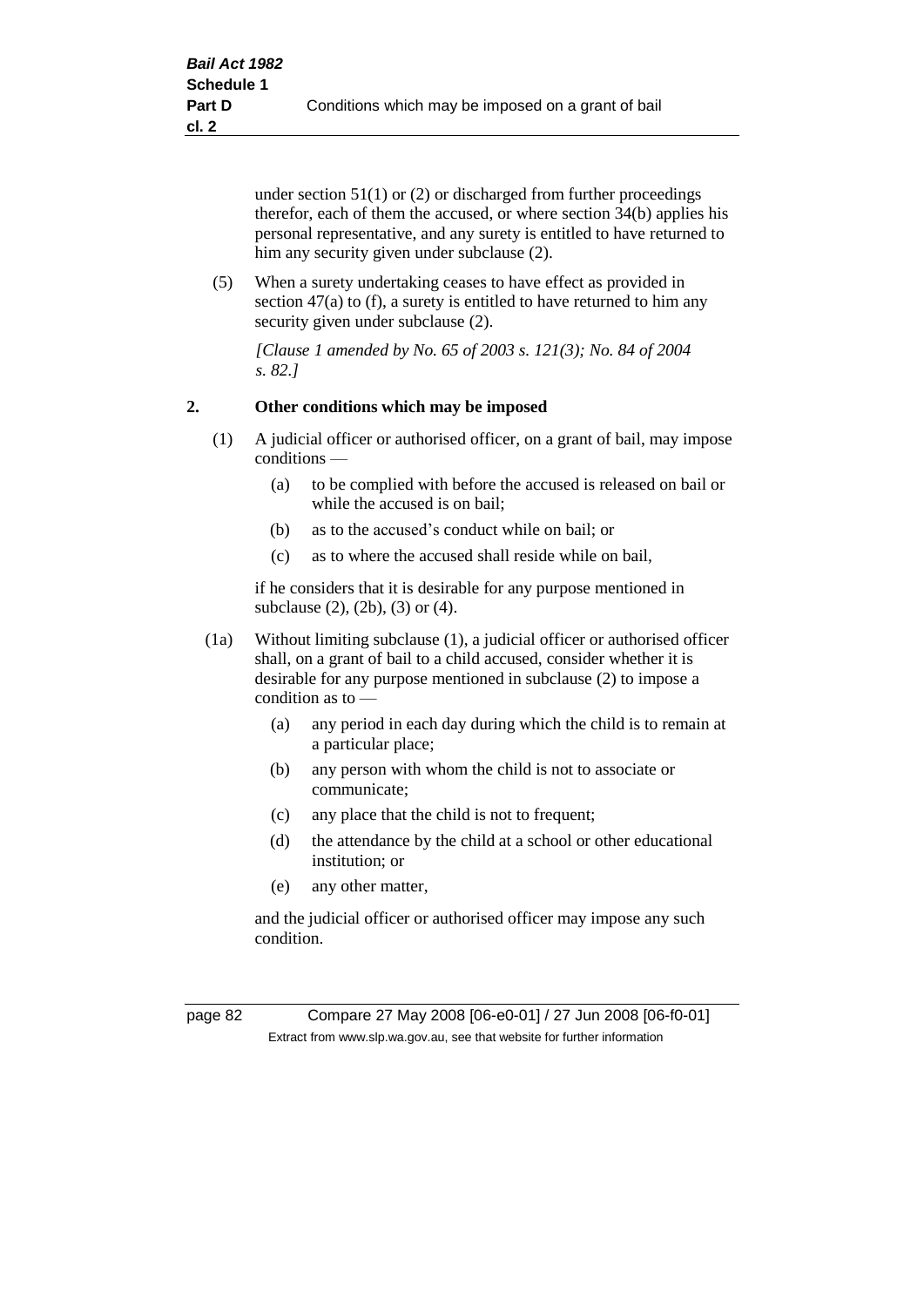under section 51(1) or (2) or discharged from further proceedings therefor, each of them the accused, or where section 34(b) applies his personal representative, and any surety is entitled to have returned to him any security given under subclause (2).

(5) When a surety undertaking ceases to have effect as provided in section 47(a) to (f), a surety is entitled to have returned to him any security given under subclause (2).

*[Clause 1 amended by No. 65 of 2003 s. 121(3); No. 84 of 2004 s. 82.]*

## 2. Other conditions which may be imposed

(1) A judicial officer or authorised officer, on a grant of bail, may impose conditions —

- (a) to be complied with before the accused is released on bail or while the accused is on bail;
- (b) as to the accused's conduct while on bail; or
- (c) as to where the accused shall reside while on bail,

if he considers that it is desirable for any purpose mentioned in subclause (2), (2b), (3) or (4).

(1a) Without limiting subclause (1), a judicial officer or authorised officer shall, on a grant of bail to a child accused, consider whether it is desirable for any purpose mentioned in subclause (2) to impose a condition as to —

- (a) any period in each day during which the child is to remain at a particular place;
- (b) any person with whom the child is not to associate or communicate;
- (c) any place that the child is not to frequent;
- (d) the attendance by the child at a school or other educational institution; or
- (e) any other matter,

and the judicial officer or authorised officer may impose any such condition.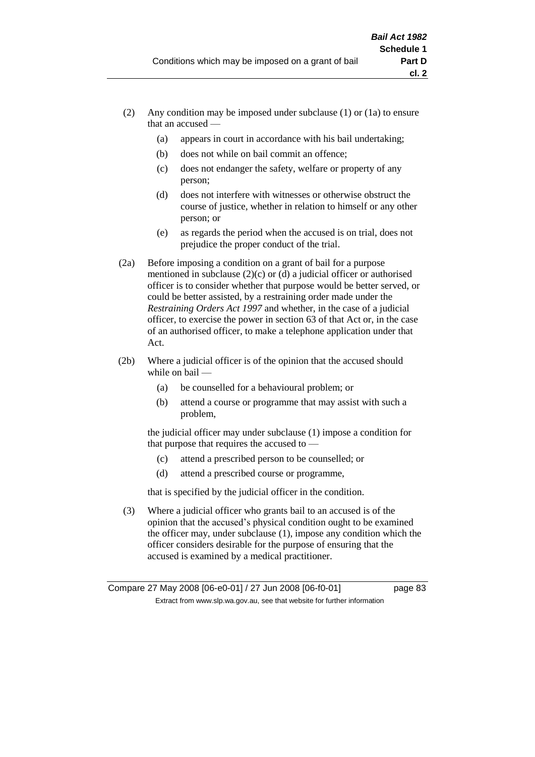(2) Any condition may be imposed under subclause (1) or (1a) to ensure that an accused —

  (a) appears in court in accordance with his bail undertaking;

  (b) does not while on bail commit an offence;

  (c) does not endanger the safety, welfare or property of any person;

  (d) does not interfere with witnesses or otherwise obstruct the course of justice, whether in relation to himself or any other person; or

  (e) as regards the period when the accused is on trial, does not prejudice the proper conduct of the trial.

(2a) Before imposing a condition on a grant of bail for a purpose mentioned in subclause (2)(c) or (d) a judicial officer or authorised officer is to consider whether that purpose would be better served, or could be better assisted, by a restraining order made under the *Restraining Orders Act 1997* and whether, in the case of a judicial officer, to exercise the power in section 63 of that Act or, in the case of an authorised officer, to make a telephone application under that Act.

(2b) Where a judicial officer is of the opinion that the accused should while on bail —

  (a) be counselled for a behavioural problem; or

  (b) attend a course or programme that may assist with such a problem,

  the judicial officer may under subclause (1) impose a condition for that purpose that requires the accused to —

  (c) attend a prescribed person to be counselled; or

  (d) attend a prescribed course or programme,

  that is specified by the judicial officer in the condition.

(3) Where a judicial officer who grants bail to an accused is of the opinion that the accused's physical condition ought to be examined the officer may, under subclause (1), impose any condition which the officer considers desirable for the purpose of ensuring that the accused is examined by a medical practitioner.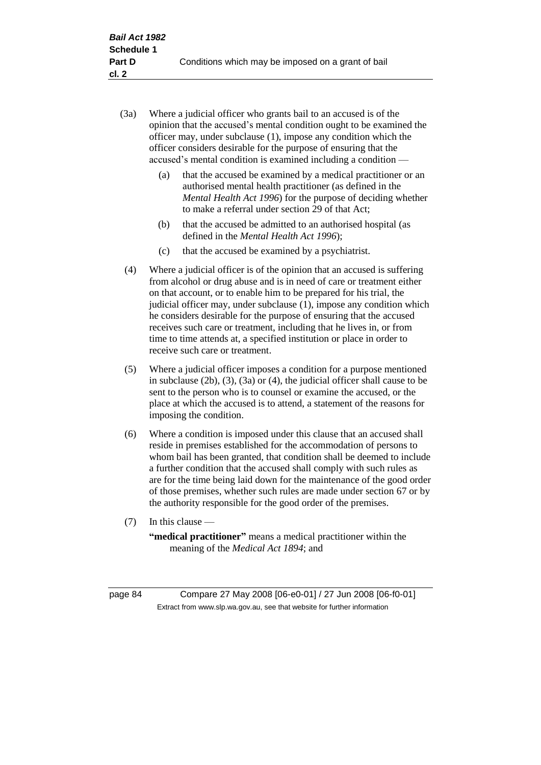(3a) Where a judicial officer who grants bail to an accused is of the opinion that the accused's mental condition ought to be examined the officer may, under subclause (1), impose any condition which the officer considers desirable for the purpose of ensuring that the accused's mental condition is examined including a condition —

(a) that the accused be examined by a medical practitioner or an authorised mental health practitioner (as defined in the *Mental Health Act 1996*) for the purpose of deciding whether to make a referral under section 29 of that Act;

(b) that the accused be admitted to an authorised hospital (as defined in the *Mental Health Act 1996*);

(c) that the accused be examined by a psychiatrist.

(4) Where a judicial officer is of the opinion that an accused is suffering from alcohol or drug abuse and is in need of care or treatment either on that account, or to enable him to be prepared for his trial, the judicial officer may, under subclause (1), impose any condition which he considers desirable for the purpose of ensuring that the accused receives such care or treatment, including that he lives in, or from time to time attends at, a specified institution or place in order to receive such care or treatment.

(5) Where a judicial officer imposes a condition for a purpose mentioned in subclause (2b), (3), (3a) or (4), the judicial officer shall cause to be sent to the person who is to counsel or examine the accused, or the place at which the accused is to attend, a statement of the reasons for imposing the condition.

(6) Where a condition is imposed under this clause that an accused shall reside in premises established for the accommodation of persons to whom bail has been granted, that condition shall be deemed to include a further condition that the accused shall comply with such rules as are for the time being laid down for the maintenance of the good order of those premises, whether such rules are made under section 67 or by the authority responsible for the good order of the premises.

(7) In this clause —

**"medical practitioner"** means a medical practitioner within the meaning of the *Medical Act 1894*; and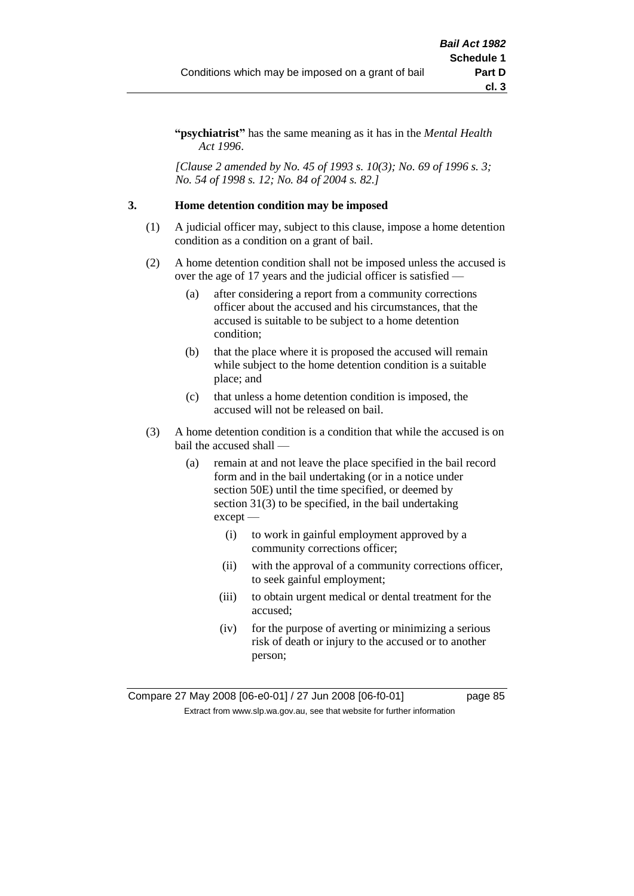**"psychiatrist"** has the same meaning as it has in the *Mental Health Act 1996*.

*[Clause 2 amended by No. 45 of 1993 s. 10(3); No. 69 of 1996 s. 3; No. 54 of 1998 s. 12; No. 84 of 2004 s. 82.]*

**3. Home detention condition may be imposed**

(1) A judicial officer may, subject to this clause, impose a home detention condition as a condition on a grant of bail.

(2) A home detention condition shall not be imposed unless the accused is over the age of 17 years and the judicial officer is satisfied —

(a) after considering a report from a community corrections officer about the accused and his circumstances, that the accused is suitable to be subject to a home detention condition;

(b) that the place where it is proposed the accused will remain while subject to the home detention condition is a suitable place; and

(c) that unless a home detention condition is imposed, the accused will not be released on bail.

(3) A home detention condition is a condition that while the accused is on bail the accused shall —

(a) remain at and not leave the place specified in the bail record form and in the bail undertaking (or in a notice under section 50E) until the time specified, or deemed by section 31(3) to be specified, in the bail undertaking except —

(i) to work in gainful employment approved by a community corrections officer;

(ii) with the approval of a community corrections officer, to seek gainful employment;

(iii) to obtain urgent medical or dental treatment for the accused;

(iv) for the purpose of averting or minimizing a serious risk of death or injury to the accused or to another person;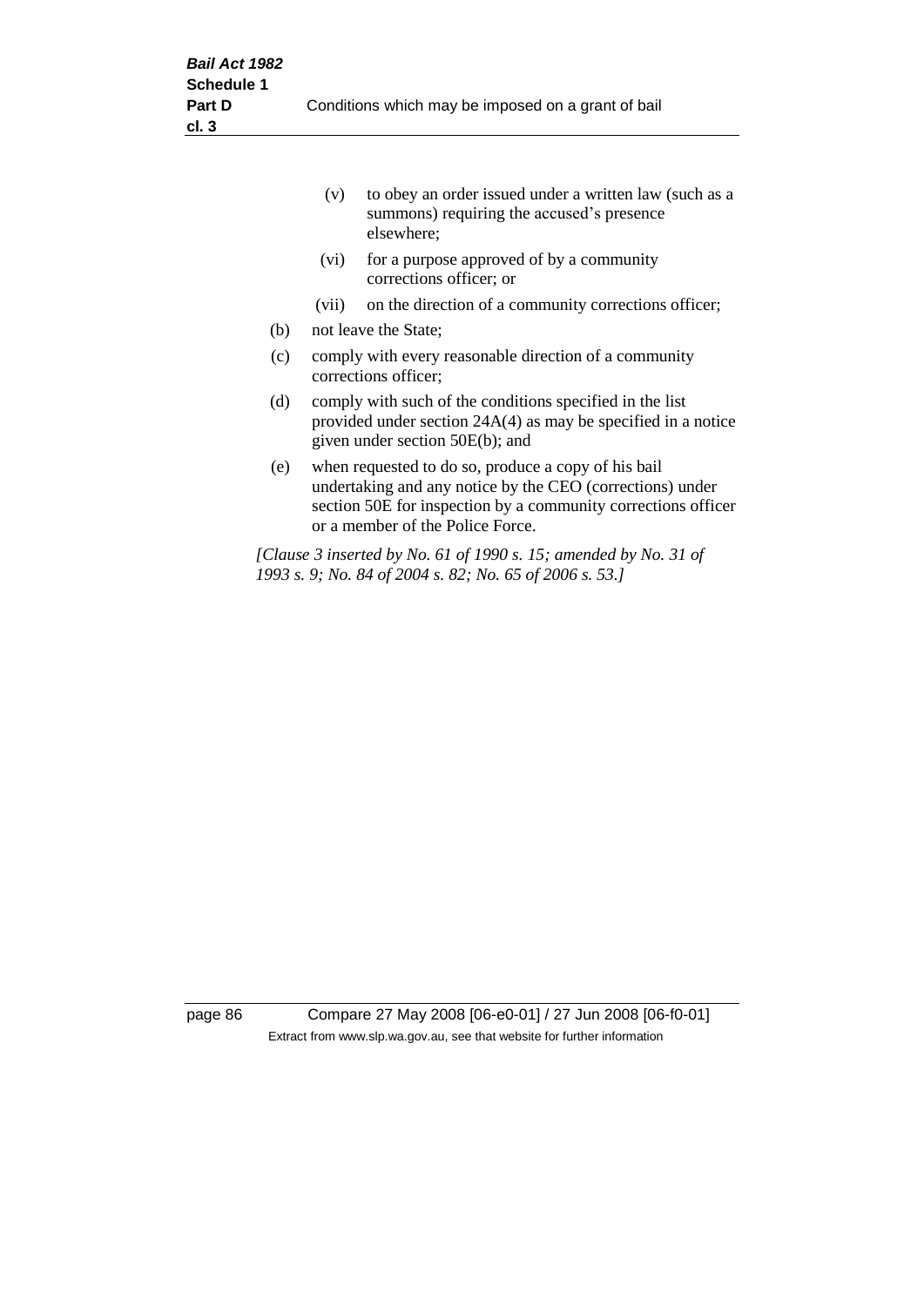(v) to obey an order issued under a written law (such as a summons) requiring the accused's presence elsewhere;

(vi) for a purpose approved of by a community corrections officer; or

(vii) on the direction of a community corrections officer;

(b) not leave the State;

(c) comply with every reasonable direction of a community corrections officer;

(d) comply with such of the conditions specified in the list provided under section 24A(4) as may be specified in a notice given under section 50E(b); and

(e) when requested to do so, produce a copy of his bail undertaking and any notice by the CEO (corrections) under section 50E for inspection by a community corrections officer or a member of the Police Force.

*[Clause 3 inserted by No. 61 of 1990 s. 15; amended by No. 31 of 1993 s. 9; No. 84 of 2004 s. 82; No. 65 of 2006 s. 53.]*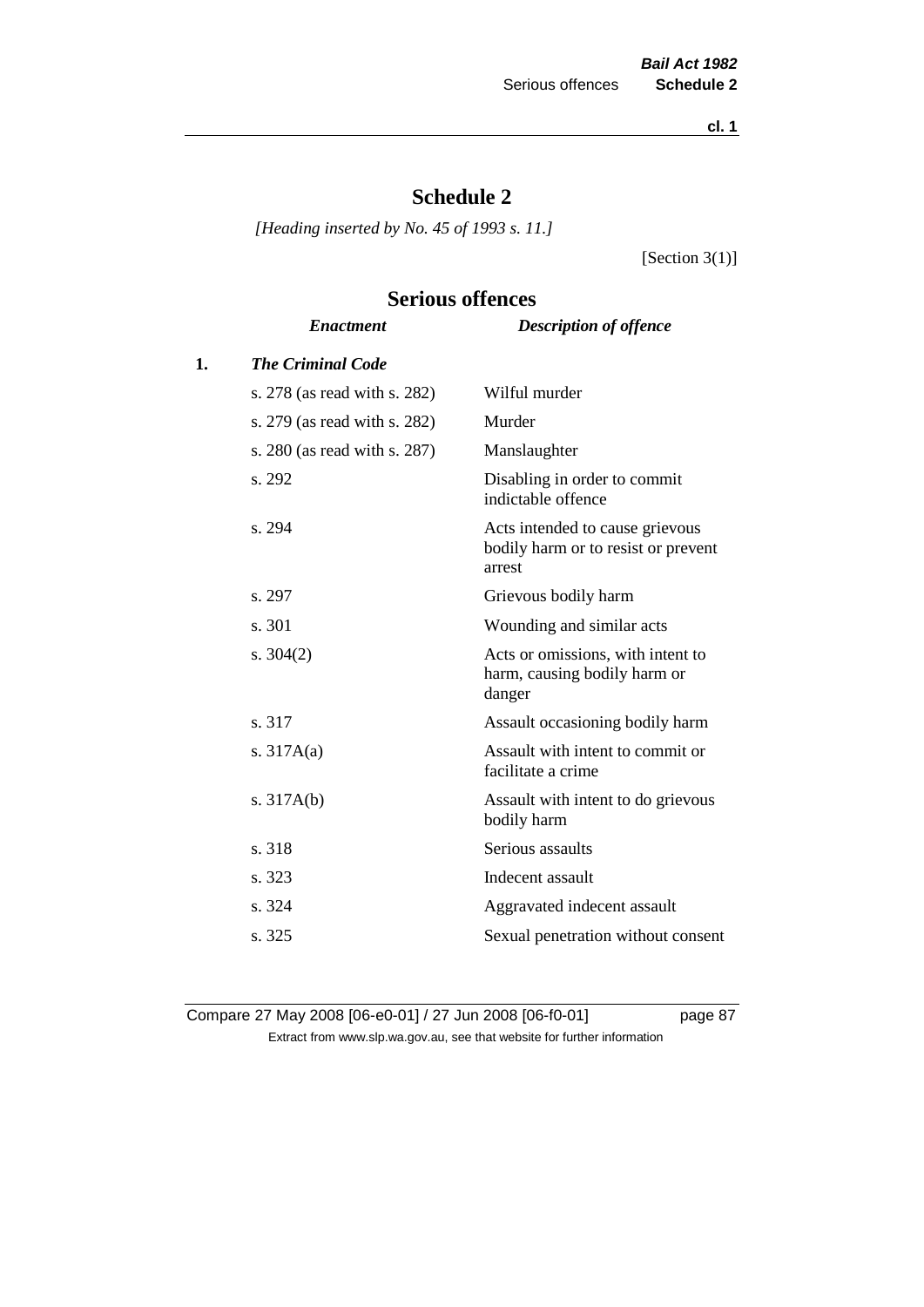# Schedule 2

*[Heading inserted by No. 45 of 1993 s. 11.]*

[Section 3(1)]

## Serious offences

| | *Enactment* | *Description of offence* |
|---|---|---|
| **1.** | ***The Criminal Code*** | |
| | s. 278 (as read with s. 282) | Wilful murder |
| | s. 279 (as read with s. 282) | Murder |
| | s. 280 (as read with s. 287) | Manslaughter |
| | s. 292 | Disabling in order to commit indictable offence |
| | s. 294 | Acts intended to cause grievous bodily harm or to resist or prevent arrest |
| | s. 297 | Grievous bodily harm |
| | s. 301 | Wounding and similar acts |
| | s. 304(2) | Acts or omissions, with intent to harm, causing bodily harm or danger |
| | s. 317 | Assault occasioning bodily harm |
| | s. 317A(a) | Assault with intent to commit or facilitate a crime |
| | s. 317A(b) | Assault with intent to do grievous bodily harm |
| | s. 318 | Serious assaults |
| | s. 323 | Indecent assault |
| | s. 324 | Aggravated indecent assault |
| | s. 325 | Sexual penetration without consent |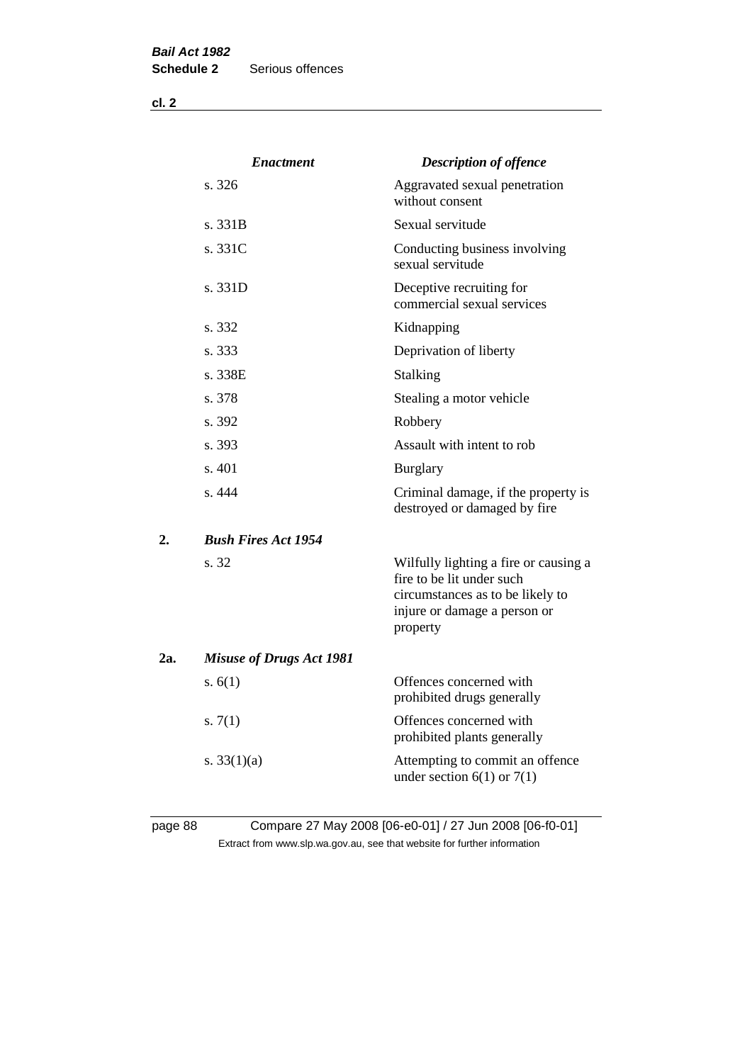| | *Enactment* | *Description of offence* |
|---|---|---|
| | s. 326 | Aggravated sexual penetration without consent |
| | s. 331B | Sexual servitude |
| | s. 331C | Conducting business involving sexual servitude |
| | s. 331D | Deceptive recruiting for commercial sexual services |
| | s. 332 | Kidnapping |
| | s. 333 | Deprivation of liberty |
| | s. 338E | Stalking |
| | s. 378 | Stealing a motor vehicle |
| | s. 392 | Robbery |
| | s. 393 | Assault with intent to rob |
| | s. 401 | Burglary |
| | s. 444 | Criminal damage, if the property is destroyed or damaged by fire |
| 2. | ***Bush Fires Act 1954*** | |
| | s. 32 | Wilfully lighting a fire or causing a fire to be lit under such circumstances as to be likely to injure or damage a person or property |
| 2a. | ***Misuse of Drugs Act 1981*** | |
| | s. 6(1) | Offences concerned with prohibited drugs generally |
| | s. 7(1) | Offences concerned with prohibited plants generally |
| | s. 33(1)(a) | Attempting to commit an offence under section 6(1) or 7(1) |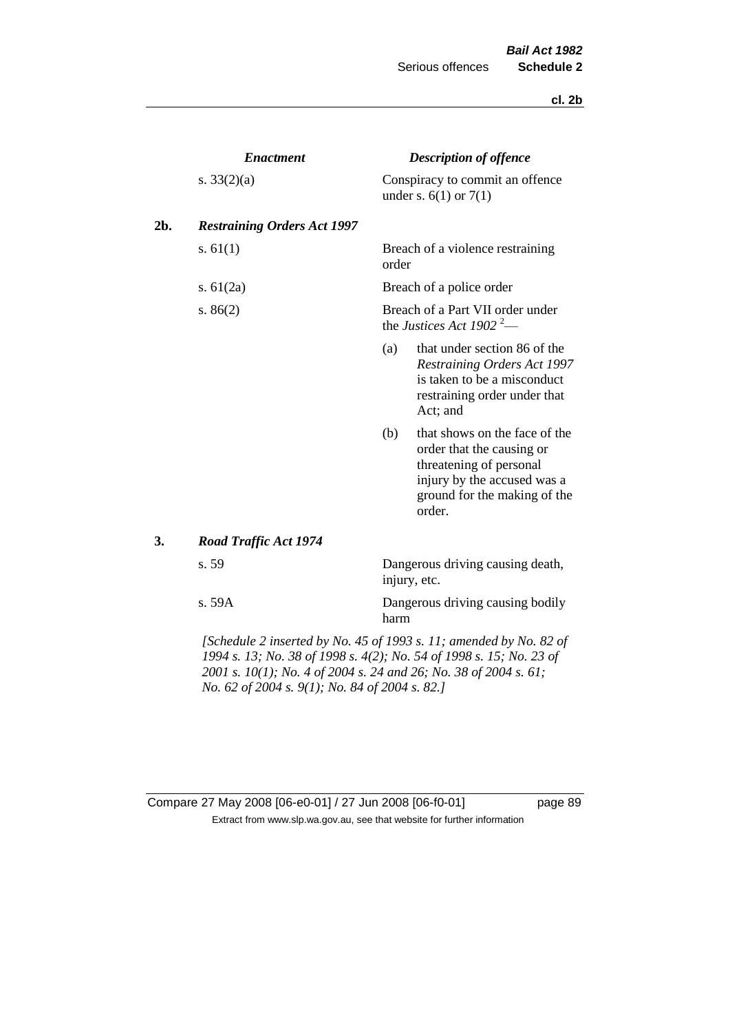| | *Enactment* | *Description of offence* |
|---|---|---|
| | s. 33(2)(a) | Conspiracy to commit an offence under s. 6(1) or 7(1) |
| **2b.** | ***Restraining Orders Act 1997*** | |
| | s. 61(1) | Breach of a violence restraining order |
| | s. 61(2a) | Breach of a police order |
| | s. 86(2) | Breach of a Part VII order under the *Justices Act 1902* [2]— (a) that under section 86 of the *Restraining Orders Act 1997* is taken to be a misconduct restraining order under that Act; and (b) that shows on the face of the order that the causing or threatening of personal injury by the accused was a ground for the making of the order. |
| **3.** | ***Road Traffic Act 1974*** | |
| | s. 59 | Dangerous driving causing death, injury, etc. |
| | s. 59A | Dangerous driving causing bodily harm |

*[Schedule 2 inserted by No. 45 of 1993 s. 11; amended by No. 82 of 1994 s. 13; No. 38 of 1998 s. 4(2); No. 54 of 1998 s. 15; No. 23 of 2001 s. 10(1); No. 4 of 2004 s. 24 and 26; No. 38 of 2004 s. 61; No. 62 of 2004 s. 9(1); No. 84 of 2004 s. 82.]*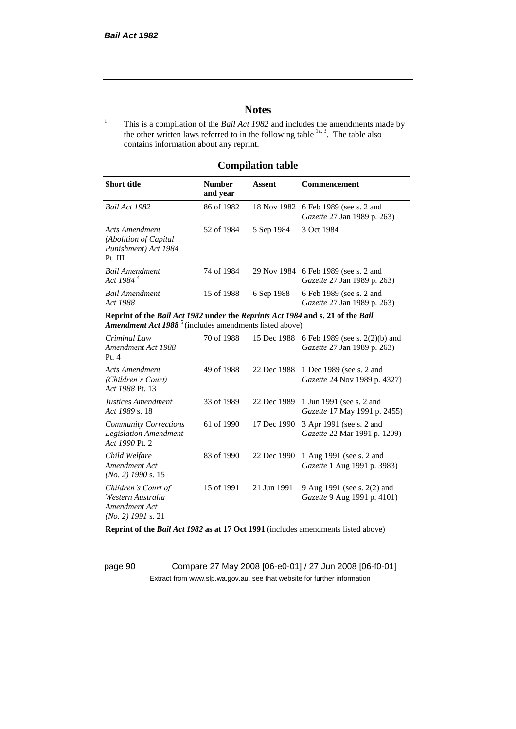# Notes

[1] This is a compilation of the *Bail Act 1982* and includes the amendments made by the other written laws referred to in the following table [1a, 3]. The table also contains information about any reprint.

## Compilation table

| Short title | Number and year | Assent | Commencement |
|---|---|---|---|
| *Bail Act 1982* | 86 of 1982 | 18 Nov 1982 | 6 Feb 1989 (see s. 2 and *Gazette* 27 Jan 1989 p. 263) |
| *Acts Amendment (Abolition of Capital Punishment) Act 1984* Pt. III | 52 of 1984 | 5 Sep 1984 | 3 Oct 1984 |
| *Bail Amendment Act 1984* [4] | 74 of 1984 | 29 Nov 1984 | 6 Feb 1989 (see s. 2 and *Gazette* 27 Jan 1989 p. 263) |
| *Bail Amendment Act 1988* | 15 of 1988 | 6 Sep 1988 | 6 Feb 1989 (see s. 2 and *Gazette* 27 Jan 1989 p. 263) |
| **Reprint of the *Bail Act 1982* under the *Reprints Act 1984* and s. 21 of the *Bail Amendment Act 1988*** [5] (includes amendments listed above) | | | |
| *Criminal Law Amendment Act 1988* Pt. 4 | 70 of 1988 | 15 Dec 1988 | 6 Feb 1989 (see s. 2(2)(b) and *Gazette* 27 Jan 1989 p. 263) |
| *Acts Amendment (Children's Court) Act 1988* Pt. 13 | 49 of 1988 | 22 Dec 1988 | 1 Dec 1989 (see s. 2 and *Gazette* 24 Nov 1989 p. 4327) |
| *Justices Amendment Act 1989* s. 18 | 33 of 1989 | 22 Dec 1989 | 1 Jun 1991 (see s. 2 and *Gazette* 17 May 1991 p. 2455) |
| *Community Corrections Legislation Amendment Act 1990* Pt. 2 | 61 of 1990 | 17 Dec 1990 | 3 Apr 1991 (see s. 2 and *Gazette* 22 Mar 1991 p. 1209) |
| *Child Welfare Amendment Act (No. 2) 1990* s. 15 | 83 of 1990 | 22 Dec 1990 | 1 Aug 1991 (see s. 2 and *Gazette* 1 Aug 1991 p. 3983) |
| *Children's Court of Western Australia Amendment Act (No. 2) 1991* s. 21 | 15 of 1991 | 21 Jun 1991 | 9 Aug 1991 (see s. 2(2) and *Gazette* 9 Aug 1991 p. 4101) |
| **Reprint of the *Bail Act 1982* as at 17 Oct 1991** (includes amendments listed above) | | | |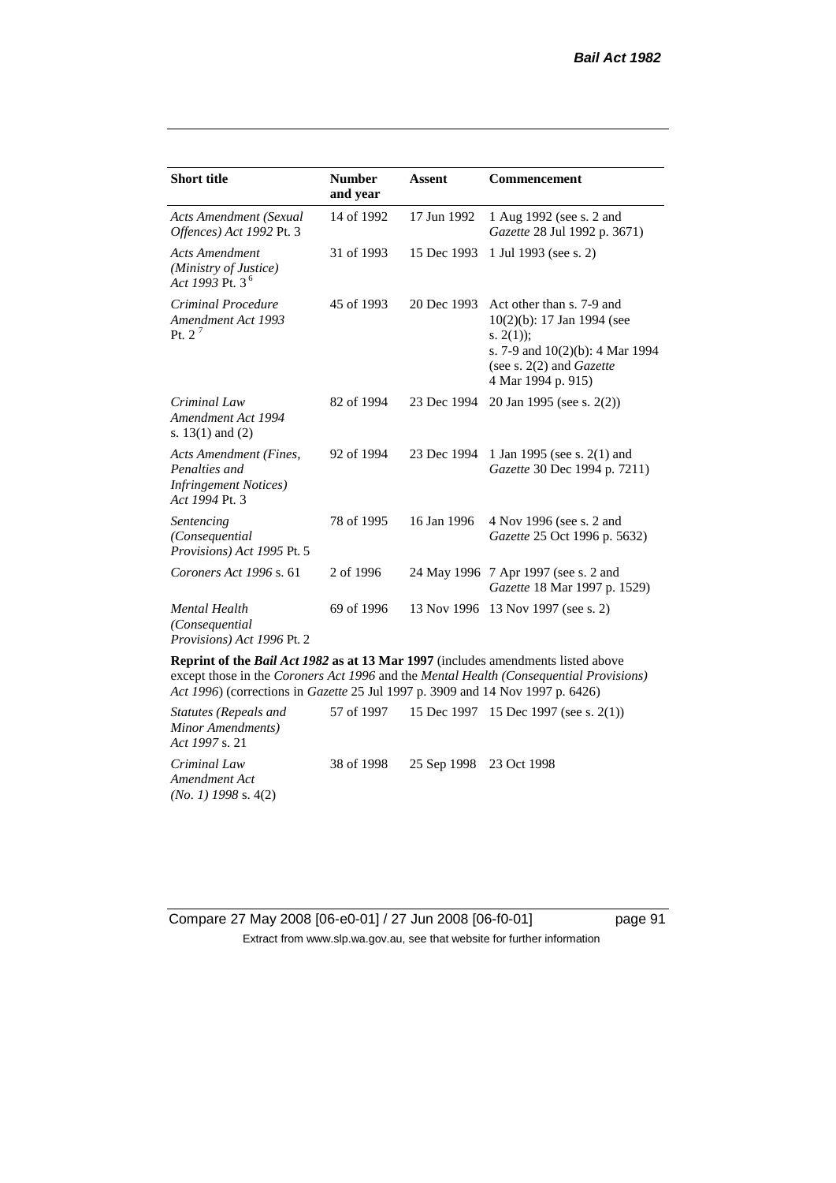| Short title | Number and year | Assent | Commencement |
|---|---|---|---|
| *Acts Amendment (Sexual Offences) Act 1992* Pt. 3 | 14 of 1992 | 17 Jun 1992 | 1 Aug 1992 (see s. 2 and *Gazette* 28 Jul 1992 p. 3671) |
| *Acts Amendment (Ministry of Justice) Act 1993* Pt. 3 [6] | 31 of 1993 | 15 Dec 1993 | 1 Jul 1993 (see s. 2) |
| *Criminal Procedure Amendment Act 1993* Pt. 2 [7] | 45 of 1993 | 20 Dec 1993 | Act other than s. 7-9 and 10(2)(b): 17 Jan 1994 (see s. 2(1)); s. 7-9 and 10(2)(b): 4 Mar 1994 (see s. 2(2) and *Gazette* 4 Mar 1994 p. 915) |
| *Criminal Law Amendment Act 1994* s. 13(1) and (2) | 82 of 1994 | 23 Dec 1994 | 20 Jan 1995 (see s. 2(2)) |
| *Acts Amendment (Fines, Penalties and Infringement Notices) Act 1994* Pt. 3 | 92 of 1994 | 23 Dec 1994 | 1 Jan 1995 (see s. 2(1) and *Gazette* 30 Dec 1994 p. 7211) |
| *Sentencing (Consequential Provisions) Act 1995* Pt. 5 | 78 of 1995 | 16 Jan 1996 | 4 Nov 1996 (see s. 2 and *Gazette* 25 Oct 1996 p. 5632) |
| *Coroners Act 1996* s. 61 | 2 of 1996 | 24 May 1996 | 7 Apr 1997 (see s. 2 and *Gazette* 18 Mar 1997 p. 1529) |
| *Mental Health (Consequential Provisions) Act 1996* Pt. 2 | 69 of 1996 | 13 Nov 1996 | 13 Nov 1997 (see s. 2) |
| **Reprint of the *Bail Act 1982* as at 13 Mar 1997** (includes amendments listed above except those in the *Coroners Act 1996* and the *Mental Health (Consequential Provisions) Act 1996*) (corrections in *Gazette* 25 Jul 1997 p. 3909 and 14 Nov 1997 p. 6426) | | | |
| *Statutes (Repeals and Minor Amendments) Act 1997* s. 21 | 57 of 1997 | 15 Dec 1997 | 15 Dec 1997 (see s. 2(1)) |
| *Criminal Law Amendment Act (No. 1) 1998* s. 4(2) | 38 of 1998 | 25 Sep 1998 | 23 Oct 1998 |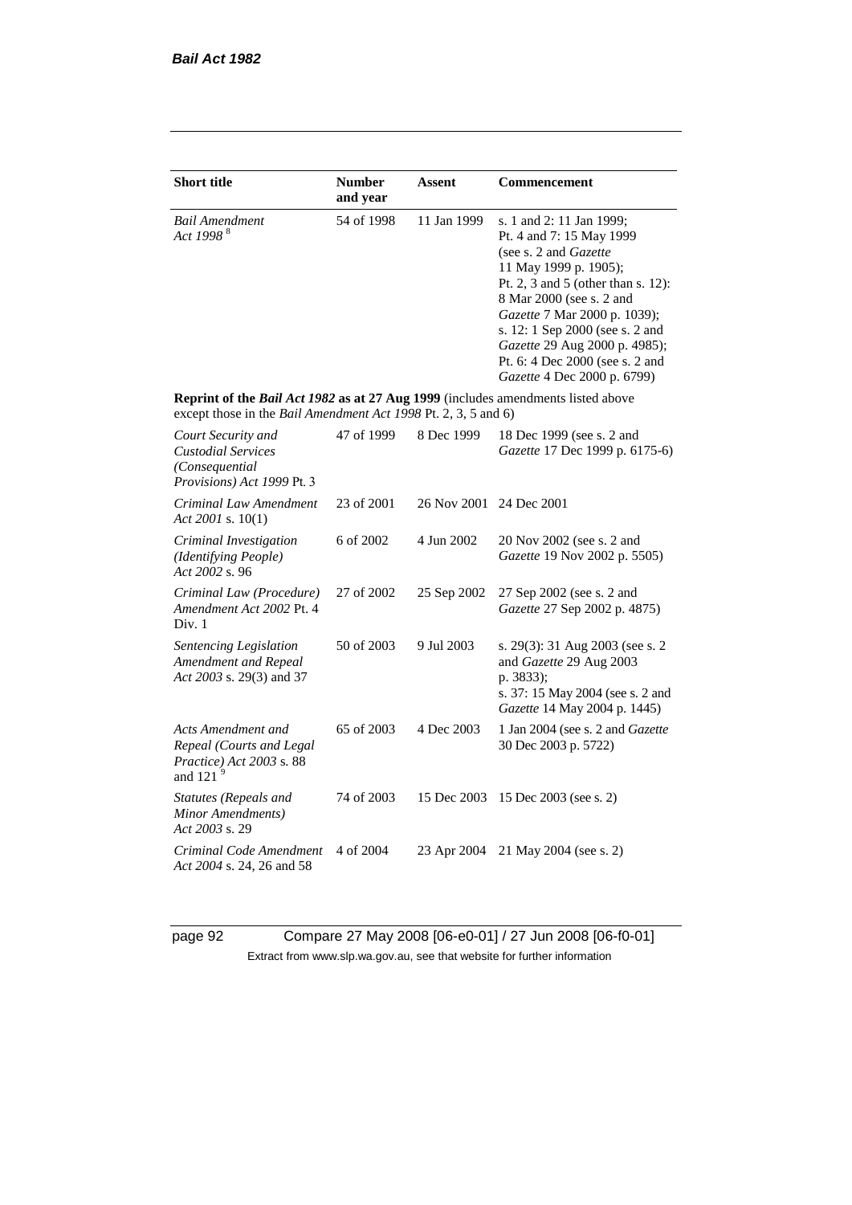| Short title | Number and year | Assent | Commencement |
|---|---|---|---|
| *Bail Amendment Act 1998* [8] | 54 of 1998 | 11 Jan 1999 | s. 1 and 2: 11 Jan 1999; Pt. 4 and 7: 15 May 1999 (see s. 2 and *Gazette* 11 May 1999 p. 1905); Pt. 2, 3 and 5 (other than s. 12): 8 Mar 2000 (see s. 2 and *Gazette* 7 Mar 2000 p. 1039); s. 12: 1 Sep 2000 (see s. 2 and *Gazette* 29 Aug 2000 p. 4985); Pt. 6: 4 Dec 2000 (see s. 2 and *Gazette* 4 Dec 2000 p. 6799) |
| **Reprint of the *Bail Act 1982* as at 27 Aug 1999** (includes amendments listed above except those in the *Bail Amendment Act 1998* Pt. 2, 3, 5 and 6) | | | |
| *Court Security and Custodial Services (Consequential Provisions) Act 1999* Pt. 3 | 47 of 1999 | 8 Dec 1999 | 18 Dec 1999 (see s. 2 and *Gazette* 17 Dec 1999 p. 6175-6) |
| *Criminal Law Amendment Act 2001* s. 10(1) | 23 of 2001 | 26 Nov 2001 | 24 Dec 2001 |
| *Criminal Investigation (Identifying People) Act 2002* s. 96 | 6 of 2002 | 4 Jun 2002 | 20 Nov 2002 (see s. 2 and *Gazette* 19 Nov 2002 p. 5505) |
| *Criminal Law (Procedure) Amendment Act 2002* Pt. 4 Div. 1 | 27 of 2002 | 25 Sep 2002 | 27 Sep 2002 (see s. 2 and *Gazette* 27 Sep 2002 p. 4875) |
| *Sentencing Legislation Amendment and Repeal Act 2003* s. 29(3) and 37 | 50 of 2003 | 9 Jul 2003 | s. 29(3): 31 Aug 2003 (see s. 2 and *Gazette* 29 Aug 2003 p. 3833); s. 37: 15 May 2004 (see s. 2 and *Gazette* 14 May 2004 p. 1445) |
| *Acts Amendment and Repeal (Courts and Legal Practice) Act 2003* s. 88 and 121 [9] | 65 of 2003 | 4 Dec 2003 | 1 Jan 2004 (see s. 2 and *Gazette* 30 Dec 2003 p. 5722) |
| *Statutes (Repeals and Minor Amendments) Act 2003* s. 29 | 74 of 2003 | 15 Dec 2003 | 15 Dec 2003 (see s. 2) |
| *Criminal Code Amendment Act 2004* s. 24, 26 and 58 | 4 of 2004 | 23 Apr 2004 | 21 May 2004 (see s. 2) |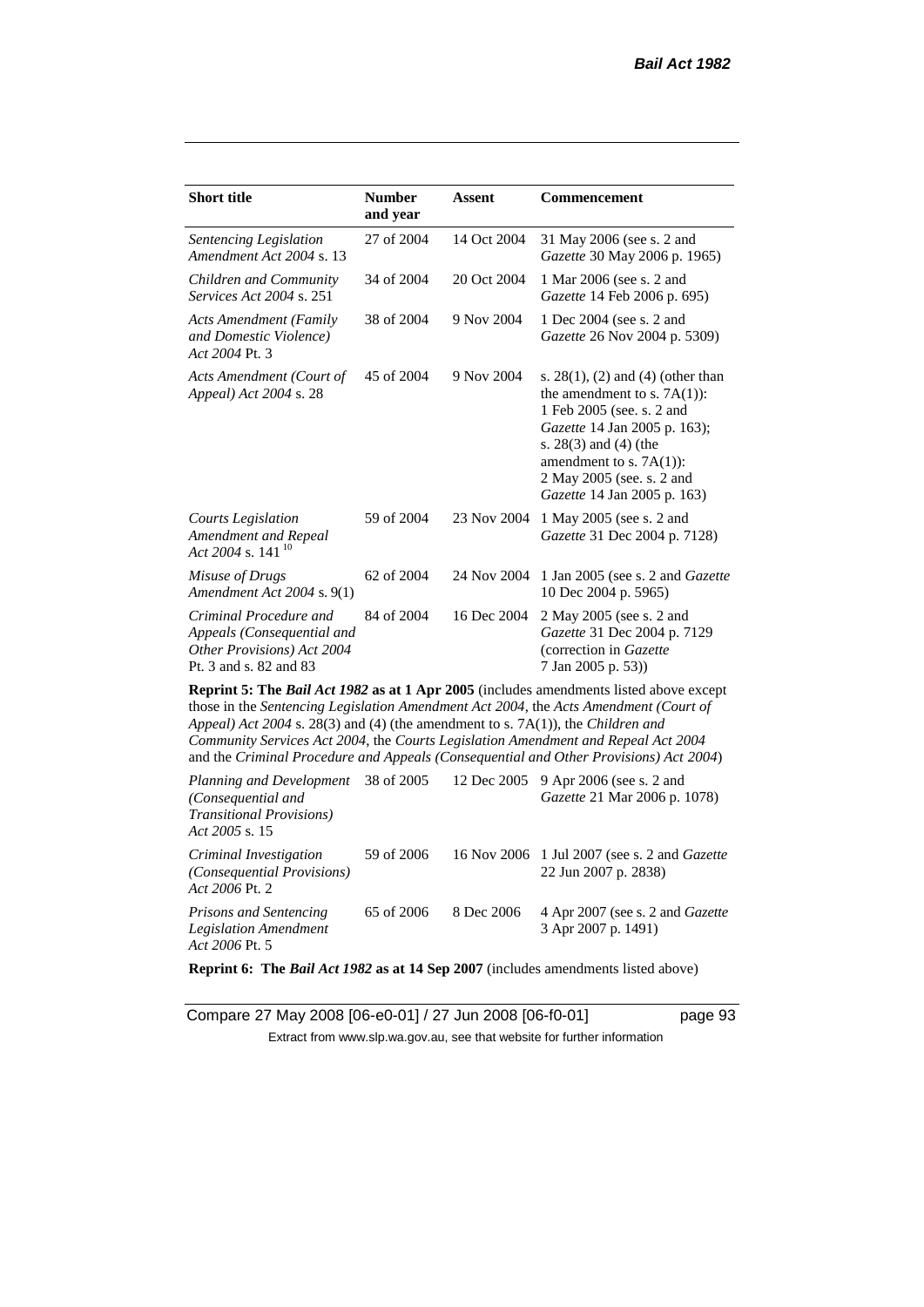| Short title | Number and year | Assent | Commencement |
|---|---|---|---|
| *Sentencing Legislation Amendment Act 2004* s. 13 | 27 of 2004 | 14 Oct 2004 | 31 May 2006 (see s. 2 and *Gazette* 30 May 2006 p. 1965) |
| *Children and Community Services Act 2004* s. 251 | 34 of 2004 | 20 Oct 2004 | 1 Mar 2006 (see s. 2 and *Gazette* 14 Feb 2006 p. 695) |
| *Acts Amendment (Family and Domestic Violence) Act 2004* Pt. 3 | 38 of 2004 | 9 Nov 2004 | 1 Dec 2004 (see s. 2 and *Gazette* 26 Nov 2004 p. 5309) |
| *Acts Amendment (Court of Appeal) Act 2004* s. 28 | 45 of 2004 | 9 Nov 2004 | s. 28(1), (2) and (4) (other than the amendment to s. 7A(1)): 1 Feb 2005 (see. s. 2 and *Gazette* 14 Jan 2005 p. 163); s. 28(3) and (4) (the amendment to s. 7A(1)): 2 May 2005 (see. s. 2 and *Gazette* 14 Jan 2005 p. 163) |
| *Courts Legislation Amendment and Repeal Act 2004* s. 141 [10] | 59 of 2004 | 23 Nov 2004 | 1 May 2005 (see s. 2 and *Gazette* 31 Dec 2004 p. 7128) |
| *Misuse of Drugs Amendment Act 2004* s. 9(1) | 62 of 2004 | 24 Nov 2004 | 1 Jan 2005 (see s. 2 and *Gazette* 10 Dec 2004 p. 5965) |
| *Criminal Procedure and Appeals (Consequential and Other Provisions) Act 2004* Pt. 3 and s. 82 and 83 | 84 of 2004 | 16 Dec 2004 | 2 May 2005 (see s. 2 and *Gazette* 31 Dec 2004 p. 7129 (correction in *Gazette* 7 Jan 2005 p. 53)) |
| **Reprint 5: The *Bail Act 1982* as at 1 Apr 2005** (includes amendments listed above except those in the *Sentencing Legislation Amendment Act 2004*, the *Acts Amendment (Court of Appeal) Act 2004* s. 28(3) and (4) (the amendment to s. 7A(1)), the *Children and Community Services Act 2004*, the *Courts Legislation Amendment and Repeal Act 2004* and the *Criminal Procedure and Appeals (Consequential and Other Provisions) Act 2004*) | | | |
| *Planning and Development (Consequential and Transitional Provisions) Act 2005* s. 15 | 38 of 2005 | 12 Dec 2005 | 9 Apr 2006 (see s. 2 and *Gazette* 21 Mar 2006 p. 1078) |
| *Criminal Investigation (Consequential Provisions) Act 2006* Pt. 2 | 59 of 2006 | 16 Nov 2006 | 1 Jul 2007 (see s. 2 and *Gazette* 22 Jun 2007 p. 2838) |
| *Prisons and Sentencing Legislation Amendment Act 2006* Pt. 5 | 65 of 2006 | 8 Dec 2006 | 4 Apr 2007 (see s. 2 and *Gazette* 3 Apr 2007 p. 1491) |
| **Reprint 6: The *Bail Act 1982* as at 14 Sep 2007** (includes amendments listed above) | | | |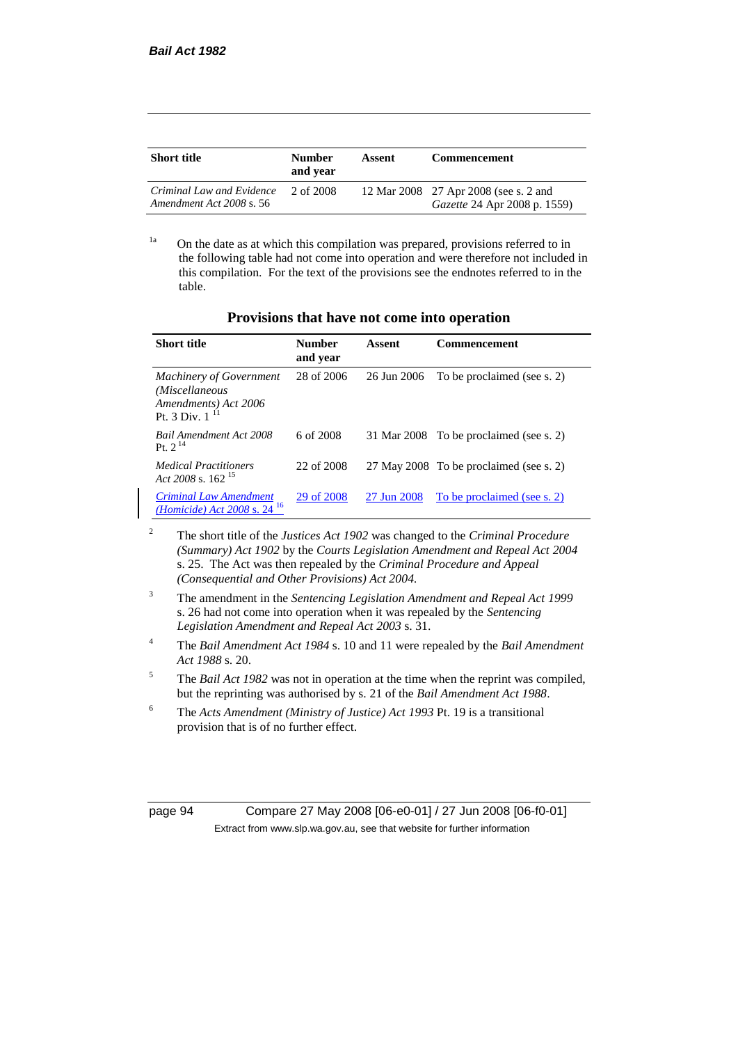| Short title | Number and year | Assent | Commencement |
|---|---|---|---|
| *Criminal Law and Evidence Amendment Act 2008* s. 56 | 2 of 2008 | 12 Mar 2008 | 27 Apr 2008 (see s. 2 and *Gazette* 24 Apr 2008 p. 1559) |

[1a] On the date as at which this compilation was prepared, provisions referred to in the following table had not come into operation and were therefore not included in this compilation. For the text of the provisions see the endnotes referred to in the table.

## Provisions that have not come into operation

| Short title | Number and year | Assent | Commencement |
|---|---|---|---|
| *Machinery of Government (Miscellaneous Amendments) Act 2006* Pt. 3 Div. 1 [11] | 28 of 2006 | 26 Jun 2006 | To be proclaimed (see s. 2) |
| *Bail Amendment Act 2008* Pt. 2 [14] | 6 of 2008 | 31 Mar 2008 | To be proclaimed (see s. 2) |
| *Medical Practitioners Act 2008* s. 162 [15] | 22 of 2008 | 27 May 2008 | To be proclaimed (see s. 2) |
| *Criminal Law Amendment (Homicide) Act 2008* s. 24 [16] | 29 of 2008 | 27 Jun 2008 | To be proclaimed (see s. 2) |

[2] The short title of the *Justices Act 1902* was changed to the *Criminal Procedure (Summary) Act 1902* by the *Courts Legislation Amendment and Repeal Act 2004* s. 25. The Act was then repealed by the *Criminal Procedure and Appeal (Consequential and Other Provisions) Act 2004*.

[3] The amendment in the *Sentencing Legislation Amendment and Repeal Act 1999* s. 26 had not come into operation when it was repealed by the *Sentencing Legislation Amendment and Repeal Act 2003* s. 31.

[4] The *Bail Amendment Act 1984* s. 10 and 11 were repealed by the *Bail Amendment Act 1988* s. 20.

[5] The *Bail Act 1982* was not in operation at the time when the reprint was compiled, but the reprinting was authorised by s. 21 of the *Bail Amendment Act 1988*.

[6] The *Acts Amendment (Ministry of Justice) Act 1993* Pt. 19 is a transitional provision that is of no further effect.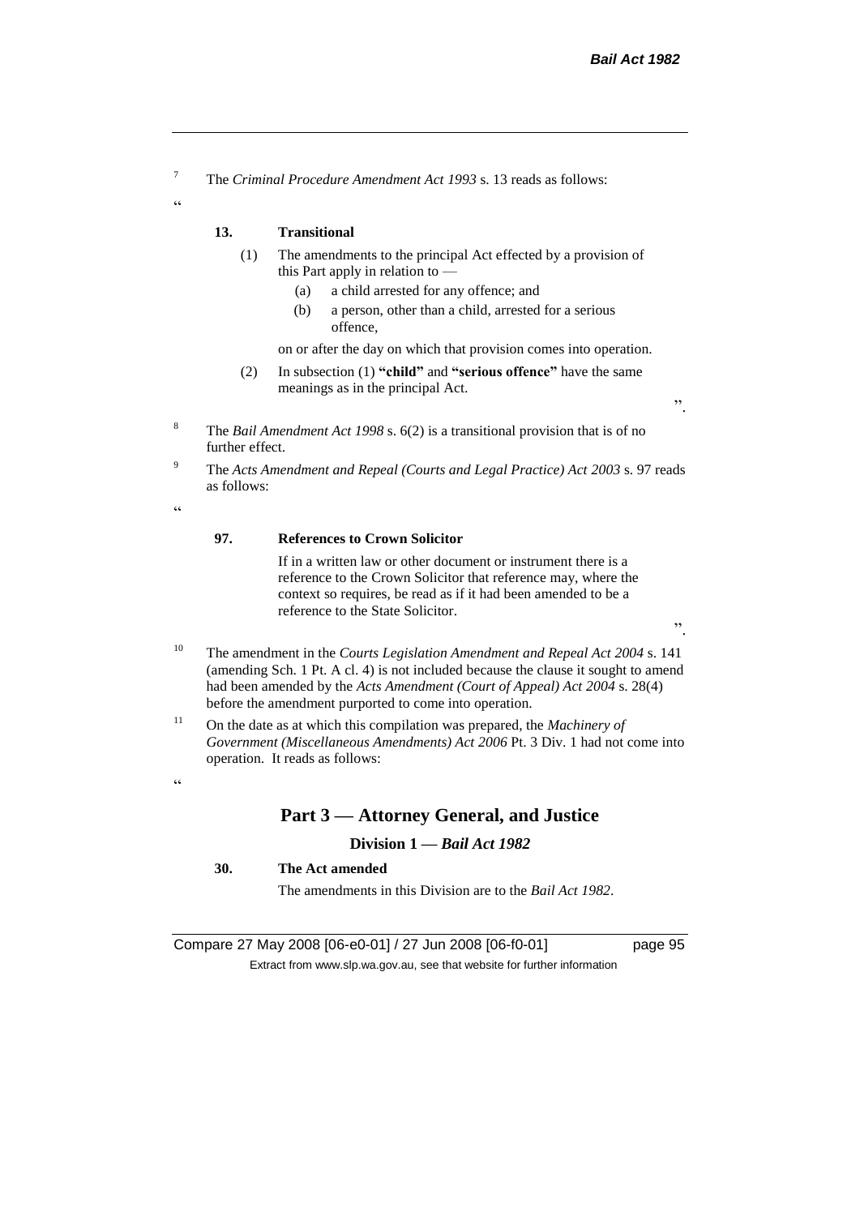[7] The *Criminal Procedure Amendment Act 1993* s. 13 reads as follows:

"

**13. Transitional**

(1) The amendments to the principal Act effected by a provision of this Part apply in relation to —

(a) a child arrested for any offence; and

(b) a person, other than a child, arrested for a serious offence,

on or after the day on which that provision comes into operation.

(2) In subsection (1) **"child"** and **"serious offence"** have the same meanings as in the principal Act.

".

[8] The *Bail Amendment Act 1998* s. 6(2) is a transitional provision that is of no further effect.

[9] The *Acts Amendment and Repeal (Courts and Legal Practice) Act 2003* s. 97 reads as follows:

"

**97. References to Crown Solicitor**

If in a written law or other document or instrument there is a reference to the Crown Solicitor that reference may, where the context so requires, be read as if it had been amended to be a reference to the State Solicitor.

".

[10] The amendment in the *Courts Legislation Amendment and Repeal Act 2004* s. 141 (amending Sch. 1 Pt. A cl. 4) is not included because the clause it sought to amend had been amended by the *Acts Amendment (Court of Appeal) Act 2004* s. 28(4) before the amendment purported to come into operation.

[11] On the date as at which this compilation was prepared, the *Machinery of Government (Miscellaneous Amendments) Act 2006* Pt. 3 Div. 1 had not come into operation. It reads as follows:

"

## Part 3 — Attorney General, and Justice

### Division 1 — *Bail Act 1982*

**30. The Act amended**

The amendments in this Division are to the *Bail Act 1982*.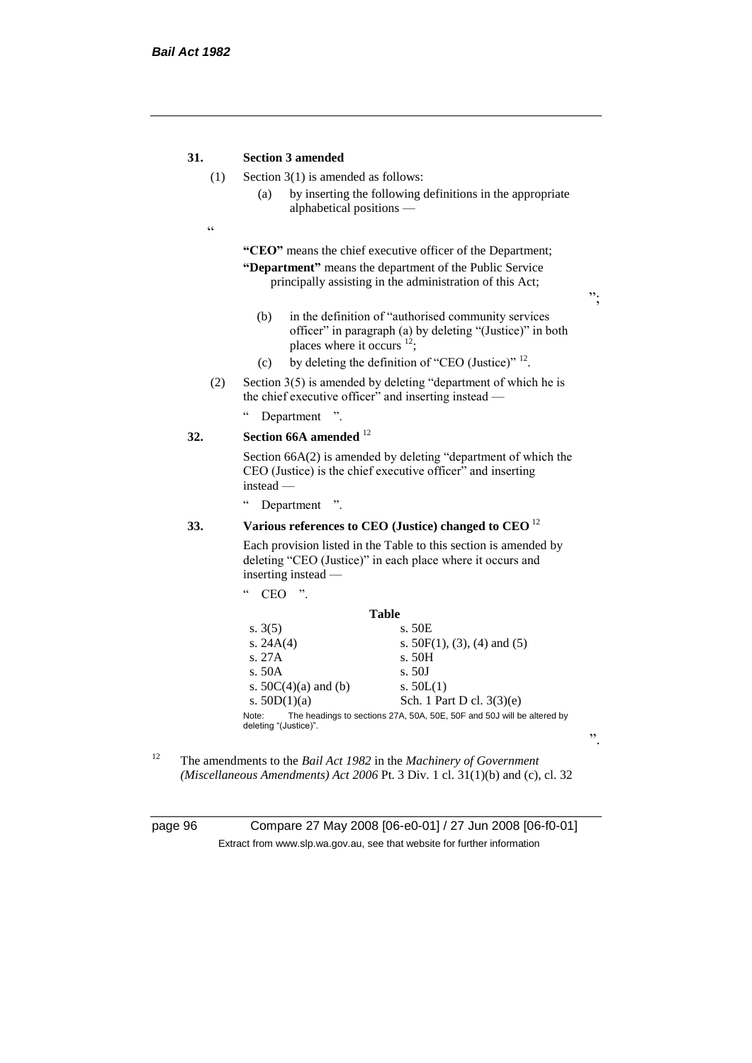**31. Section 3 amended**

(1) Section 3(1) is amended as follows:

(a) by inserting the following definitions in the appropriate alphabetical positions —

"

**"CEO"** means the chief executive officer of the Department;

**"Department"** means the department of the Public Service principally assisting in the administration of this Act;

";

(b) in the definition of "authorised community services officer" in paragraph (a) by deleting "(Justice)" in both places where it occurs [12];

(c) by deleting the definition of "CEO (Justice)" [12].

(2) Section 3(5) is amended by deleting "department of which he is the chief executive officer" and inserting instead —

" Department ".

**32. Section 66A amended** [12]

Section 66A(2) is amended by deleting "department of which the CEO (Justice) is the chief executive officer" and inserting instead —

" Department ".

**33. Various references to CEO (Justice) changed to CEO** [12]

Each provision listed in the Table to this section is amended by deleting "CEO (Justice)" in each place where it occurs and inserting instead —

" CEO ".

**Table**

| | |
|---|---|
| s. 3(5) | s. 50E |
| s. 24A(4) | s. 50F(1), (3), (4) and (5) |
| s. 27A | s. 50H |
| s. 50A | s. 50J |
| s. 50C(4)(a) and (b) | s. 50L(1) |
| s. 50D(1)(a) | Sch. 1 Part D cl. 3(3)(e) |

Note: The headings to sections 27A, 50A, 50E, 50F and 50J will be altered by deleting "(Justice)".

".

[12] The amendments to the *Bail Act 1982* in the *Machinery of Government (Miscellaneous Amendments) Act 2006* Pt. 3 Div. 1 cl. 31(1)(b) and (c), cl. 32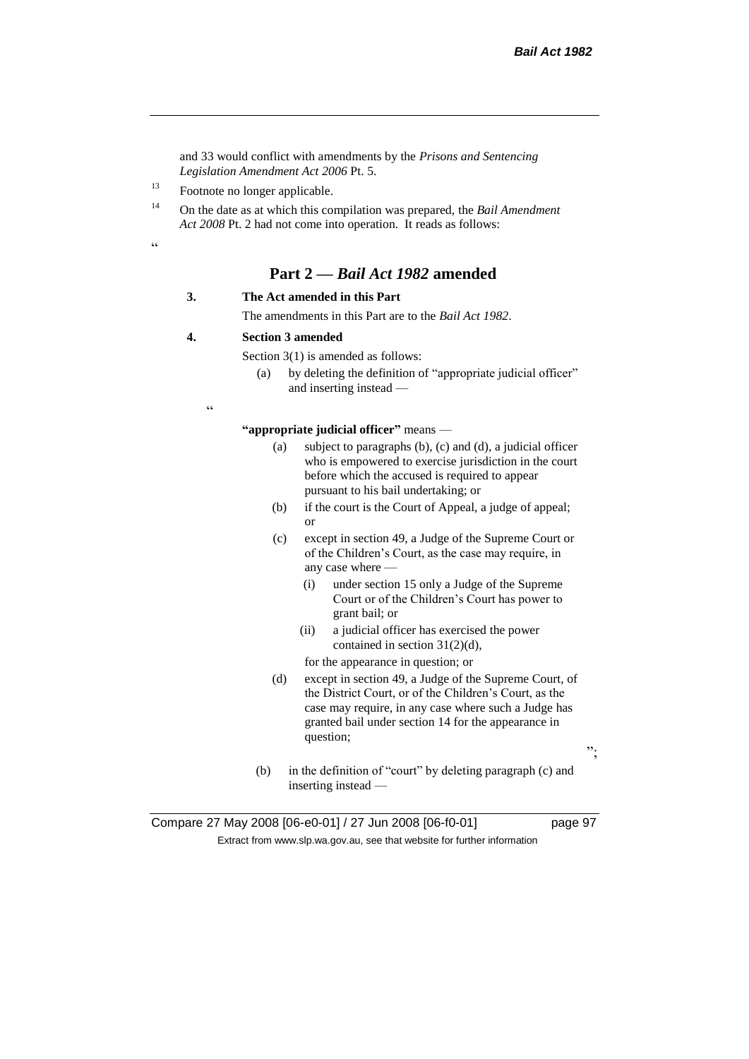and 33 would conflict with amendments by the *Prisons and Sentencing Legislation Amendment Act 2006* Pt. 5.

[13] Footnote no longer applicable.

[14] On the date as at which this compilation was prepared, the *Bail Amendment Act 2008* Pt. 2 had not come into operation. It reads as follows:

"

## Part 2 — *Bail Act 1982* amended

**3. The Act amended in this Part**

The amendments in this Part are to the *Bail Act 1982*.

**4. Section 3 amended**

Section 3(1) is amended as follows:

(a) by deleting the definition of "appropriate judicial officer" and inserting instead —

"

**"appropriate judicial officer"** means —

(a) subject to paragraphs (b), (c) and (d), a judicial officer who is empowered to exercise jurisdiction in the court before which the accused is required to appear pursuant to his bail undertaking; or

(b) if the court is the Court of Appeal, a judge of appeal; or

(c) except in section 49, a Judge of the Supreme Court or of the Children's Court, as the case may require, in any case where —

(i) under section 15 only a Judge of the Supreme Court or of the Children's Court has power to grant bail; or

(ii) a judicial officer has exercised the power contained in section 31(2)(d),

for the appearance in question; or

(d) except in section 49, a Judge of the Supreme Court, of the District Court, or of the Children's Court, as the case may require, in any case where such a Judge has granted bail under section 14 for the appearance in question;

";

(b) in the definition of "court" by deleting paragraph (c) and inserting instead —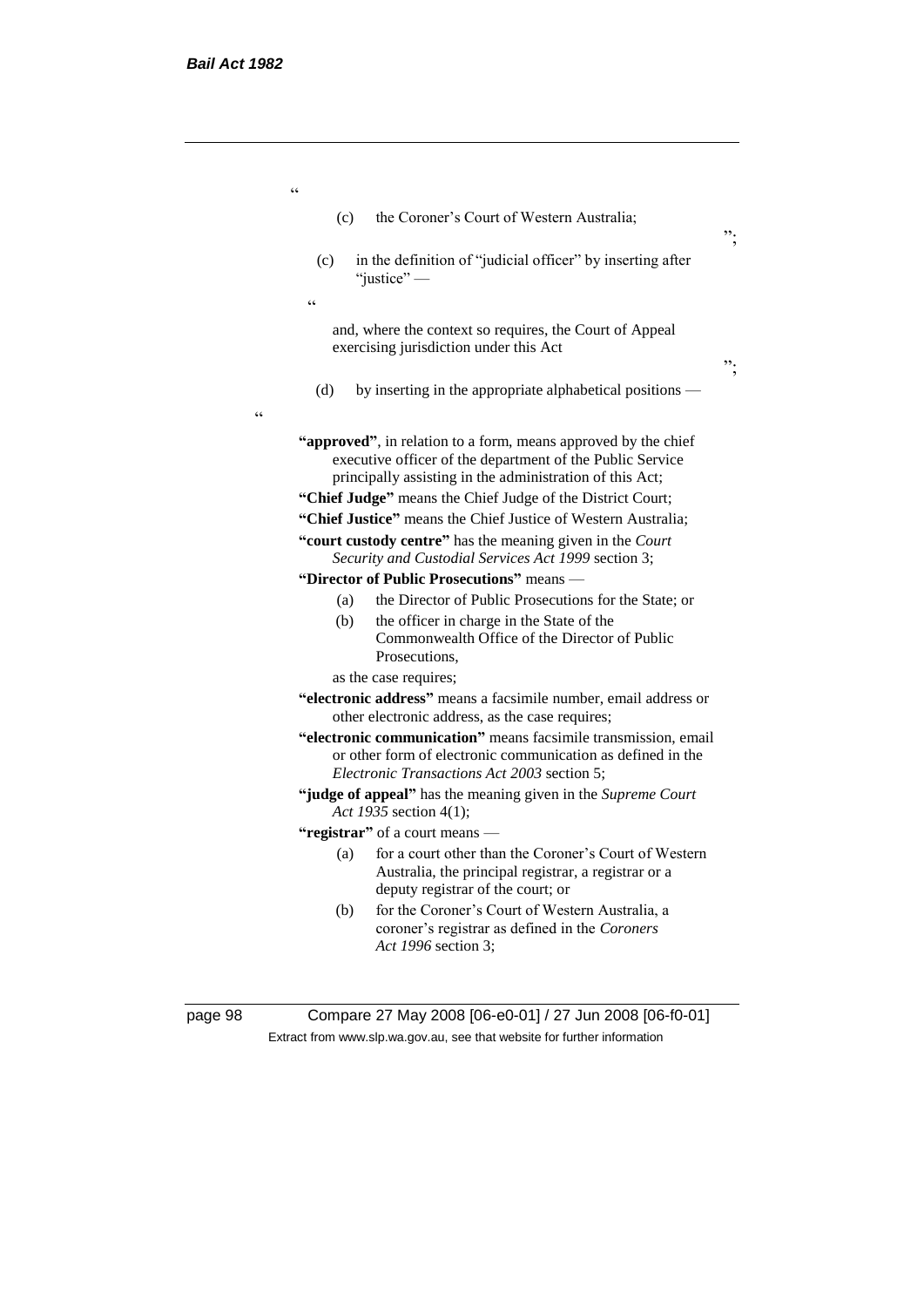"

(c) the Coronerʼs Court of Western Australia;

";

(c) in the definition of "judicial officer" by inserting after "justice" —

"

and, where the context so requires, the Court of Appeal exercising jurisdiction under this Act

";

(d) by inserting in the appropriate alphabetical positions —

"

**"approved"**, in relation to a form, means approved by the chief executive officer of the department of the Public Service principally assisting in the administration of this Act;

**"Chief Judge"** means the Chief Judge of the District Court;

**"Chief Justice"** means the Chief Justice of Western Australia;

**"court custody centre"** has the meaning given in the *Court Security and Custodial Services Act 1999* section 3;

**"Director of Public Prosecutions"** means —

(a) the Director of Public Prosecutions for the State; or

(b) the officer in charge in the State of the Commonwealth Office of the Director of Public Prosecutions,

as the case requires;

**"electronic address"** means a facsimile number, email address or other electronic address, as the case requires;

**"electronic communication"** means facsimile transmission, email or other form of electronic communication as defined in the *Electronic Transactions Act 2003* section 5;

**"judge of appeal"** has the meaning given in the *Supreme Court Act 1935* section 4(1);

**"registrar"** of a court means —

(a) for a court other than the Coronerʼs Court of Western Australia, the principal registrar, a registrar or a deputy registrar of the court; or

(b) for the Coronerʼs Court of Western Australia, a coronerʼs registrar as defined in the *Coroners Act 1996* section 3;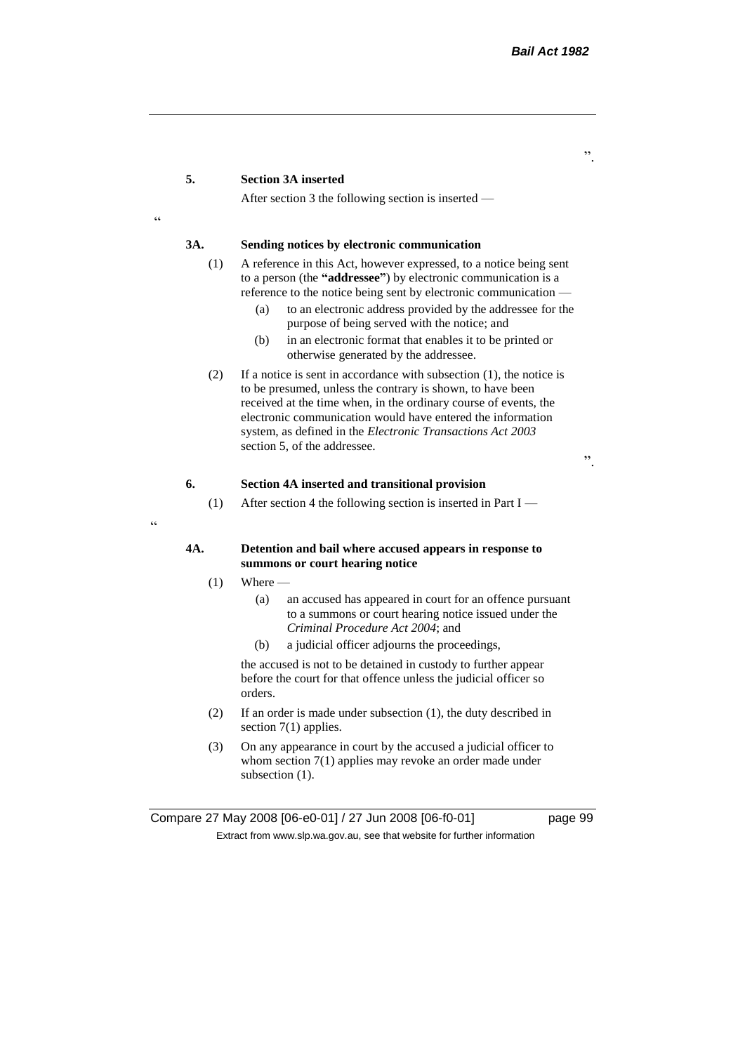".

**5. Section 3A inserted**

After section 3 the following section is inserted —

"

**3A. Sending notices by electronic communication**

(1) A reference in this Act, however expressed, to a notice being sent to a person (the **"addressee"**) by electronic communication is a reference to the notice being sent by electronic communication —

(a) to an electronic address provided by the addressee for the purpose of being served with the notice; and

(b) in an electronic format that enables it to be printed or otherwise generated by the addressee.

(2) If a notice is sent in accordance with subsection (1), the notice is to be presumed, unless the contrary is shown, to have been received at the time when, in the ordinary course of events, the electronic communication would have entered the information system, as defined in the *Electronic Transactions Act 2003* section 5, of the addressee.

".

**6. Section 4A inserted and transitional provision**

(1) After section 4 the following section is inserted in Part I —

"

**4A. Detention and bail where accused appears in response to summons or court hearing notice**

(1) Where —

(a) an accused has appeared in court for an offence pursuant to a summons or court hearing notice issued under the *Criminal Procedure Act 2004*; and

(b) a judicial officer adjourns the proceedings,

the accused is not to be detained in custody to further appear before the court for that offence unless the judicial officer so orders.

(2) If an order is made under subsection (1), the duty described in section 7(1) applies.

(3) On any appearance in court by the accused a judicial officer to whom section 7(1) applies may revoke an order made under subsection (1).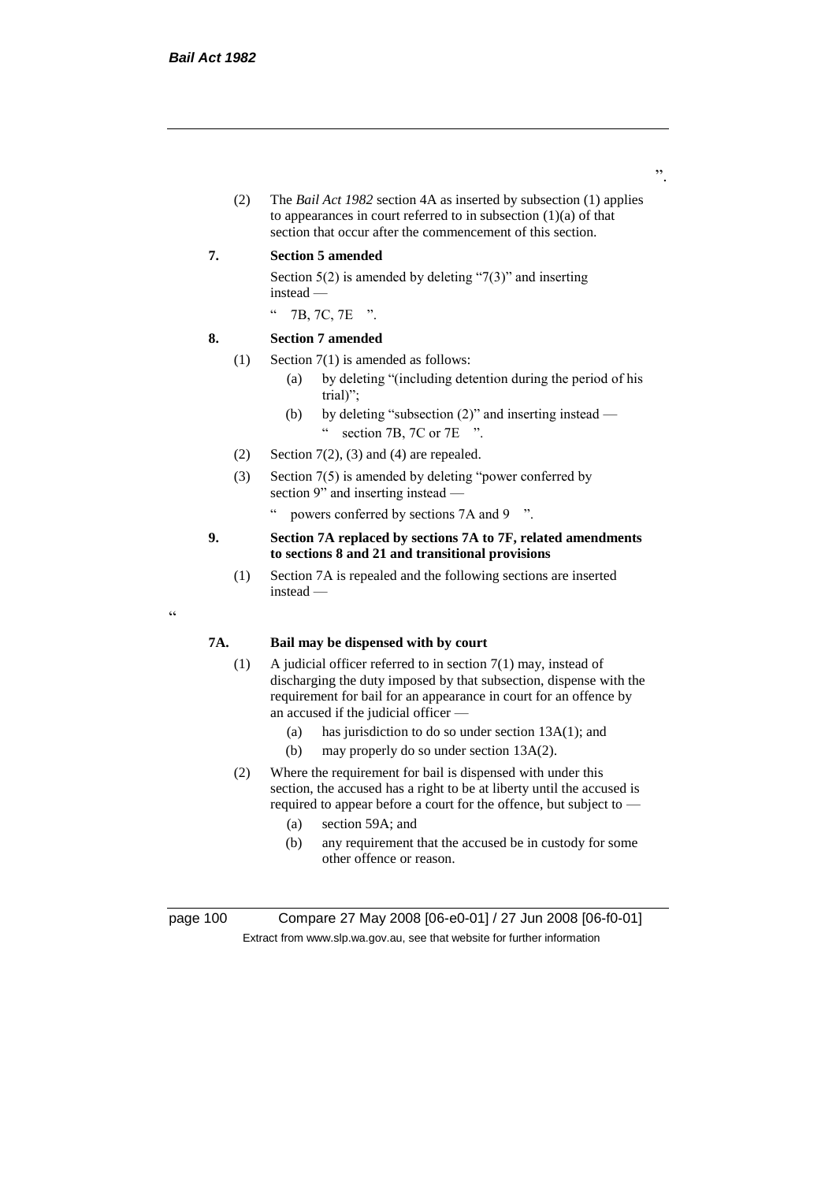".

(2) The *Bail Act 1982* section 4A as inserted by subsection (1) applies to appearances in court referred to in subsection (1)(a) of that section that occur after the commencement of this section.

**7. Section 5 amended**

Section 5(2) is amended by deleting "7(3)" and inserting instead —

" 7B, 7C, 7E ".

**8. Section 7 amended**

(1) Section 7(1) is amended as follows:

(a) by deleting "(including detention during the period of his trial)";

(b) by deleting "subsection (2)" and inserting instead —

" section 7B, 7C or 7E ".

(2) Section 7(2), (3) and (4) are repealed.

(3) Section 7(5) is amended by deleting "power conferred by section 9" and inserting instead —

" powers conferred by sections 7A and 9 ".

**9. Section 7A replaced by sections 7A to 7F, related amendments to sections 8 and 21 and transitional provisions**

(1) Section 7A is repealed and the following sections are inserted instead —

"

**7A. Bail may be dispensed with by court**

(1) A judicial officer referred to in section 7(1) may, instead of discharging the duty imposed by that subsection, dispense with the requirement for bail for an appearance in court for an offence by an accused if the judicial officer —

(a) has jurisdiction to do so under section 13A(1); and

(b) may properly do so under section 13A(2).

(2) Where the requirement for bail is dispensed with under this section, the accused has a right to be at liberty until the accused is required to appear before a court for the offence, but subject to —

(a) section 59A; and

(b) any requirement that the accused be in custody for some other offence or reason.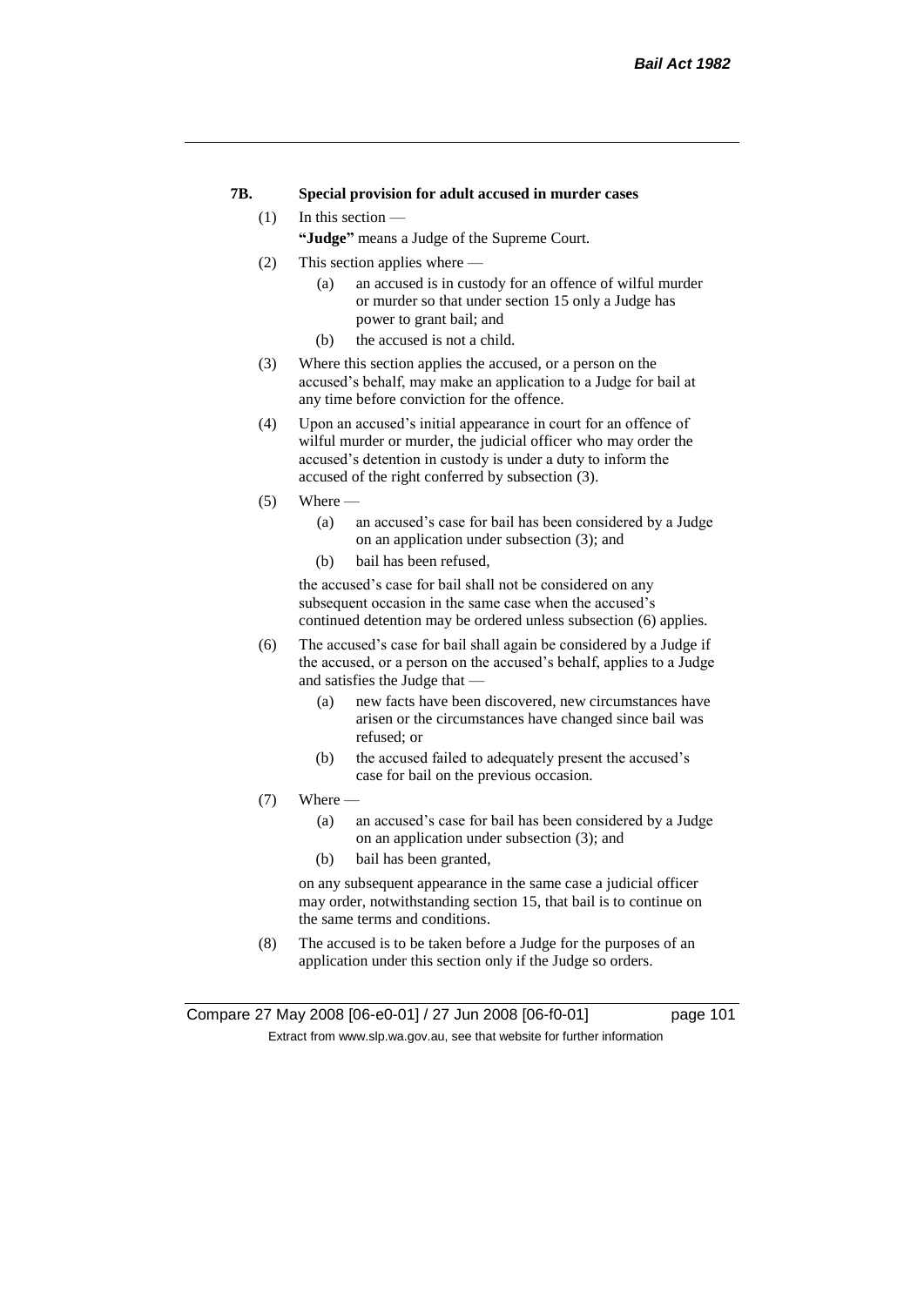**7B. Special provision for adult accused in murder cases**

(1) In this section —

**"Judge"** means a Judge of the Supreme Court.

(2) This section applies where —

(a) an accused is in custody for an offence of wilful murder or murder so that under section 15 only a Judge has power to grant bail; and

(b) the accused is not a child.

(3) Where this section applies the accused, or a person on the accused's behalf, may make an application to a Judge for bail at any time before conviction for the offence.

(4) Upon an accused's initial appearance in court for an offence of wilful murder or murder, the judicial officer who may order the accused's detention in custody is under a duty to inform the accused of the right conferred by subsection (3).

(5) Where —

(a) an accused's case for bail has been considered by a Judge on an application under subsection (3); and

(b) bail has been refused,

the accused's case for bail shall not be considered on any subsequent occasion in the same case when the accused's continued detention may be ordered unless subsection (6) applies.

(6) The accused's case for bail shall again be considered by a Judge if the accused, or a person on the accused's behalf, applies to a Judge and satisfies the Judge that —

(a) new facts have been discovered, new circumstances have arisen or the circumstances have changed since bail was refused; or

(b) the accused failed to adequately present the accused's case for bail on the previous occasion.

(7) Where —

(a) an accused's case for bail has been considered by a Judge on an application under subsection (3); and

(b) bail has been granted,

on any subsequent appearance in the same case a judicial officer may order, notwithstanding section 15, that bail is to continue on the same terms and conditions.

(8) The accused is to be taken before a Judge for the purposes of an application under this section only if the Judge so orders.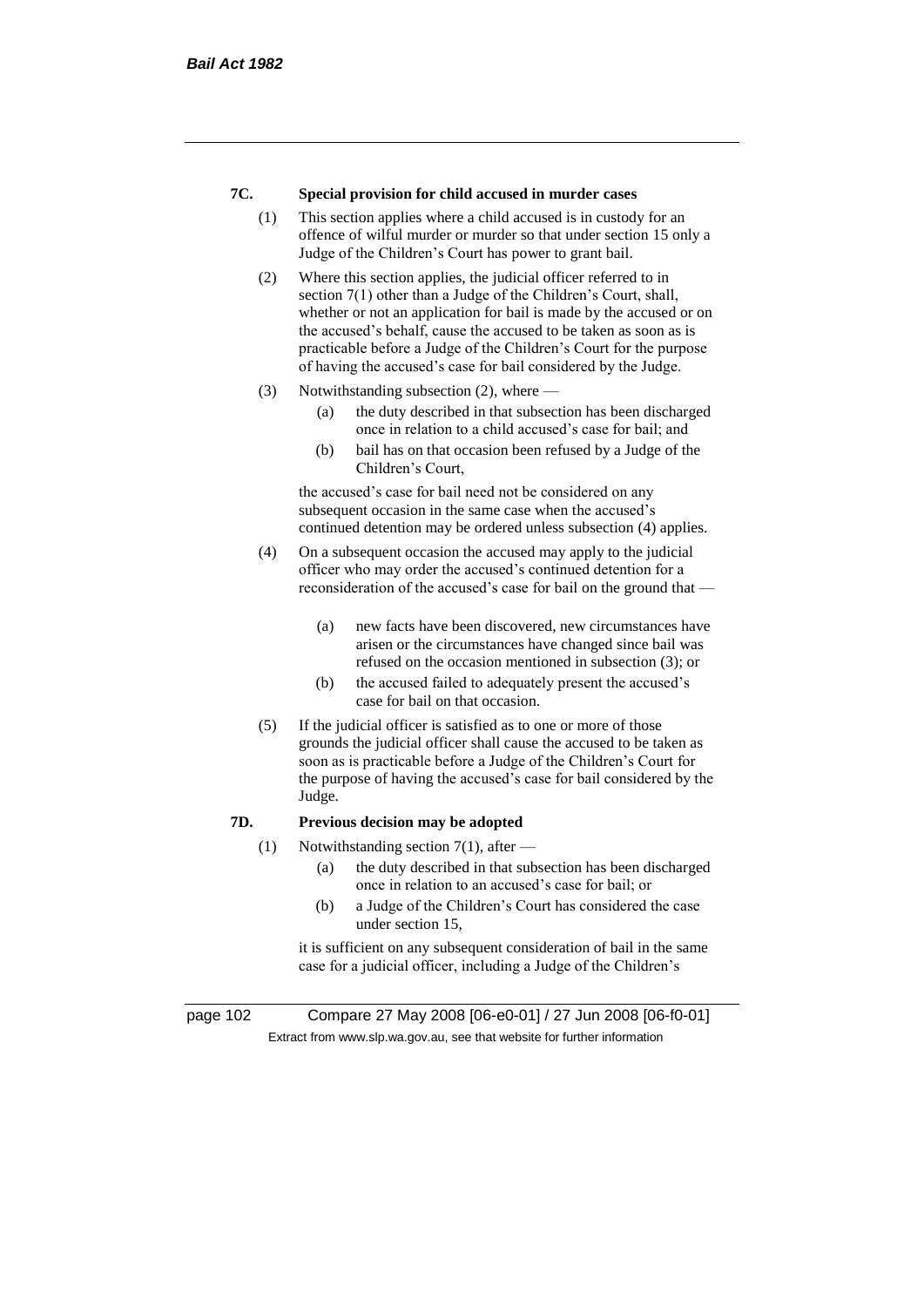**7C. Special provision for child accused in murder cases**

(1) This section applies where a child accused is in custody for an offence of wilful murder or murder so that under section 15 only a Judge of the Children's Court has power to grant bail.

(2) Where this section applies, the judicial officer referred to in section 7(1) other than a Judge of the Children's Court, shall, whether or not an application for bail is made by the accused or on the accused's behalf, cause the accused to be taken as soon as is practicable before a Judge of the Children's Court for the purpose of having the accused's case for bail considered by the Judge.

(3) Notwithstanding subsection (2), where —

- (a) the duty described in that subsection has been discharged once in relation to a child accused's case for bail; and
- (b) bail has on that occasion been refused by a Judge of the Children's Court,

the accused's case for bail need not be considered on any subsequent occasion in the same case when the accused's continued detention may be ordered unless subsection (4) applies.

(4) On a subsequent occasion the accused may apply to the judicial officer who may order the accused's continued detention for a reconsideration of the accused's case for bail on the ground that —

- (a) new facts have been discovered, new circumstances have arisen or the circumstances have changed since bail was refused on the occasion mentioned in subsection (3); or
- (b) the accused failed to adequately present the accused's case for bail on that occasion.

(5) If the judicial officer is satisfied as to one or more of those grounds the judicial officer shall cause the accused to be taken as soon as is practicable before a Judge of the Children's Court for the purpose of having the accused's case for bail considered by the Judge.

**7D. Previous decision may be adopted**

(1) Notwithstanding section 7(1), after —

- (a) the duty described in that subsection has been discharged once in relation to an accused's case for bail; or
- (b) a Judge of the Children's Court has considered the case under section 15,

it is sufficient on any subsequent consideration of bail in the same case for a judicial officer, including a Judge of the Children's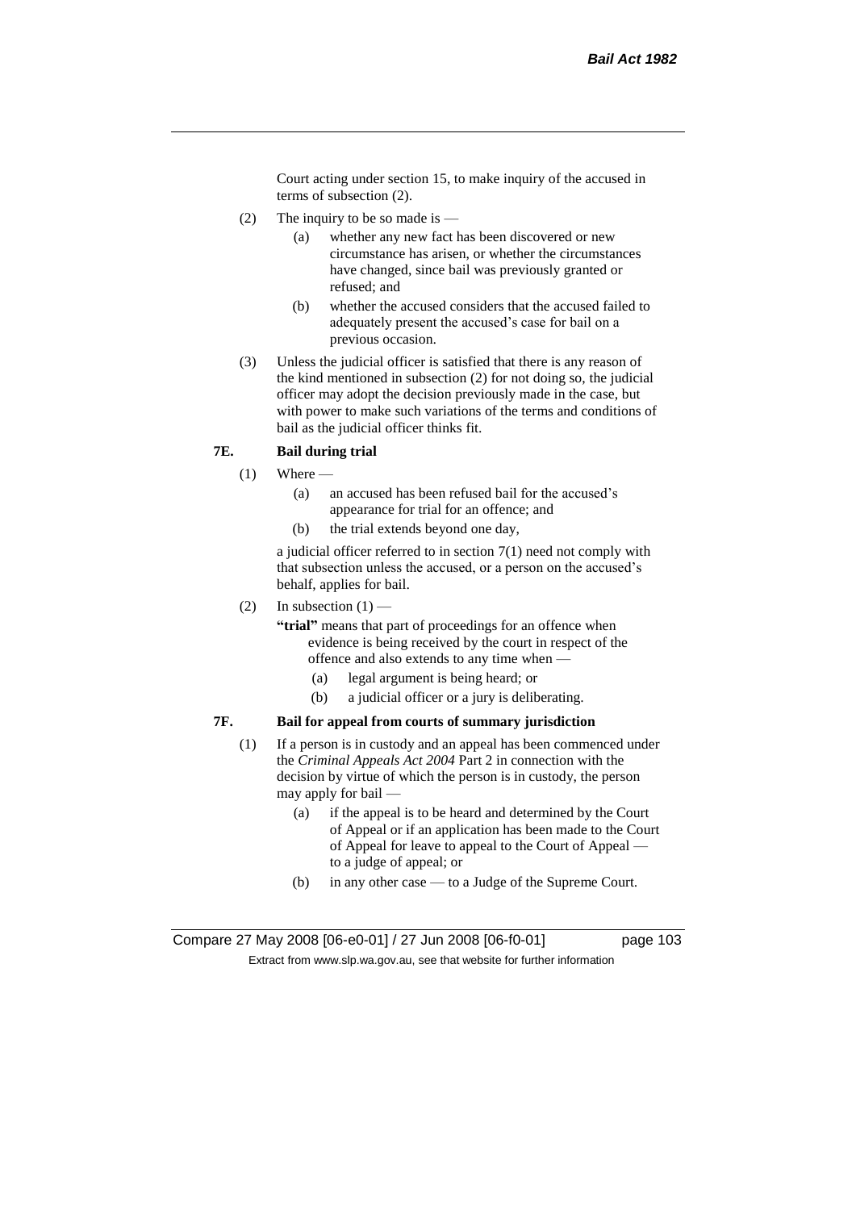Court acting under section 15, to make inquiry of the accused in terms of subsection (2).

(2) The inquiry to be so made is —

(a) whether any new fact has been discovered or new circumstance has arisen, or whether the circumstances have changed, since bail was previously granted or refused; and

(b) whether the accused considers that the accused failed to adequately present the accused's case for bail on a previous occasion.

(3) Unless the judicial officer is satisfied that there is any reason of the kind mentioned in subsection (2) for not doing so, the judicial officer may adopt the decision previously made in the case, but with power to make such variations of the terms and conditions of bail as the judicial officer thinks fit.

**7E. Bail during trial**

(1) Where —

(a) an accused has been refused bail for the accused's appearance for trial for an offence; and

(b) the trial extends beyond one day,

a judicial officer referred to in section 7(1) need not comply with that subsection unless the accused, or a person on the accused's behalf, applies for bail.

(2) In subsection (1) —

**"trial"** means that part of proceedings for an offence when evidence is being received by the court in respect of the offence and also extends to any time when —

(a) legal argument is being heard; or

(b) a judicial officer or a jury is deliberating.

**7F. Bail for appeal from courts of summary jurisdiction**

(1) If a person is in custody and an appeal has been commenced under the *Criminal Appeals Act 2004* Part 2 in connection with the decision by virtue of which the person is in custody, the person may apply for bail —

(a) if the appeal is to be heard and determined by the Court of Appeal or if an application has been made to the Court of Appeal for leave to appeal to the Court of Appeal — to a judge of appeal; or

(b) in any other case — to a Judge of the Supreme Court.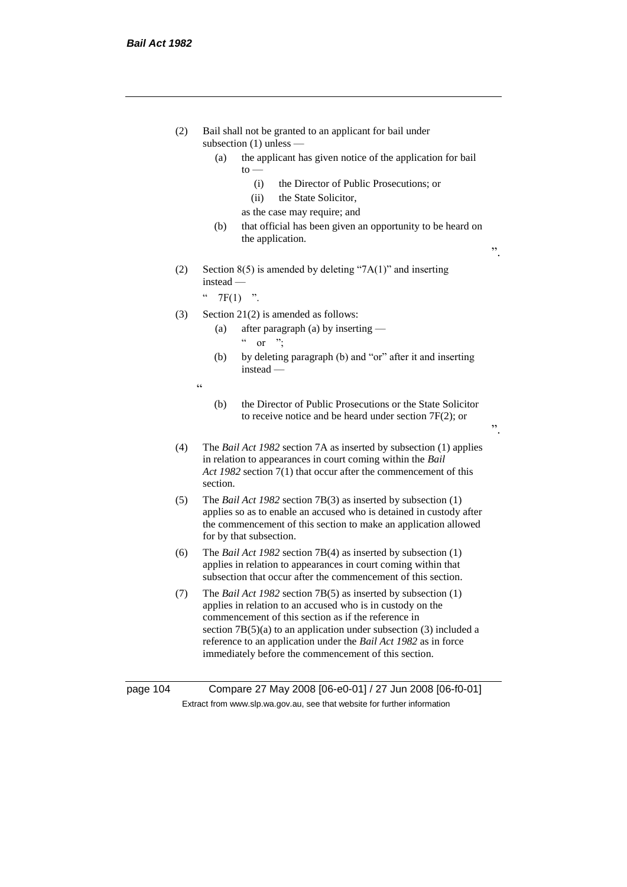(2) Bail shall not be granted to an applicant for bail under subsection (1) unless —

  (a) the applicant has given notice of the application for bail to —

    (i) the Director of Public Prosecutions; or

    (ii) the State Solicitor,

  as the case may require; and

  (b) that official has been given an opportunity to be heard on the application.

".

(2) Section 8(5) is amended by deleting "7A(1)" and inserting instead —

" 7F(1) ".

(3) Section 21(2) is amended as follows:

  (a) after paragraph (a) by inserting —

  " or ";

  (b) by deleting paragraph (b) and "or" after it and inserting instead —

"

  (b) the Director of Public Prosecutions or the State Solicitor to receive notice and be heard under section 7F(2); or

".

(4) The *Bail Act 1982* section 7A as inserted by subsection (1) applies in relation to appearances in court coming within the *Bail Act 1982* section 7(1) that occur after the commencement of this section.

(5) The *Bail Act 1982* section 7B(3) as inserted by subsection (1) applies so as to enable an accused who is detained in custody after the commencement of this section to make an application allowed for by that subsection.

(6) The *Bail Act 1982* section 7B(4) as inserted by subsection (1) applies in relation to appearances in court coming within that subsection that occur after the commencement of this section.

(7) The *Bail Act 1982* section 7B(5) as inserted by subsection (1) applies in relation to an accused who is in custody on the commencement of this section as if the reference in section 7B(5)(a) to an application under subsection (3) included a reference to an application under the *Bail Act 1982* as in force immediately before the commencement of this section.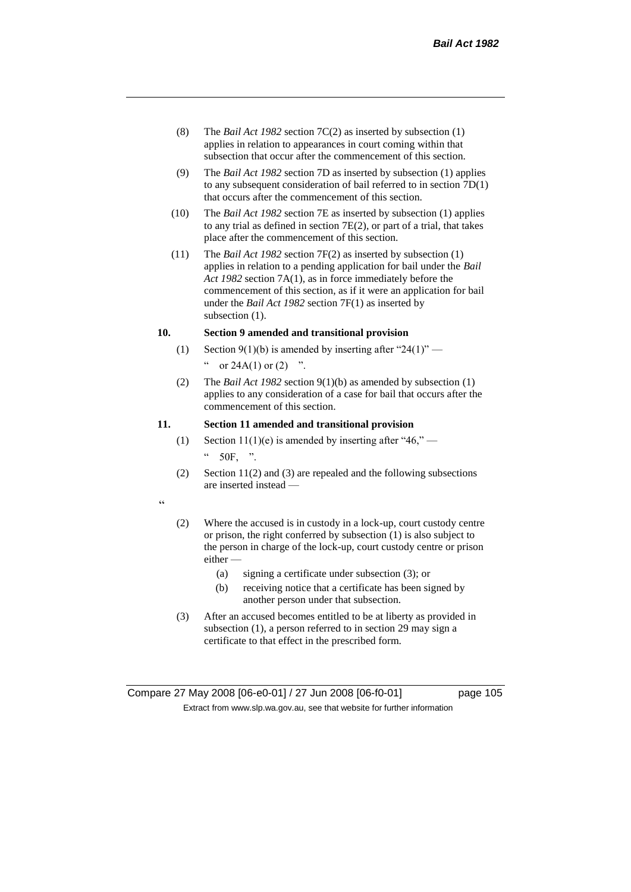(8) The *Bail Act 1982* section 7C(2) as inserted by subsection (1) applies in relation to appearances in court coming within that subsection that occur after the commencement of this section.

(9) The *Bail Act 1982* section 7D as inserted by subsection (1) applies to any subsequent consideration of bail referred to in section 7D(1) that occurs after the commencement of this section.

(10) The *Bail Act 1982* section 7E as inserted by subsection (1) applies to any trial as defined in section 7E(2), or part of a trial, that takes place after the commencement of this section.

(11) The *Bail Act 1982* section 7F(2) as inserted by subsection (1) applies in relation to a pending application for bail under the *Bail Act 1982* section 7A(1), as in force immediately before the commencement of this section, as if it were an application for bail under the *Bail Act 1982* section 7F(1) as inserted by subsection (1).

**10. Section 9 amended and transitional provision**

(1) Section 9(1)(b) is amended by inserting after "24(1)" —

" or 24A(1) or (2) ".

(2) The *Bail Act 1982* section 9(1)(b) as amended by subsection (1) applies to any consideration of a case for bail that occurs after the commencement of this section.

**11. Section 11 amended and transitional provision**

(1) Section 11(1)(e) is amended by inserting after "46," —

" 50F, ".

(2) Section 11(2) and (3) are repealed and the following subsections are inserted instead —

"

(2) Where the accused is in custody in a lock-up, court custody centre or prison, the right conferred by subsection (1) is also subject to the person in charge of the lock-up, court custody centre or prison either —

(a) signing a certificate under subsection (3); or

(b) receiving notice that a certificate has been signed by another person under that subsection.

(3) After an accused becomes entitled to be at liberty as provided in subsection (1), a person referred to in section 29 may sign a certificate to that effect in the prescribed form.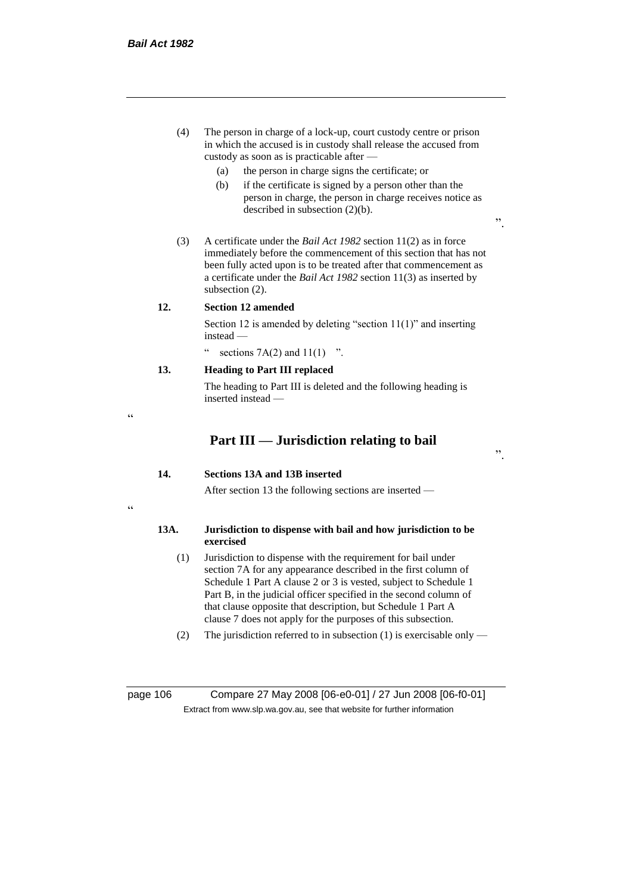(4) The person in charge of a lock-up, court custody centre or prison in which the accused is in custody shall release the accused from custody as soon as is practicable after —

   (a) the person in charge signs the certificate; or

   (b) if the certificate is signed by a person other than the person in charge, the person in charge receives notice as described in subsection (2)(b).

".

(3) A certificate under the *Bail Act 1982* section 11(2) as in force immediately before the commencement of this section that has not been fully acted upon is to be treated after that commencement as a certificate under the *Bail Act 1982* section 11(3) as inserted by subsection (2).

**12. Section 12 amended**

Section 12 is amended by deleting "section 11(1)" and inserting instead —

" sections 7A(2) and 11(1) ".

**13. Heading to Part III replaced**

The heading to Part III is deleted and the following heading is inserted instead —

"

## Part III — Jurisdiction relating to bail

".

**14. Sections 13A and 13B inserted**

After section 13 the following sections are inserted —

"

**13A. Jurisdiction to dispense with bail and how jurisdiction to be exercised**

(1) Jurisdiction to dispense with the requirement for bail under section 7A for any appearance described in the first column of Schedule 1 Part A clause 2 or 3 is vested, subject to Schedule 1 Part B, in the judicial officer specified in the second column of that clause opposite that description, but Schedule 1 Part A clause 7 does not apply for the purposes of this subsection.

(2) The jurisdiction referred to in subsection (1) is exercisable only —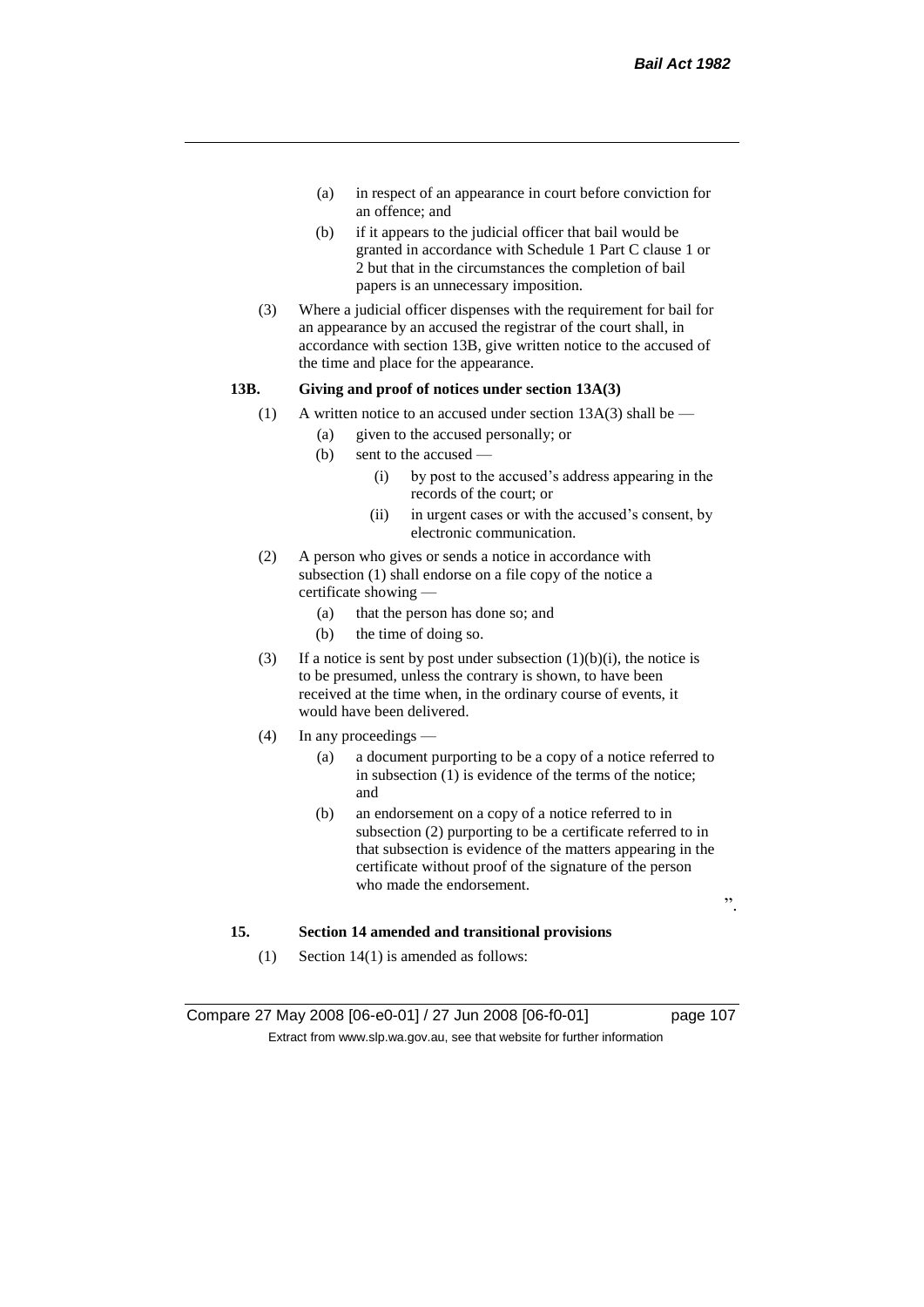(a) in respect of an appearance in court before conviction for an offence; and

(b) if it appears to the judicial officer that bail would be granted in accordance with Schedule 1 Part C clause 1 or 2 but that in the circumstances the completion of bail papers is an unnecessary imposition.

(3) Where a judicial officer dispenses with the requirement for bail for an appearance by an accused the registrar of the court shall, in accordance with section 13B, give written notice to the accused of the time and place for the appearance.

**13B. Giving and proof of notices under section 13A(3)**

(1) A written notice to an accused under section 13A(3) shall be —

(a) given to the accused personally; or

(b) sent to the accused —

(i) by post to the accused's address appearing in the records of the court; or

(ii) in urgent cases or with the accused's consent, by electronic communication.

(2) A person who gives or sends a notice in accordance with subsection (1) shall endorse on a file copy of the notice a certificate showing —

(a) that the person has done so; and

(b) the time of doing so.

(3) If a notice is sent by post under subsection (1)(b)(i), the notice is to be presumed, unless the contrary is shown, to have been received at the time when, in the ordinary course of events, it would have been delivered.

(4) In any proceedings —

(a) a document purporting to be a copy of a notice referred to in subsection (1) is evidence of the terms of the notice; and

(b) an endorsement on a copy of a notice referred to in subsection (2) purporting to be a certificate referred to in that subsection is evidence of the matters appearing in the certificate without proof of the signature of the person who made the endorsement.

".

**15. Section 14 amended and transitional provisions**

(1) Section 14(1) is amended as follows: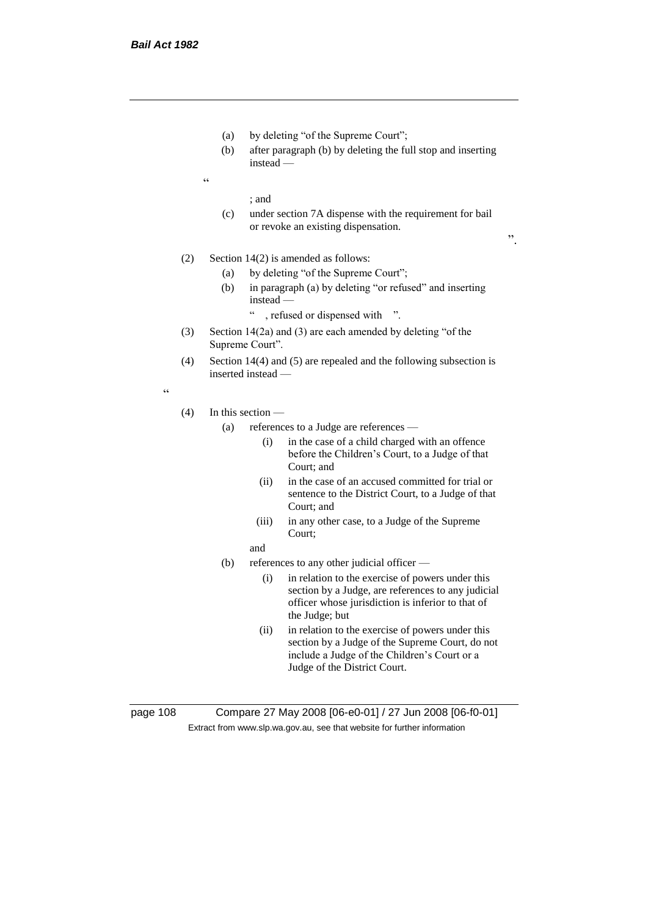(a) by deleting "of the Supreme Court";

(b) after paragraph (b) by deleting the full stop and inserting instead —

"

; and

(c) under section 7A dispense with the requirement for bail or revoke an existing dispensation.

".

(2) Section 14(2) is amended as follows:

(a) by deleting "of the Supreme Court";

(b) in paragraph (a) by deleting "or refused" and inserting instead —

" , refused or dispensed with ".

(3) Section 14(2a) and (3) are each amended by deleting "of the Supreme Court".

(4) Section 14(4) and (5) are repealed and the following subsection is inserted instead —

"

(4) In this section —

(a) references to a Judge are references —

(i) in the case of a child charged with an offence before the Children's Court, to a Judge of that Court; and

(ii) in the case of an accused committed for trial or sentence to the District Court, to a Judge of that Court; and

(iii) in any other case, to a Judge of the Supreme Court;

and

(b) references to any other judicial officer —

(i) in relation to the exercise of powers under this section by a Judge, are references to any judicial officer whose jurisdiction is inferior to that of the Judge; but

(ii) in relation to the exercise of powers under this section by a Judge of the Supreme Court, do not include a Judge of the Children's Court or a Judge of the District Court.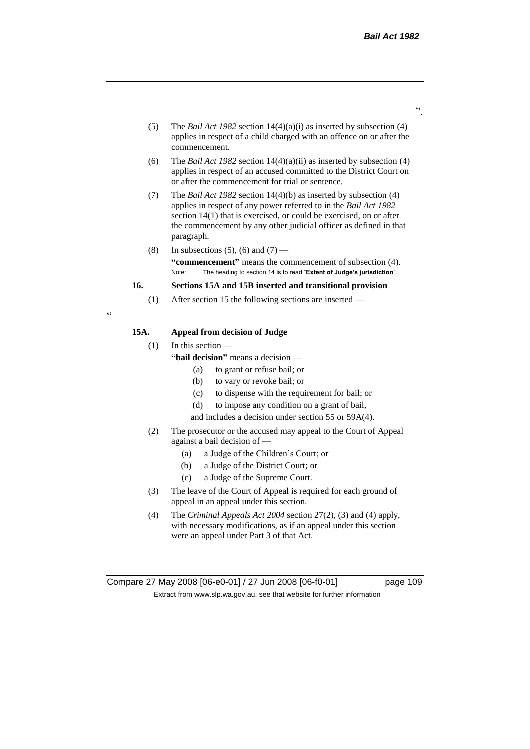”.

(5) The *Bail Act 1982* section 14(4)(a)(i) as inserted by subsection (4) applies in respect of a child charged with an offence on or after the commencement.

(6) The *Bail Act 1982* section 14(4)(a)(ii) as inserted by subsection (4) applies in respect of an accused committed to the District Court on or after the commencement for trial or sentence.

(7) The *Bail Act 1982* section 14(4)(b) as inserted by subsection (4) applies in respect of any power referred to in the *Bail Act 1982* section 14(1) that is exercised, or could be exercised, on or after the commencement by any other judicial officer as defined in that paragraph.

(8) In subsections (5), (6) and (7) —

**"commencement"** means the commencement of subsection (4).

Note: The heading to section 14 is to read "**Extent of Judge's jurisdiction**".

**16. Sections 15A and 15B inserted and transitional provision**

(1) After section 15 the following sections are inserted —

"

**15A. Appeal from decision of Judge**

(1) In this section —

**"bail decision"** means a decision —

(a) to grant or refuse bail; or

(b) to vary or revoke bail; or

(c) to dispense with the requirement for bail; or

(d) to impose any condition on a grant of bail,

and includes a decision under section 55 or 59A(4).

(2) The prosecutor or the accused may appeal to the Court of Appeal against a bail decision of —

(a) a Judge of the Children's Court; or

(b) a Judge of the District Court; or

(c) a Judge of the Supreme Court.

(3) The leave of the Court of Appeal is required for each ground of appeal in an appeal under this section.

(4) The *Criminal Appeals Act 2004* section 27(2), (3) and (4) apply, with necessary modifications, as if an appeal under this section were an appeal under Part 3 of that Act.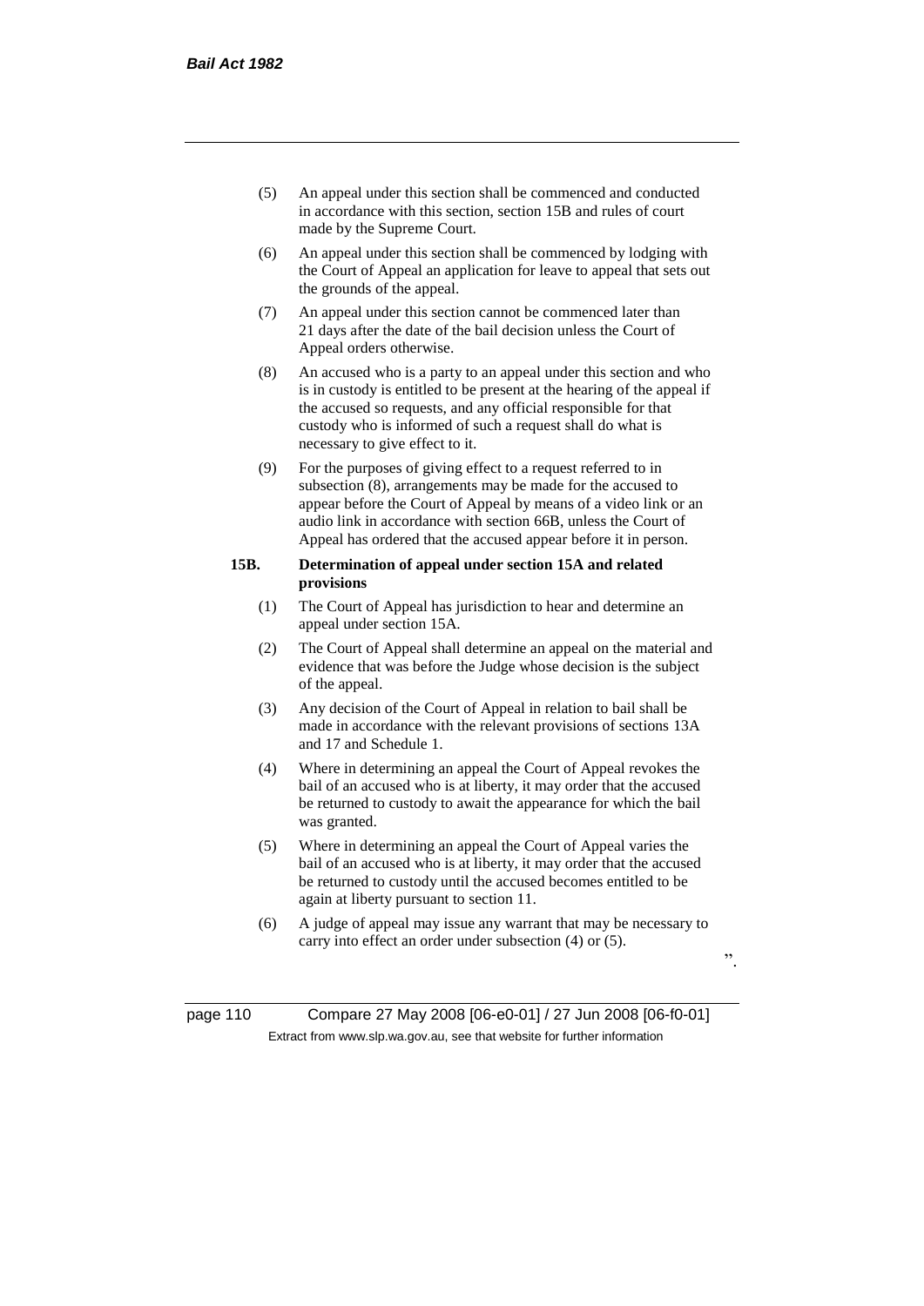(5) An appeal under this section shall be commenced and conducted in accordance with this section, section 15B and rules of court made by the Supreme Court.

(6) An appeal under this section shall be commenced by lodging with the Court of Appeal an application for leave to appeal that sets out the grounds of the appeal.

(7) An appeal under this section cannot be commenced later than 21 days after the date of the bail decision unless the Court of Appeal orders otherwise.

(8) An accused who is a party to an appeal under this section and who is in custody is entitled to be present at the hearing of the appeal if the accused so requests, and any official responsible for that custody who is informed of such a request shall do what is necessary to give effect to it.

(9) For the purposes of giving effect to a request referred to in subsection (8), arrangements may be made for the accused to appear before the Court of Appeal by means of a video link or an audio link in accordance with section 66B, unless the Court of Appeal has ordered that the accused appear before it in person.

**15B. Determination of appeal under section 15A and related provisions**

(1) The Court of Appeal has jurisdiction to hear and determine an appeal under section 15A.

(2) The Court of Appeal shall determine an appeal on the material and evidence that was before the Judge whose decision is the subject of the appeal.

(3) Any decision of the Court of Appeal in relation to bail shall be made in accordance with the relevant provisions of sections 13A and 17 and Schedule 1.

(4) Where in determining an appeal the Court of Appeal revokes the bail of an accused who is at liberty, it may order that the accused be returned to custody to await the appearance for which the bail was granted.

(5) Where in determining an appeal the Court of Appeal varies the bail of an accused who is at liberty, it may order that the accused be returned to custody until the accused becomes entitled to be again at liberty pursuant to section 11.

(6) A judge of appeal may issue any warrant that may be necessary to carry into effect an order under subsection (4) or (5).

".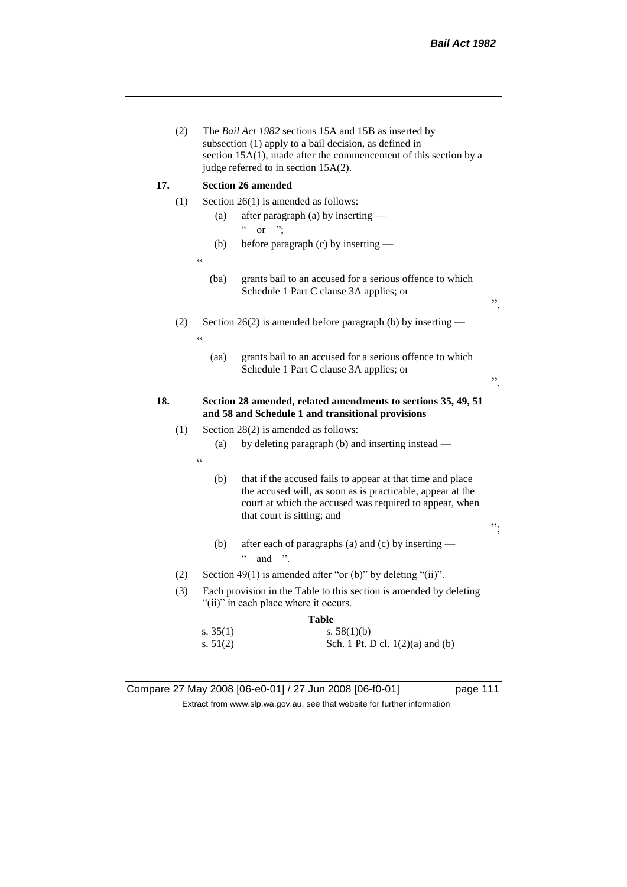(2) The *Bail Act 1982* sections 15A and 15B as inserted by subsection (1) apply to a bail decision, as defined in section 15A(1), made after the commencement of this section by a judge referred to in section 15A(2).

**17. Section 26 amended**

(1) Section 26(1) is amended as follows:

(a) after paragraph (a) by inserting —

" or ";

(b) before paragraph (c) by inserting —

"

(ba) grants bail to an accused for a serious offence to which Schedule 1 Part C clause 3A applies; or

".

(2) Section 26(2) is amended before paragraph (b) by inserting —

"

(aa) grants bail to an accused for a serious offence to which Schedule 1 Part C clause 3A applies; or

".

**18. Section 28 amended, related amendments to sections 35, 49, 51 and 58 and Schedule 1 and transitional provisions**

(1) Section 28(2) is amended as follows:

(a) by deleting paragraph (b) and inserting instead —

"

(b) that if the accused fails to appear at that time and place the accused will, as soon as is practicable, appear at the court at which the accused was required to appear, when that court is sitting; and

";

(b) after each of paragraphs (a) and (c) by inserting —

" and ".

(2) Section 49(1) is amended after "or (b)" by deleting "(ii)".

(3) Each provision in the Table to this section is amended by deleting "(ii)" in each place where it occurs.

**Table**

| | |
|---|---|
| s. 35(1) | s. 58(1)(b) |
| s. 51(2) | Sch. 1 Pt. D cl. 1(2)(a) and (b) |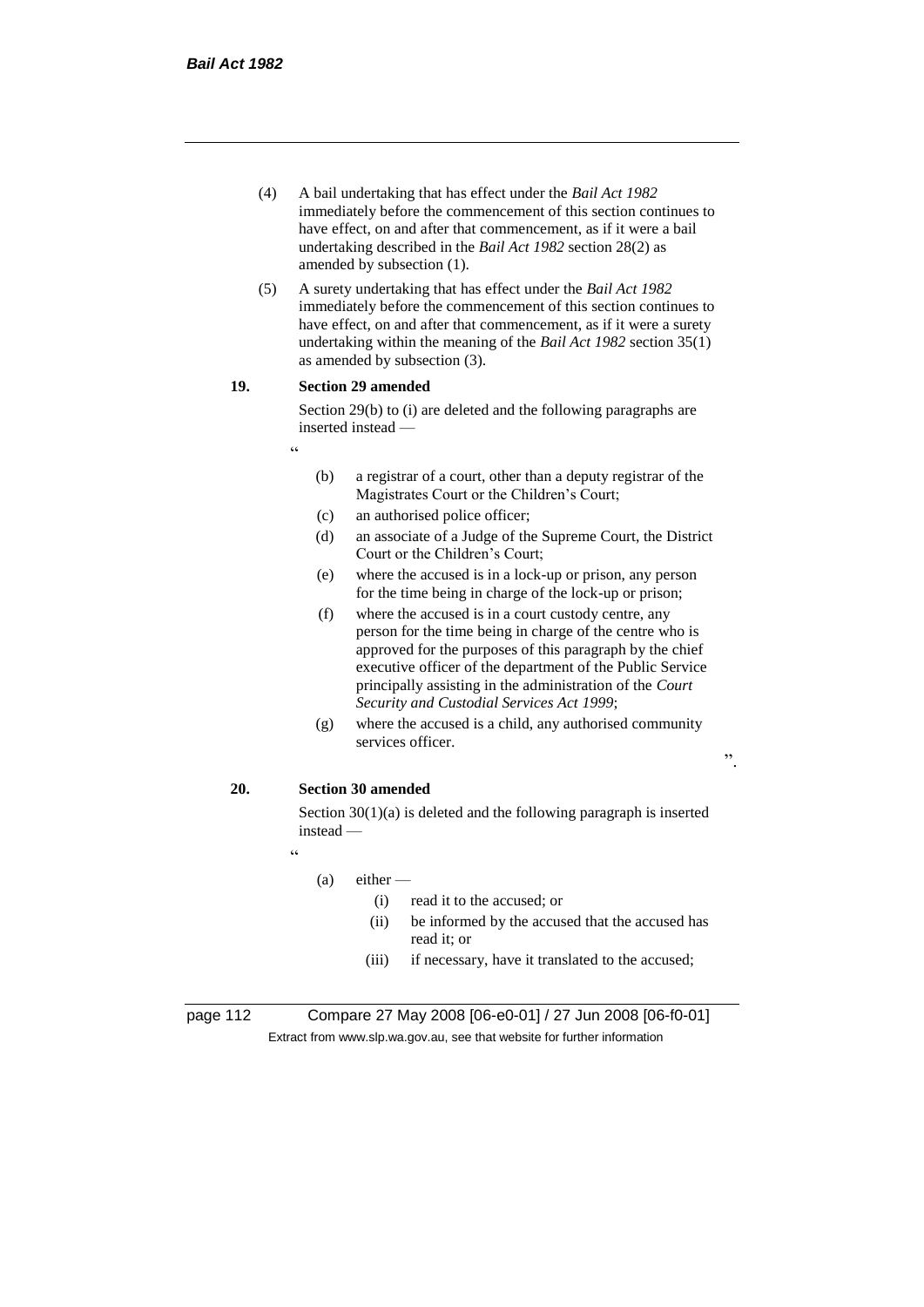(4) A bail undertaking that has effect under the *Bail Act 1982* immediately before the commencement of this section continues to have effect, on and after that commencement, as if it were a bail undertaking described in the *Bail Act 1982* section 28(2) as amended by subsection (1).

(5) A surety undertaking that has effect under the *Bail Act 1982* immediately before the commencement of this section continues to have effect, on and after that commencement, as if it were a surety undertaking within the meaning of the *Bail Act 1982* section 35(1) as amended by subsection (3).

**19. Section 29 amended**

Section 29(b) to (i) are deleted and the following paragraphs are inserted instead —

"

(b) a registrar of a court, other than a deputy registrar of the Magistrates Court or the Children's Court;

(c) an authorised police officer;

(d) an associate of a Judge of the Supreme Court, the District Court or the Children's Court;

(e) where the accused is in a lock-up or prison, any person for the time being in charge of the lock-up or prison;

(f) where the accused is in a court custody centre, any person for the time being in charge of the centre who is approved for the purposes of this paragraph by the chief executive officer of the department of the Public Service principally assisting in the administration of the *Court Security and Custodial Services Act 1999*;

(g) where the accused is a child, any authorised community services officer.

".

**20. Section 30 amended**

Section 30(1)(a) is deleted and the following paragraph is inserted instead —

"

(a) either —

(i) read it to the accused; or

(ii) be informed by the accused that the accused has read it; or

(iii) if necessary, have it translated to the accused;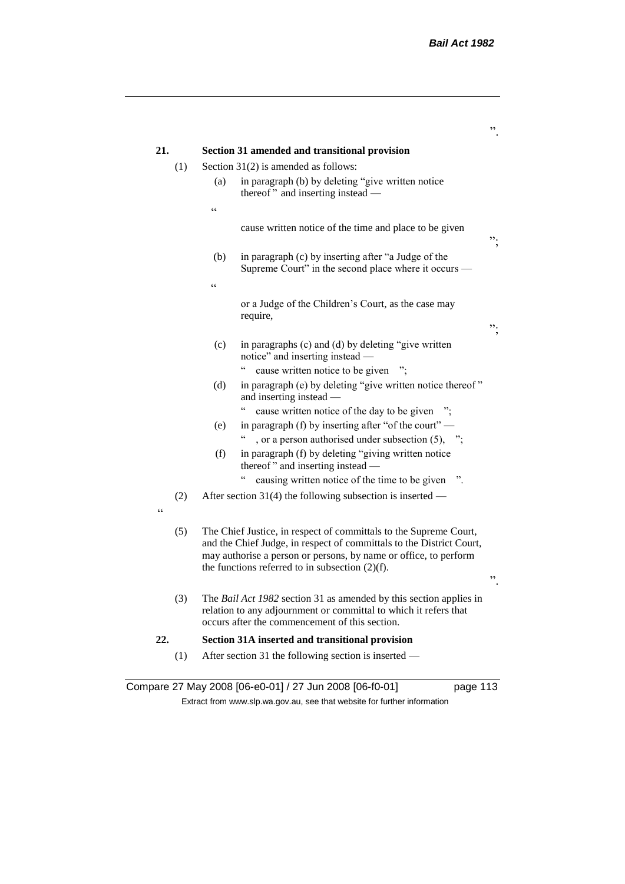".

**21. Section 31 amended and transitional provision**

(1) Section 31(2) is amended as follows:

(a) in paragraph (b) by deleting "give written notice thereof " and inserting instead —

"

cause written notice of the time and place to be given

";

(b) in paragraph (c) by inserting after "a Judge of the Supreme Court" in the second place where it occurs —

"

or a Judge of the Children's Court, as the case may require,

";

(c) in paragraphs (c) and (d) by deleting "give written notice" and inserting instead —

" cause written notice to be given ";

(d) in paragraph (e) by deleting "give written notice thereof " and inserting instead —

" cause written notice of the day to be given ";

(e) in paragraph (f) by inserting after "of the court" —

" , or a person authorised under subsection (5), ";

(f) in paragraph (f) by deleting "giving written notice thereof " and inserting instead —

" causing written notice of the time to be given ".

(2) After section 31(4) the following subsection is inserted —

"

(5) The Chief Justice, in respect of committals to the Supreme Court, and the Chief Judge, in respect of committals to the District Court, may authorise a person or persons, by name or office, to perform the functions referred to in subsection (2)(f).

".

(3) The *Bail Act 1982* section 31 as amended by this section applies in relation to any adjournment or committal to which it refers that occurs after the commencement of this section.

**22. Section 31A inserted and transitional provision**

(1) After section 31 the following section is inserted —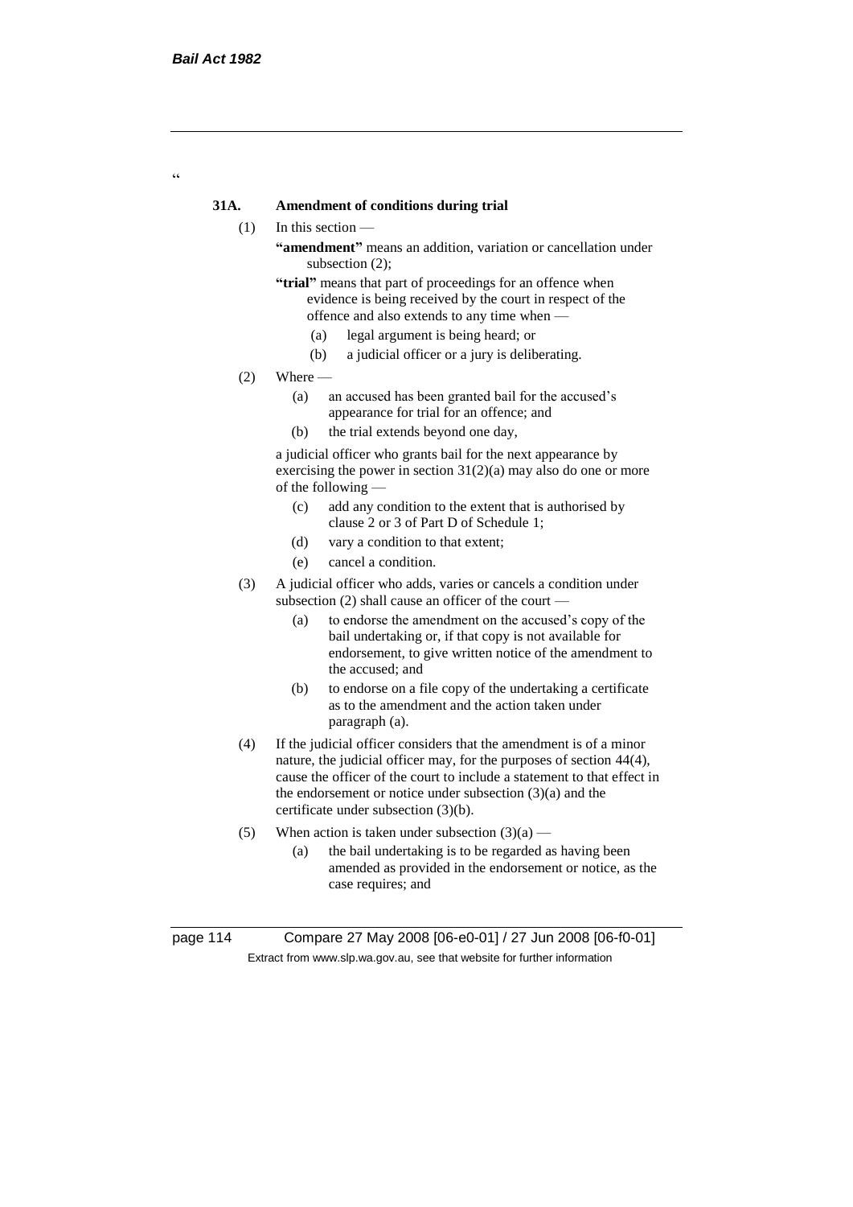"

**31A. Amendment of conditions during trial**

(1) In this section —

**"amendment"** means an addition, variation or cancellation under subsection (2);

**"trial"** means that part of proceedings for an offence when evidence is being received by the court in respect of the offence and also extends to any time when —

(a) legal argument is being heard; or

(b) a judicial officer or a jury is deliberating.

(2) Where —

(a) an accused has been granted bail for the accused's appearance for trial for an offence; and

(b) the trial extends beyond one day,

a judicial officer who grants bail for the next appearance by exercising the power in section 31(2)(a) may also do one or more of the following —

(c) add any condition to the extent that is authorised by clause 2 or 3 of Part D of Schedule 1;

(d) vary a condition to that extent;

(e) cancel a condition.

(3) A judicial officer who adds, varies or cancels a condition under subsection (2) shall cause an officer of the court —

(a) to endorse the amendment on the accused's copy of the bail undertaking or, if that copy is not available for endorsement, to give written notice of the amendment to the accused; and

(b) to endorse on a file copy of the undertaking a certificate as to the amendment and the action taken under paragraph (a).

(4) If the judicial officer considers that the amendment is of a minor nature, the judicial officer may, for the purposes of section 44(4), cause the officer of the court to include a statement to that effect in the endorsement or notice under subsection (3)(a) and the certificate under subsection (3)(b).

(5) When action is taken under subsection (3)(a) —

(a) the bail undertaking is to be regarded as having been amended as provided in the endorsement or notice, as the case requires; and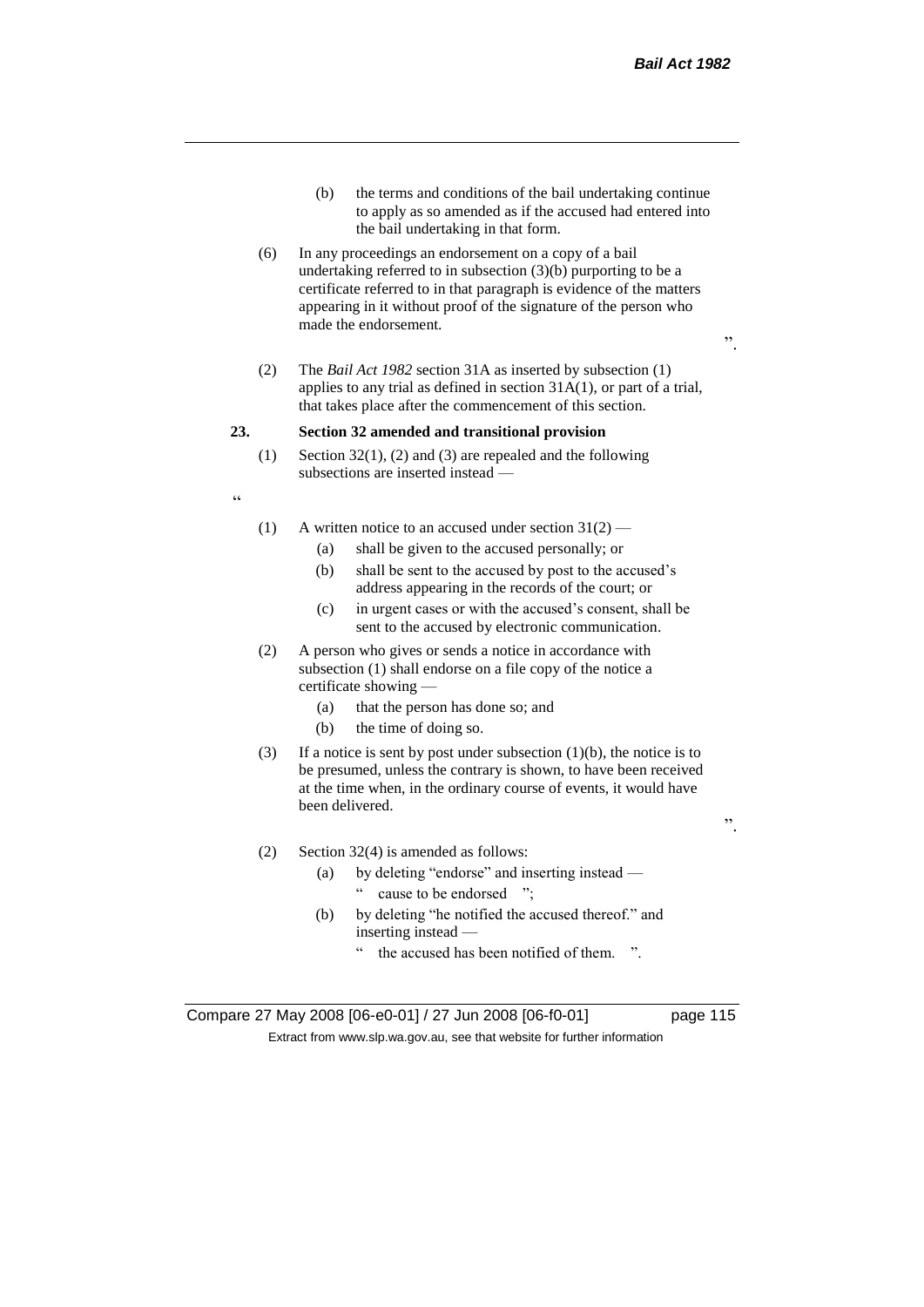(b) the terms and conditions of the bail undertaking continue to apply as so amended as if the accused had entered into the bail undertaking in that form.

(6) In any proceedings an endorsement on a copy of a bail undertaking referred to in subsection (3)(b) purporting to be a certificate referred to in that paragraph is evidence of the matters appearing in it without proof of the signature of the person who made the endorsement.

".

(2) The *Bail Act 1982* section 31A as inserted by subsection (1) applies to any trial as defined in section 31A(1), or part of a trial, that takes place after the commencement of this section.

**23. Section 32 amended and transitional provision**

(1) Section 32(1), (2) and (3) are repealed and the following subsections are inserted instead —

"

(1) A written notice to an accused under section 31(2) —

(a) shall be given to the accused personally; or

(b) shall be sent to the accused by post to the accused's address appearing in the records of the court; or

(c) in urgent cases or with the accused's consent, shall be sent to the accused by electronic communication.

(2) A person who gives or sends a notice in accordance with subsection (1) shall endorse on a file copy of the notice a certificate showing —

(a) that the person has done so; and

(b) the time of doing so.

(3) If a notice is sent by post under subsection (1)(b), the notice is to be presumed, unless the contrary is shown, to have been received at the time when, in the ordinary course of events, it would have been delivered.

".

(2) Section 32(4) is amended as follows:

(a) by deleting "endorse" and inserting instead —

" cause to be endorsed ";

(b) by deleting "he notified the accused thereof." and inserting instead —

" the accused has been notified of them. ".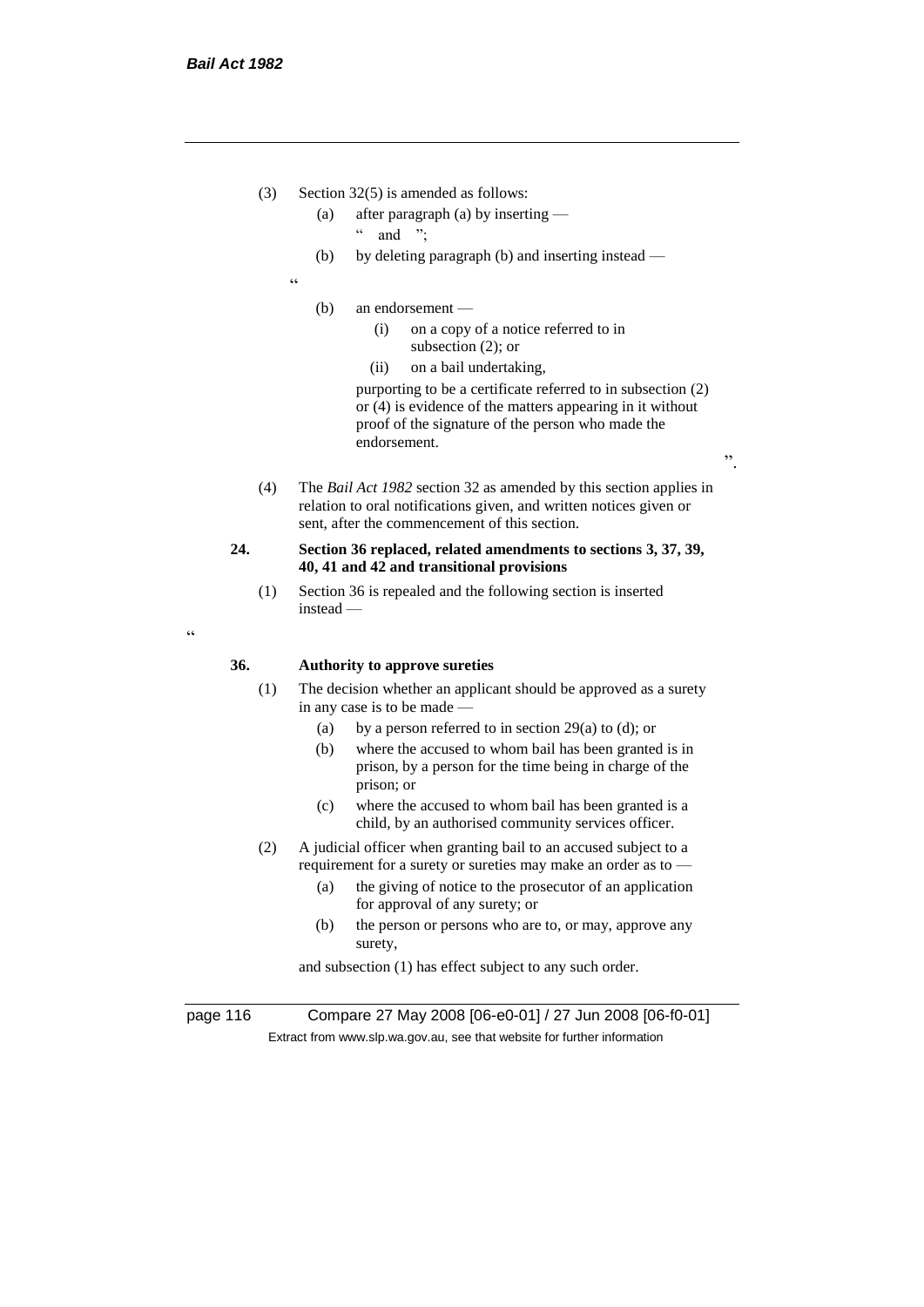(3) Section 32(5) is amended as follows:

(a) after paragraph (a) by inserting —

" and ";

(b) by deleting paragraph (b) and inserting instead —

"

(b) an endorsement —

(i) on a copy of a notice referred to in subsection (2); or

(ii) on a bail undertaking,

purporting to be a certificate referred to in subsection (2) or (4) is evidence of the matters appearing in it without proof of the signature of the person who made the endorsement.

".

(4) The *Bail Act 1982* section 32 as amended by this section applies in relation to oral notifications given, and written notices given or sent, after the commencement of this section.

**24. Section 36 replaced, related amendments to sections 3, 37, 39, 40, 41 and 42 and transitional provisions**

(1) Section 36 is repealed and the following section is inserted instead —

"

**36. Authority to approve sureties**

(1) The decision whether an applicant should be approved as a surety in any case is to be made —

(a) by a person referred to in section 29(a) to (d); or

(b) where the accused to whom bail has been granted is in prison, by a person for the time being in charge of the prison; or

(c) where the accused to whom bail has been granted is a child, by an authorised community services officer.

(2) A judicial officer when granting bail to an accused subject to a requirement for a surety or sureties may make an order as to —

(a) the giving of notice to the prosecutor of an application for approval of any surety; or

(b) the person or persons who are to, or may, approve any surety,

and subsection (1) has effect subject to any such order.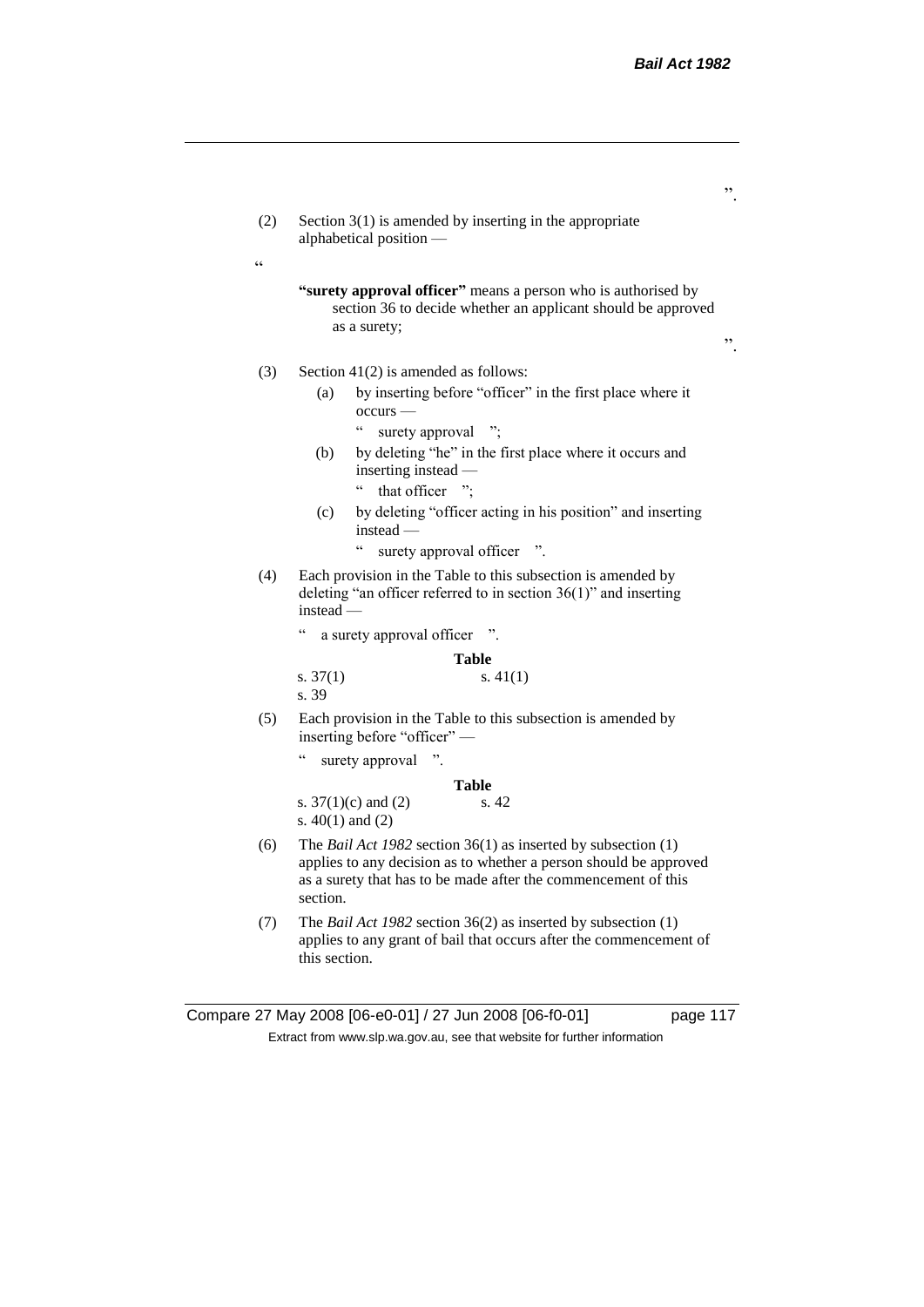".

(2) Section 3(1) is amended by inserting in the appropriate alphabetical position —

"

**"surety approval officer"** means a person who is authorised by section 36 to decide whether an applicant should be approved as a surety;

".

(3) Section 41(2) is amended as follows:

(a) by inserting before "officer" in the first place where it occurs —

" surety approval ";

(b) by deleting "he" in the first place where it occurs and inserting instead —

" that officer ";

(c) by deleting "officer acting in his position" and inserting instead —

" surety approval officer ".

(4) Each provision in the Table to this subsection is amended by deleting "an officer referred to in section 36(1)" and inserting instead —

" a surety approval officer ".

**Table**

| | |
|---|---|
| s. 37(1) | s. 41(1) |
| s. 39 | |

(5) Each provision in the Table to this subsection is amended by inserting before "officer" —

" surety approval ".

**Table**

| | |
|---|---|
| s. 37(1)(c) and (2) | s. 42 |
| s. 40(1) and (2) | |

(6) The *Bail Act 1982* section 36(1) as inserted by subsection (1) applies to any decision as to whether a person should be approved as a surety that has to be made after the commencement of this section.

(7) The *Bail Act 1982* section 36(2) as inserted by subsection (1) applies to any grant of bail that occurs after the commencement of this section.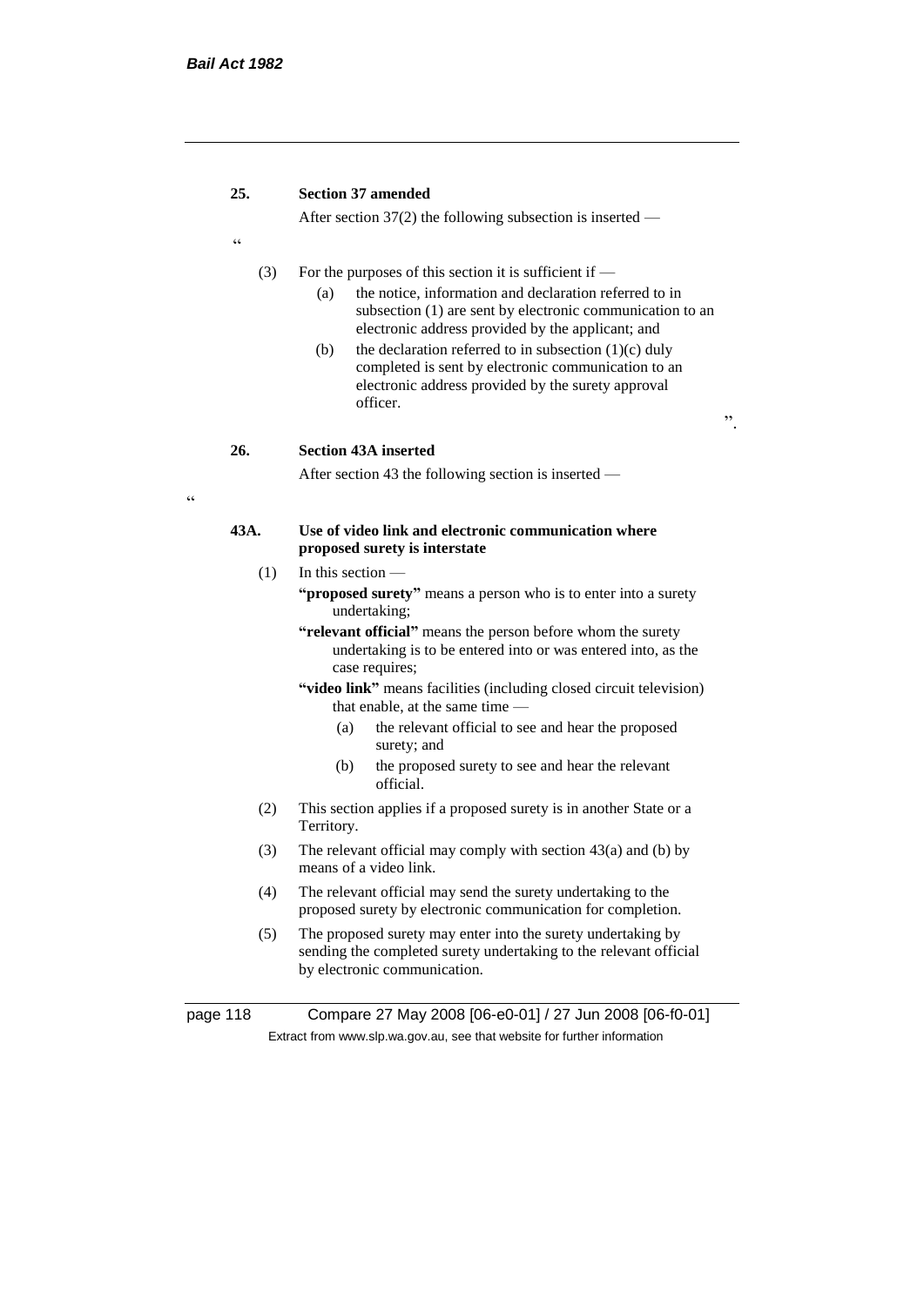**25. Section 37 amended**

After section 37(2) the following subsection is inserted —

"

(3) For the purposes of this section it is sufficient if —

(a) the notice, information and declaration referred to in subsection (1) are sent by electronic communication to an electronic address provided by the applicant; and

(b) the declaration referred to in subsection (1)(c) duly completed is sent by electronic communication to an electronic address provided by the surety approval officer.

".

**26. Section 43A inserted**

After section 43 the following section is inserted —

"

**43A. Use of video link and electronic communication where proposed surety is interstate**

(1) In this section —

**"proposed surety"** means a person who is to enter into a surety undertaking;

**"relevant official"** means the person before whom the surety undertaking is to be entered into or was entered into, as the case requires;

**"video link"** means facilities (including closed circuit television) that enable, at the same time —

(a) the relevant official to see and hear the proposed surety; and

(b) the proposed surety to see and hear the relevant official.

(2) This section applies if a proposed surety is in another State or a Territory.

(3) The relevant official may comply with section 43(a) and (b) by means of a video link.

(4) The relevant official may send the surety undertaking to the proposed surety by electronic communication for completion.

(5) The proposed surety may enter into the surety undertaking by sending the completed surety undertaking to the relevant official by electronic communication.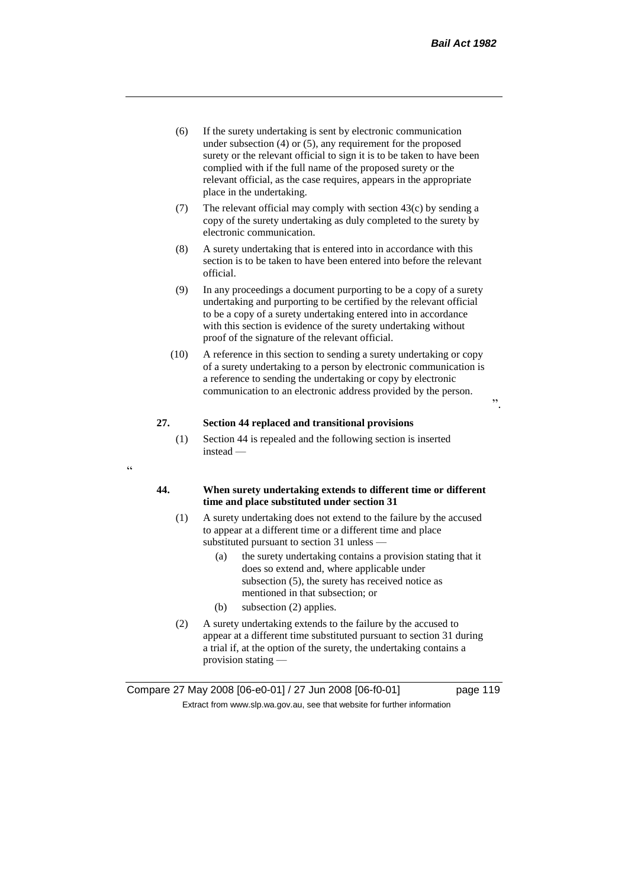(6) If the surety undertaking is sent by electronic communication under subsection (4) or (5), any requirement for the proposed surety or the relevant official to sign it is to be taken to have been complied with if the full name of the proposed surety or the relevant official, as the case requires, appears in the appropriate place in the undertaking.

(7) The relevant official may comply with section 43(c) by sending a copy of the surety undertaking as duly completed to the surety by electronic communication.

(8) A surety undertaking that is entered into in accordance with this section is to be taken to have been entered into before the relevant official.

(9) In any proceedings a document purporting to be a copy of a surety undertaking and purporting to be certified by the relevant official to be a copy of a surety undertaking entered into in accordance with this section is evidence of the surety undertaking without proof of the signature of the relevant official.

(10) A reference in this section to sending a surety undertaking or copy of a surety undertaking to a person by electronic communication is a reference to sending the undertaking or copy by electronic communication to an electronic address provided by the person.

".

**27. Section 44 replaced and transitional provisions**

(1) Section 44 is repealed and the following section is inserted instead —

"

**44. When surety undertaking extends to different time or different time and place substituted under section 31**

(1) A surety undertaking does not extend to the failure by the accused to appear at a different time or a different time and place substituted pursuant to section 31 unless —

(a) the surety undertaking contains a provision stating that it does so extend and, where applicable under subsection (5), the surety has received notice as mentioned in that subsection; or

(b) subsection (2) applies.

(2) A surety undertaking extends to the failure by the accused to appear at a different time substituted pursuant to section 31 during a trial if, at the option of the surety, the undertaking contains a provision stating —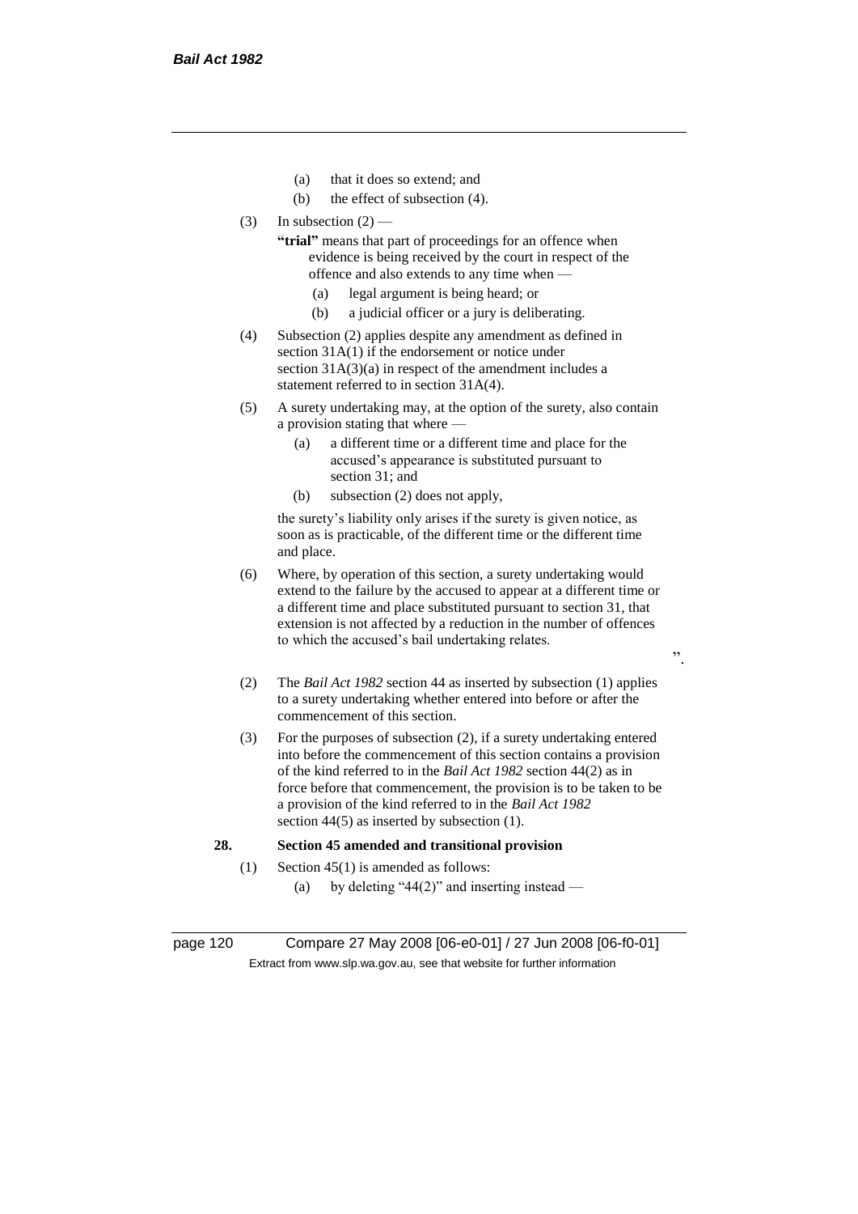(a) that it does so extend; and

(b) the effect of subsection (4).

(3) In subsection (2) —

**"trial"** means that part of proceedings for an offence when evidence is being received by the court in respect of the offence and also extends to any time when —

(a) legal argument is being heard; or

(b) a judicial officer or a jury is deliberating.

(4) Subsection (2) applies despite any amendment as defined in section 31A(1) if the endorsement or notice under section 31A(3)(a) in respect of the amendment includes a statement referred to in section 31A(4).

(5) A surety undertaking may, at the option of the surety, also contain a provision stating that where —

(a) a different time or a different time and place for the accused's appearance is substituted pursuant to section 31; and

(b) subsection (2) does not apply,

the surety's liability only arises if the surety is given notice, as soon as is practicable, of the different time or the different time and place.

(6) Where, by operation of this section, a surety undertaking would extend to the failure by the accused to appear at a different time or a different time and place substituted pursuant to section 31, that extension is not affected by a reduction in the number of offences to which the accused's bail undertaking relates.

".

(2) The *Bail Act 1982* section 44 as inserted by subsection (1) applies to a surety undertaking whether entered into before or after the commencement of this section.

(3) For the purposes of subsection (2), if a surety undertaking entered into before the commencement of this section contains a provision of the kind referred to in the *Bail Act 1982* section 44(2) as in force before that commencement, the provision is to be taken to be a provision of the kind referred to in the *Bail Act 1982* section 44(5) as inserted by subsection (1).

**28. Section 45 amended and transitional provision**

(1) Section 45(1) is amended as follows:

(a) by deleting "44(2)" and inserting instead —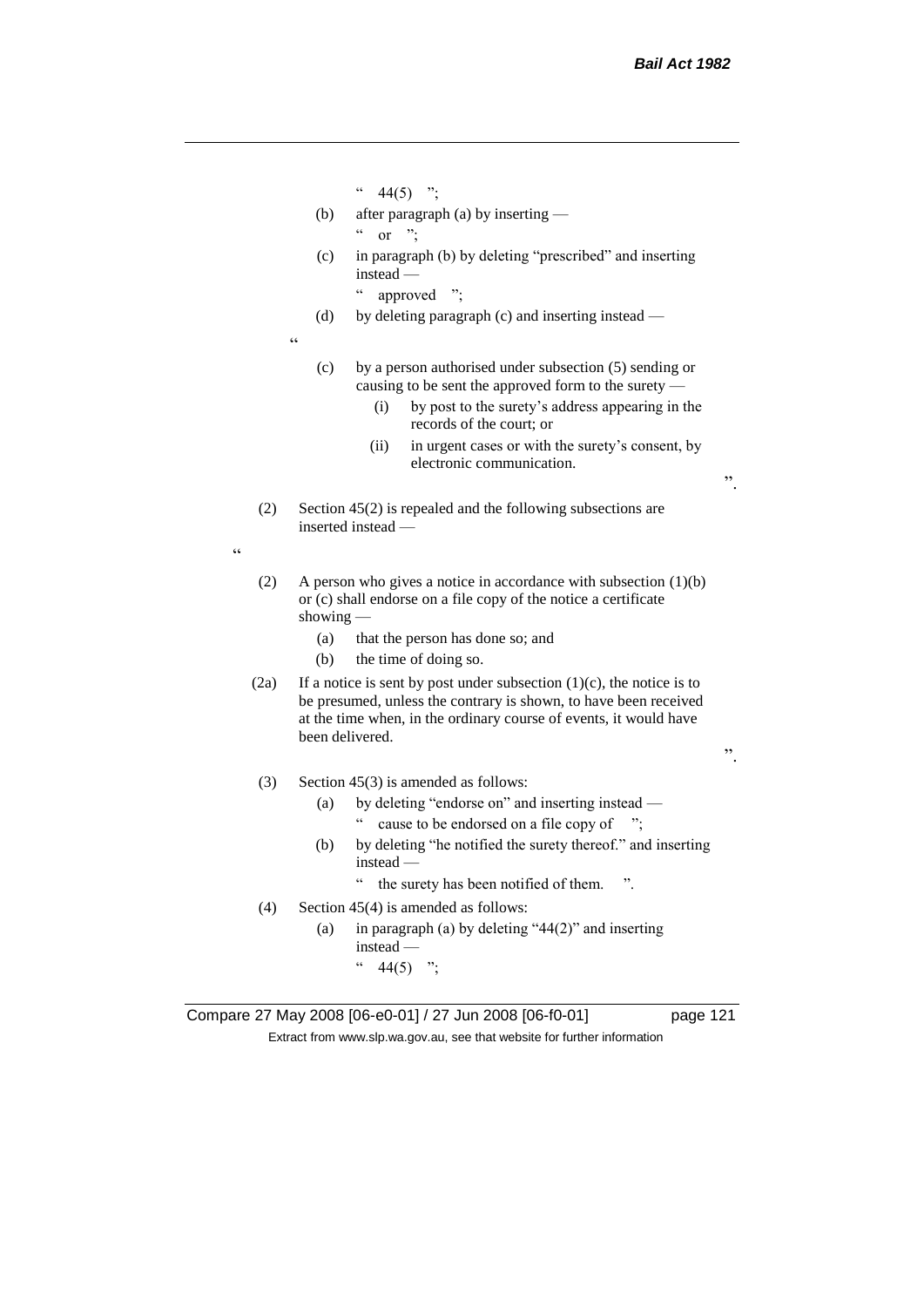" 44(5) ";

(b) after paragraph (a) by inserting —

" or ";

(c) in paragraph (b) by deleting "prescribed" and inserting instead —

" approved ";

(d) by deleting paragraph (c) and inserting instead —

"

(c) by a person authorised under subsection (5) sending or causing to be sent the approved form to the surety —

(i) by post to the surety's address appearing in the records of the court; or

(ii) in urgent cases or with the surety's consent, by electronic communication.

".

(2) Section 45(2) is repealed and the following subsections are inserted instead —

"

(2) A person who gives a notice in accordance with subsection (1)(b) or (c) shall endorse on a file copy of the notice a certificate showing —

(a) that the person has done so; and

(b) the time of doing so.

(2a) If a notice is sent by post under subsection (1)(c), the notice is to be presumed, unless the contrary is shown, to have been received at the time when, in the ordinary course of events, it would have been delivered.

".

(3) Section 45(3) is amended as follows:

(a) by deleting "endorse on" and inserting instead —

" cause to be endorsed on a file copy of ";

(b) by deleting "he notified the surety thereof." and inserting instead —

" the surety has been notified of them. ".

(4) Section 45(4) is amended as follows:

(a) in paragraph (a) by deleting "44(2)" and inserting instead —

" 44(5) ";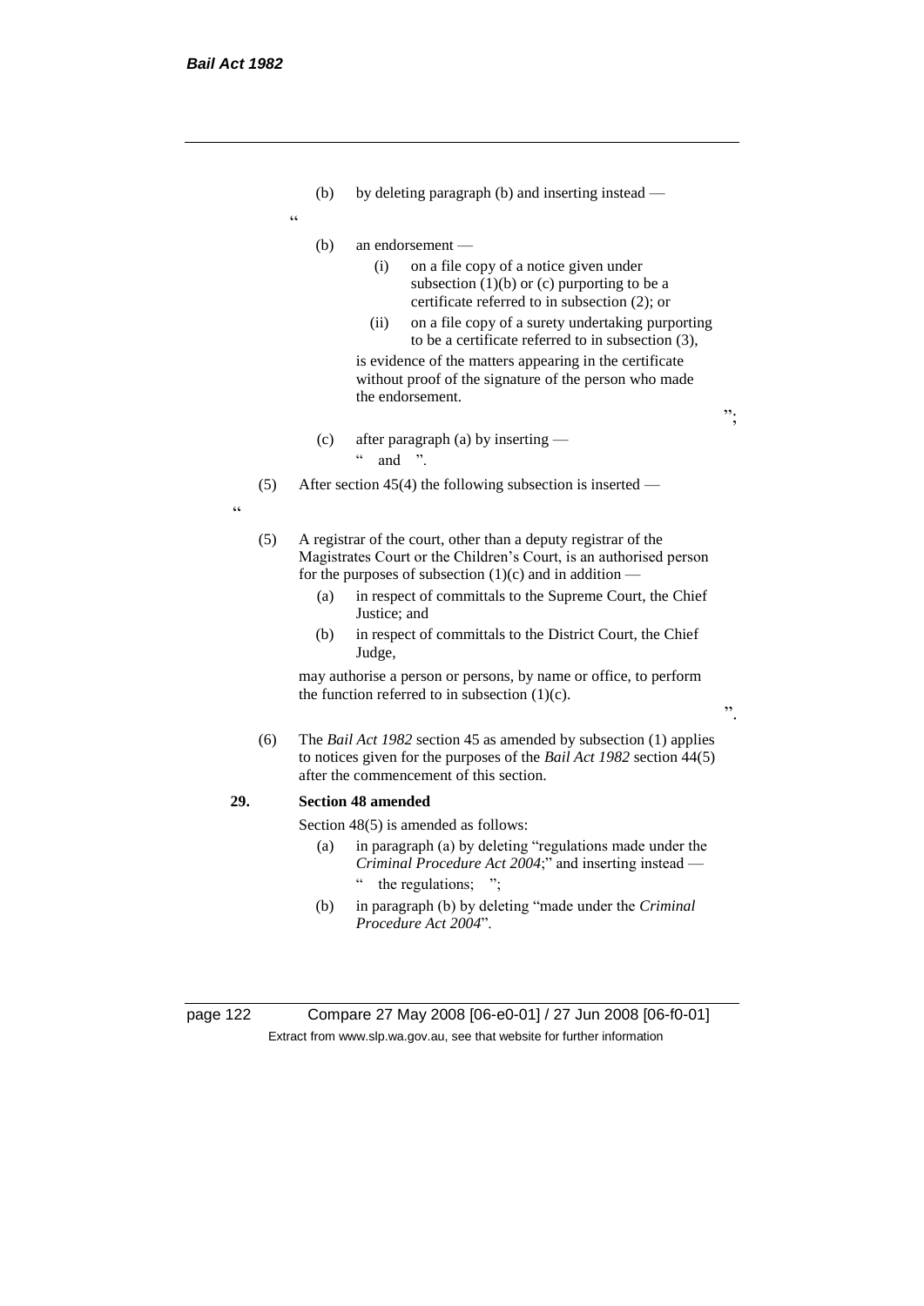(b) by deleting paragraph (b) and inserting instead —

"

(b) an endorsement —

(i) on a file copy of a notice given under subsection (1)(b) or (c) purporting to be a certificate referred to in subsection (2); or

(ii) on a file copy of a surety undertaking purporting to be a certificate referred to in subsection (3),

is evidence of the matters appearing in the certificate without proof of the signature of the person who made the endorsement.

";

(c) after paragraph (a) by inserting —

" and ".

(5) After section 45(4) the following subsection is inserted —

"

(5) A registrar of the court, other than a deputy registrar of the Magistrates Court or the Children's Court, is an authorised person for the purposes of subsection (1)(c) and in addition —

(a) in respect of committals to the Supreme Court, the Chief Justice; and

(b) in respect of committals to the District Court, the Chief Judge,

may authorise a person or persons, by name or office, to perform the function referred to in subsection (1)(c).

".

(6) The *Bail Act 1982* section 45 as amended by subsection (1) applies to notices given for the purposes of the *Bail Act 1982* section 44(5) after the commencement of this section.

**29. Section 48 amended**

Section 48(5) is amended as follows:

(a) in paragraph (a) by deleting "regulations made under the *Criminal Procedure Act 2004*;" and inserting instead —

" the regulations; ";

(b) in paragraph (b) by deleting "made under the *Criminal Procedure Act 2004*".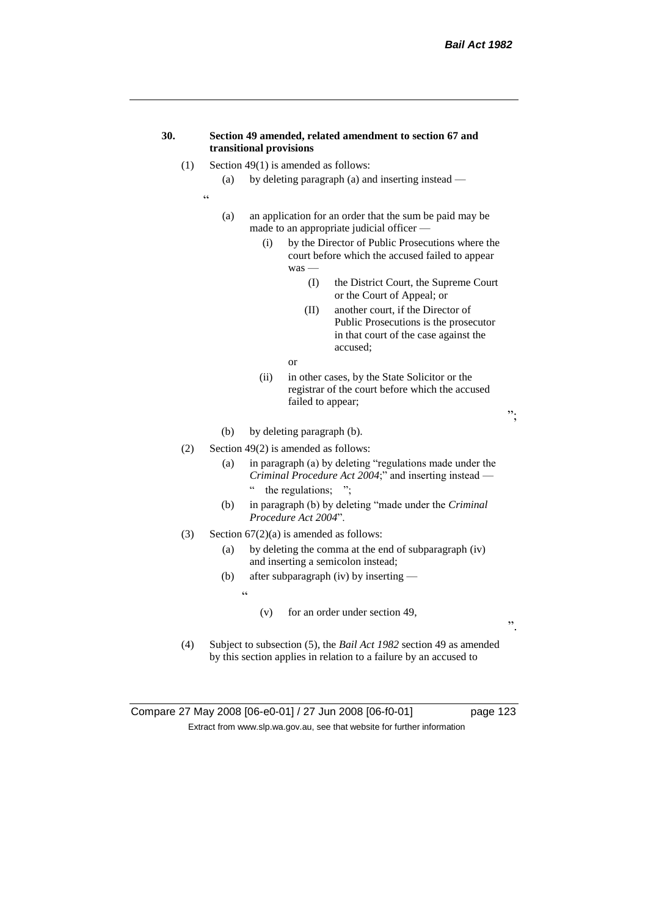**30. Section 49 amended, related amendment to section 67 and transitional provisions**

(1) Section 49(1) is amended as follows:

(a) by deleting paragraph (a) and inserting instead —

"

(a) an application for an order that the sum be paid may be made to an appropriate judicial officer —

(i) by the Director of Public Prosecutions where the court before which the accused failed to appear was —

(I) the District Court, the Supreme Court or the Court of Appeal; or

(II) another court, if the Director of Public Prosecutions is the prosecutor in that court of the case against the accused;

or

(ii) in other cases, by the State Solicitor or the registrar of the court before which the accused failed to appear;

";

(b) by deleting paragraph (b).

(2) Section 49(2) is amended as follows:

(a) in paragraph (a) by deleting "regulations made under the *Criminal Procedure Act 2004*;" and inserting instead — " the regulations; ";

(b) in paragraph (b) by deleting "made under the *Criminal Procedure Act 2004*".

(3) Section 67(2)(a) is amended as follows:

(a) by deleting the comma at the end of subparagraph (iv) and inserting a semicolon instead;

(b) after subparagraph (iv) by inserting —

"

(v) for an order under section 49,

".

(4) Subject to subsection (5), the *Bail Act 1982* section 49 as amended by this section applies in relation to a failure by an accused to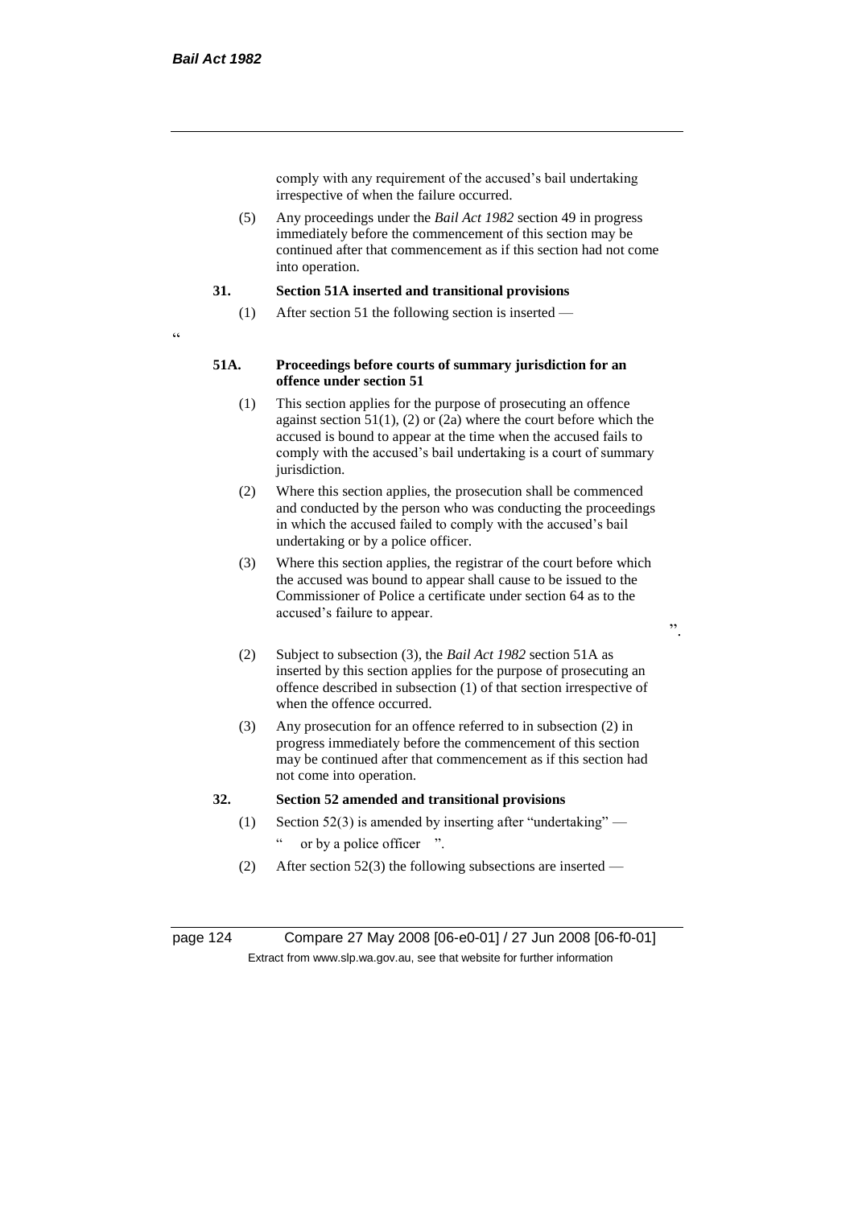comply with any requirement of the accused's bail undertaking irrespective of when the failure occurred.

(5) Any proceedings under the *Bail Act 1982* section 49 in progress immediately before the commencement of this section may be continued after that commencement as if this section had not come into operation.

**31. Section 51A inserted and transitional provisions**

(1) After section 51 the following section is inserted —

"

**51A. Proceedings before courts of summary jurisdiction for an offence under section 51**

(1) This section applies for the purpose of prosecuting an offence against section 51(1), (2) or (2a) where the court before which the accused is bound to appear at the time when the accused fails to comply with the accused's bail undertaking is a court of summary jurisdiction.

(2) Where this section applies, the prosecution shall be commenced and conducted by the person who was conducting the proceedings in which the accused failed to comply with the accused's bail undertaking or by a police officer.

(3) Where this section applies, the registrar of the court before which the accused was bound to appear shall cause to be issued to the Commissioner of Police a certificate under section 64 as to the accused's failure to appear.

".

(2) Subject to subsection (3), the *Bail Act 1982* section 51A as inserted by this section applies for the purpose of prosecuting an offence described in subsection (1) of that section irrespective of when the offence occurred.

(3) Any prosecution for an offence referred to in subsection (2) in progress immediately before the commencement of this section may be continued after that commencement as if this section had not come into operation.

**32. Section 52 amended and transitional provisions**

(1) Section 52(3) is amended by inserting after "undertaking" —

" or by a police officer ".

(2) After section 52(3) the following subsections are inserted —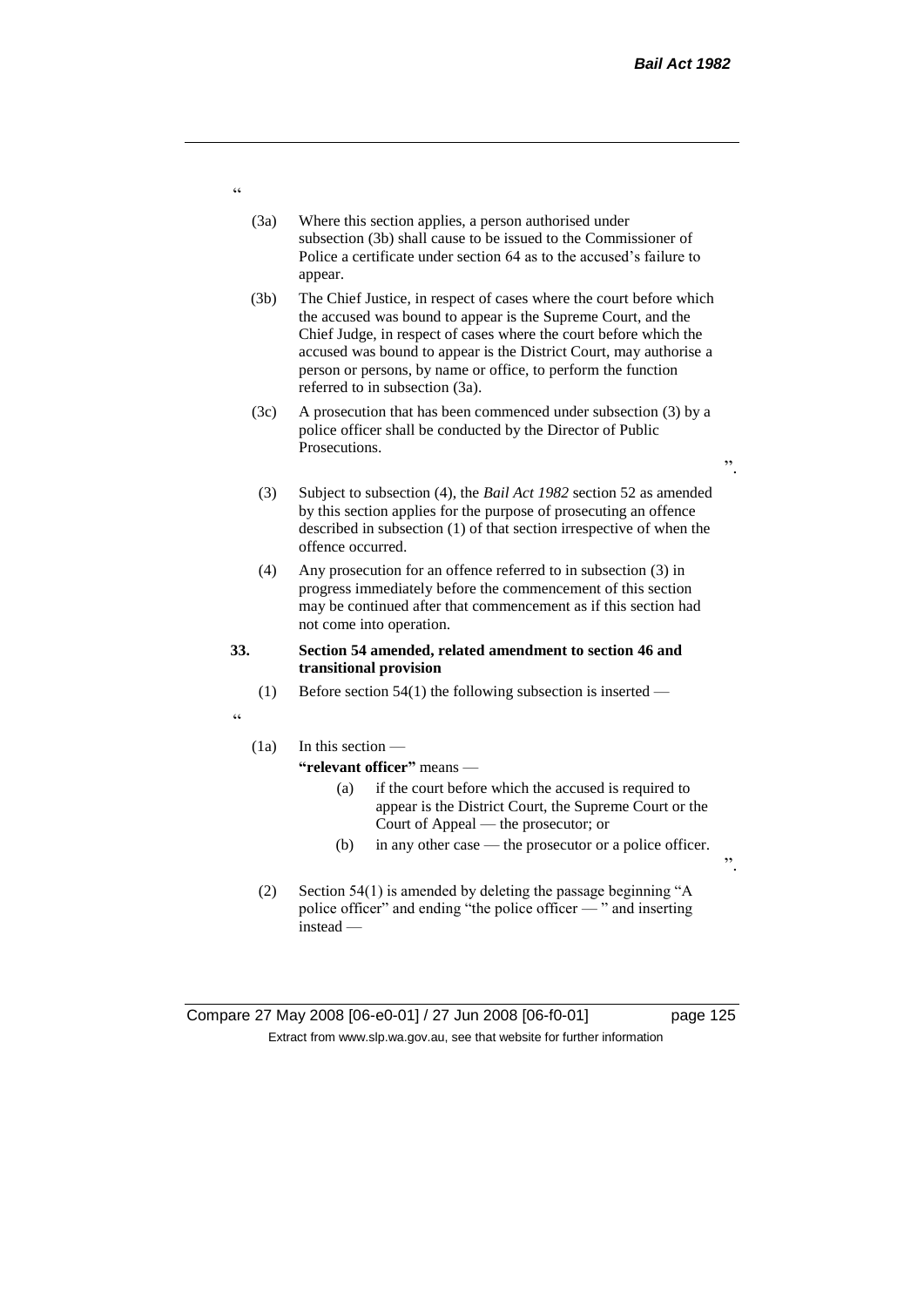"

(3a) Where this section applies, a person authorised under subsection (3b) shall cause to be issued to the Commissioner of Police a certificate under section 64 as to the accused's failure to appear.

(3b) The Chief Justice, in respect of cases where the court before which the accused was bound to appear is the Supreme Court, and the Chief Judge, in respect of cases where the court before which the accused was bound to appear is the District Court, may authorise a person or persons, by name or office, to perform the function referred to in subsection (3a).

(3c) A prosecution that has been commenced under subsection (3) by a police officer shall be conducted by the Director of Public Prosecutions.

".

(3) Subject to subsection (4), the *Bail Act 1982* section 52 as amended by this section applies for the purpose of prosecuting an offence described in subsection (1) of that section irrespective of when the offence occurred.

(4) Any prosecution for an offence referred to in subsection (3) in progress immediately before the commencement of this section may be continued after that commencement as if this section had not come into operation.

**33. Section 54 amended, related amendment to section 46 and transitional provision**

(1) Before section 54(1) the following subsection is inserted —

"

(1a) In this section —

**"relevant officer"** means —

(a) if the court before which the accused is required to appear is the District Court, the Supreme Court or the Court of Appeal — the prosecutor; or

(b) in any other case — the prosecutor or a police officer.

".

(2) Section 54(1) is amended by deleting the passage beginning "A police officer" and ending "the police officer — " and inserting instead —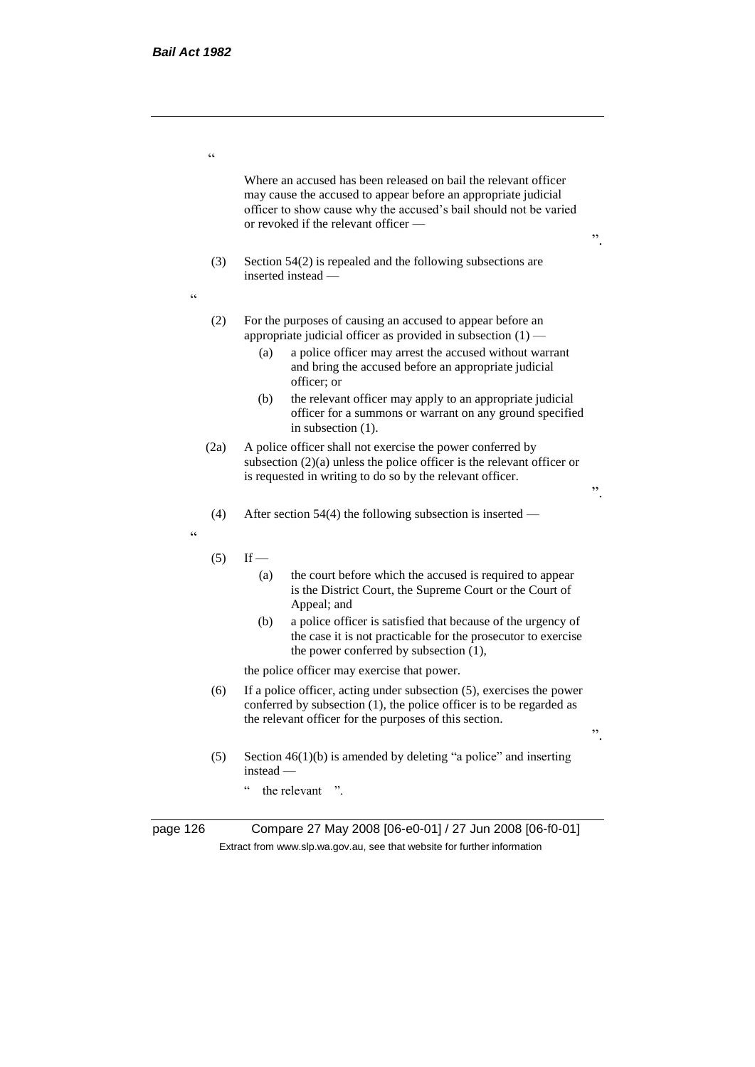"

Where an accused has been released on bail the relevant officer may cause the accused to appear before an appropriate judicial officer to show cause why the accused's bail should not be varied or revoked if the relevant officer —

".

(3) Section 54(2) is repealed and the following subsections are inserted instead —

"

(2) For the purposes of causing an accused to appear before an appropriate judicial officer as provided in subsection (1) —

(a) a police officer may arrest the accused without warrant and bring the accused before an appropriate judicial officer; or

(b) the relevant officer may apply to an appropriate judicial officer for a summons or warrant on any ground specified in subsection (1).

(2a) A police officer shall not exercise the power conferred by subsection (2)(a) unless the police officer is the relevant officer or is requested in writing to do so by the relevant officer.

".

(4) After section 54(4) the following subsection is inserted —

"

(5) If —

(a) the court before which the accused is required to appear is the District Court, the Supreme Court or the Court of Appeal; and

(b) a police officer is satisfied that because of the urgency of the case it is not practicable for the prosecutor to exercise the power conferred by subsection (1),

the police officer may exercise that power.

(6) If a police officer, acting under subsection (5), exercises the power conferred by subsection (1), the police officer is to be regarded as the relevant officer for the purposes of this section.

".

(5) Section 46(1)(b) is amended by deleting "a police" and inserting instead —

" the relevant ".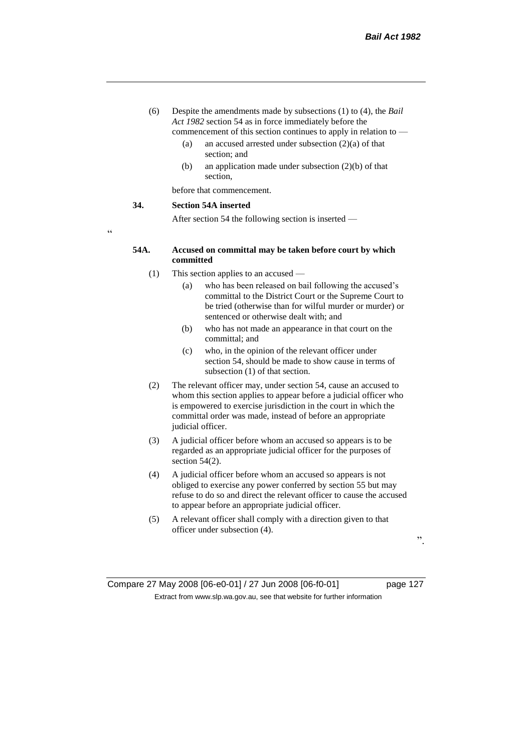(6) Despite the amendments made by subsections (1) to (4), the *Bail Act 1982* section 54 as in force immediately before the commencement of this section continues to apply in relation to —

(a) an accused arrested under subsection (2)(a) of that section; and

(b) an application made under subsection (2)(b) of that section,

before that commencement.

**34. Section 54A inserted**

After section 54 the following section is inserted —

"

**54A. Accused on committal may be taken before court by which committed**

(1) This section applies to an accused —

(a) who has been released on bail following the accused's committal to the District Court or the Supreme Court to be tried (otherwise than for wilful murder or murder) or sentenced or otherwise dealt with; and

(b) who has not made an appearance in that court on the committal; and

(c) who, in the opinion of the relevant officer under section 54, should be made to show cause in terms of subsection (1) of that section.

(2) The relevant officer may, under section 54, cause an accused to whom this section applies to appear before a judicial officer who is empowered to exercise jurisdiction in the court in which the committal order was made, instead of before an appropriate judicial officer.

(3) A judicial officer before whom an accused so appears is to be regarded as an appropriate judicial officer for the purposes of section 54(2).

(4) A judicial officer before whom an accused so appears is not obliged to exercise any power conferred by section 55 but may refuse to do so and direct the relevant officer to cause the accused to appear before an appropriate judicial officer.

(5) A relevant officer shall comply with a direction given to that officer under subsection (4).

".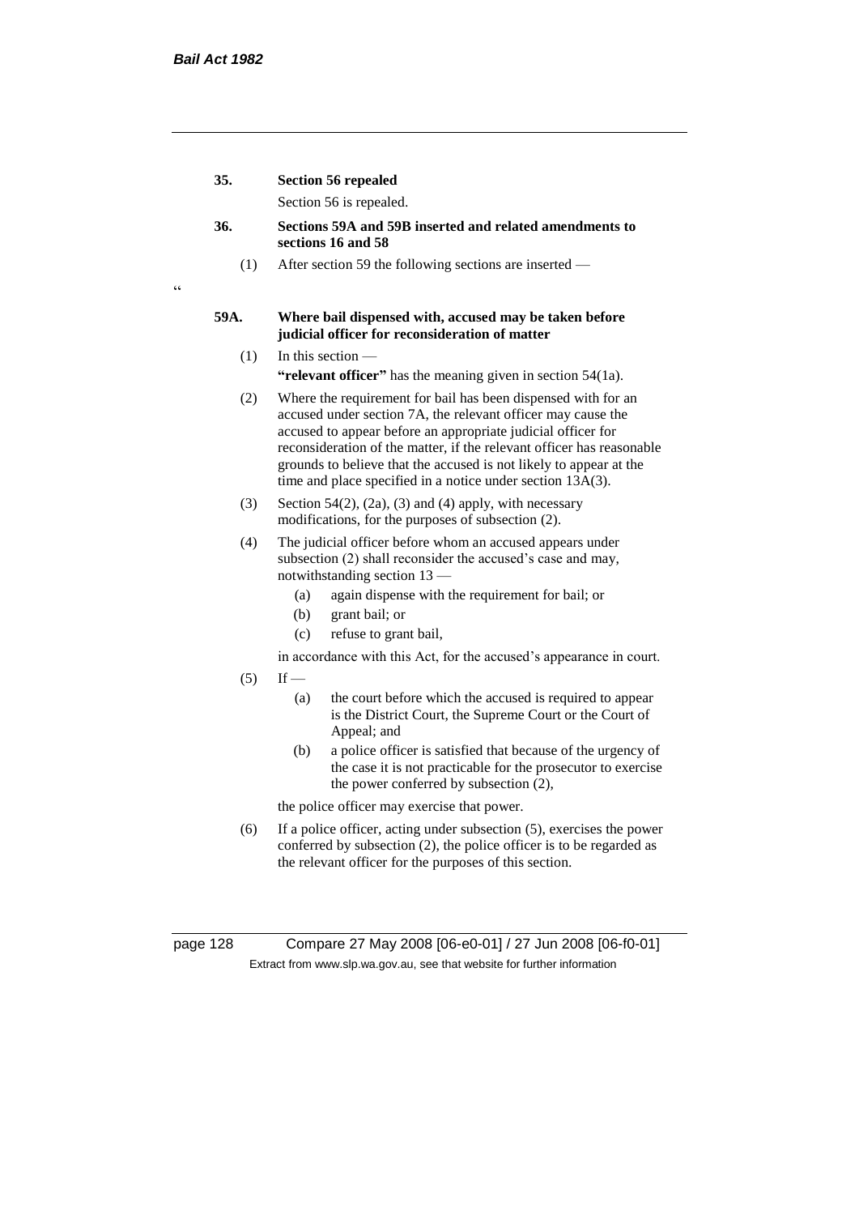**35. Section 56 repealed**

Section 56 is repealed.

**36. Sections 59A and 59B inserted and related amendments to sections 16 and 58**

(1) After section 59 the following sections are inserted —

"

**59A. Where bail dispensed with, accused may be taken before judicial officer for reconsideration of matter**

(1) In this section —

**"relevant officer"** has the meaning given in section 54(1a).

(2) Where the requirement for bail has been dispensed with for an accused under section 7A, the relevant officer may cause the accused to appear before an appropriate judicial officer for reconsideration of the matter, if the relevant officer has reasonable grounds to believe that the accused is not likely to appear at the time and place specified in a notice under section 13A(3).

(3) Section 54(2), (2a), (3) and (4) apply, with necessary modifications, for the purposes of subsection (2).

(4) The judicial officer before whom an accused appears under subsection (2) shall reconsider the accused's case and may, notwithstanding section 13 —

- (a) again dispense with the requirement for bail; or
- (b) grant bail; or
- (c) refuse to grant bail,

in accordance with this Act, for the accused's appearance in court.

(5) If —

- (a) the court before which the accused is required to appear is the District Court, the Supreme Court or the Court of Appeal; and
- (b) a police officer is satisfied that because of the urgency of the case it is not practicable for the prosecutor to exercise the power conferred by subsection (2),

the police officer may exercise that power.

(6) If a police officer, acting under subsection (5), exercises the power conferred by subsection (2), the police officer is to be regarded as the relevant officer for the purposes of this section.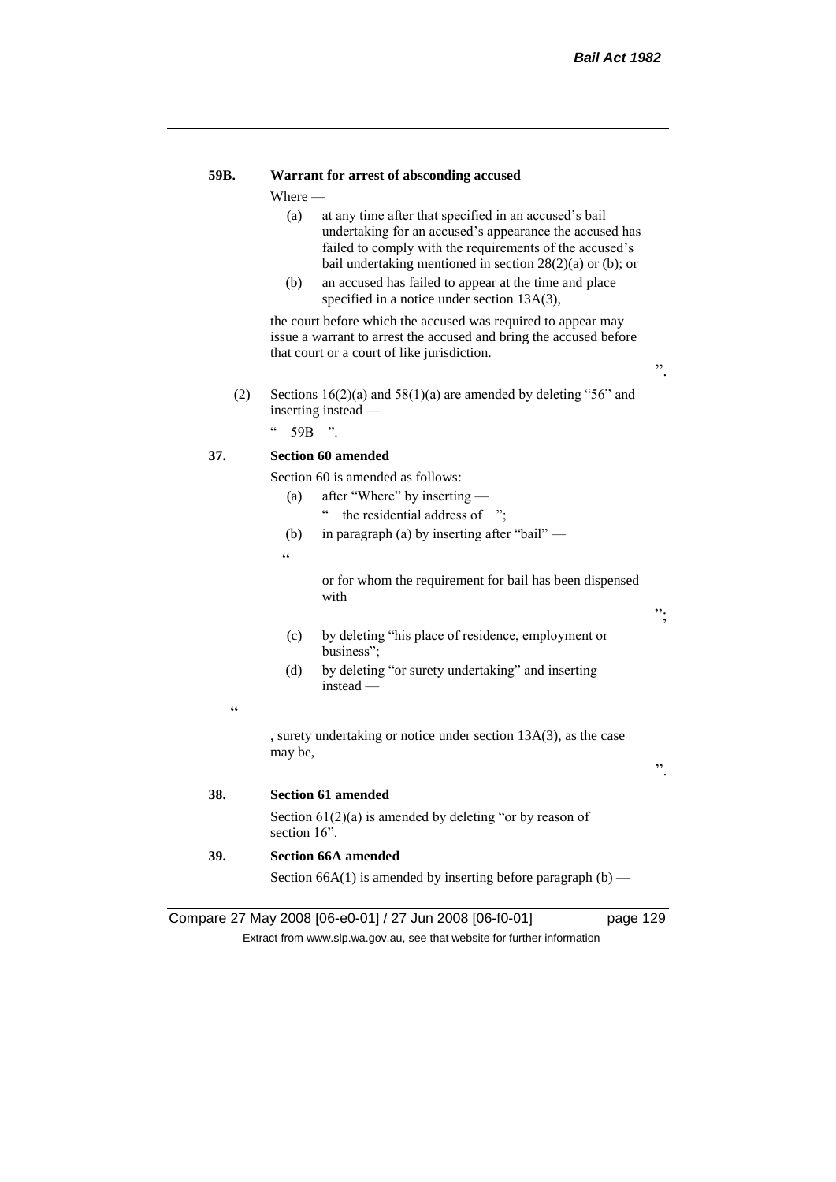**59B. Warrant for arrest of absconding accused**

Where —

(a) at any time after that specified in an accused's bail undertaking for an accused's appearance the accused has failed to comply with the requirements of the accused's bail undertaking mentioned in section 28(2)(a) or (b); or

(b) an accused has failed to appear at the time and place specified in a notice under section 13A(3),

the court before which the accused was required to appear may issue a warrant to arrest the accused and bring the accused before that court or a court of like jurisdiction.

".

(2) Sections 16(2)(a) and 58(1)(a) are amended by deleting "56" and inserting instead —

" 59B ".

**37. Section 60 amended**

Section 60 is amended as follows:

(a) after "Where" by inserting —

" the residential address of ";

(b) in paragraph (a) by inserting after "bail" —

"

or for whom the requirement for bail has been dispensed with

";

(c) by deleting "his place of residence, employment or business";

(d) by deleting "or surety undertaking" and inserting instead —

"

, surety undertaking or notice under section 13A(3), as the case may be,

".

**38. Section 61 amended**

Section 61(2)(a) is amended by deleting "or by reason of section 16".

**39. Section 66A amended**

Section 66A(1) is amended by inserting before paragraph (b) —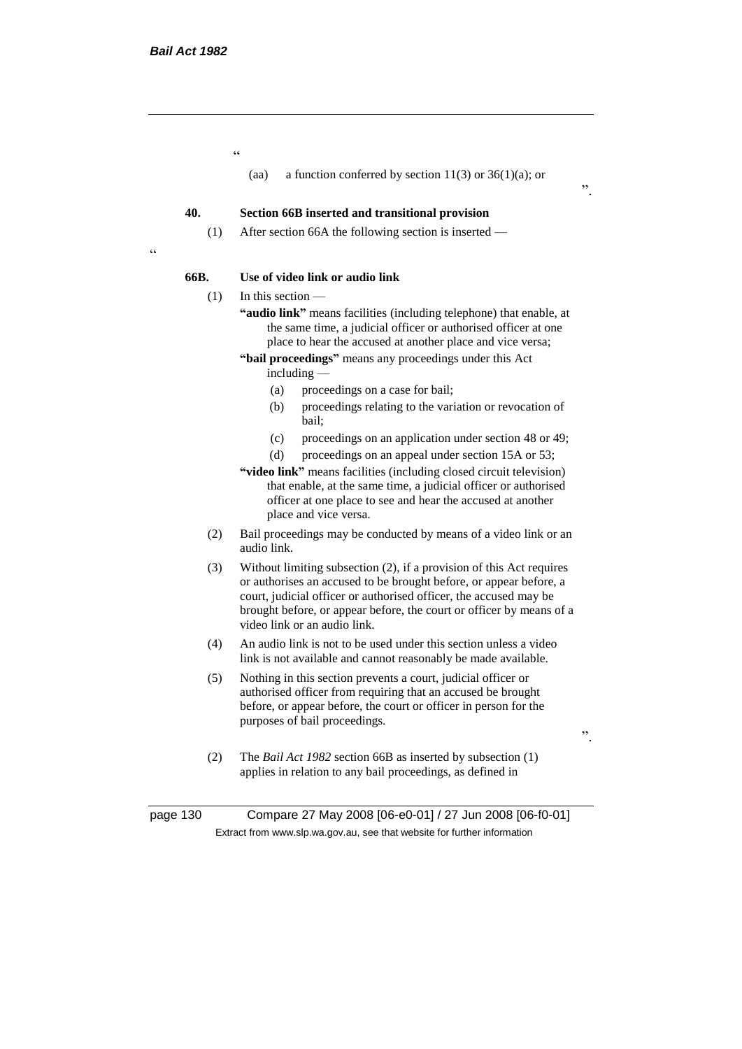"

(aa) a function conferred by section 11(3) or 36(1)(a); or

".

**40. Section 66B inserted and transitional provision**

(1) After section 66A the following section is inserted —

"

**66B. Use of video link or audio link**

(1) In this section —

**"audio link"** means facilities (including telephone) that enable, at the same time, a judicial officer or authorised officer at one place to hear the accused at another place and vice versa;

**"bail proceedings"** means any proceedings under this Act including —

(a) proceedings on a case for bail;

(b) proceedings relating to the variation or revocation of bail;

(c) proceedings on an application under section 48 or 49;

(d) proceedings on an appeal under section 15A or 53;

**"video link"** means facilities (including closed circuit television) that enable, at the same time, a judicial officer or authorised officer at one place to see and hear the accused at another place and vice versa.

(2) Bail proceedings may be conducted by means of a video link or an audio link.

(3) Without limiting subsection (2), if a provision of this Act requires or authorises an accused to be brought before, or appear before, a court, judicial officer or authorised officer, the accused may be brought before, or appear before, the court or officer by means of a video link or an audio link.

(4) An audio link is not to be used under this section unless a video link is not available and cannot reasonably be made available.

(5) Nothing in this section prevents a court, judicial officer or authorised officer from requiring that an accused be brought before, or appear before, the court or officer in person for the purposes of bail proceedings.

".

(2) The *Bail Act 1982* section 66B as inserted by subsection (1) applies in relation to any bail proceedings, as defined in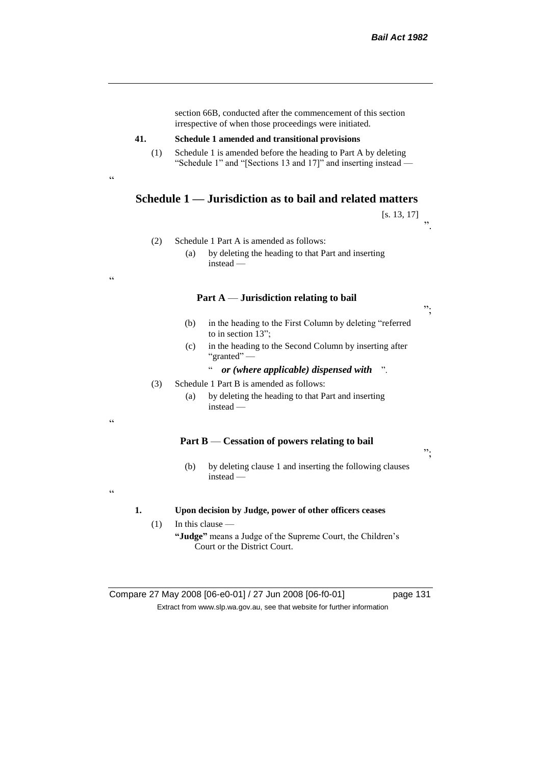section 66B, conducted after the commencement of this section irrespective of when those proceedings were initiated.

**41. Schedule 1 amended and transitional provisions**

(1) Schedule 1 is amended before the heading to Part A by deleting "Schedule 1" and "[Sections 13 and 17]" and inserting instead —

"

## Schedule 1 — Jurisdiction as to bail and related matters

[s. 13, 17]

".

(2) Schedule 1 Part A is amended as follows:

(a) by deleting the heading to that Part and inserting instead —

"

### Part A — Jurisdiction relating to bail

";

(b) in the heading to the First Column by deleting "referred to in section 13";

(c) in the heading to the Second Column by inserting after "granted" —

" ***or (where applicable) dispensed with*** ".

(3) Schedule 1 Part B is amended as follows:

(a) by deleting the heading to that Part and inserting instead —

"

### Part B — Cessation of powers relating to bail

";

(b) by deleting clause 1 and inserting the following clauses instead —

"

**1. Upon decision by Judge, power of other officers ceases**

(1) In this clause —

**"Judge"** means a Judge of the Supreme Court, the Children's Court or the District Court.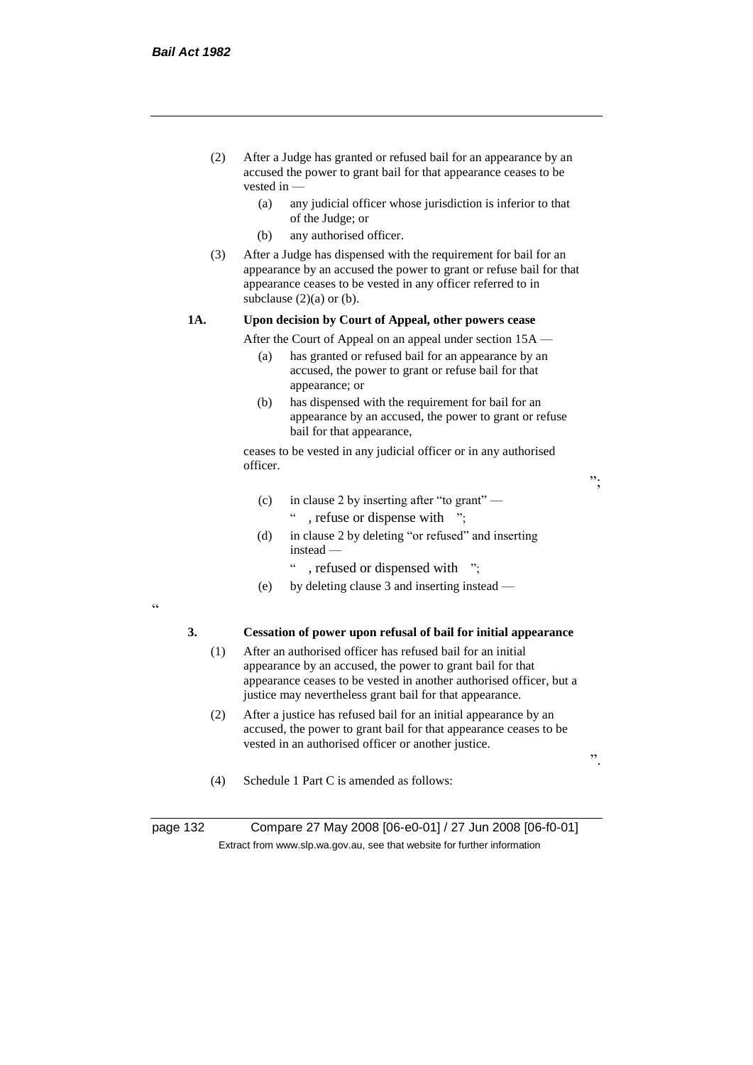(2) After a Judge has granted or refused bail for an appearance by an accused the power to grant bail for that appearance ceases to be vested in —

(a) any judicial officer whose jurisdiction is inferior to that of the Judge; or

(b) any authorised officer.

(3) After a Judge has dispensed with the requirement for bail for an appearance by an accused the power to grant or refuse bail for that appearance ceases to be vested in any officer referred to in subclause (2)(a) or (b).

**1A. Upon decision by Court of Appeal, other powers cease**

After the Court of Appeal on an appeal under section 15A —

(a) has granted or refused bail for an appearance by an accused, the power to grant or refuse bail for that appearance; or

(b) has dispensed with the requirement for bail for an appearance by an accused, the power to grant or refuse bail for that appearance,

ceases to be vested in any judicial officer or in any authorised officer.

";

(c) in clause 2 by inserting after "to grant" —

" , refuse or dispense with ";

(d) in clause 2 by deleting "or refused" and inserting instead —

" , refused or dispensed with ";

(e) by deleting clause 3 and inserting instead —

"

**3. Cessation of power upon refusal of bail for initial appearance**

(1) After an authorised officer has refused bail for an initial appearance by an accused, the power to grant bail for that appearance ceases to be vested in another authorised officer, but a justice may nevertheless grant bail for that appearance.

(2) After a justice has refused bail for an initial appearance by an accused, the power to grant bail for that appearance ceases to be vested in an authorised officer or another justice.

".

(4) Schedule 1 Part C is amended as follows: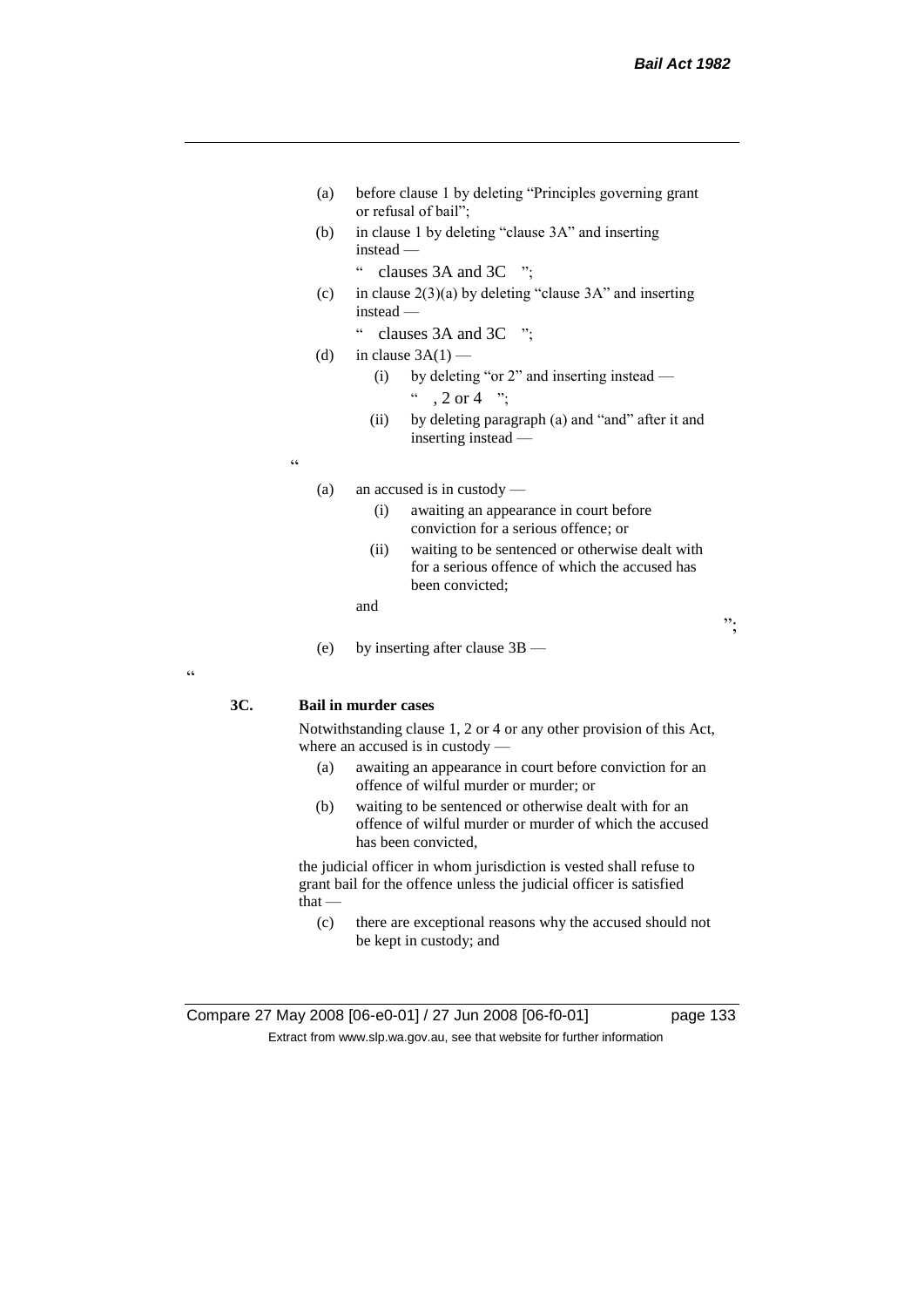(a) before clause 1 by deleting "Principles governing grant or refusal of bail";

(b) in clause 1 by deleting "clause 3A" and inserting instead —

" clauses 3A and 3C ";

(c) in clause 2(3)(a) by deleting "clause 3A" and inserting instead —

" clauses 3A and 3C ";

(d) in clause 3A(1) —

(i) by deleting "or 2" and inserting instead —

" , 2 or 4 ";

(ii) by deleting paragraph (a) and "and" after it and inserting instead —

"

(a) an accused is in custody —

(i) awaiting an appearance in court before conviction for a serious offence; or

(ii) waiting to be sentenced or otherwise dealt with for a serious offence of which the accused has been convicted;

and

";

(e) by inserting after clause 3B —

"

**3C. Bail in murder cases**

Notwithstanding clause 1, 2 or 4 or any other provision of this Act, where an accused is in custody —

(a) awaiting an appearance in court before conviction for an offence of wilful murder or murder; or

(b) waiting to be sentenced or otherwise dealt with for an offence of wilful murder or murder of which the accused has been convicted,

the judicial officer in whom jurisdiction is vested shall refuse to grant bail for the offence unless the judicial officer is satisfied that —

(c) there are exceptional reasons why the accused should not be kept in custody; and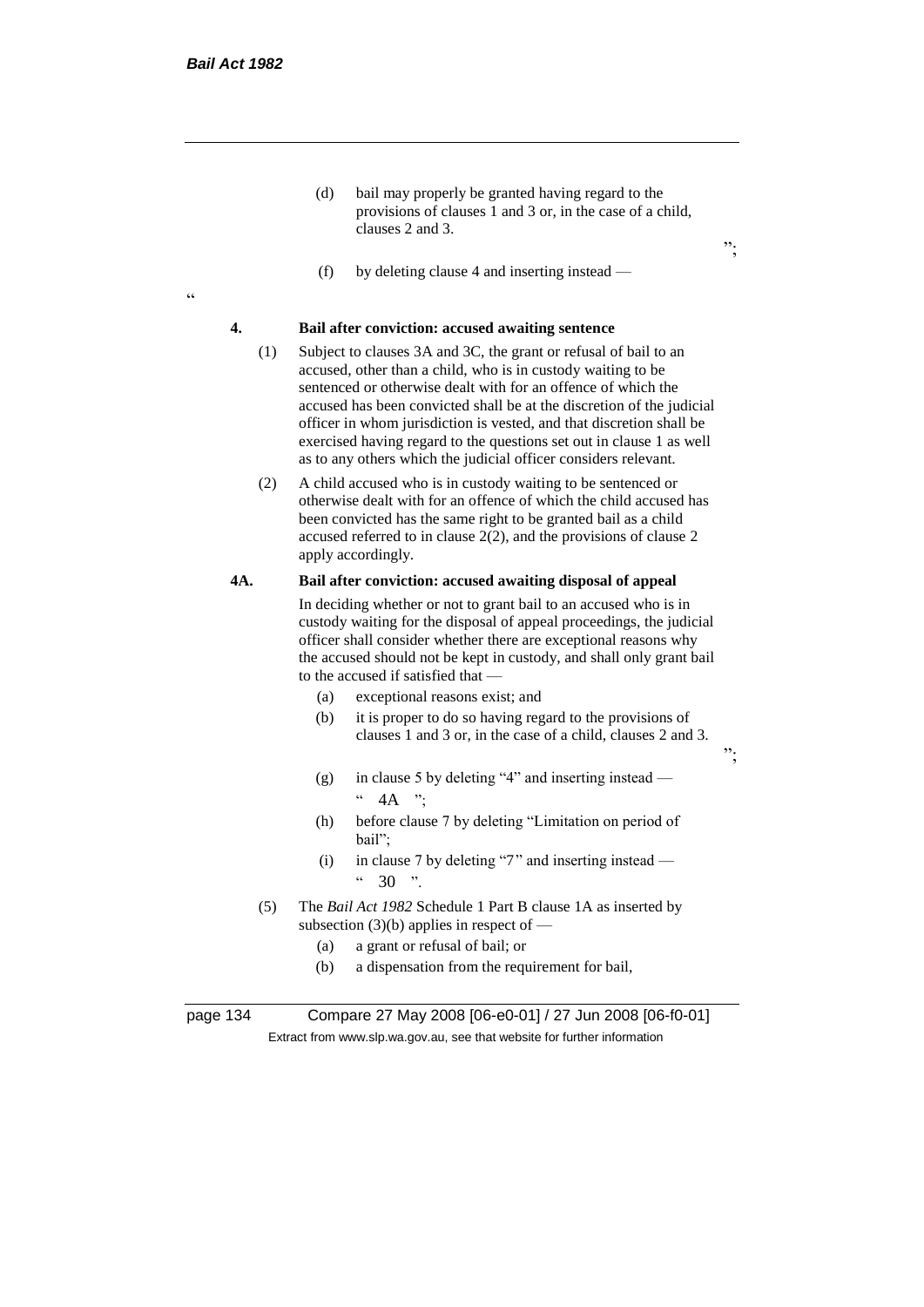(d) bail may properly be granted having regard to the provisions of clauses 1 and 3 or, in the case of a child, clauses 2 and 3.

";

(f) by deleting clause 4 and inserting instead —

"

**4. Bail after conviction: accused awaiting sentence**

(1) Subject to clauses 3A and 3C, the grant or refusal of bail to an accused, other than a child, who is in custody waiting to be sentenced or otherwise dealt with for an offence of which the accused has been convicted shall be at the discretion of the judicial officer in whom jurisdiction is vested, and that discretion shall be exercised having regard to the questions set out in clause 1 as well as to any others which the judicial officer considers relevant.

(2) A child accused who is in custody waiting to be sentenced or otherwise dealt with for an offence of which the child accused has been convicted has the same right to be granted bail as a child accused referred to in clause 2(2), and the provisions of clause 2 apply accordingly.

**4A. Bail after conviction: accused awaiting disposal of appeal**

In deciding whether or not to grant bail to an accused who is in custody waiting for the disposal of appeal proceedings, the judicial officer shall consider whether there are exceptional reasons why the accused should not be kept in custody, and shall only grant bail to the accused if satisfied that —

(a) exceptional reasons exist; and

(b) it is proper to do so having regard to the provisions of clauses 1 and 3 or, in the case of a child, clauses 2 and 3.

";

(g) in clause 5 by deleting "4" and inserting instead —
" 4A ";

(h) before clause 7 by deleting "Limitation on period of bail";

(i) in clause 7 by deleting "7" and inserting instead —
" 30 ".

(5) The *Bail Act 1982* Schedule 1 Part B clause 1A as inserted by subsection (3)(b) applies in respect of —

(a) a grant or refusal of bail; or

(b) a dispensation from the requirement for bail,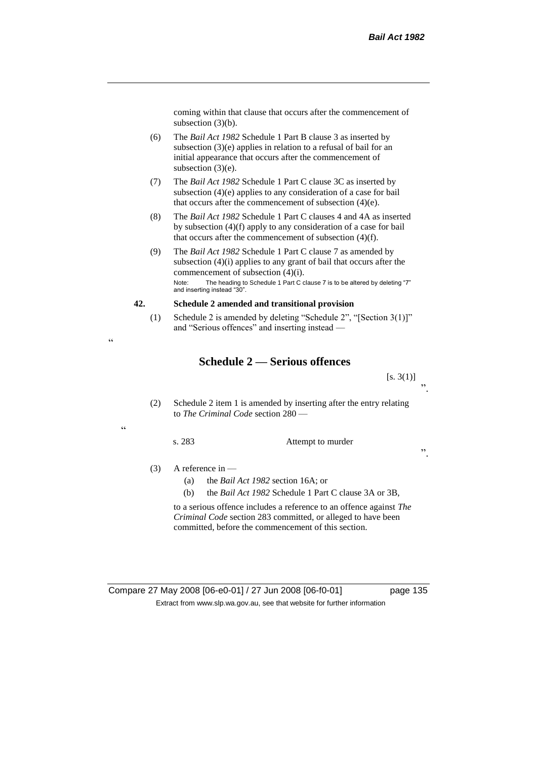coming within that clause that occurs after the commencement of subsection (3)(b).

(6) The *Bail Act 1982* Schedule 1 Part B clause 3 as inserted by subsection (3)(e) applies in relation to a refusal of bail for an initial appearance that occurs after the commencement of subsection (3)(e).

(7) The *Bail Act 1982* Schedule 1 Part C clause 3C as inserted by subsection (4)(e) applies to any consideration of a case for bail that occurs after the commencement of subsection (4)(e).

(8) The *Bail Act 1982* Schedule 1 Part C clauses 4 and 4A as inserted by subsection (4)(f) apply to any consideration of a case for bail that occurs after the commencement of subsection (4)(f).

(9) The *Bail Act 1982* Schedule 1 Part C clause 7 as amended by subsection (4)(i) applies to any grant of bail that occurs after the commencement of subsection (4)(i).

Note: The heading to Schedule 1 Part C clause 7 is to be altered by deleting "7" and inserting instead "30".

**42. Schedule 2 amended and transitional provision**

(1) Schedule 2 is amended by deleting "Schedule 2", "[Section 3(1)]" and "Serious offences" and inserting instead —

"

## Schedule 2 — Serious offences

[s. 3(1)]

".

(2) Schedule 2 item 1 is amended by inserting after the entry relating to *The Criminal Code* section 280 —

"

s. 283 Attempt to murder

".

(3) A reference in —

(a) the *Bail Act 1982* section 16A; or

(b) the *Bail Act 1982* Schedule 1 Part C clause 3A or 3B,

to a serious offence includes a reference to an offence against *The Criminal Code* section 283 committed, or alleged to have been committed, before the commencement of this section.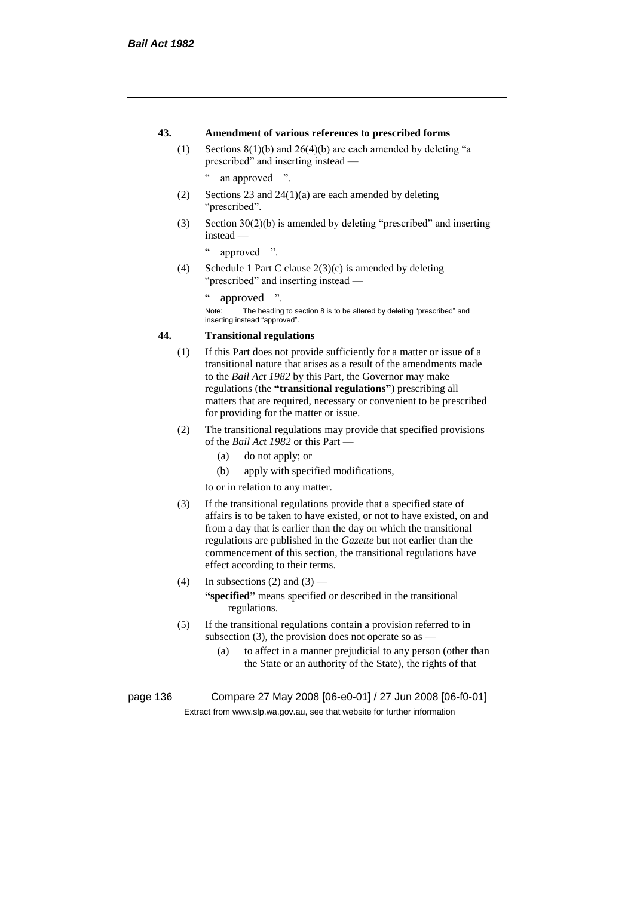### 43. Amendment of various references to prescribed forms

(1) Sections 8(1)(b) and 26(4)(b) are each amended by deleting "a prescribed" and inserting instead —

" an approved ".

(2) Sections 23 and 24(1)(a) are each amended by deleting "prescribed".

(3) Section 30(2)(b) is amended by deleting "prescribed" and inserting instead —

" approved ".

(4) Schedule 1 Part C clause 2(3)(c) is amended by deleting "prescribed" and inserting instead —

" approved ".

Note: The heading to section 8 is to be altered by deleting "prescribed" and inserting instead "approved".

### 44. Transitional regulations

(1) If this Part does not provide sufficiently for a matter or issue of a transitional nature that arises as a result of the amendments made to the *Bail Act 1982* by this Part, the Governor may make regulations (the **"transitional regulations"**) prescribing all matters that are required, necessary or convenient to be prescribed for providing for the matter or issue.

(2) The transitional regulations may provide that specified provisions of the *Bail Act 1982* or this Part —

(a) do not apply; or

(b) apply with specified modifications,

to or in relation to any matter.

(3) If the transitional regulations provide that a specified state of affairs is to be taken to have existed, or not to have existed, on and from a day that is earlier than the day on which the transitional regulations are published in the *Gazette* but not earlier than the commencement of this section, the transitional regulations have effect according to their terms.

(4) In subsections (2) and (3) —

**"specified"** means specified or described in the transitional regulations.

(5) If the transitional regulations contain a provision referred to in subsection (3), the provision does not operate so as —

(a) to affect in a manner prejudicial to any person (other than the State or an authority of the State), the rights of that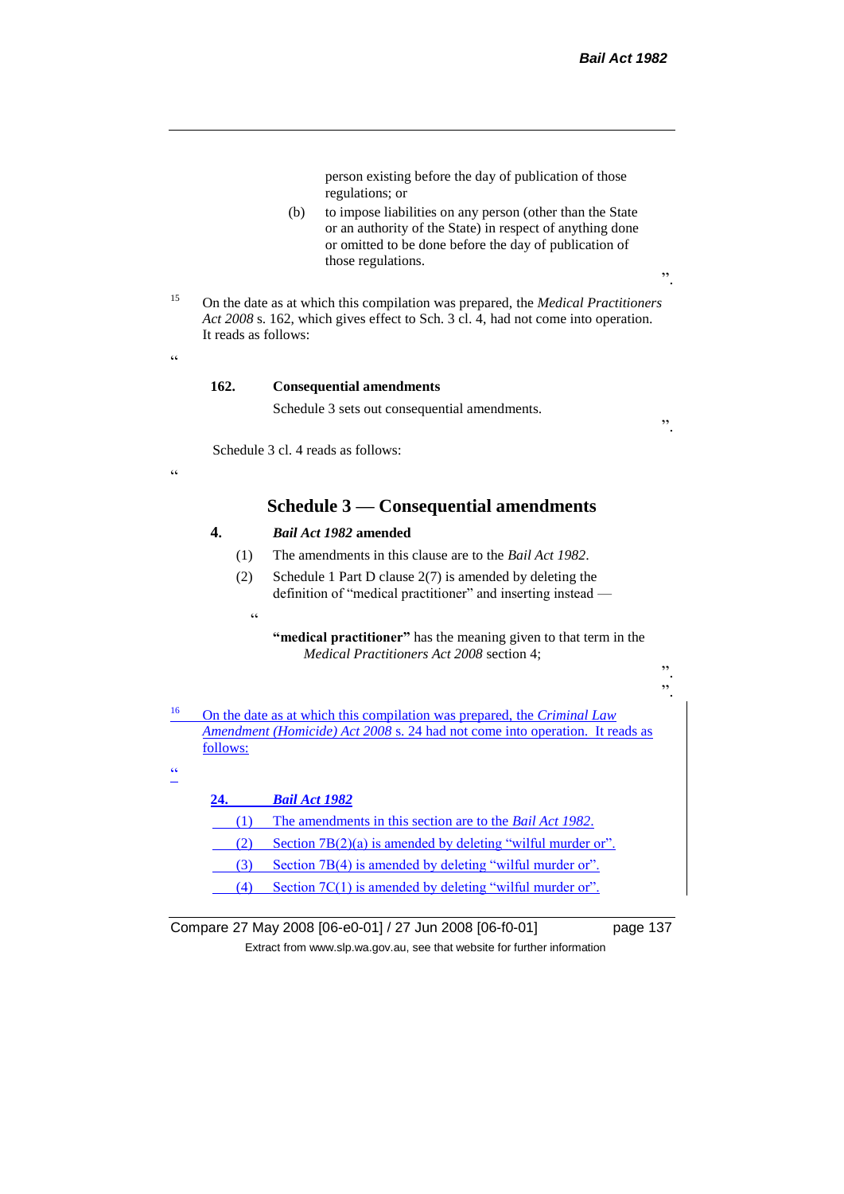person existing before the day of publication of those regulations; or

(b) to impose liabilities on any person (other than the State or an authority of the State) in respect of anything done or omitted to be done before the day of publication of those regulations.

".

[15] On the date as at which this compilation was prepared, the *Medical Practitioners Act 2008* s. 162, which gives effect to Sch. 3 cl. 4, had not come into operation. It reads as follows:

"

**162. Consequential amendments**

Schedule 3 sets out consequential amendments.

".

Schedule 3 cl. 4 reads as follows:

"

## Schedule 3 — Consequential amendments

**4. *Bail Act 1982* amended**

(1) The amendments in this clause are to the *Bail Act 1982*.

(2) Schedule 1 Part D clause 2(7) is amended by deleting the definition of "medical practitioner" and inserting instead —

"

**"medical practitioner"** has the meaning given to that term in the *Medical Practitioners Act 2008* section 4;

".

".

[16] On the date as at which this compilation was prepared, the *Criminal Law Amendment (Homicide) Act 2008* s. 24 had not come into operation. It reads as follows:

"

**24. *Bail Act 1982***

(1) The amendments in this section are to the *Bail Act 1982*.

(2) Section 7B(2)(a) is amended by deleting "wilful murder or".

(3) Section 7B(4) is amended by deleting "wilful murder or".

(4) Section 7C(1) is amended by deleting "wilful murder or".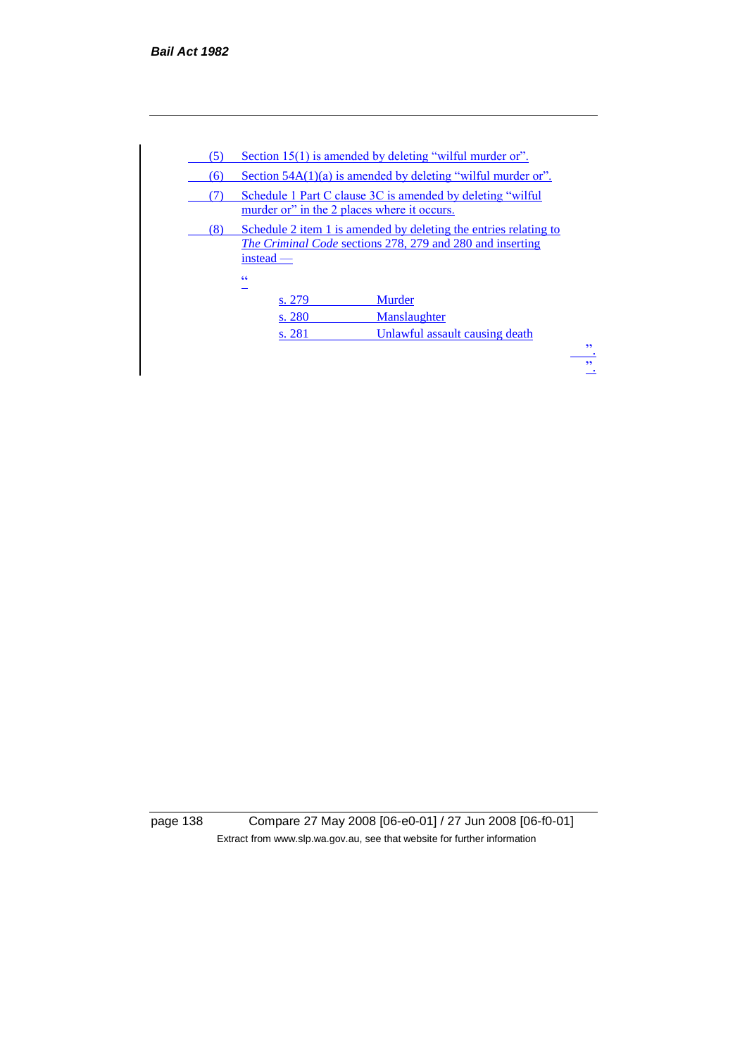(5) Section 15(1) is amended by deleting "wilful murder or".

(6) Section 54A(1)(a) is amended by deleting "wilful murder or".

(7) Schedule 1 Part C clause 3C is amended by deleting "wilful murder or" in the 2 places where it occurs.

(8) Schedule 2 item 1 is amended by deleting the entries relating to *The Criminal Code* sections 278, 279 and 280 and inserting instead —

"

| | |
|---|---|
| s. 279 | Murder |
| s. 280 | Manslaughter |
| s. 281 | Unlawful assault causing death |

".

".